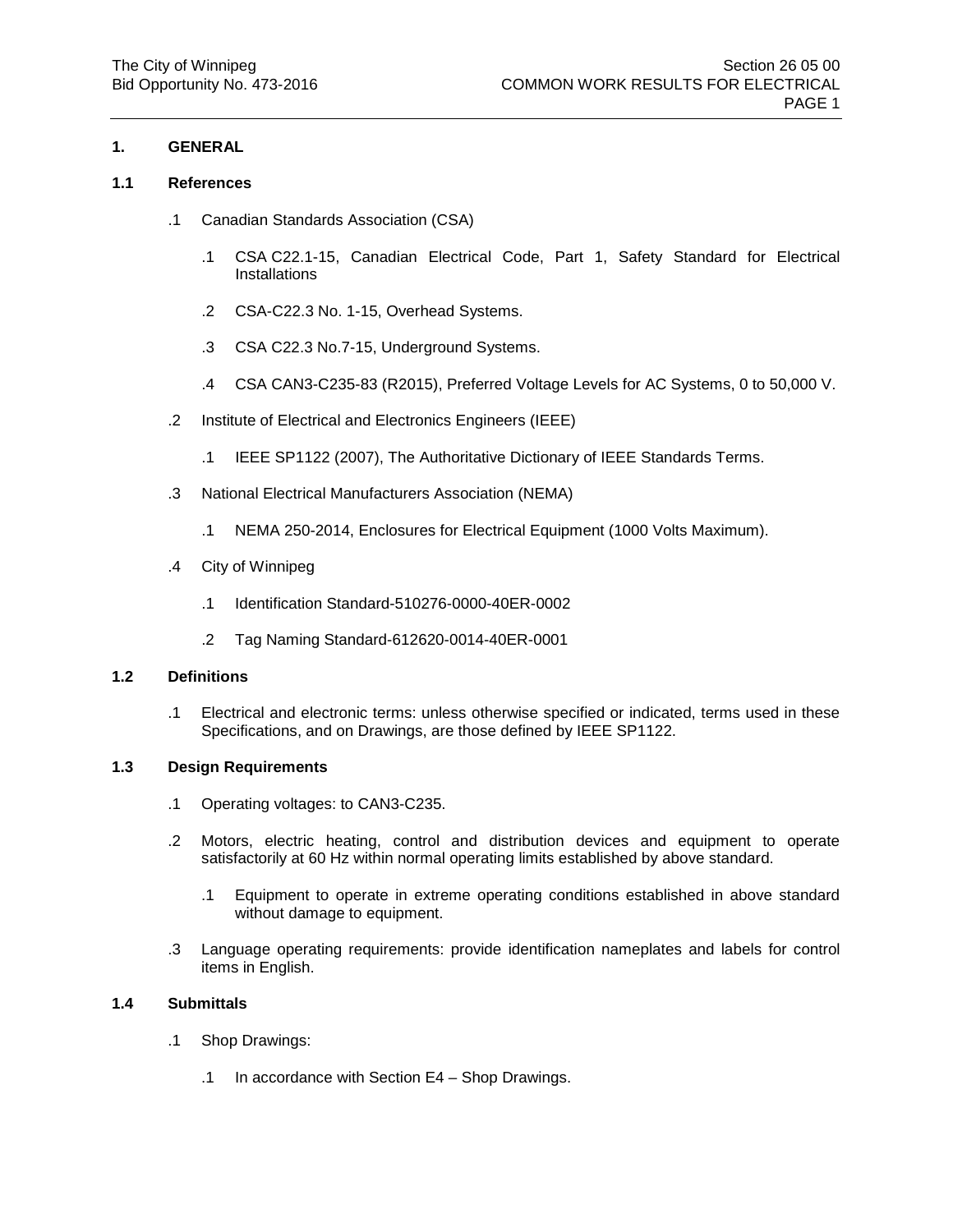## 1. GENERAL

### 1.1 References

.1 Canadian Standards Association (CSA)

  .1 CSA C22.1-15, Canadian Electrical Code, Part 1, Safety Standard for Electrical Installations

  .2 CSA-C22.3 No. 1-15, Overhead Systems.

  .3 CSA C22.3 No.7-15, Underground Systems.

  .4 CSA CAN3-C235-83 (R2015), Preferred Voltage Levels for AC Systems, 0 to 50,000 V.

.2 Institute of Electrical and Electronics Engineers (IEEE)

  .1 IEEE SP1122 (2007), The Authoritative Dictionary of IEEE Standards Terms.

.3 National Electrical Manufacturers Association (NEMA)

  .1 NEMA 250-2014, Enclosures for Electrical Equipment (1000 Volts Maximum).

.4 City of Winnipeg

  .1 Identification Standard-510276-0000-40ER-0002

  .2 Tag Naming Standard-612620-0014-40ER-0001

### 1.2 Definitions

.1 Electrical and electronic terms: unless otherwise specified or indicated, terms used in these Specifications, and on Drawings, are those defined by IEEE SP1122.

### 1.3 Design Requirements

.1 Operating voltages: to CAN3-C235.

.2 Motors, electric heating, control and distribution devices and equipment to operate satisfactorily at 60 Hz within normal operating limits established by above standard.

  .1 Equipment to operate in extreme operating conditions established in above standard without damage to equipment.

.3 Language operating requirements: provide identification nameplates and labels for control items in English.

### 1.4 Submittals

.1 Shop Drawings:

  .1 In accordance with Section E4 – Shop Drawings.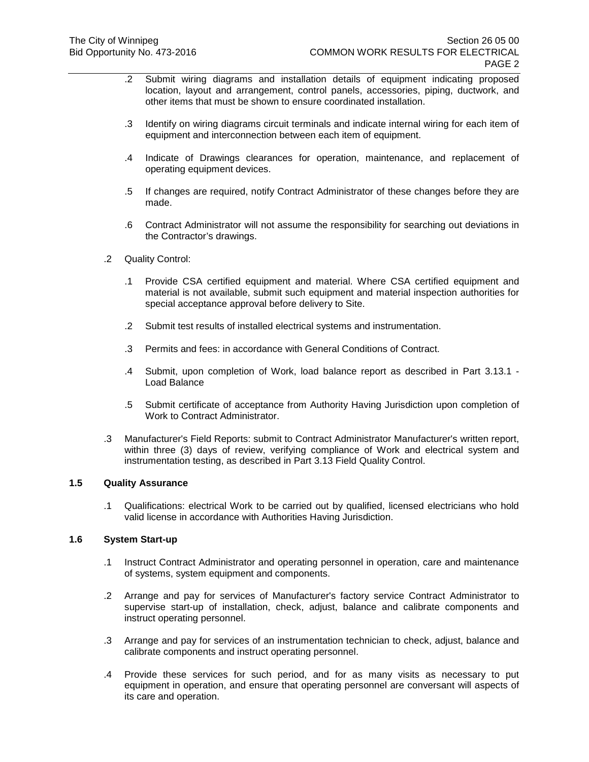.2 Submit wiring diagrams and installation details of equipment indicating proposed location, layout and arrangement, control panels, accessories, piping, ductwork, and other items that must be shown to ensure coordinated installation.

.3 Identify on wiring diagrams circuit terminals and indicate internal wiring for each item of equipment and interconnection between each item of equipment.

.4 Indicate of Drawings clearances for operation, maintenance, and replacement of operating equipment devices.

.5 If changes are required, notify Contract Administrator of these changes before they are made.

.6 Contract Administrator will not assume the responsibility for searching out deviations in the Contractor's drawings.

.2 Quality Control:

.1 Provide CSA certified equipment and material. Where CSA certified equipment and material is not available, submit such equipment and material inspection authorities for special acceptance approval before delivery to Site.

.2 Submit test results of installed electrical systems and instrumentation.

.3 Permits and fees: in accordance with General Conditions of Contract.

.4 Submit, upon completion of Work, load balance report as described in Part 3.13.1 - Load Balance

.5 Submit certificate of acceptance from Authority Having Jurisdiction upon completion of Work to Contract Administrator.

.3 Manufacturer's Field Reports: submit to Contract Administrator Manufacturer's written report, within three (3) days of review, verifying compliance of Work and electrical system and instrumentation testing, as described in Part 3.13 Field Quality Control.

### 1.5 Quality Assurance

.1 Qualifications: electrical Work to be carried out by qualified, licensed electricians who hold valid license in accordance with Authorities Having Jurisdiction.

### 1.6 System Start-up

.1 Instruct Contract Administrator and operating personnel in operation, care and maintenance of systems, system equipment and components.

.2 Arrange and pay for services of Manufacturer's factory service Contract Administrator to supervise start-up of installation, check, adjust, balance and calibrate components and instruct operating personnel.

.3 Arrange and pay for services of an instrumentation technician to check, adjust, balance and calibrate components and instruct operating personnel.

.4 Provide these services for such period, and for as many visits as necessary to put equipment in operation, and ensure that operating personnel are conversant will aspects of its care and operation.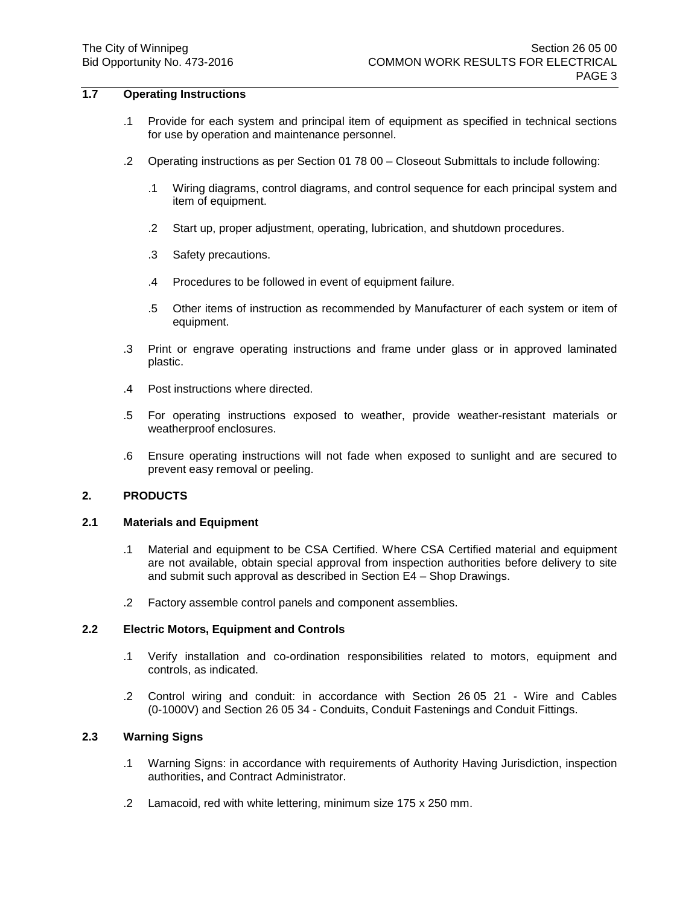## 1.7 Operating Instructions

.1 Provide for each system and principal item of equipment as specified in technical sections for use by operation and maintenance personnel.

.2 Operating instructions as per Section 01 78 00 – Closeout Submittals to include following:

- .1 Wiring diagrams, control diagrams, and control sequence for each principal system and item of equipment.
- .2 Start up, proper adjustment, operating, lubrication, and shutdown procedures.
- .3 Safety precautions.
- .4 Procedures to be followed in event of equipment failure.
- .5 Other items of instruction as recommended by Manufacturer of each system or item of equipment.

.3 Print or engrave operating instructions and frame under glass or in approved laminated plastic.

.4 Post instructions where directed.

.5 For operating instructions exposed to weather, provide weather-resistant materials or weatherproof enclosures.

.6 Ensure operating instructions will not fade when exposed to sunlight and are secured to prevent easy removal or peeling.

# 2. PRODUCTS

## 2.1 Materials and Equipment

.1 Material and equipment to be CSA Certified. Where CSA Certified material and equipment are not available, obtain special approval from inspection authorities before delivery to site and submit such approval as described in Section E4 – Shop Drawings.

.2 Factory assemble control panels and component assemblies.

## 2.2 Electric Motors, Equipment and Controls

.1 Verify installation and co-ordination responsibilities related to motors, equipment and controls, as indicated.

.2 Control wiring and conduit: in accordance with Section 26 05 21 - Wire and Cables (0-1000V) and Section 26 05 34 - Conduits, Conduit Fastenings and Conduit Fittings.

## 2.3 Warning Signs

.1 Warning Signs: in accordance with requirements of Authority Having Jurisdiction, inspection authorities, and Contract Administrator.

.2 Lamacoid, red with white lettering, minimum size 175 x 250 mm.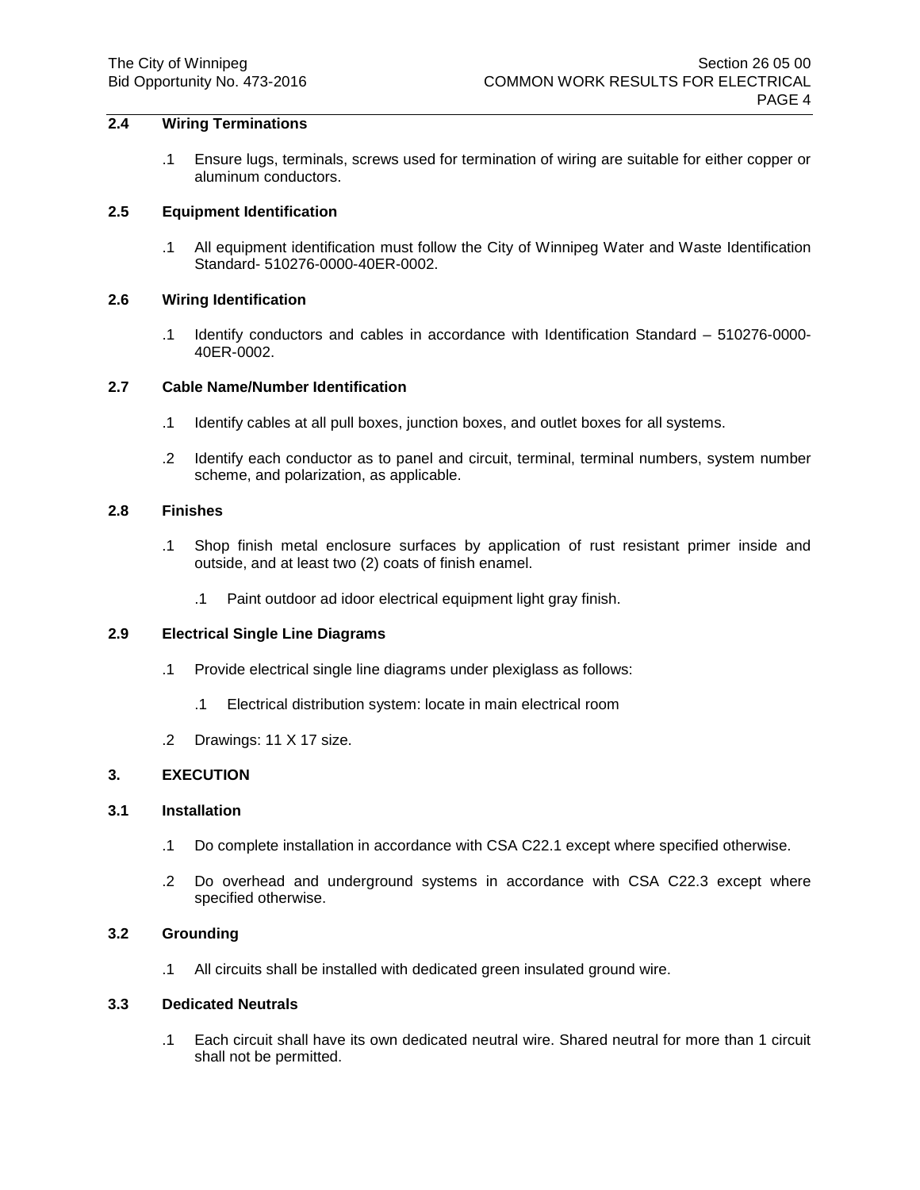## 2.4 Wiring Terminations

.1 Ensure lugs, terminals, screws used for termination of wiring are suitable for either copper or aluminum conductors.

## 2.5 Equipment Identification

.1 All equipment identification must follow the City of Winnipeg Water and Waste Identification Standard- 510276-0000-40ER-0002.

## 2.6 Wiring Identification

.1 Identify conductors and cables in accordance with Identification Standard – 510276-0000-40ER-0002.

## 2.7 Cable Name/Number Identification

.1 Identify cables at all pull boxes, junction boxes, and outlet boxes for all systems.

.2 Identify each conductor as to panel and circuit, terminal, terminal numbers, system number scheme, and polarization, as applicable.

## 2.8 Finishes

.1 Shop finish metal enclosure surfaces by application of rust resistant primer inside and outside, and at least two (2) coats of finish enamel.

  .1 Paint outdoor ad idoor electrical equipment light gray finish.

## 2.9 Electrical Single Line Diagrams

.1 Provide electrical single line diagrams under plexiglass as follows:

  .1 Electrical distribution system: locate in main electrical room

.2 Drawings: 11 X 17 size.

# 3. EXECUTION

## 3.1 Installation

.1 Do complete installation in accordance with CSA C22.1 except where specified otherwise.

.2 Do overhead and underground systems in accordance with CSA C22.3 except where specified otherwise.

## 3.2 Grounding

.1 All circuits shall be installed with dedicated green insulated ground wire.

## 3.3 Dedicated Neutrals

.1 Each circuit shall have its own dedicated neutral wire. Shared neutral for more than 1 circuit shall not be permitted.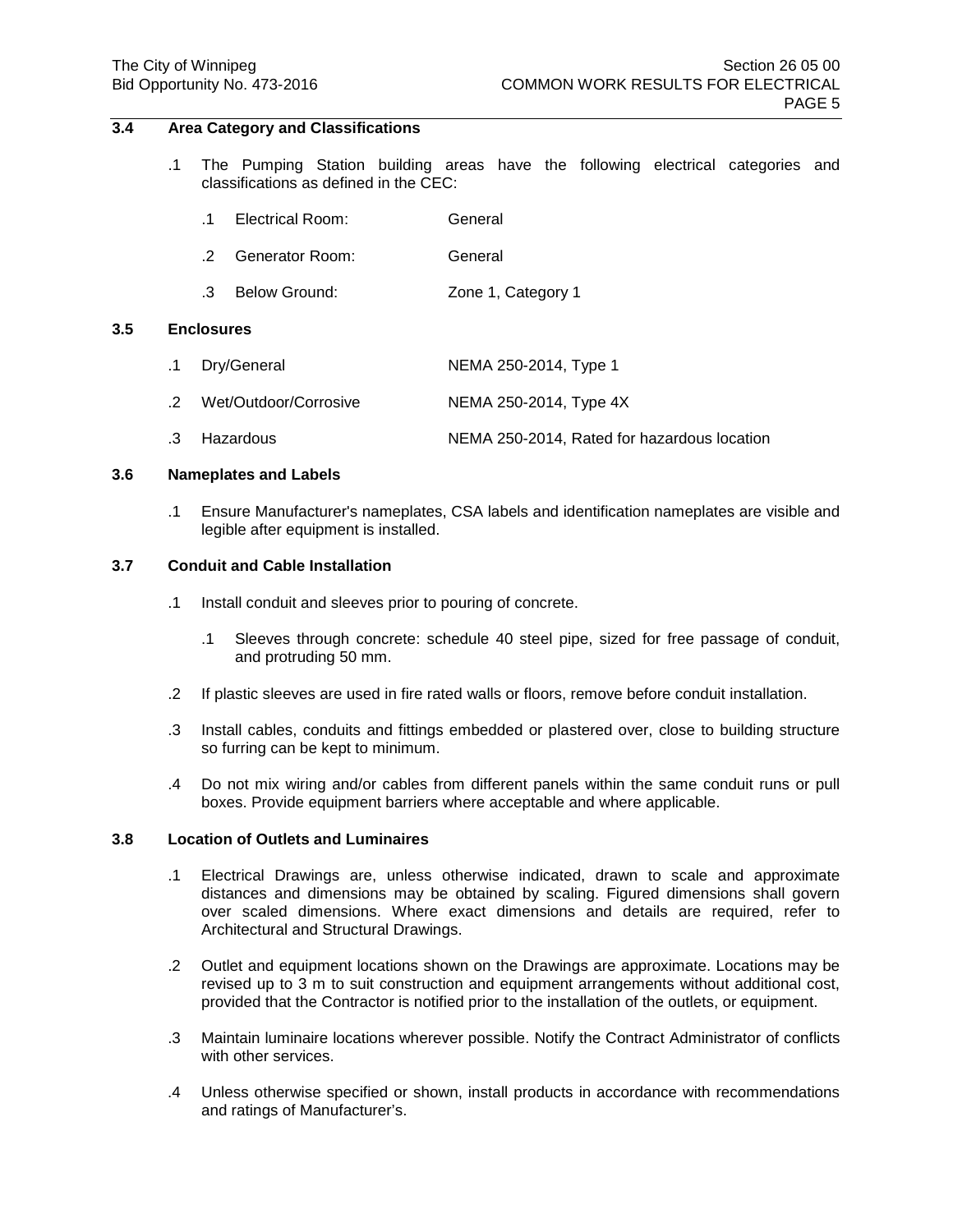### 3.4 Area Category and Classifications

.1 The Pumping Station building areas have the following electrical categories and classifications as defined in the CEC:

.1 Electrical Room: General

.2 Generator Room: General

.3 Below Ground: Zone 1, Category 1

### 3.5 Enclosures

.1 Dry/General NEMA 250-2014, Type 1

.2 Wet/Outdoor/Corrosive NEMA 250-2014, Type 4X

.3 Hazardous NEMA 250-2014, Rated for hazardous location

### 3.6 Nameplates and Labels

.1 Ensure Manufacturer's nameplates, CSA labels and identification nameplates are visible and legible after equipment is installed.

### 3.7 Conduit and Cable Installation

.1 Install conduit and sleeves prior to pouring of concrete.

.1 Sleeves through concrete: schedule 40 steel pipe, sized for free passage of conduit, and protruding 50 mm.

.2 If plastic sleeves are used in fire rated walls or floors, remove before conduit installation.

.3 Install cables, conduits and fittings embedded or plastered over, close to building structure so furring can be kept to minimum.

.4 Do not mix wiring and/or cables from different panels within the same conduit runs or pull boxes. Provide equipment barriers where acceptable and where applicable.

### 3.8 Location of Outlets and Luminaires

.1 Electrical Drawings are, unless otherwise indicated, drawn to scale and approximate distances and dimensions may be obtained by scaling. Figured dimensions shall govern over scaled dimensions. Where exact dimensions and details are required, refer to Architectural and Structural Drawings.

.2 Outlet and equipment locations shown on the Drawings are approximate. Locations may be revised up to 3 m to suit construction and equipment arrangements without additional cost, provided that the Contractor is notified prior to the installation of the outlets, or equipment.

.3 Maintain luminaire locations wherever possible. Notify the Contract Administrator of conflicts with other services.

.4 Unless otherwise specified or shown, install products in accordance with recommendations and ratings of Manufacturer's.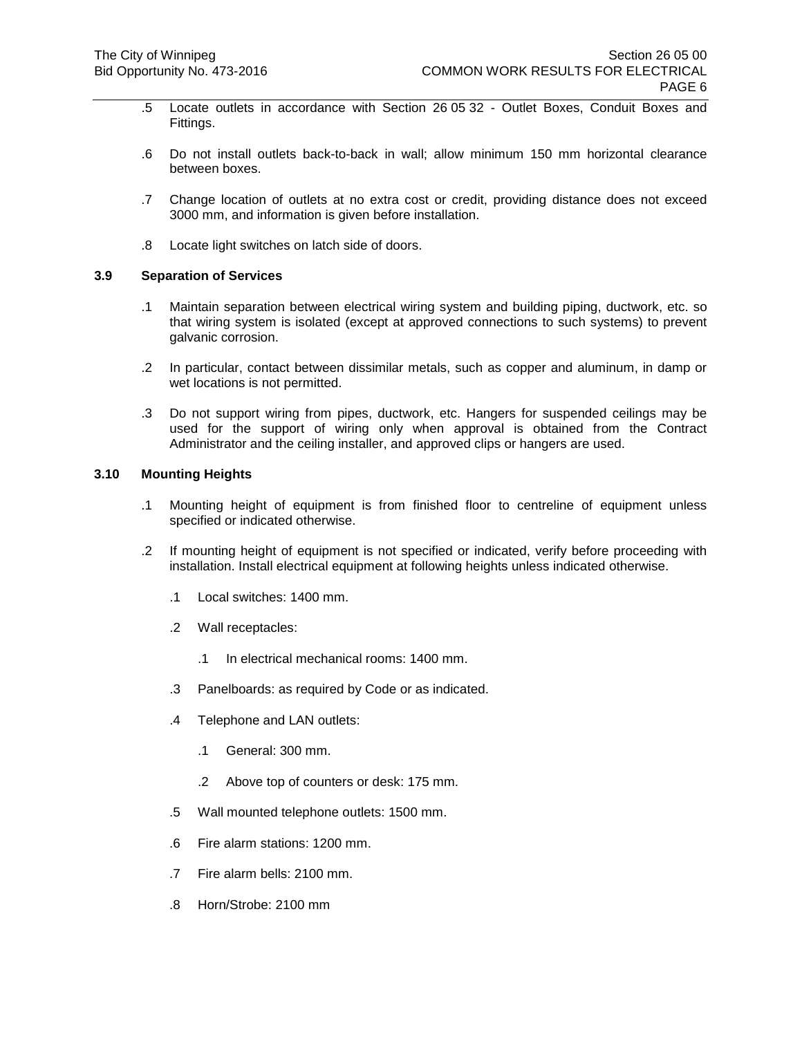.5 Locate outlets in accordance with Section 26 05 32 - Outlet Boxes, Conduit Boxes and Fittings.

.6 Do not install outlets back-to-back in wall; allow minimum 150 mm horizontal clearance between boxes.

.7 Change location of outlets at no extra cost or credit, providing distance does not exceed 3000 mm, and information is given before installation.

.8 Locate light switches on latch side of doors.

### 3.9 Separation of Services

.1 Maintain separation between electrical wiring system and building piping, ductwork, etc. so that wiring system is isolated (except at approved connections to such systems) to prevent galvanic corrosion.

.2 In particular, contact between dissimilar metals, such as copper and aluminum, in damp or wet locations is not permitted.

.3 Do not support wiring from pipes, ductwork, etc. Hangers for suspended ceilings may be used for the support of wiring only when approval is obtained from the Contract Administrator and the ceiling installer, and approved clips or hangers are used.

### 3.10 Mounting Heights

.1 Mounting height of equipment is from finished floor to centreline of equipment unless specified or indicated otherwise.

.2 If mounting height of equipment is not specified or indicated, verify before proceeding with installation. Install electrical equipment at following heights unless indicated otherwise.

- .1 Local switches: 1400 mm.
- .2 Wall receptacles:
  - .1 In electrical mechanical rooms: 1400 mm.
- .3 Panelboards: as required by Code or as indicated.
- .4 Telephone and LAN outlets:
  - .1 General: 300 mm.
  - .2 Above top of counters or desk: 175 mm.
- .5 Wall mounted telephone outlets: 1500 mm.
- .6 Fire alarm stations: 1200 mm.
- .7 Fire alarm bells: 2100 mm.
- .8 Horn/Strobe: 2100 mm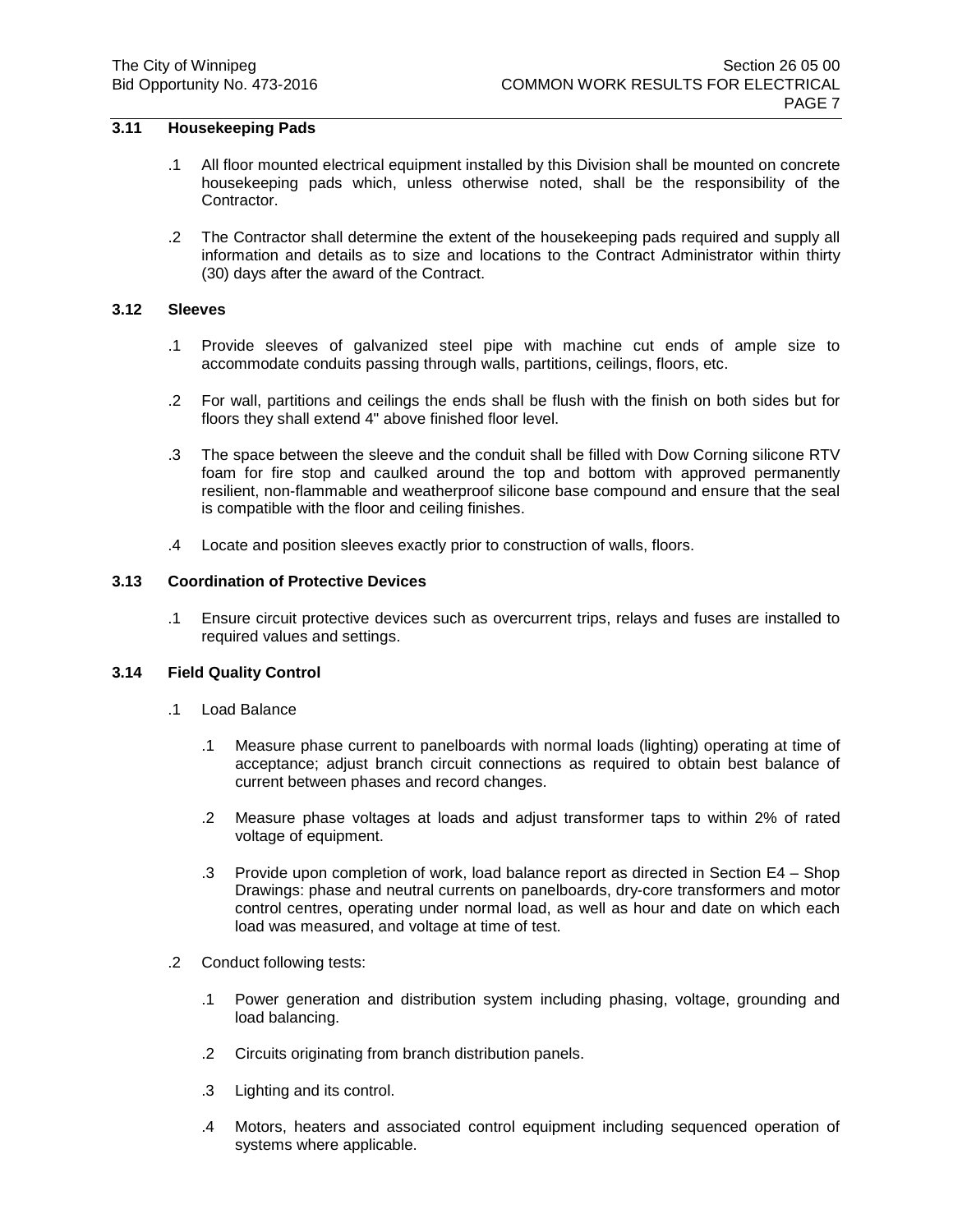### 3.11 Housekeeping Pads

.1 All floor mounted electrical equipment installed by this Division shall be mounted on concrete housekeeping pads which, unless otherwise noted, shall be the responsibility of the Contractor.

.2 The Contractor shall determine the extent of the housekeeping pads required and supply all information and details as to size and locations to the Contract Administrator within thirty (30) days after the award of the Contract.

### 3.12 Sleeves

.1 Provide sleeves of galvanized steel pipe with machine cut ends of ample size to accommodate conduits passing through walls, partitions, ceilings, floors, etc.

.2 For wall, partitions and ceilings the ends shall be flush with the finish on both sides but for floors they shall extend 4" above finished floor level.

.3 The space between the sleeve and the conduit shall be filled with Dow Corning silicone RTV foam for fire stop and caulked around the top and bottom with approved permanently resilient, non-flammable and weatherproof silicone base compound and ensure that the seal is compatible with the floor and ceiling finishes.

.4 Locate and position sleeves exactly prior to construction of walls, floors.

### 3.13 Coordination of Protective Devices

.1 Ensure circuit protective devices such as overcurrent trips, relays and fuses are installed to required values and settings.

### 3.14 Field Quality Control

.1 Load Balance

  .1 Measure phase current to panelboards with normal loads (lighting) operating at time of acceptance; adjust branch circuit connections as required to obtain best balance of current between phases and record changes.

  .2 Measure phase voltages at loads and adjust transformer taps to within 2% of rated voltage of equipment.

  .3 Provide upon completion of work, load balance report as directed in Section E4 – Shop Drawings: phase and neutral currents on panelboards, dry-core transformers and motor control centres, operating under normal load, as well as hour and date on which each load was measured, and voltage at time of test.

.2 Conduct following tests:

  .1 Power generation and distribution system including phasing, voltage, grounding and load balancing.

  .2 Circuits originating from branch distribution panels.

  .3 Lighting and its control.

  .4 Motors, heaters and associated control equipment including sequenced operation of systems where applicable.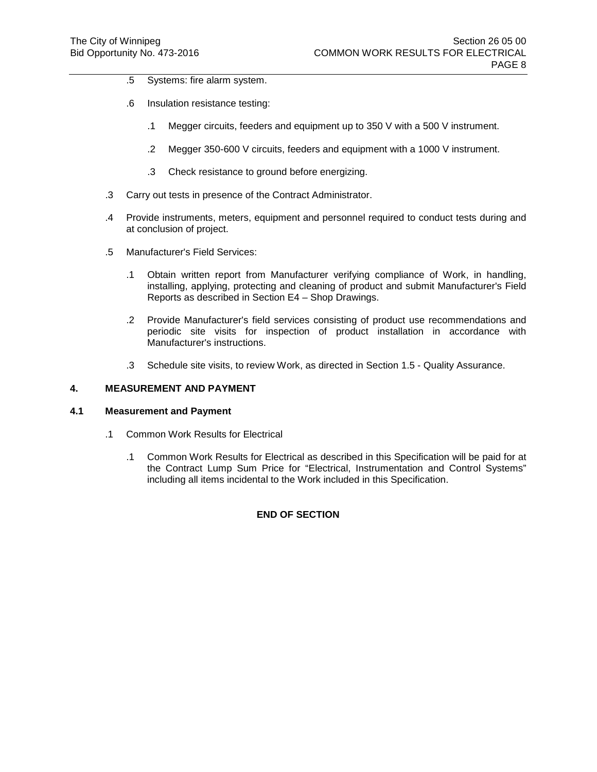.5 Systems: fire alarm system.

.6 Insulation resistance testing:

.1 Megger circuits, feeders and equipment up to 350 V with a 500 V instrument.

.2 Megger 350-600 V circuits, feeders and equipment with a 1000 V instrument.

.3 Check resistance to ground before energizing.

.3 Carry out tests in presence of the Contract Administrator.

.4 Provide instruments, meters, equipment and personnel required to conduct tests during and at conclusion of project.

.5 Manufacturer's Field Services:

.1 Obtain written report from Manufacturer verifying compliance of Work, in handling, installing, applying, protecting and cleaning of product and submit Manufacturer's Field Reports as described in Section E4 – Shop Drawings.

.2 Provide Manufacturer's field services consisting of product use recommendations and periodic site visits for inspection of product installation in accordance with Manufacturer's instructions.

.3 Schedule site visits, to review Work, as directed in Section 1.5 - Quality Assurance.

## 4. MEASUREMENT AND PAYMENT

### 4.1 Measurement and Payment

.1 Common Work Results for Electrical

.1 Common Work Results for Electrical as described in this Specification will be paid for at the Contract Lump Sum Price for “Electrical, Instrumentation and Control Systems” including all items incidental to the Work included in this Specification.

**END OF SECTION**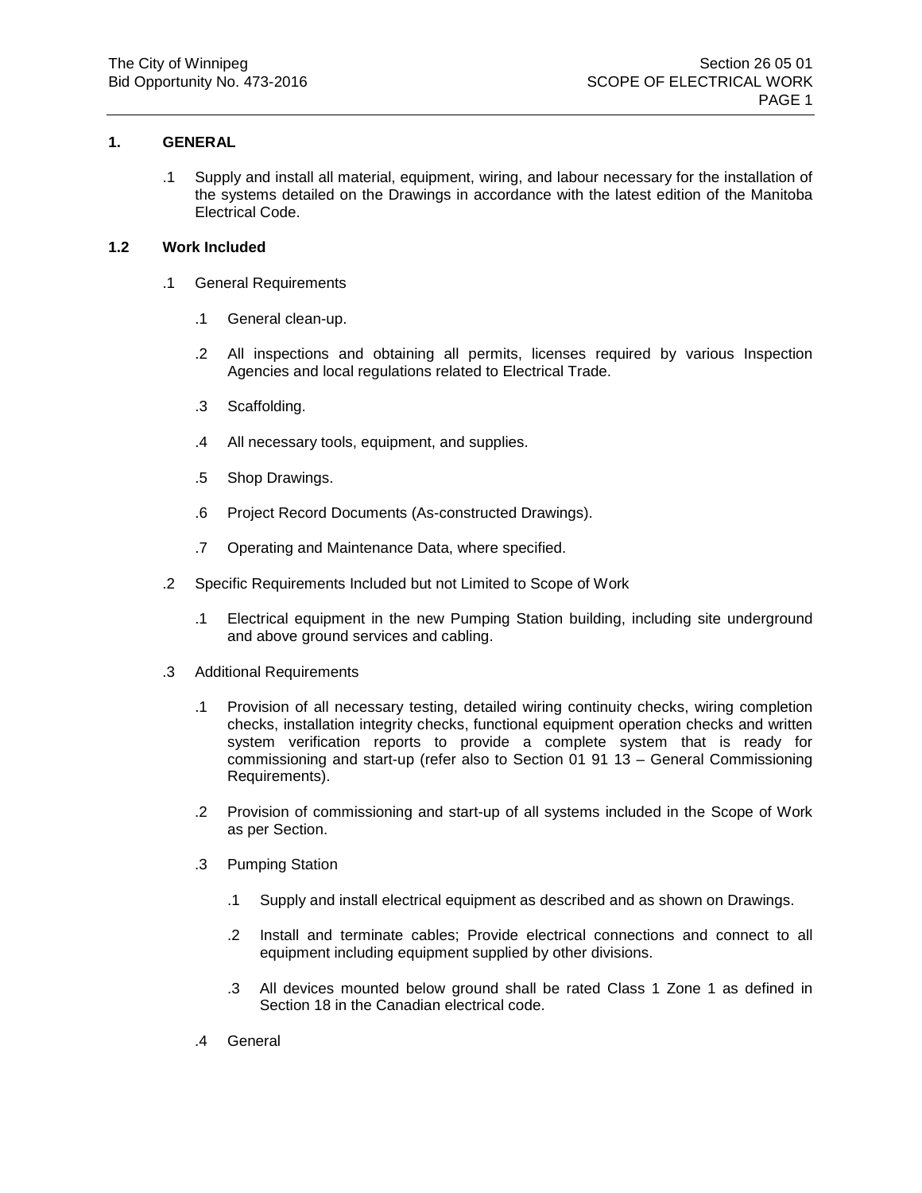## 1. GENERAL

.1 Supply and install all material, equipment, wiring, and labour necessary for the installation of the systems detailed on the Drawings in accordance with the latest edition of the Manitoba Electrical Code.

### 1.2 Work Included

.1 General Requirements

- .1 General clean-up.
- .2 All inspections and obtaining all permits, licenses required by various Inspection Agencies and local regulations related to Electrical Trade.
- .3 Scaffolding.
- .4 All necessary tools, equipment, and supplies.
- .5 Shop Drawings.
- .6 Project Record Documents (As-constructed Drawings).
- .7 Operating and Maintenance Data, where specified.

.2 Specific Requirements Included but not Limited to Scope of Work

- .1 Electrical equipment in the new Pumping Station building, including site underground and above ground services and cabling.

.3 Additional Requirements

- .1 Provision of all necessary testing, detailed wiring continuity checks, wiring completion checks, installation integrity checks, functional equipment operation checks and written system verification reports to provide a complete system that is ready for commissioning and start-up (refer also to Section 01 91 13 – General Commissioning Requirements).
- .2 Provision of commissioning and start-up of all systems included in the Scope of Work as per Section.
- .3 Pumping Station
  - .1 Supply and install electrical equipment as described and as shown on Drawings.
  - .2 Install and terminate cables; Provide electrical connections and connect to all equipment including equipment supplied by other divisions.
  - .3 All devices mounted below ground shall be rated Class 1 Zone 1 as defined in Section 18 in the Canadian electrical code.

.4 General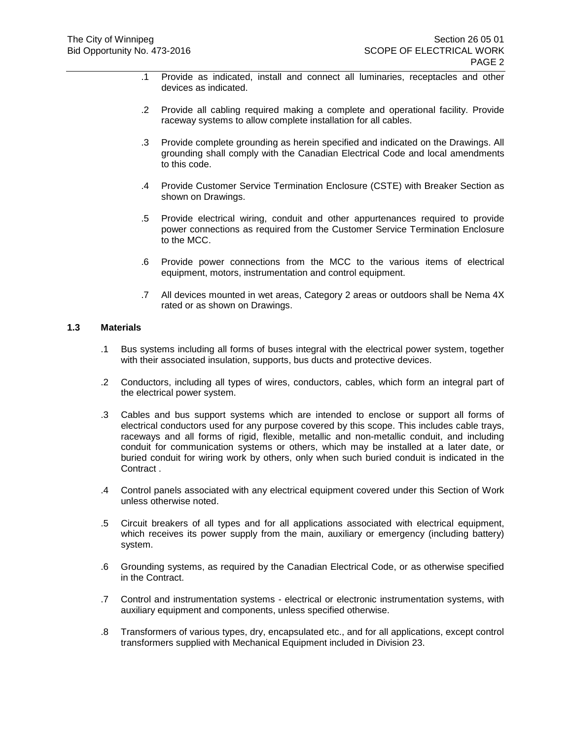.1 Provide as indicated, install and connect all luminaries, receptacles and other devices as indicated.

.2 Provide all cabling required making a complete and operational facility. Provide raceway systems to allow complete installation for all cables.

.3 Provide complete grounding as herein specified and indicated on the Drawings. All grounding shall comply with the Canadian Electrical Code and local amendments to this code.

.4 Provide Customer Service Termination Enclosure (CSTE) with Breaker Section as shown on Drawings.

.5 Provide electrical wiring, conduit and other appurtenances required to provide power connections as required from the Customer Service Termination Enclosure to the MCC.

.6 Provide power connections from the MCC to the various items of electrical equipment, motors, instrumentation and control equipment.

.7 All devices mounted in wet areas, Category 2 areas or outdoors shall be Nema 4X rated or as shown on Drawings.

**1.3 Materials**

.1 Bus systems including all forms of buses integral with the electrical power system, together with their associated insulation, supports, bus ducts and protective devices.

.2 Conductors, including all types of wires, conductors, cables, which form an integral part of the electrical power system.

.3 Cables and bus support systems which are intended to enclose or support all forms of electrical conductors used for any purpose covered by this scope. This includes cable trays, raceways and all forms of rigid, flexible, metallic and non-metallic conduit, and including conduit for communication systems or others, which may be installed at a later date, or buried conduit for wiring work by others, only when such buried conduit is indicated in the Contract .

.4 Control panels associated with any electrical equipment covered under this Section of Work unless otherwise noted.

.5 Circuit breakers of all types and for all applications associated with electrical equipment, which receives its power supply from the main, auxiliary or emergency (including battery) system.

.6 Grounding systems, as required by the Canadian Electrical Code, or as otherwise specified in the Contract.

.7 Control and instrumentation systems - electrical or electronic instrumentation systems, with auxiliary equipment and components, unless specified otherwise.

.8 Transformers of various types, dry, encapsulated etc., and for all applications, except control transformers supplied with Mechanical Equipment included in Division 23.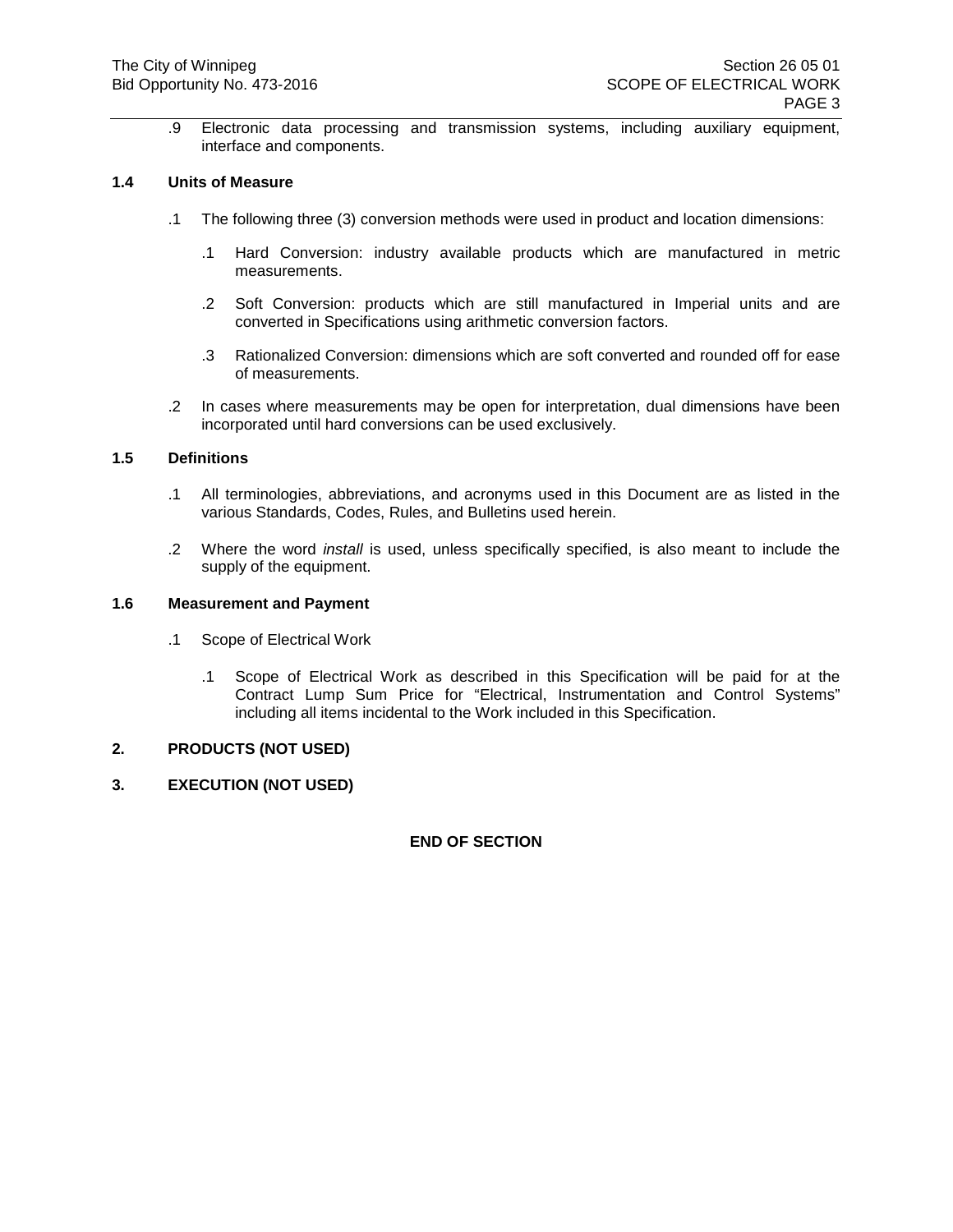.9 Electronic data processing and transmission systems, including auxiliary equipment, interface and components.

### 1.4 Units of Measure

.1 The following three (3) conversion methods were used in product and location dimensions:

.1 Hard Conversion: industry available products which are manufactured in metric measurements.

.2 Soft Conversion: products which are still manufactured in Imperial units and are converted in Specifications using arithmetic conversion factors.

.3 Rationalized Conversion: dimensions which are soft converted and rounded off for ease of measurements.

.2 In cases where measurements may be open for interpretation, dual dimensions have been incorporated until hard conversions can be used exclusively.

### 1.5 Definitions

.1 All terminologies, abbreviations, and acronyms used in this Document are as listed in the various Standards, Codes, Rules, and Bulletins used herein.

.2 Where the word *install* is used, unless specifically specified, is also meant to include the supply of the equipment.

### 1.6 Measurement and Payment

.1 Scope of Electrical Work

.1 Scope of Electrical Work as described in this Specification will be paid for at the Contract Lump Sum Price for “Electrical, Instrumentation and Control Systems” including all items incidental to the Work included in this Specification.

## 2. PRODUCTS (NOT USED)

## 3. EXECUTION (NOT USED)

**END OF SECTION**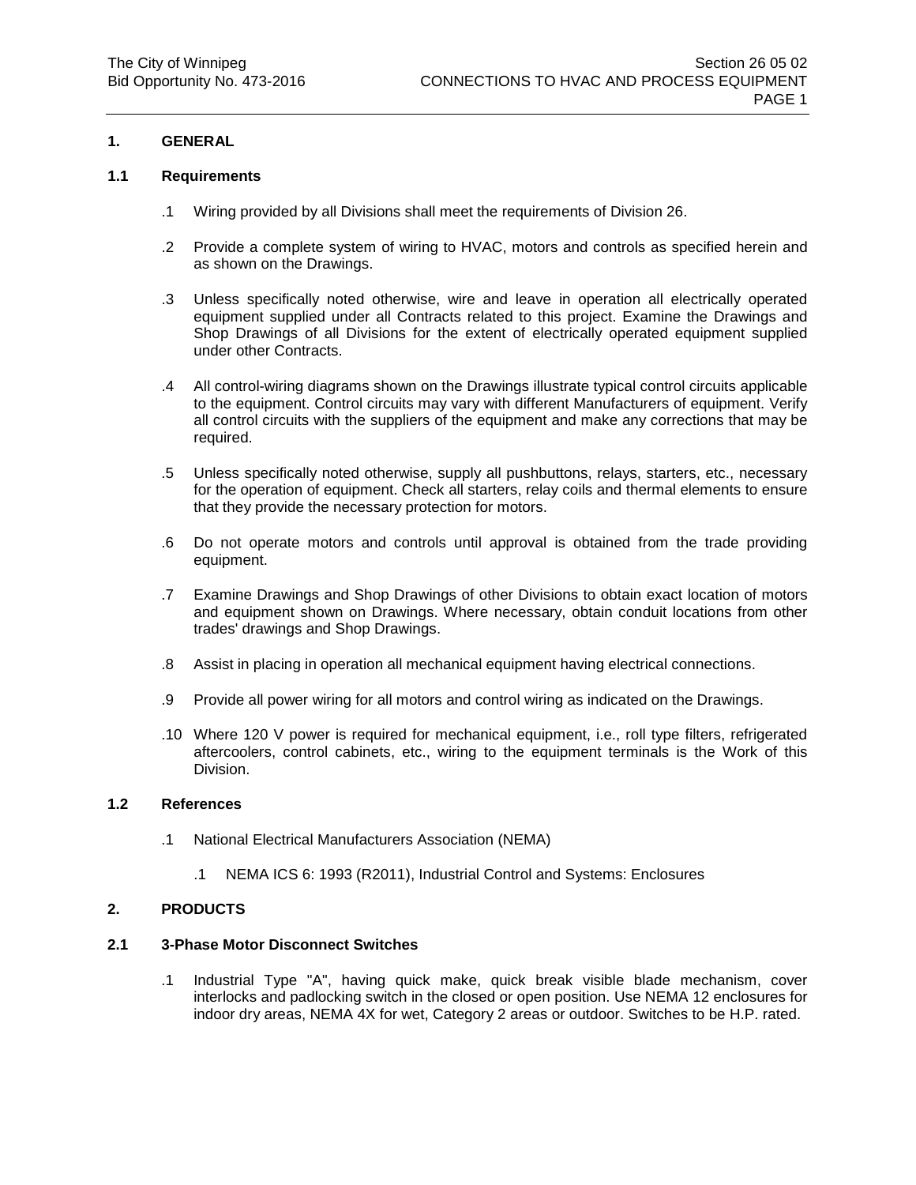## 1. GENERAL

### 1.1 Requirements

.1 Wiring provided by all Divisions shall meet the requirements of Division 26.

.2 Provide a complete system of wiring to HVAC, motors and controls as specified herein and as shown on the Drawings.

.3 Unless specifically noted otherwise, wire and leave in operation all electrically operated equipment supplied under all Contracts related to this project. Examine the Drawings and Shop Drawings of all Divisions for the extent of electrically operated equipment supplied under other Contracts.

.4 All control-wiring diagrams shown on the Drawings illustrate typical control circuits applicable to the equipment. Control circuits may vary with different Manufacturers of equipment. Verify all control circuits with the suppliers of the equipment and make any corrections that may be required.

.5 Unless specifically noted otherwise, supply all pushbuttons, relays, starters, etc., necessary for the operation of equipment. Check all starters, relay coils and thermal elements to ensure that they provide the necessary protection for motors.

.6 Do not operate motors and controls until approval is obtained from the trade providing equipment.

.7 Examine Drawings and Shop Drawings of other Divisions to obtain exact location of motors and equipment shown on Drawings. Where necessary, obtain conduit locations from other trades' drawings and Shop Drawings.

.8 Assist in placing in operation all mechanical equipment having electrical connections.

.9 Provide all power wiring for all motors and control wiring as indicated on the Drawings.

.10 Where 120 V power is required for mechanical equipment, i.e., roll type filters, refrigerated aftercoolers, control cabinets, etc., wiring to the equipment terminals is the Work of this Division.

### 1.2 References

.1 National Electrical Manufacturers Association (NEMA)

  .1 NEMA ICS 6: 1993 (R2011), Industrial Control and Systems: Enclosures

## 2. PRODUCTS

### 2.1 3-Phase Motor Disconnect Switches

.1 Industrial Type "A", having quick make, quick break visible blade mechanism, cover interlocks and padlocking switch in the closed or open position. Use NEMA 12 enclosures for indoor dry areas, NEMA 4X for wet, Category 2 areas or outdoor. Switches to be H.P. rated.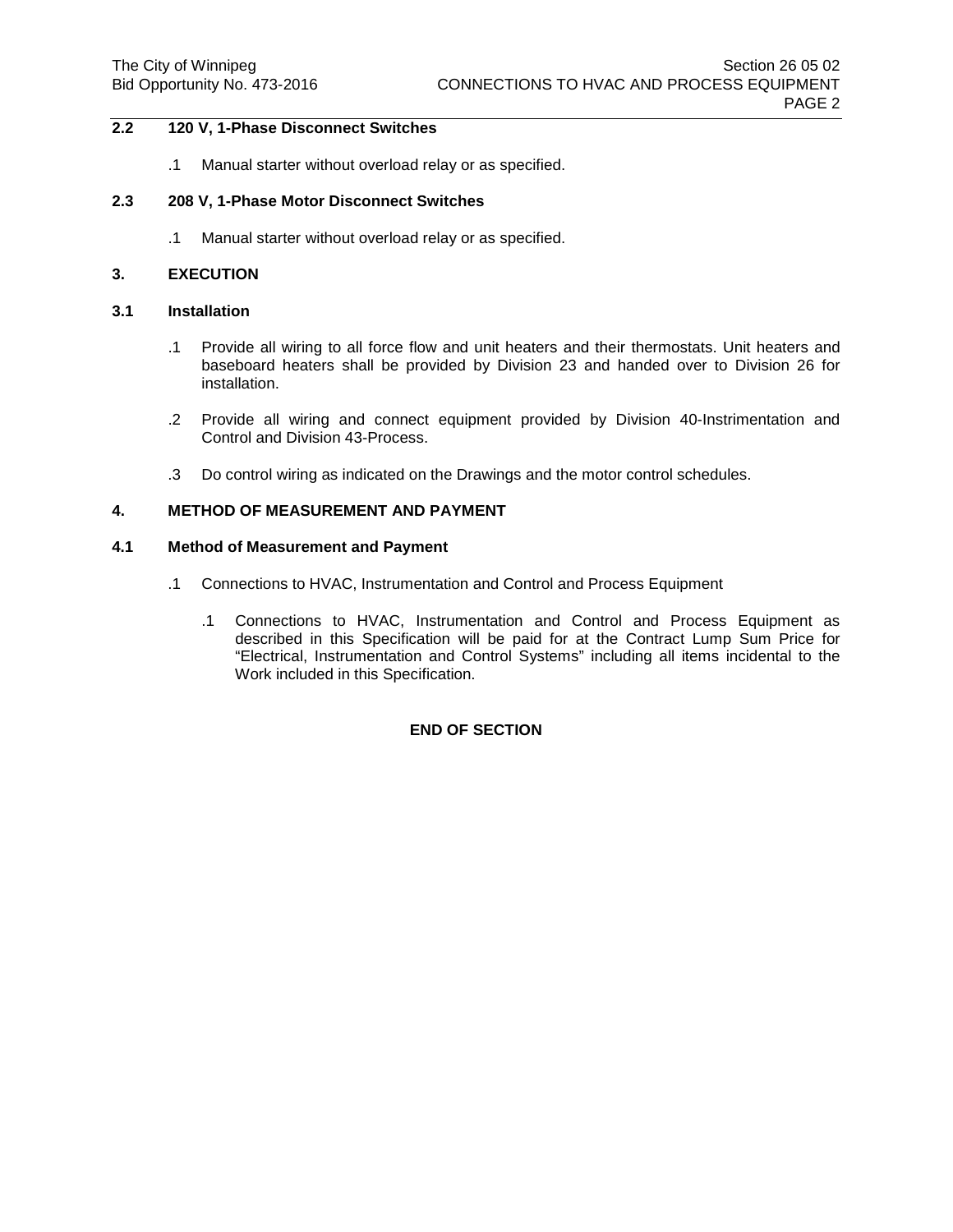### 2.2 120 V, 1-Phase Disconnect Switches

.1 Manual starter without overload relay or as specified.

### 2.3 208 V, 1-Phase Motor Disconnect Switches

.1 Manual starter without overload relay or as specified.

## 3. EXECUTION

### 3.1 Installation

.1 Provide all wiring to all force flow and unit heaters and their thermostats. Unit heaters and baseboard heaters shall be provided by Division 23 and handed over to Division 26 for installation.

.2 Provide all wiring and connect equipment provided by Division 40-Instrimentation and Control and Division 43-Process.

.3 Do control wiring as indicated on the Drawings and the motor control schedules.

## 4. METHOD OF MEASUREMENT AND PAYMENT

### 4.1 Method of Measurement and Payment

.1 Connections to HVAC, Instrumentation and Control and Process Equipment

.1 Connections to HVAC, Instrumentation and Control and Process Equipment as described in this Specification will be paid for at the Contract Lump Sum Price for “Electrical, Instrumentation and Control Systems” including all items incidental to the Work included in this Specification.

**END OF SECTION**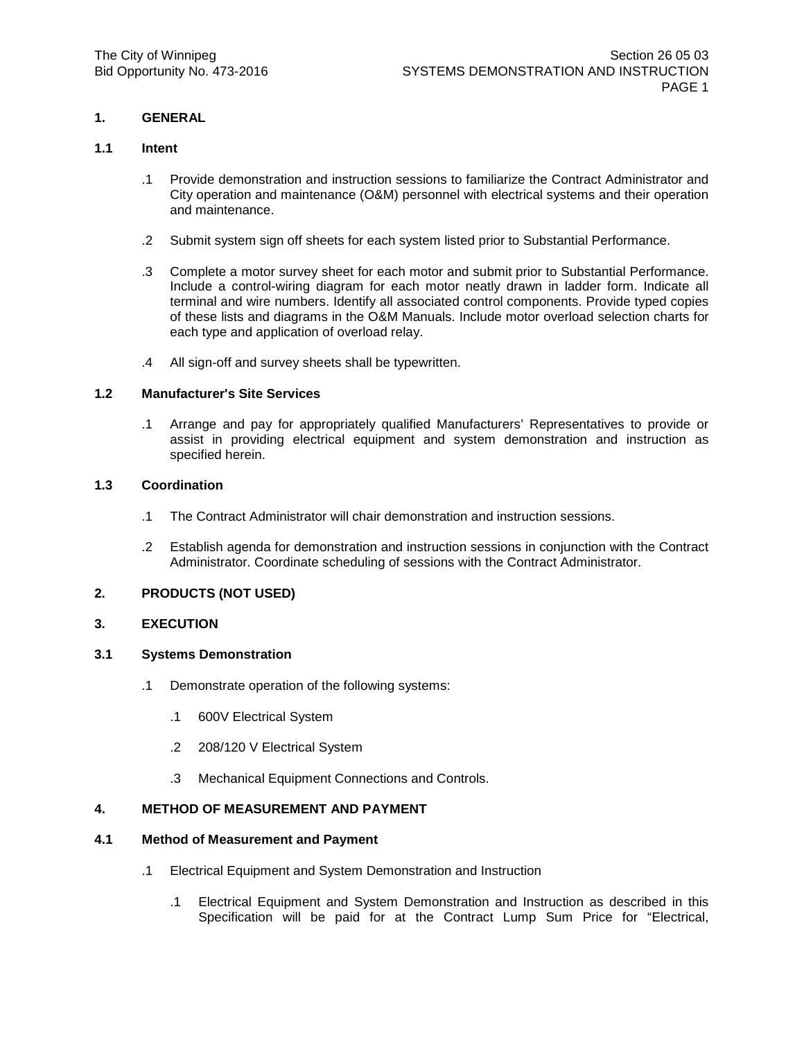## 1. GENERAL

### 1.1 Intent

.1 Provide demonstration and instruction sessions to familiarize the Contract Administrator and City operation and maintenance (O&M) personnel with electrical systems and their operation and maintenance.

.2 Submit system sign off sheets for each system listed prior to Substantial Performance.

.3 Complete a motor survey sheet for each motor and submit prior to Substantial Performance. Include a control-wiring diagram for each motor neatly drawn in ladder form. Indicate all terminal and wire numbers. Identify all associated control components. Provide typed copies of these lists and diagrams in the O&M Manuals. Include motor overload selection charts for each type and application of overload relay.

.4 All sign-off and survey sheets shall be typewritten.

### 1.2 Manufacturer's Site Services

.1 Arrange and pay for appropriately qualified Manufacturers' Representatives to provide or assist in providing electrical equipment and system demonstration and instruction as specified herein.

### 1.3 Coordination

.1 The Contract Administrator will chair demonstration and instruction sessions.

.2 Establish agenda for demonstration and instruction sessions in conjunction with the Contract Administrator. Coordinate scheduling of sessions with the Contract Administrator.

## 2. PRODUCTS (NOT USED)

## 3. EXECUTION

### 3.1 Systems Demonstration

.1 Demonstrate operation of the following systems:

  .1 600V Electrical System

  .2 208/120 V Electrical System

  .3 Mechanical Equipment Connections and Controls.

## 4. METHOD OF MEASUREMENT AND PAYMENT

### 4.1 Method of Measurement and Payment

.1 Electrical Equipment and System Demonstration and Instruction

  .1 Electrical Equipment and System Demonstration and Instruction as described in this Specification will be paid for at the Contract Lump Sum Price for "Electrical,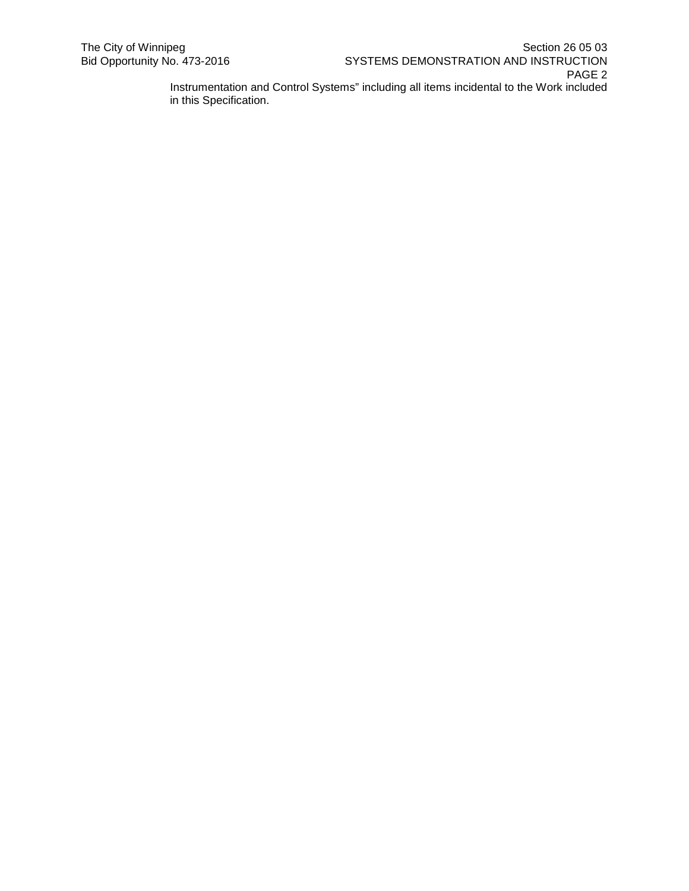Instrumentation and Control Systems" including all items incidental to the Work included in this Specification.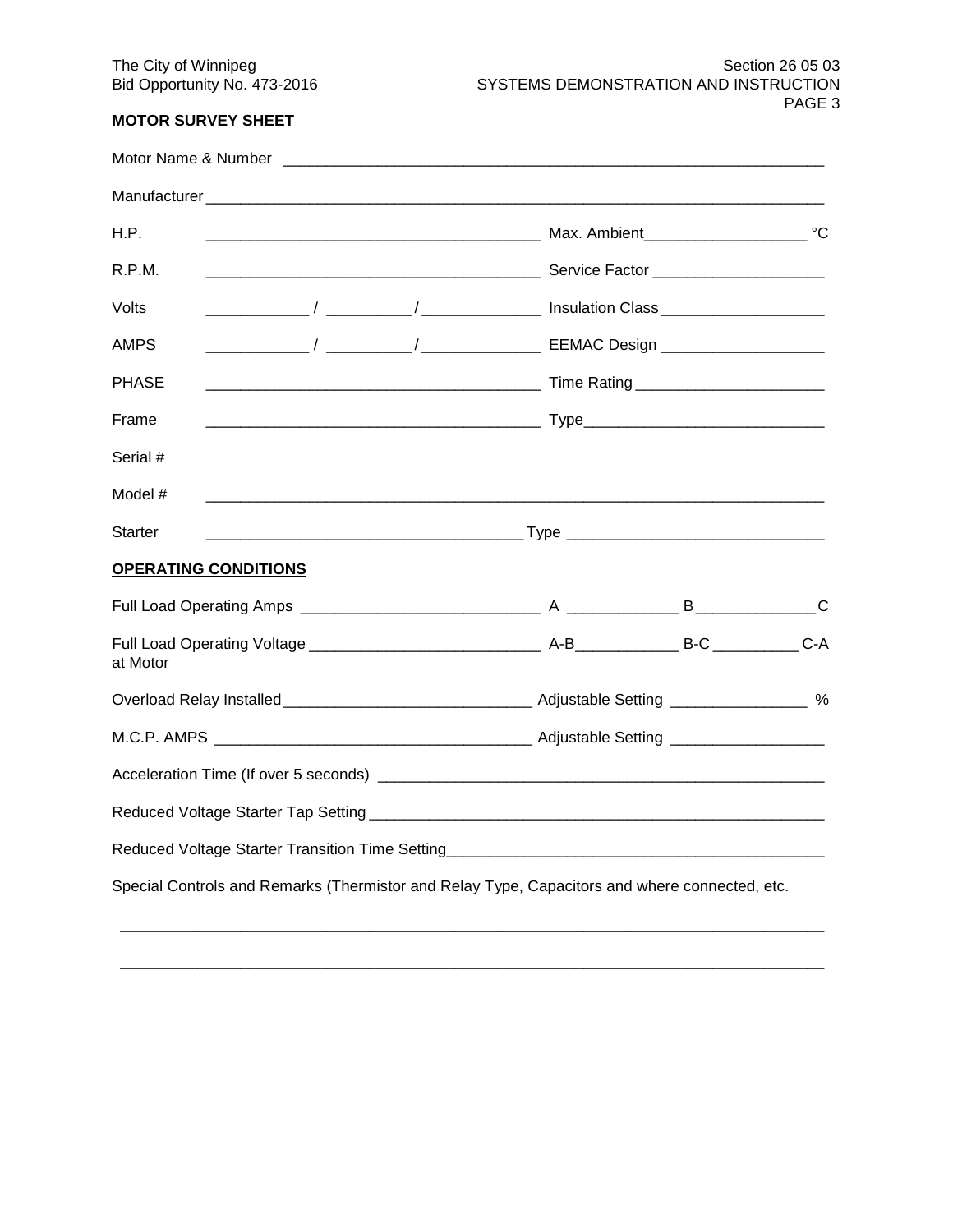**MOTOR SURVEY SHEET**

Motor Name & Number ____________________________________________________________

Manufacturer ____________________________________________________________________

H.P. ______________________________________ Max. Ambient__________________ °C

R.P.M. ______________________________________ Service Factor ___________________

Volts ___________ / _________/_____________ Insulation Class __________________

AMPS ___________ / _________/_____________ EEMAC Design __________________

PHASE ______________________________________ Time Rating _____________________

Frame ______________________________________ Type__________________________

Serial #

Model # ____________________________________________________________________

Starter ___________________________________ Type _____________________________

**OPERATING CONDITIONS**

Full Load Operating Amps ___________________________ A ____________ B _____________C

Full Load Operating Voltage at Motor __________________________ A-B___________ B-C _________ C-A

Overload Relay Installed___________________________ Adjustable Setting _______________ %

M.C.P. AMPS __________________________________ Adjustable Setting ________________

Acceleration Time (If over 5 seconds) ___________________________________________________

Reduced Voltage Starter Tap Setting ____________________________________________________

Reduced Voltage Starter Transition Time Setting___________________________________________

Special Controls and Remarks (Thermistor and Relay Type, Capacitors and where connected, etc.

______________________________________________________________________________

______________________________________________________________________________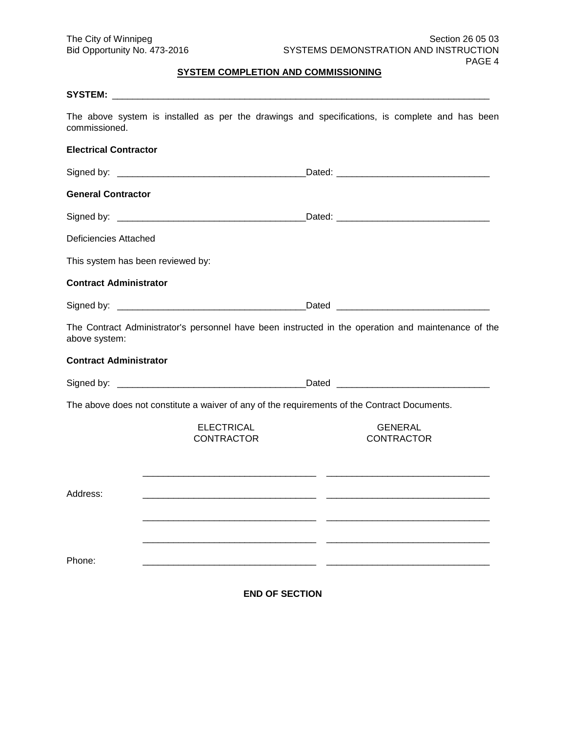**SYSTEM COMPLETION AND COMMISSIONING**

**SYSTEM:** ______________________________________________________________________

The above system is installed as per the drawings and specifications, is complete and has been commissioned.

**Electrical Contractor**

Signed by: ___________________________________Dated: _____________________________

**General Contractor**

Signed by: ___________________________________Dated: _____________________________

Deficiencies Attached

This system has been reviewed by:

**Contract Administrator**

Signed by: ___________________________________Dated _____________________________

The Contract Administrator's personnel have been instructed in the operation and maintenance of the above system:

**Contract Administrator**

Signed by: ___________________________________Dated _____________________________

The above does not constitute a waiver of any of the requirements of the Contract Documents.

| | ELECTRICAL CONTRACTOR | GENERAL CONTRACTOR |
|---|---|---|
| | _________________________________ | _______________________________ |
| Address: | _________________________________ | _______________________________ |
| | _________________________________ | _______________________________ |
| | _________________________________ | _______________________________ |
| Phone: | _________________________________ | _______________________________ |

**END OF SECTION**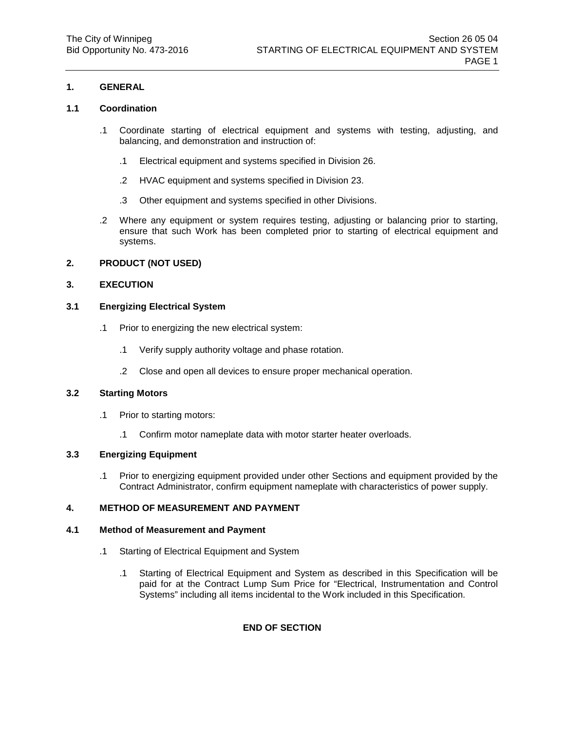## 1. GENERAL

### 1.1 Coordination

.1 Coordinate starting of electrical equipment and systems with testing, adjusting, and balancing, and demonstration and instruction of:

 .1 Electrical equipment and systems specified in Division 26.

 .2 HVAC equipment and systems specified in Division 23.

 .3 Other equipment and systems specified in other Divisions.

.2 Where any equipment or system requires testing, adjusting or balancing prior to starting, ensure that such Work has been completed prior to starting of electrical equipment and systems.

## 2. PRODUCT (NOT USED)

## 3. EXECUTION

### 3.1 Energizing Electrical System

.1 Prior to energizing the new electrical system:

 .1 Verify supply authority voltage and phase rotation.

 .2 Close and open all devices to ensure proper mechanical operation.

### 3.2 Starting Motors

.1 Prior to starting motors:

 .1 Confirm motor nameplate data with motor starter heater overloads.

### 3.3 Energizing Equipment

.1 Prior to energizing equipment provided under other Sections and equipment provided by the Contract Administrator, confirm equipment nameplate with characteristics of power supply.

## 4. METHOD OF MEASUREMENT AND PAYMENT

### 4.1 Method of Measurement and Payment

.1 Starting of Electrical Equipment and System

 .1 Starting of Electrical Equipment and System as described in this Specification will be paid for at the Contract Lump Sum Price for "Electrical, Instrumentation and Control Systems" including all items incidental to the Work included in this Specification.

**END OF SECTION**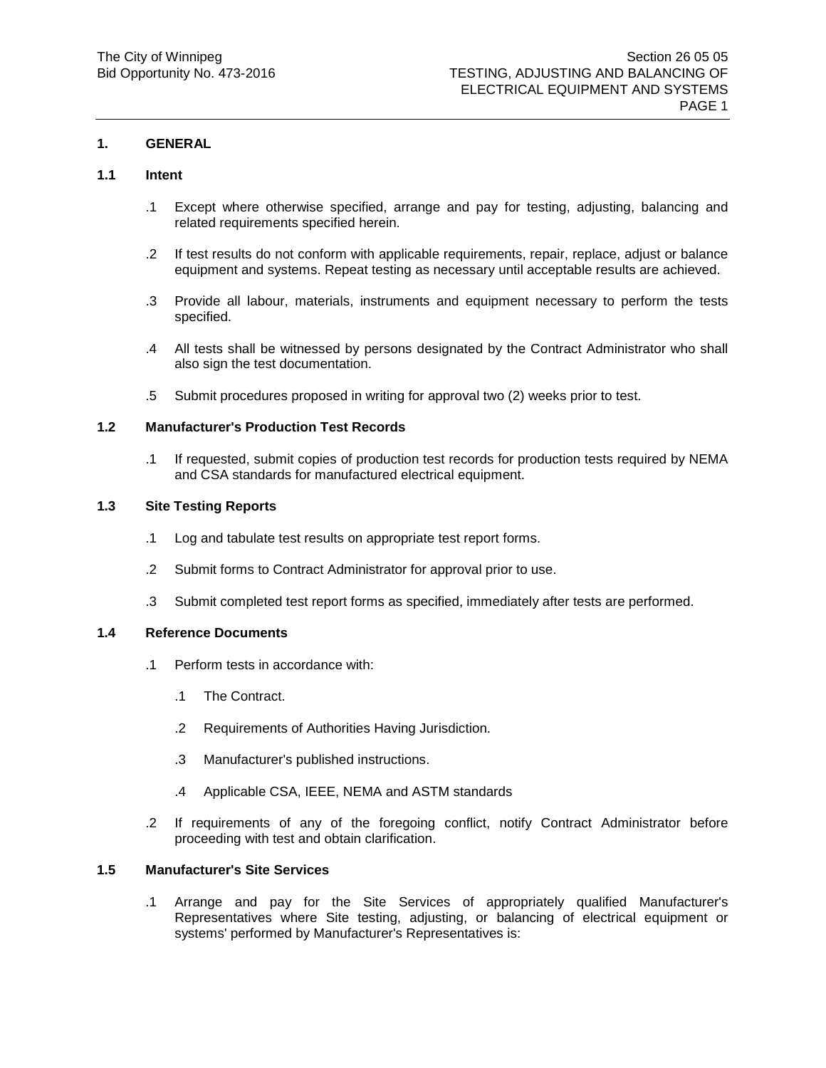## 1. GENERAL

### 1.1 Intent

.1 Except where otherwise specified, arrange and pay for testing, adjusting, balancing and related requirements specified herein.

.2 If test results do not conform with applicable requirements, repair, replace, adjust or balance equipment and systems. Repeat testing as necessary until acceptable results are achieved.

.3 Provide all labour, materials, instruments and equipment necessary to perform the tests specified.

.4 All tests shall be witnessed by persons designated by the Contract Administrator who shall also sign the test documentation.

.5 Submit procedures proposed in writing for approval two (2) weeks prior to test.

### 1.2 Manufacturer's Production Test Records

.1 If requested, submit copies of production test records for production tests required by NEMA and CSA standards for manufactured electrical equipment.

### 1.3 Site Testing Reports

.1 Log and tabulate test results on appropriate test report forms.

.2 Submit forms to Contract Administrator for approval prior to use.

.3 Submit completed test report forms as specified, immediately after tests are performed.

### 1.4 Reference Documents

.1 Perform tests in accordance with:

  .1 The Contract.

  .2 Requirements of Authorities Having Jurisdiction.

  .3 Manufacturer's published instructions.

  .4 Applicable CSA, IEEE, NEMA and ASTM standards

.2 If requirements of any of the foregoing conflict, notify Contract Administrator before proceeding with test and obtain clarification.

### 1.5 Manufacturer's Site Services

.1 Arrange and pay for the Site Services of appropriately qualified Manufacturer's Representatives where Site testing, adjusting, or balancing of electrical equipment or systems' performed by Manufacturer's Representatives is: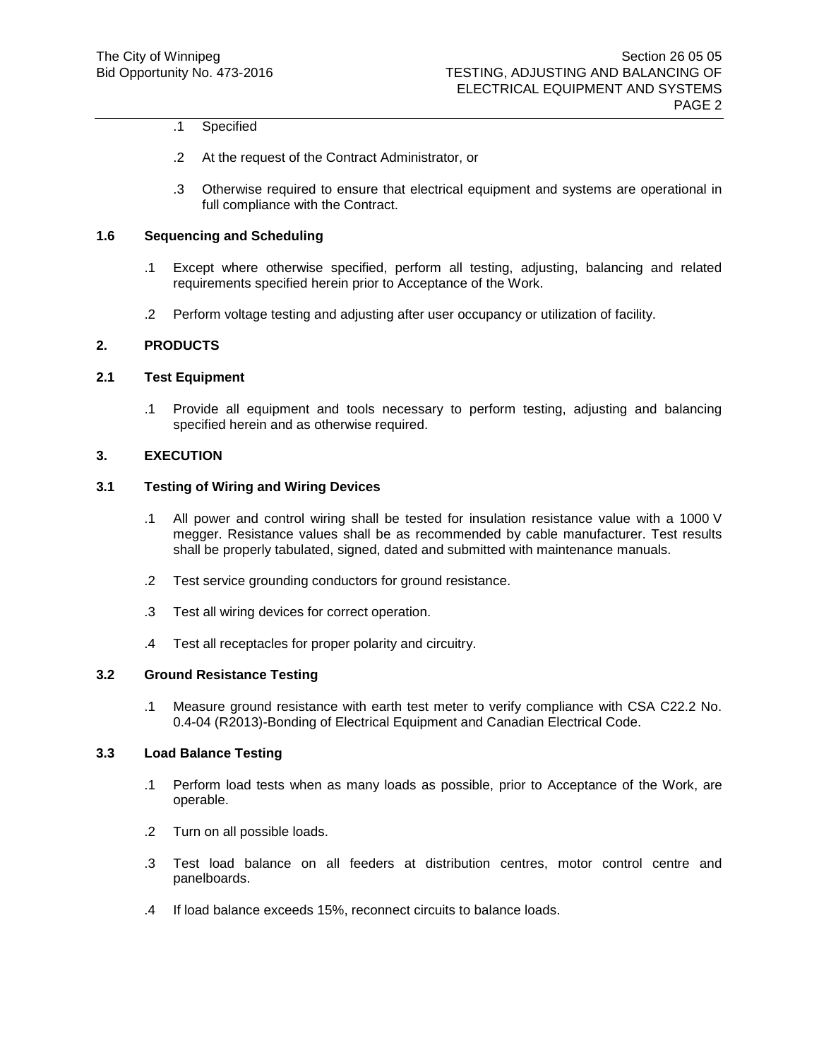.1 Specified

.2 At the request of the Contract Administrator, or

.3 Otherwise required to ensure that electrical equipment and systems are operational in full compliance with the Contract.

### 1.6 Sequencing and Scheduling

.1 Except where otherwise specified, perform all testing, adjusting, balancing and related requirements specified herein prior to Acceptance of the Work.

.2 Perform voltage testing and adjusting after user occupancy or utilization of facility.

## 2. PRODUCTS

### 2.1 Test Equipment

.1 Provide all equipment and tools necessary to perform testing, adjusting and balancing specified herein and as otherwise required.

## 3. EXECUTION

### 3.1 Testing of Wiring and Wiring Devices

.1 All power and control wiring shall be tested for insulation resistance value with a 1000 V megger. Resistance values shall be as recommended by cable manufacturer. Test results shall be properly tabulated, signed, dated and submitted with maintenance manuals.

.2 Test service grounding conductors for ground resistance.

.3 Test all wiring devices for correct operation.

.4 Test all receptacles for proper polarity and circuitry.

### 3.2 Ground Resistance Testing

.1 Measure ground resistance with earth test meter to verify compliance with CSA C22.2 No. 0.4-04 (R2013)-Bonding of Electrical Equipment and Canadian Electrical Code.

### 3.3 Load Balance Testing

.1 Perform load tests when as many loads as possible, prior to Acceptance of the Work, are operable.

.2 Turn on all possible loads.

.3 Test load balance on all feeders at distribution centres, motor control centre and panelboards.

.4 If load balance exceeds 15%, reconnect circuits to balance loads.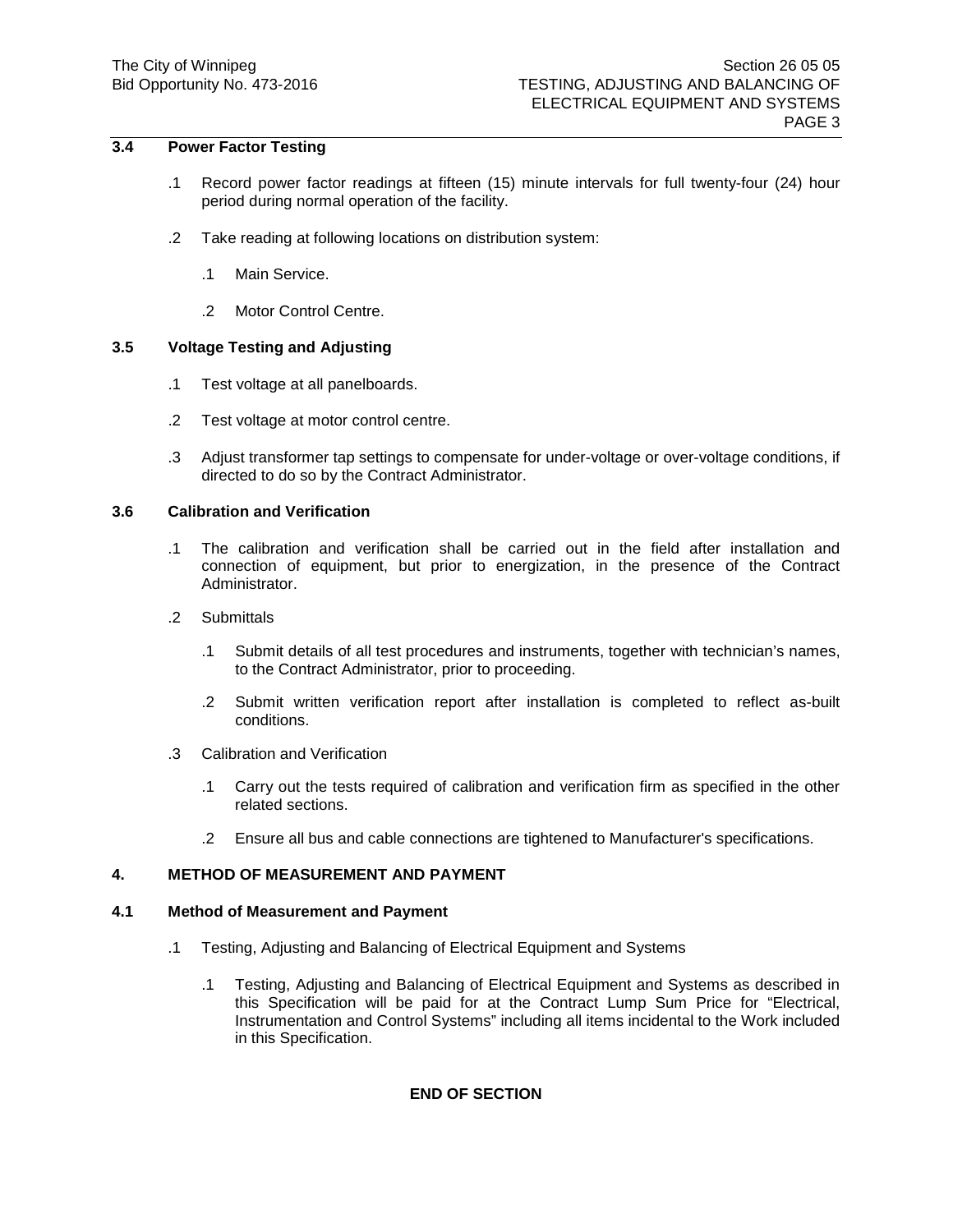### 3.4 Power Factor Testing

.1 Record power factor readings at fifteen (15) minute intervals for full twenty-four (24) hour period during normal operation of the facility.

.2 Take reading at following locations on distribution system:

  .1 Main Service.

  .2 Motor Control Centre.

### 3.5 Voltage Testing and Adjusting

.1 Test voltage at all panelboards.

.2 Test voltage at motor control centre.

.3 Adjust transformer tap settings to compensate for under-voltage or over-voltage conditions, if directed to do so by the Contract Administrator.

### 3.6 Calibration and Verification

.1 The calibration and verification shall be carried out in the field after installation and connection of equipment, but prior to energization, in the presence of the Contract Administrator.

.2 Submittals

  .1 Submit details of all test procedures and instruments, together with technician's names, to the Contract Administrator, prior to proceeding.

  .2 Submit written verification report after installation is completed to reflect as-built conditions.

.3 Calibration and Verification

  .1 Carry out the tests required of calibration and verification firm as specified in the other related sections.

  .2 Ensure all bus and cable connections are tightened to Manufacturer's specifications.

## 4. METHOD OF MEASUREMENT AND PAYMENT

### 4.1 Method of Measurement and Payment

.1 Testing, Adjusting and Balancing of Electrical Equipment and Systems

  .1 Testing, Adjusting and Balancing of Electrical Equipment and Systems as described in this Specification will be paid for at the Contract Lump Sum Price for "Electrical, Instrumentation and Control Systems" including all items incidental to the Work included in this Specification.

**END OF SECTION**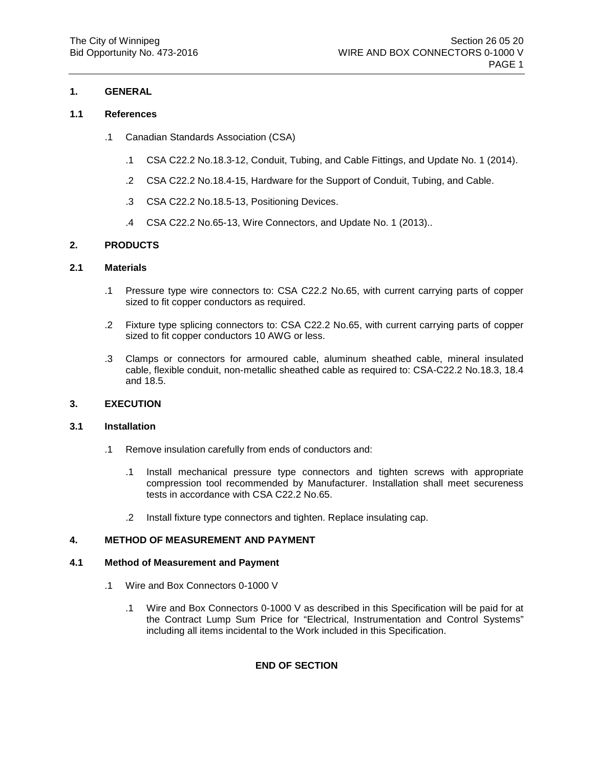## 1. GENERAL

### 1.1 References

.1 Canadian Standards Association (CSA)

   .1 CSA C22.2 No.18.3-12, Conduit, Tubing, and Cable Fittings, and Update No. 1 (2014).

   .2 CSA C22.2 No.18.4-15, Hardware for the Support of Conduit, Tubing, and Cable.

   .3 CSA C22.2 No.18.5-13, Positioning Devices.

   .4 CSA C22.2 No.65-13, Wire Connectors, and Update No. 1 (2013)..

## 2. PRODUCTS

### 2.1 Materials

.1 Pressure type wire connectors to: CSA C22.2 No.65, with current carrying parts of copper sized to fit copper conductors as required.

.2 Fixture type splicing connectors to: CSA C22.2 No.65, with current carrying parts of copper sized to fit copper conductors 10 AWG or less.

.3 Clamps or connectors for armoured cable, aluminum sheathed cable, mineral insulated cable, flexible conduit, non-metallic sheathed cable as required to: CSA-C22.2 No.18.3, 18.4 and 18.5.

## 3. EXECUTION

### 3.1 Installation

.1 Remove insulation carefully from ends of conductors and:

   .1 Install mechanical pressure type connectors and tighten screws with appropriate compression tool recommended by Manufacturer. Installation shall meet secureness tests in accordance with CSA C22.2 No.65.

   .2 Install fixture type connectors and tighten. Replace insulating cap.

## 4. METHOD OF MEASUREMENT AND PAYMENT

### 4.1 Method of Measurement and Payment

.1 Wire and Box Connectors 0-1000 V

   .1 Wire and Box Connectors 0-1000 V as described in this Specification will be paid for at the Contract Lump Sum Price for "Electrical, Instrumentation and Control Systems" including all items incidental to the Work included in this Specification.

**END OF SECTION**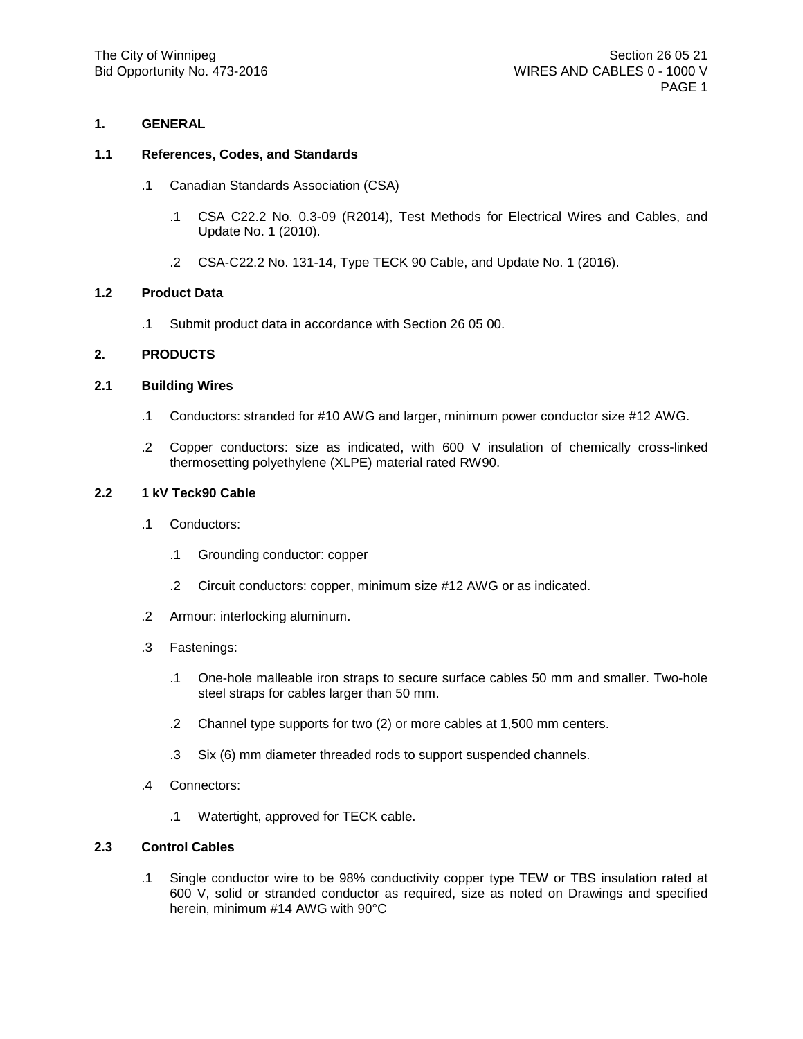## 1. GENERAL

### 1.1 References, Codes, and Standards

.1 Canadian Standards Association (CSA)

  .1 CSA C22.2 No. 0.3-09 (R2014), Test Methods for Electrical Wires and Cables, and Update No. 1 (2010).

  .2 CSA-C22.2 No. 131-14, Type TECK 90 Cable, and Update No. 1 (2016).

### 1.2 Product Data

.1 Submit product data in accordance with Section 26 05 00.

## 2. PRODUCTS

### 2.1 Building Wires

.1 Conductors: stranded for #10 AWG and larger, minimum power conductor size #12 AWG.

.2 Copper conductors: size as indicated, with 600 V insulation of chemically cross-linked thermosetting polyethylene (XLPE) material rated RW90.

### 2.2 1 kV Teck90 Cable

.1 Conductors:

  .1 Grounding conductor: copper

  .2 Circuit conductors: copper, minimum size #12 AWG or as indicated.

.2 Armour: interlocking aluminum.

.3 Fastenings:

  .1 One-hole malleable iron straps to secure surface cables 50 mm and smaller. Two-hole steel straps for cables larger than 50 mm.

  .2 Channel type supports for two (2) or more cables at 1,500 mm centers.

  .3 Six (6) mm diameter threaded rods to support suspended channels.

.4 Connectors:

  .1 Watertight, approved for TECK cable.

### 2.3 Control Cables

.1 Single conductor wire to be 98% conductivity copper type TEW or TBS insulation rated at 600 V, solid or stranded conductor as required, size as noted on Drawings and specified herein, minimum #14 AWG with 90°C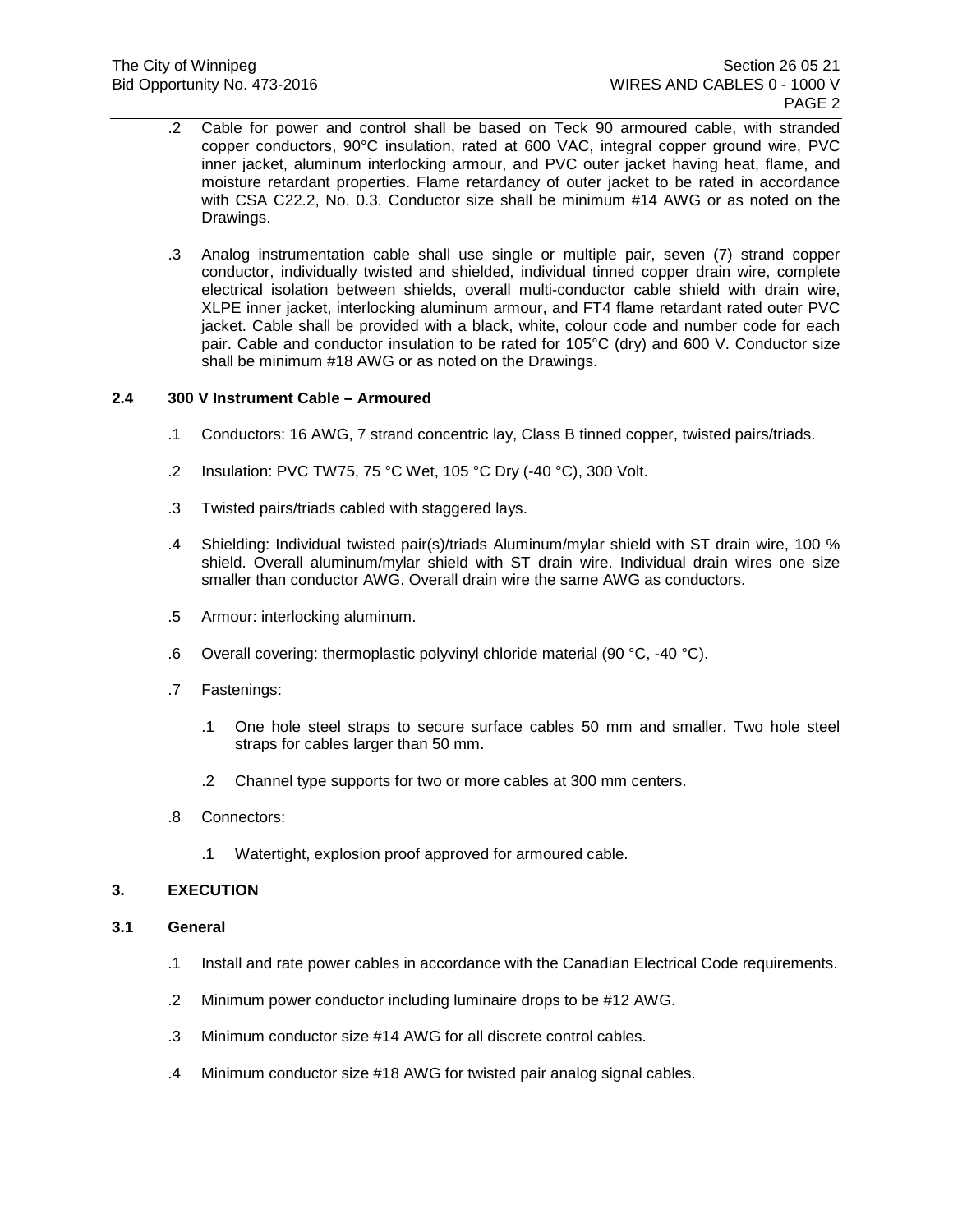.2 Cable for power and control shall be based on Teck 90 armoured cable, with stranded copper conductors, 90°C insulation, rated at 600 VAC, integral copper ground wire, PVC inner jacket, aluminum interlocking armour, and PVC outer jacket having heat, flame, and moisture retardant properties. Flame retardancy of outer jacket to be rated in accordance with CSA C22.2, No. 0.3. Conductor size shall be minimum #14 AWG or as noted on the Drawings.

.3 Analog instrumentation cable shall use single or multiple pair, seven (7) strand copper conductor, individually twisted and shielded, individual tinned copper drain wire, complete electrical isolation between shields, overall multi-conductor cable shield with drain wire, XLPE inner jacket, interlocking aluminum armour, and FT4 flame retardant rated outer PVC jacket. Cable shall be provided with a black, white, colour code and number code for each pair. Cable and conductor insulation to be rated for 105°C (dry) and 600 V. Conductor size shall be minimum #18 AWG or as noted on the Drawings.

### 2.4 300 V Instrument Cable – Armoured

.1 Conductors: 16 AWG, 7 strand concentric lay, Class B tinned copper, twisted pairs/triads.

.2 Insulation: PVC TW75, 75 °C Wet, 105 °C Dry (-40 °C), 300 Volt.

.3 Twisted pairs/triads cabled with staggered lays.

.4 Shielding: Individual twisted pair(s)/triads Aluminum/mylar shield with ST drain wire, 100 % shield. Overall aluminum/mylar shield with ST drain wire. Individual drain wires one size smaller than conductor AWG. Overall drain wire the same AWG as conductors.

.5 Armour: interlocking aluminum.

.6 Overall covering: thermoplastic polyvinyl chloride material (90 °C, -40 °C).

.7 Fastenings:

- .1 One hole steel straps to secure surface cables 50 mm and smaller. Two hole steel straps for cables larger than 50 mm.
- .2 Channel type supports for two or more cables at 300 mm centers.

.8 Connectors:

- .1 Watertight, explosion proof approved for armoured cable.

## 3. EXECUTION

### 3.1 General

.1 Install and rate power cables in accordance with the Canadian Electrical Code requirements.

.2 Minimum power conductor including luminaire drops to be #12 AWG.

.3 Minimum conductor size #14 AWG for all discrete control cables.

.4 Minimum conductor size #18 AWG for twisted pair analog signal cables.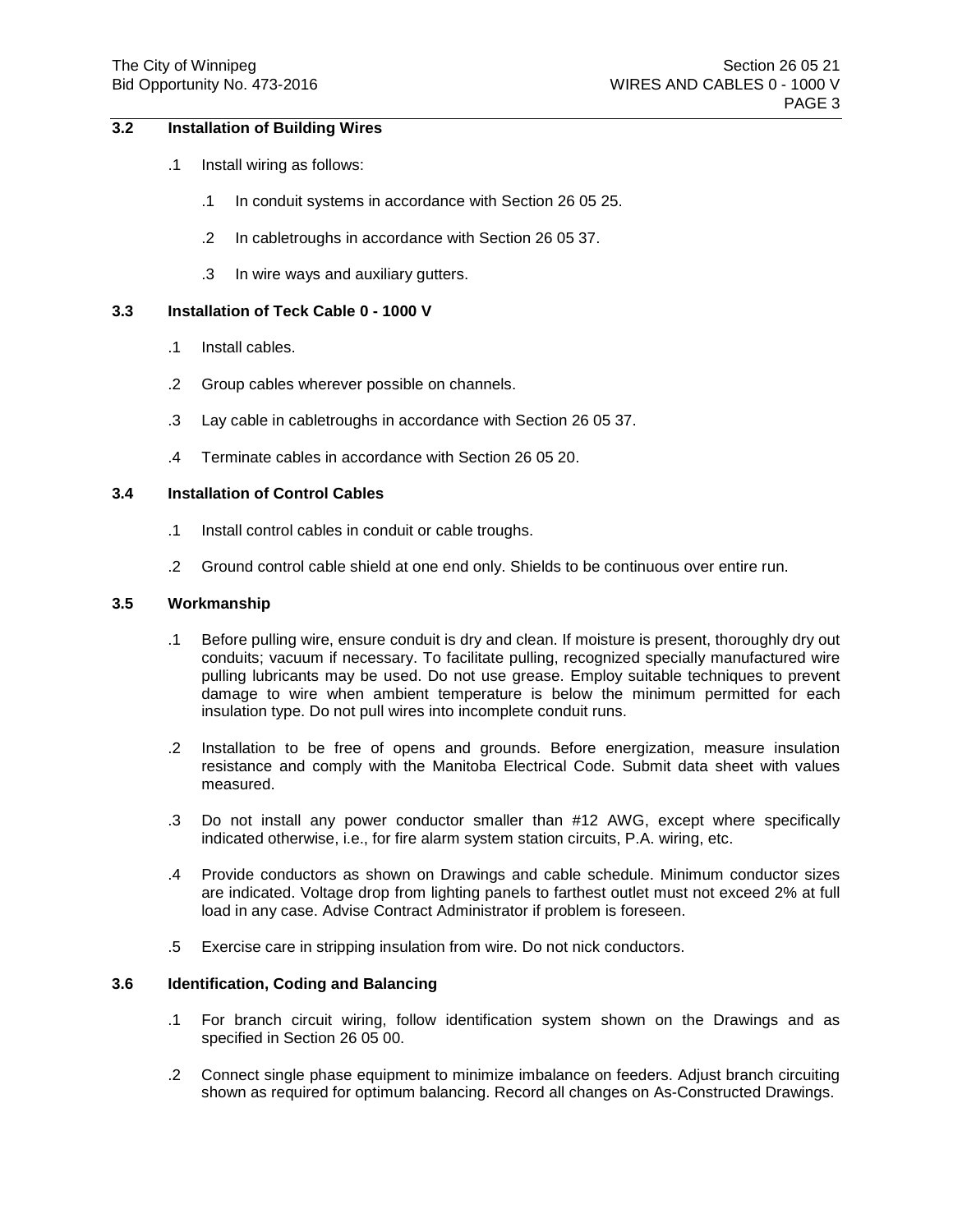## 3.2 Installation of Building Wires

.1 Install wiring as follows:

  .1 In conduit systems in accordance with Section 26 05 25.

  .2 In cabletroughs in accordance with Section 26 05 37.

  .3 In wire ways and auxiliary gutters.

## 3.3 Installation of Teck Cable 0 - 1000 V

.1 Install cables.

.2 Group cables wherever possible on channels.

.3 Lay cable in cabletroughs in accordance with Section 26 05 37.

.4 Terminate cables in accordance with Section 26 05 20.

## 3.4 Installation of Control Cables

.1 Install control cables in conduit or cable troughs.

.2 Ground control cable shield at one end only. Shields to be continuous over entire run.

## 3.5 Workmanship

.1 Before pulling wire, ensure conduit is dry and clean. If moisture is present, thoroughly dry out conduits; vacuum if necessary. To facilitate pulling, recognized specially manufactured wire pulling lubricants may be used. Do not use grease. Employ suitable techniques to prevent damage to wire when ambient temperature is below the minimum permitted for each insulation type. Do not pull wires into incomplete conduit runs.

.2 Installation to be free of opens and grounds. Before energization, measure insulation resistance and comply with the Manitoba Electrical Code. Submit data sheet with values measured.

.3 Do not install any power conductor smaller than #12 AWG, except where specifically indicated otherwise, i.e., for fire alarm system station circuits, P.A. wiring, etc.

.4 Provide conductors as shown on Drawings and cable schedule. Minimum conductor sizes are indicated. Voltage drop from lighting panels to farthest outlet must not exceed 2% at full load in any case. Advise Contract Administrator if problem is foreseen.

.5 Exercise care in stripping insulation from wire. Do not nick conductors.

## 3.6 Identification, Coding and Balancing

.1 For branch circuit wiring, follow identification system shown on the Drawings and as specified in Section 26 05 00.

.2 Connect single phase equipment to minimize imbalance on feeders. Adjust branch circuiting shown as required for optimum balancing. Record all changes on As-Constructed Drawings.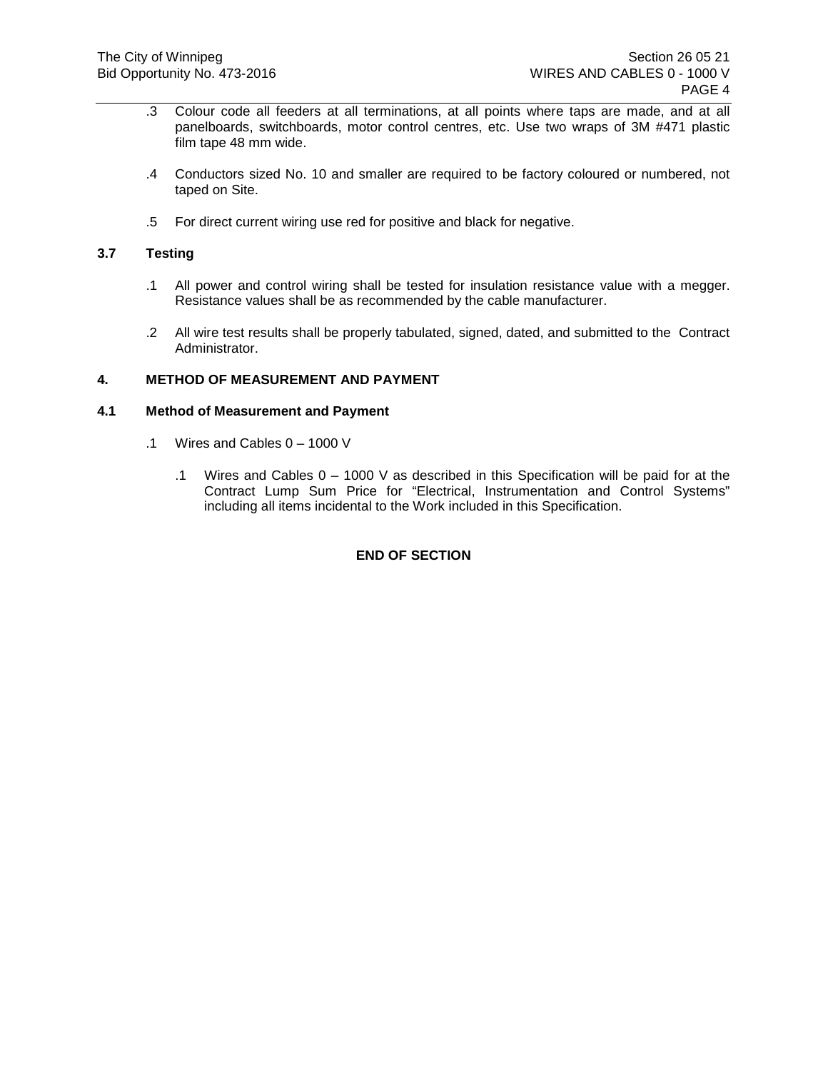.3 Colour code all feeders at all terminations, at all points where taps are made, and at all panelboards, switchboards, motor control centres, etc. Use two wraps of 3M #471 plastic film tape 48 mm wide.

.4 Conductors sized No. 10 and smaller are required to be factory coloured or numbered, not taped on Site.

.5 For direct current wiring use red for positive and black for negative.

### 3.7 Testing

.1 All power and control wiring shall be tested for insulation resistance value with a megger. Resistance values shall be as recommended by the cable manufacturer.

.2 All wire test results shall be properly tabulated, signed, dated, and submitted to the Contract Administrator.

## 4. METHOD OF MEASUREMENT AND PAYMENT

### 4.1 Method of Measurement and Payment

.1 Wires and Cables 0 – 1000 V

  .1 Wires and Cables 0 – 1000 V as described in this Specification will be paid for at the Contract Lump Sum Price for “Electrical, Instrumentation and Control Systems” including all items incidental to the Work included in this Specification.

**END OF SECTION**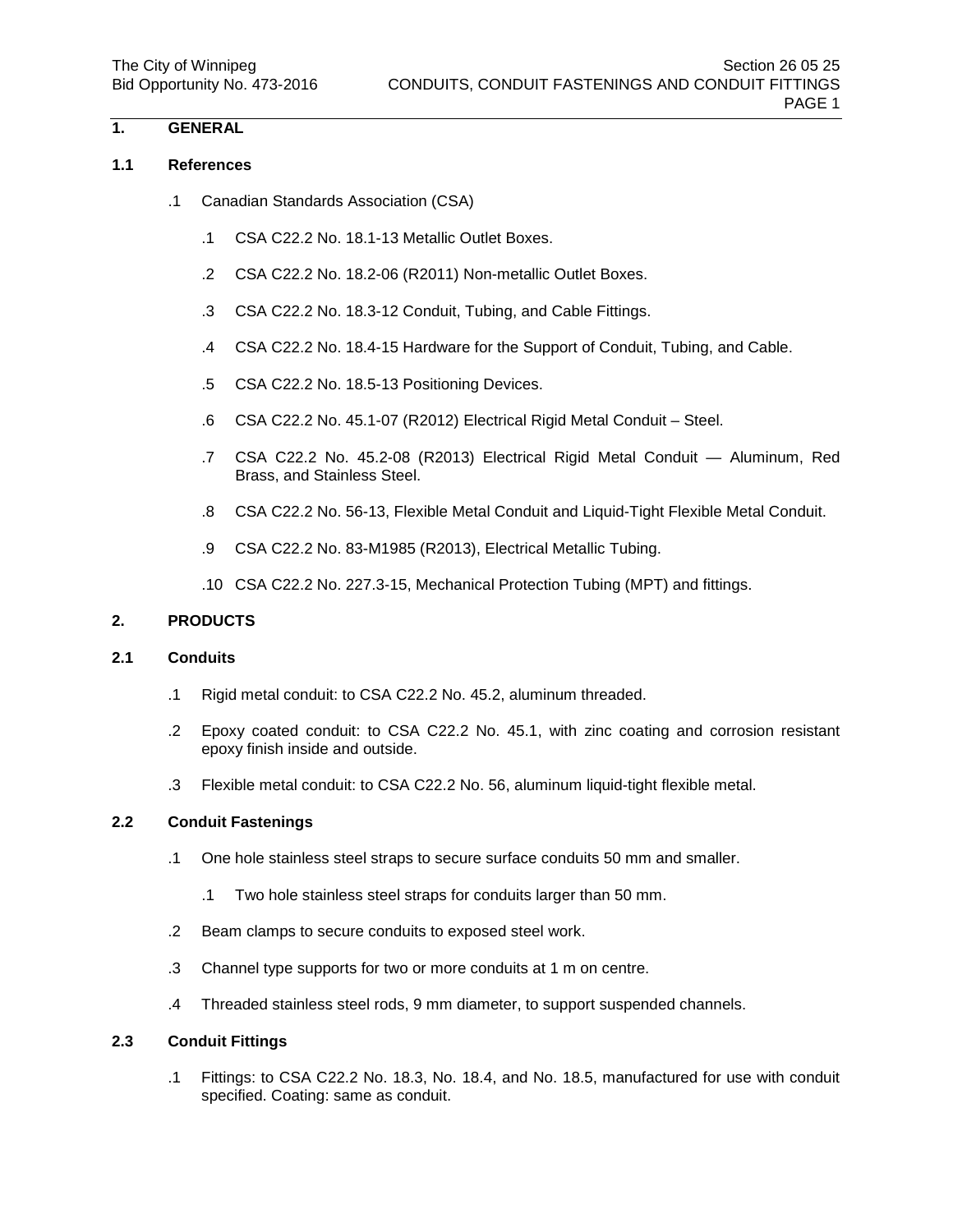## 1. GENERAL

### 1.1 References

.1 Canadian Standards Association (CSA)

- .1 CSA C22.2 No. 18.1-13 Metallic Outlet Boxes.
- .2 CSA C22.2 No. 18.2-06 (R2011) Non-metallic Outlet Boxes.
- .3 CSA C22.2 No. 18.3-12 Conduit, Tubing, and Cable Fittings.
- .4 CSA C22.2 No. 18.4-15 Hardware for the Support of Conduit, Tubing, and Cable.
- .5 CSA C22.2 No. 18.5-13 Positioning Devices.
- .6 CSA C22.2 No. 45.1-07 (R2012) Electrical Rigid Metal Conduit – Steel.
- .7 CSA C22.2 No. 45.2-08 (R2013) Electrical Rigid Metal Conduit — Aluminum, Red Brass, and Stainless Steel.
- .8 CSA C22.2 No. 56-13, Flexible Metal Conduit and Liquid-Tight Flexible Metal Conduit.
- .9 CSA C22.2 No. 83-M1985 (R2013), Electrical Metallic Tubing.
- .10 CSA C22.2 No. 227.3-15, Mechanical Protection Tubing (MPT) and fittings.

## 2. PRODUCTS

### 2.1 Conduits

.1 Rigid metal conduit: to CSA C22.2 No. 45.2, aluminum threaded.

.2 Epoxy coated conduit: to CSA C22.2 No. 45.1, with zinc coating and corrosion resistant epoxy finish inside and outside.

.3 Flexible metal conduit: to CSA C22.2 No. 56, aluminum liquid-tight flexible metal.

### 2.2 Conduit Fastenings

.1 One hole stainless steel straps to secure surface conduits 50 mm and smaller.

- .1 Two hole stainless steel straps for conduits larger than 50 mm.

.2 Beam clamps to secure conduits to exposed steel work.

.3 Channel type supports for two or more conduits at 1 m on centre.

.4 Threaded stainless steel rods, 9 mm diameter, to support suspended channels.

### 2.3 Conduit Fittings

.1 Fittings: to CSA C22.2 No. 18.3, No. 18.4, and No. 18.5, manufactured for use with conduit specified. Coating: same as conduit.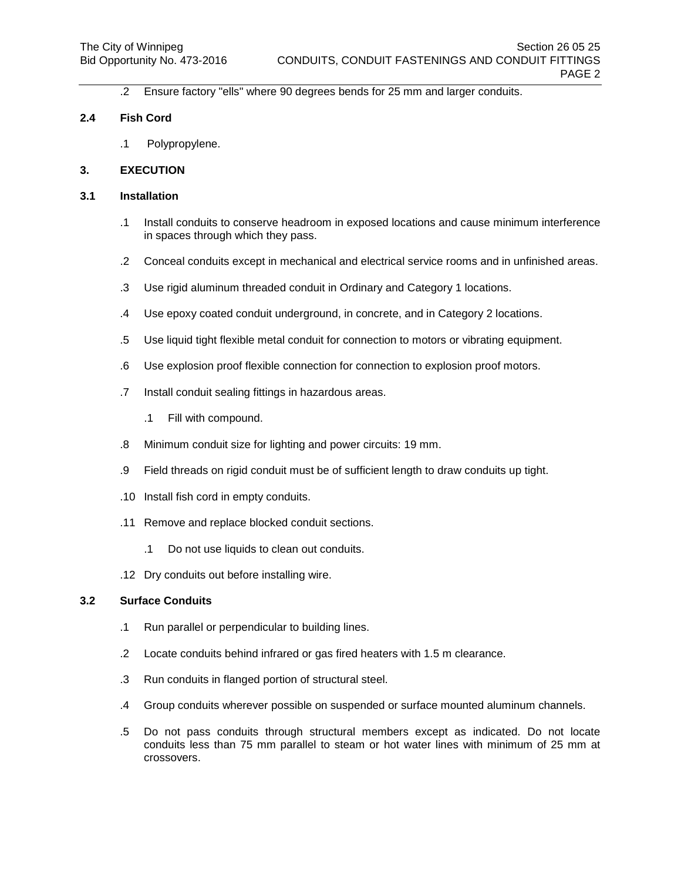.2 Ensure factory "ells" where 90 degrees bends for 25 mm and larger conduits.

### 2.4 Fish Cord

.1 Polypropylene.

## 3. EXECUTION

### 3.1 Installation

.1 Install conduits to conserve headroom in exposed locations and cause minimum interference in spaces through which they pass.

.2 Conceal conduits except in mechanical and electrical service rooms and in unfinished areas.

.3 Use rigid aluminum threaded conduit in Ordinary and Category 1 locations.

.4 Use epoxy coated conduit underground, in concrete, and in Category 2 locations.

.5 Use liquid tight flexible metal conduit for connection to motors or vibrating equipment.

.6 Use explosion proof flexible connection for connection to explosion proof motors.

.7 Install conduit sealing fittings in hazardous areas.

  .1 Fill with compound.

.8 Minimum conduit size for lighting and power circuits: 19 mm.

.9 Field threads on rigid conduit must be of sufficient length to draw conduits up tight.

.10 Install fish cord in empty conduits.

.11 Remove and replace blocked conduit sections.

  .1 Do not use liquids to clean out conduits.

.12 Dry conduits out before installing wire.

### 3.2 Surface Conduits

.1 Run parallel or perpendicular to building lines.

.2 Locate conduits behind infrared or gas fired heaters with 1.5 m clearance.

.3 Run conduits in flanged portion of structural steel.

.4 Group conduits wherever possible on suspended or surface mounted aluminum channels.

.5 Do not pass conduits through structural members except as indicated. Do not locate conduits less than 75 mm parallel to steam or hot water lines with minimum of 25 mm at crossovers.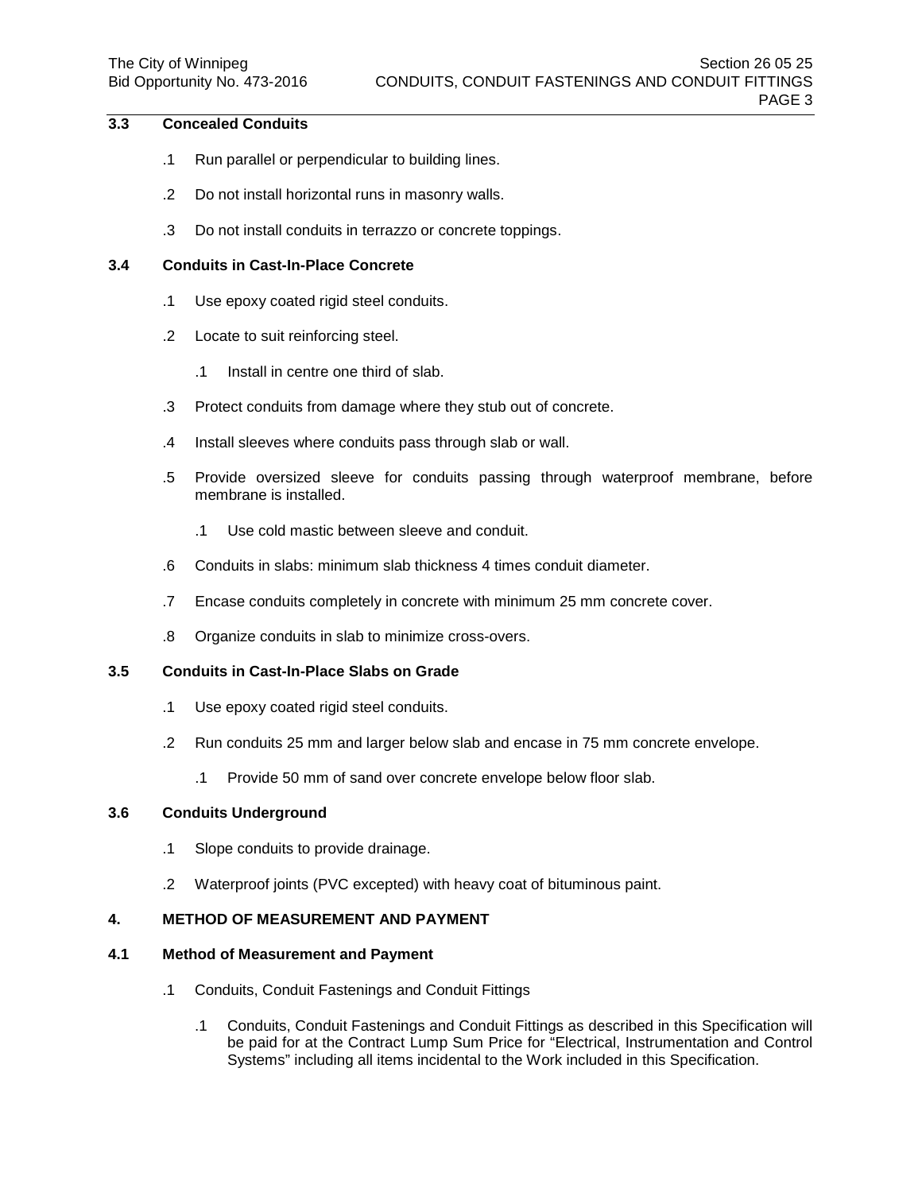### 3.3 Concealed Conduits

.1 Run parallel or perpendicular to building lines.

.2 Do not install horizontal runs in masonry walls.

.3 Do not install conduits in terrazzo or concrete toppings.

### 3.4 Conduits in Cast-In-Place Concrete

.1 Use epoxy coated rigid steel conduits.

.2 Locate to suit reinforcing steel.

  .1 Install in centre one third of slab.

.3 Protect conduits from damage where they stub out of concrete.

.4 Install sleeves where conduits pass through slab or wall.

.5 Provide oversized sleeve for conduits passing through waterproof membrane, before membrane is installed.

  .1 Use cold mastic between sleeve and conduit.

.6 Conduits in slabs: minimum slab thickness 4 times conduit diameter.

.7 Encase conduits completely in concrete with minimum 25 mm concrete cover.

.8 Organize conduits in slab to minimize cross-overs.

### 3.5 Conduits in Cast-In-Place Slabs on Grade

.1 Use epoxy coated rigid steel conduits.

.2 Run conduits 25 mm and larger below slab and encase in 75 mm concrete envelope.

  .1 Provide 50 mm of sand over concrete envelope below floor slab.

### 3.6 Conduits Underground

.1 Slope conduits to provide drainage.

.2 Waterproof joints (PVC excepted) with heavy coat of bituminous paint.

## 4. METHOD OF MEASUREMENT AND PAYMENT

### 4.1 Method of Measurement and Payment

.1 Conduits, Conduit Fastenings and Conduit Fittings

  .1 Conduits, Conduit Fastenings and Conduit Fittings as described in this Specification will be paid for at the Contract Lump Sum Price for "Electrical, Instrumentation and Control Systems" including all items incidental to the Work included in this Specification.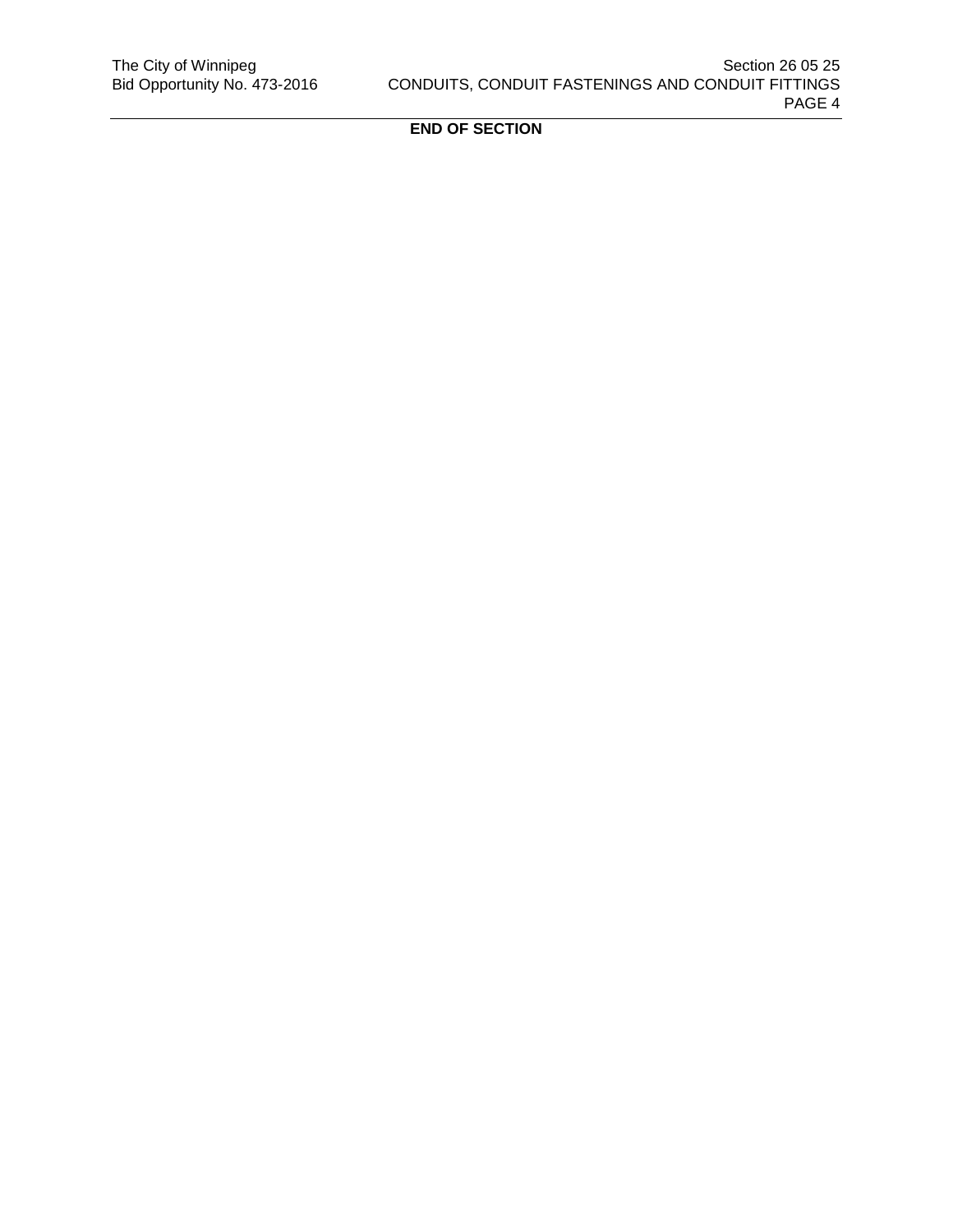**END OF SECTION**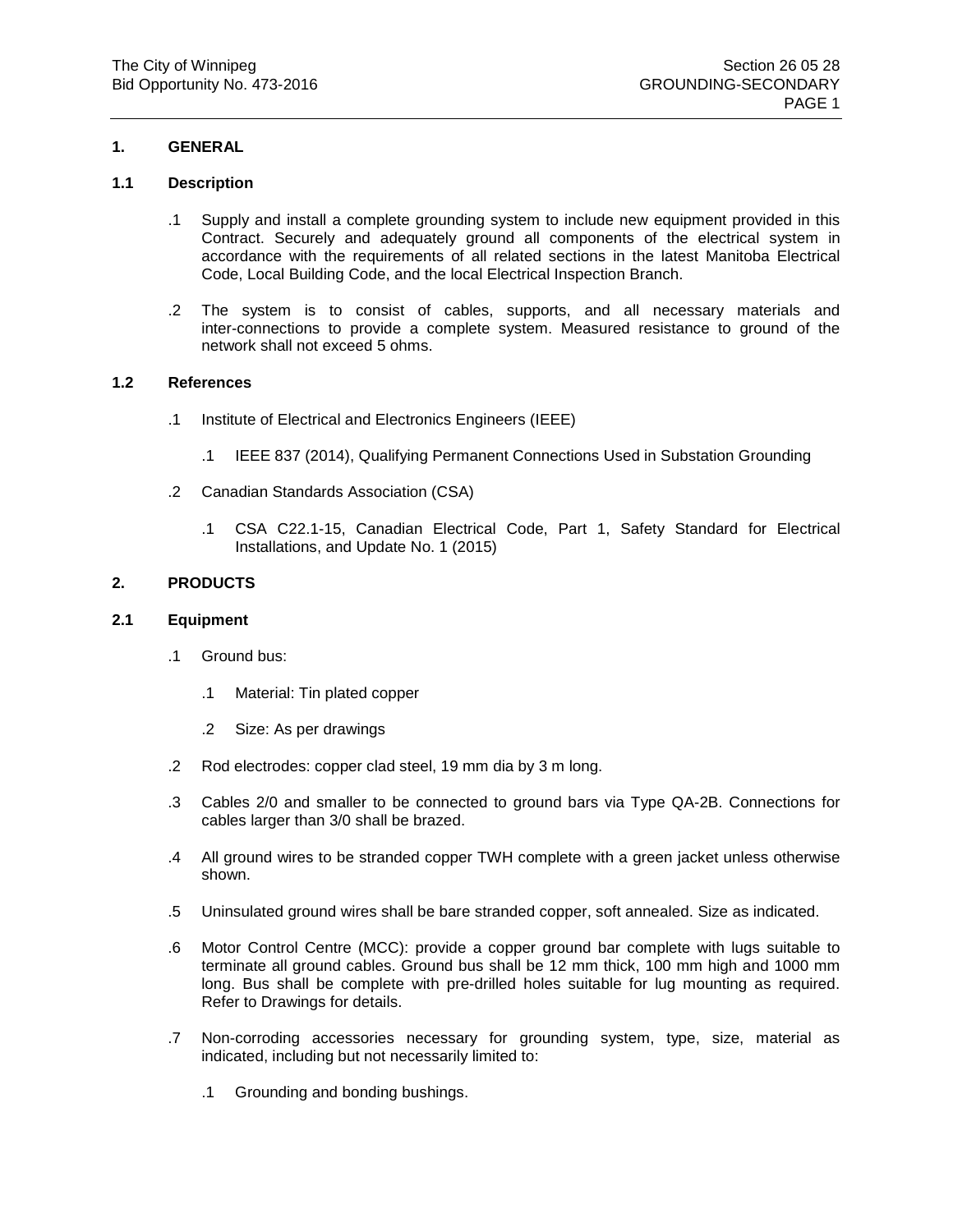## 1. GENERAL

### 1.1 Description

.1 Supply and install a complete grounding system to include new equipment provided in this Contract. Securely and adequately ground all components of the electrical system in accordance with the requirements of all related sections in the latest Manitoba Electrical Code, Local Building Code, and the local Electrical Inspection Branch.

.2 The system is to consist of cables, supports, and all necessary materials and inter-connections to provide a complete system. Measured resistance to ground of the network shall not exceed 5 ohms.

### 1.2 References

.1 Institute of Electrical and Electronics Engineers (IEEE)

  .1 IEEE 837 (2014), Qualifying Permanent Connections Used in Substation Grounding

.2 Canadian Standards Association (CSA)

  .1 CSA C22.1-15, Canadian Electrical Code, Part 1, Safety Standard for Electrical Installations, and Update No. 1 (2015)

## 2. PRODUCTS

### 2.1 Equipment

.1 Ground bus:

  .1 Material: Tin plated copper

  .2 Size: As per drawings

.2 Rod electrodes: copper clad steel, 19 mm dia by 3 m long.

.3 Cables 2/0 and smaller to be connected to ground bars via Type QA-2B. Connections for cables larger than 3/0 shall be brazed.

.4 All ground wires to be stranded copper TWH complete with a green jacket unless otherwise shown.

.5 Uninsulated ground wires shall be bare stranded copper, soft annealed. Size as indicated.

.6 Motor Control Centre (MCC): provide a copper ground bar complete with lugs suitable to terminate all ground cables. Ground bus shall be 12 mm thick, 100 mm high and 1000 mm long. Bus shall be complete with pre-drilled holes suitable for lug mounting as required. Refer to Drawings for details.

.7 Non-corroding accessories necessary for grounding system, type, size, material as indicated, including but not necessarily limited to:

  .1 Grounding and bonding bushings.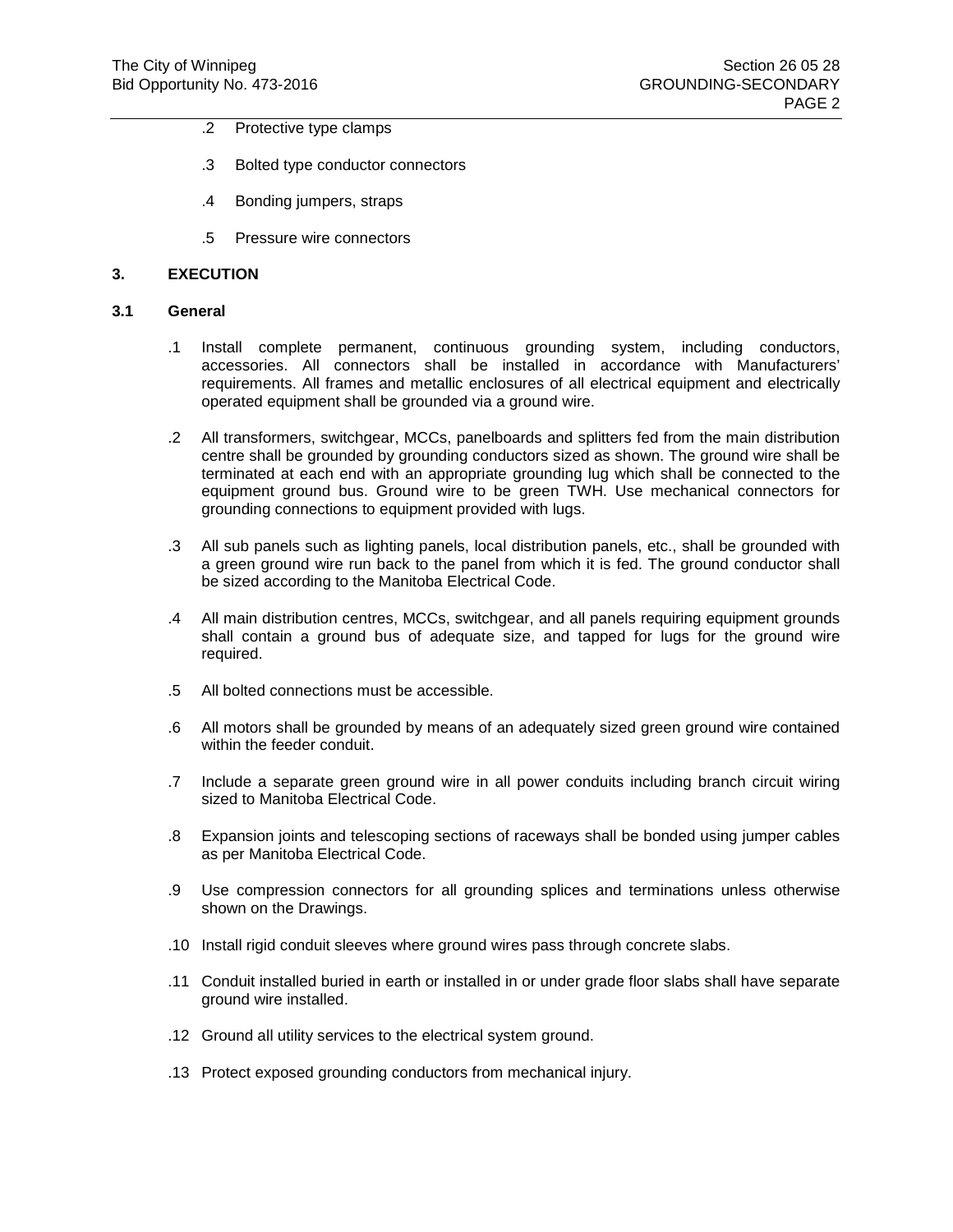.2 Protective type clamps

.3 Bolted type conductor connectors

.4 Bonding jumpers, straps

.5 Pressure wire connectors

## 3. EXECUTION

### 3.1 General

.1 Install complete permanent, continuous grounding system, including conductors, accessories. All connectors shall be installed in accordance with Manufacturers' requirements. All frames and metallic enclosures of all electrical equipment and electrically operated equipment shall be grounded via a ground wire.

.2 All transformers, switchgear, MCCs, panelboards and splitters fed from the main distribution centre shall be grounded by grounding conductors sized as shown. The ground wire shall be terminated at each end with an appropriate grounding lug which shall be connected to the equipment ground bus. Ground wire to be green TWH. Use mechanical connectors for grounding connections to equipment provided with lugs.

.3 All sub panels such as lighting panels, local distribution panels, etc., shall be grounded with a green ground wire run back to the panel from which it is fed. The ground conductor shall be sized according to the Manitoba Electrical Code.

.4 All main distribution centres, MCCs, switchgear, and all panels requiring equipment grounds shall contain a ground bus of adequate size, and tapped for lugs for the ground wire required.

.5 All bolted connections must be accessible.

.6 All motors shall be grounded by means of an adequately sized green ground wire contained within the feeder conduit.

.7 Include a separate green ground wire in all power conduits including branch circuit wiring sized to Manitoba Electrical Code.

.8 Expansion joints and telescoping sections of raceways shall be bonded using jumper cables as per Manitoba Electrical Code.

.9 Use compression connectors for all grounding splices and terminations unless otherwise shown on the Drawings.

.10 Install rigid conduit sleeves where ground wires pass through concrete slabs.

.11 Conduit installed buried in earth or installed in or under grade floor slabs shall have separate ground wire installed.

.12 Ground all utility services to the electrical system ground.

.13 Protect exposed grounding conductors from mechanical injury.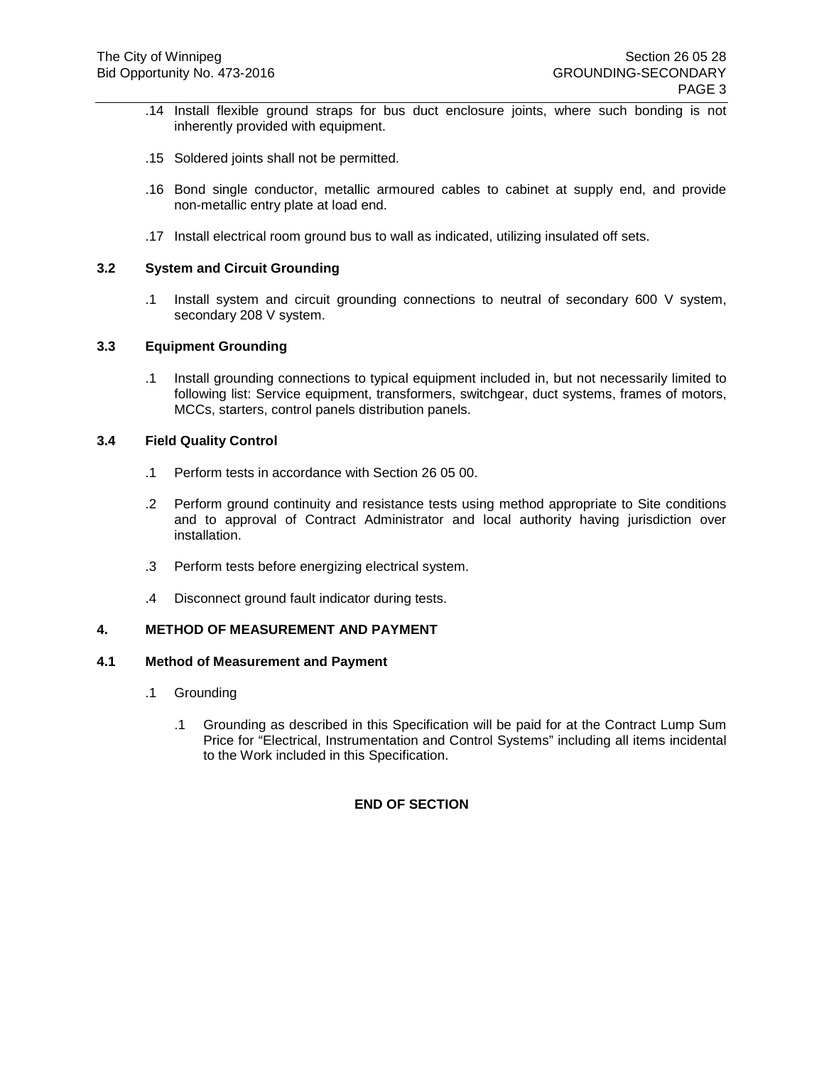.14 Install flexible ground straps for bus duct enclosure joints, where such bonding is not inherently provided with equipment.

.15 Soldered joints shall not be permitted.

.16 Bond single conductor, metallic armoured cables to cabinet at supply end, and provide non-metallic entry plate at load end.

.17 Install electrical room ground bus to wall as indicated, utilizing insulated off sets.

### 3.2 System and Circuit Grounding

.1 Install system and circuit grounding connections to neutral of secondary 600 V system, secondary 208 V system.

### 3.3 Equipment Grounding

.1 Install grounding connections to typical equipment included in, but not necessarily limited to following list: Service equipment, transformers, switchgear, duct systems, frames of motors, MCCs, starters, control panels distribution panels.

### 3.4 Field Quality Control

.1 Perform tests in accordance with Section 26 05 00.

.2 Perform ground continuity and resistance tests using method appropriate to Site conditions and to approval of Contract Administrator and local authority having jurisdiction over installation.

.3 Perform tests before energizing electrical system.

.4 Disconnect ground fault indicator during tests.

## 4. METHOD OF MEASUREMENT AND PAYMENT

### 4.1 Method of Measurement and Payment

.1 Grounding

.1 Grounding as described in this Specification will be paid for at the Contract Lump Sum Price for “Electrical, Instrumentation and Control Systems” including all items incidental to the Work included in this Specification.

**END OF SECTION**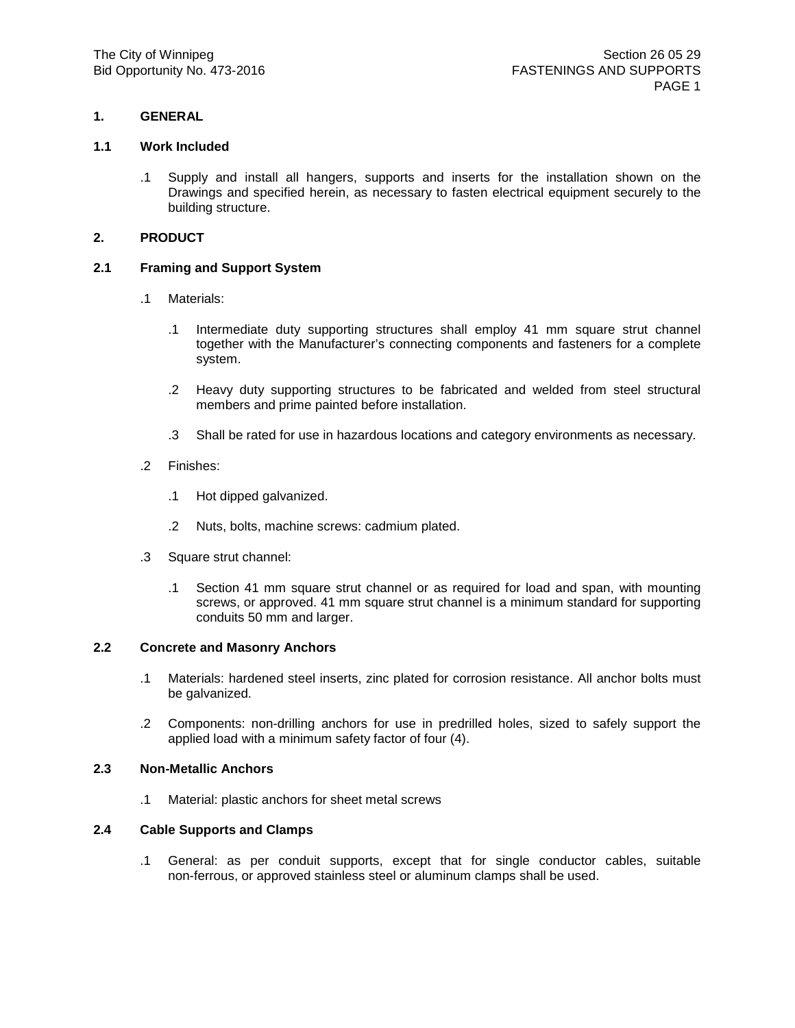## 1. GENERAL

### 1.1 Work Included

.1 Supply and install all hangers, supports and inserts for the installation shown on the Drawings and specified herein, as necessary to fasten electrical equipment securely to the building structure.

## 2. PRODUCT

### 2.1 Framing and Support System

.1 Materials:

.1 Intermediate duty supporting structures shall employ 41 mm square strut channel together with the Manufacturer's connecting components and fasteners for a complete system.

.2 Heavy duty supporting structures to be fabricated and welded from steel structural members and prime painted before installation.

.3 Shall be rated for use in hazardous locations and category environments as necessary.

.2 Finishes:

.1 Hot dipped galvanized.

.2 Nuts, bolts, machine screws: cadmium plated.

.3 Square strut channel:

.1 Section 41 mm square strut channel or as required for load and span, with mounting screws, or approved. 41 mm square strut channel is a minimum standard for supporting conduits 50 mm and larger.

### 2.2 Concrete and Masonry Anchors

.1 Materials: hardened steel inserts, zinc plated for corrosion resistance. All anchor bolts must be galvanized.

.2 Components: non-drilling anchors for use in predrilled holes, sized to safely support the applied load with a minimum safety factor of four (4).

### 2.3 Non-Metallic Anchors

.1 Material: plastic anchors for sheet metal screws

### 2.4 Cable Supports and Clamps

.1 General: as per conduit supports, except that for single conductor cables, suitable non-ferrous, or approved stainless steel or aluminum clamps shall be used.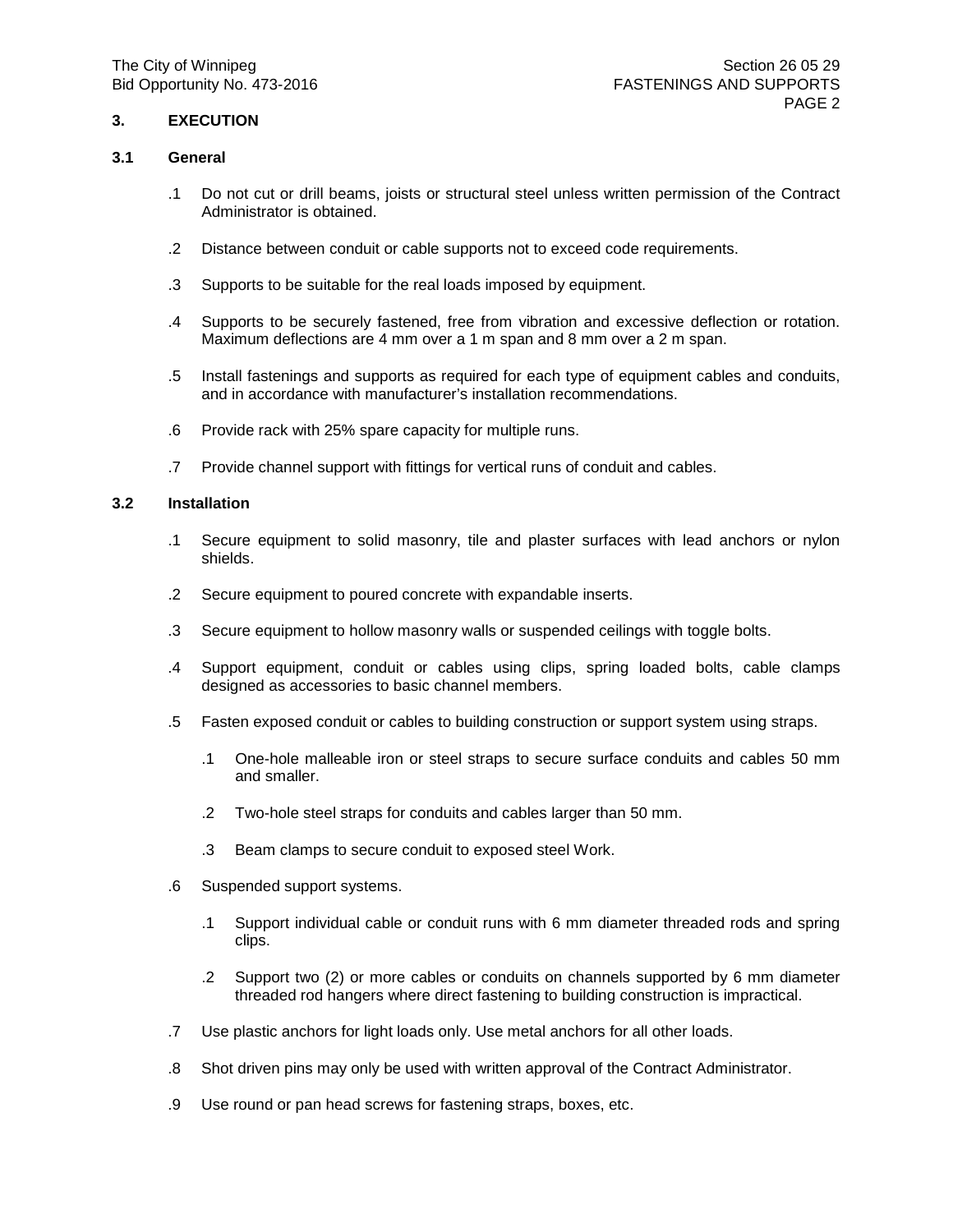## 3. EXECUTION

### 3.1 General

.1 Do not cut or drill beams, joists or structural steel unless written permission of the Contract Administrator is obtained.

.2 Distance between conduit or cable supports not to exceed code requirements.

.3 Supports to be suitable for the real loads imposed by equipment.

.4 Supports to be securely fastened, free from vibration and excessive deflection or rotation. Maximum deflections are 4 mm over a 1 m span and 8 mm over a 2 m span.

.5 Install fastenings and supports as required for each type of equipment cables and conduits, and in accordance with manufacturer's installation recommendations.

.6 Provide rack with 25% spare capacity for multiple runs.

.7 Provide channel support with fittings for vertical runs of conduit and cables.

### 3.2 Installation

.1 Secure equipment to solid masonry, tile and plaster surfaces with lead anchors or nylon shields.

.2 Secure equipment to poured concrete with expandable inserts.

.3 Secure equipment to hollow masonry walls or suspended ceilings with toggle bolts.

.4 Support equipment, conduit or cables using clips, spring loaded bolts, cable clamps designed as accessories to basic channel members.

.5 Fasten exposed conduit or cables to building construction or support system using straps.

  .1 One-hole malleable iron or steel straps to secure surface conduits and cables 50 mm and smaller.

  .2 Two-hole steel straps for conduits and cables larger than 50 mm.

  .3 Beam clamps to secure conduit to exposed steel Work.

.6 Suspended support systems.

  .1 Support individual cable or conduit runs with 6 mm diameter threaded rods and spring clips.

  .2 Support two (2) or more cables or conduits on channels supported by 6 mm diameter threaded rod hangers where direct fastening to building construction is impractical.

.7 Use plastic anchors for light loads only. Use metal anchors for all other loads.

.8 Shot driven pins may only be used with written approval of the Contract Administrator.

.9 Use round or pan head screws for fastening straps, boxes, etc.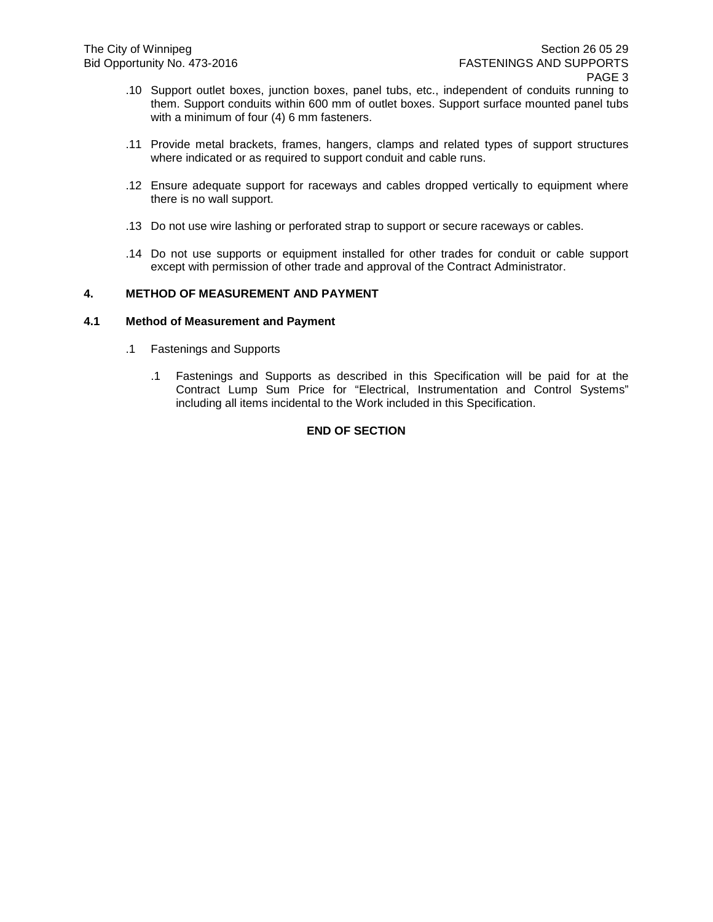.10 Support outlet boxes, junction boxes, panel tubs, etc., independent of conduits running to them. Support conduits within 600 mm of outlet boxes. Support surface mounted panel tubs with a minimum of four (4) 6 mm fasteners.

.11 Provide metal brackets, frames, hangers, clamps and related types of support structures where indicated or as required to support conduit and cable runs.

.12 Ensure adequate support for raceways and cables dropped vertically to equipment where there is no wall support.

.13 Do not use wire lashing or perforated strap to support or secure raceways or cables.

.14 Do not use supports or equipment installed for other trades for conduit or cable support except with permission of other trade and approval of the Contract Administrator.

## 4. METHOD OF MEASUREMENT AND PAYMENT

### 4.1 Method of Measurement and Payment

.1 Fastenings and Supports

.1 Fastenings and Supports as described in this Specification will be paid for at the Contract Lump Sum Price for “Electrical, Instrumentation and Control Systems” including all items incidental to the Work included in this Specification.

**END OF SECTION**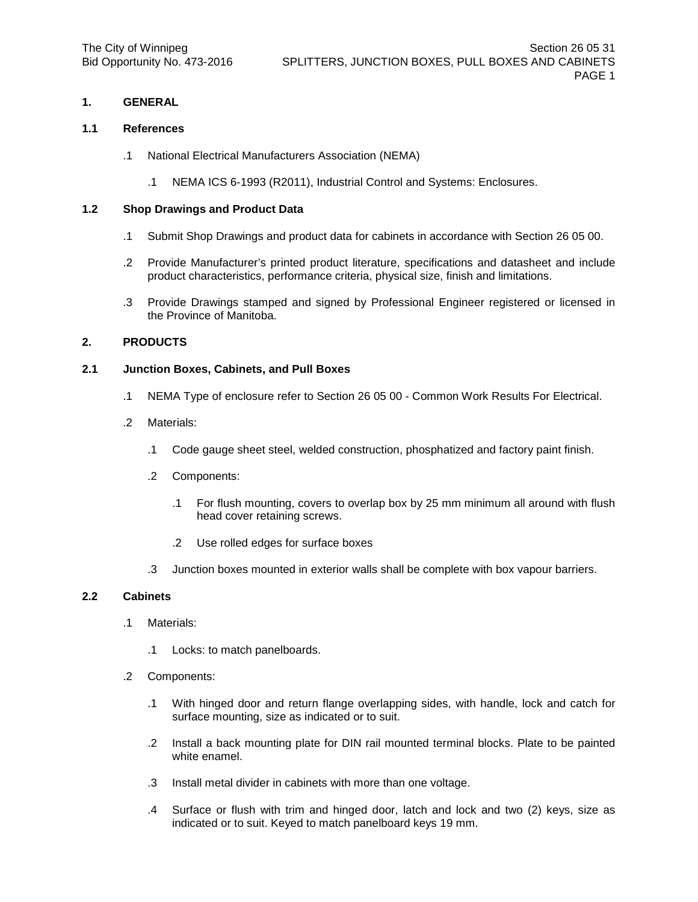## 1. GENERAL

### 1.1 References

.1 National Electrical Manufacturers Association (NEMA)

   .1 NEMA ICS 6-1993 (R2011), Industrial Control and Systems: Enclosures.

### 1.2 Shop Drawings and Product Data

.1 Submit Shop Drawings and product data for cabinets in accordance with Section 26 05 00.

.2 Provide Manufacturer's printed product literature, specifications and datasheet and include product characteristics, performance criteria, physical size, finish and limitations.

.3 Provide Drawings stamped and signed by Professional Engineer registered or licensed in the Province of Manitoba.

## 2. PRODUCTS

### 2.1 Junction Boxes, Cabinets, and Pull Boxes

.1 NEMA Type of enclosure refer to Section 26 05 00 - Common Work Results For Electrical.

.2 Materials:

   .1 Code gauge sheet steel, welded construction, phosphatized and factory paint finish.

   .2 Components:

      .1 For flush mounting, covers to overlap box by 25 mm minimum all around with flush head cover retaining screws.

      .2 Use rolled edges for surface boxes

   .3 Junction boxes mounted in exterior walls shall be complete with box vapour barriers.

### 2.2 Cabinets

.1 Materials:

   .1 Locks: to match panelboards.

.2 Components:

   .1 With hinged door and return flange overlapping sides, with handle, lock and catch for surface mounting, size as indicated or to suit.

   .2 Install a back mounting plate for DIN rail mounted terminal blocks. Plate to be painted white enamel.

   .3 Install metal divider in cabinets with more than one voltage.

   .4 Surface or flush with trim and hinged door, latch and lock and two (2) keys, size as indicated or to suit. Keyed to match panelboard keys 19 mm.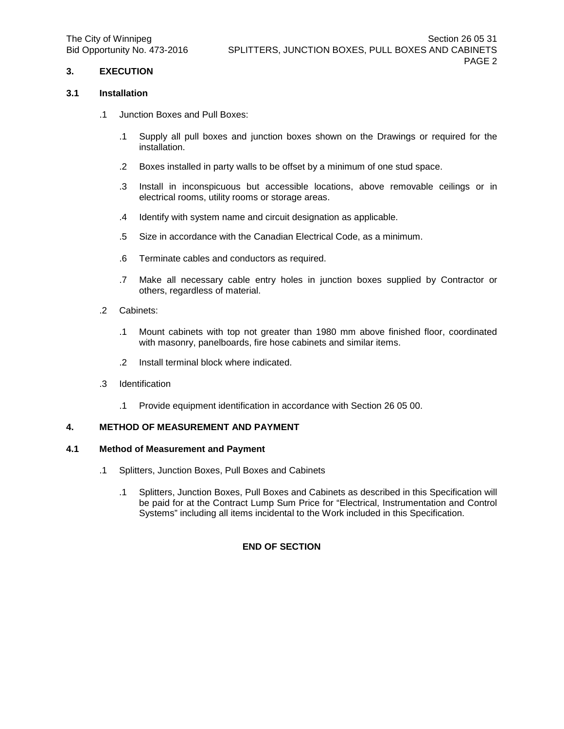## 3. EXECUTION

### 3.1 Installation

.1 Junction Boxes and Pull Boxes:

.1 Supply all pull boxes and junction boxes shown on the Drawings or required for the installation.

.2 Boxes installed in party walls to be offset by a minimum of one stud space.

.3 Install in inconspicuous but accessible locations, above removable ceilings or in electrical rooms, utility rooms or storage areas.

.4 Identify with system name and circuit designation as applicable.

.5 Size in accordance with the Canadian Electrical Code, as a minimum.

.6 Terminate cables and conductors as required.

.7 Make all necessary cable entry holes in junction boxes supplied by Contractor or others, regardless of material.

.2 Cabinets:

.1 Mount cabinets with top not greater than 1980 mm above finished floor, coordinated with masonry, panelboards, fire hose cabinets and similar items.

.2 Install terminal block where indicated.

.3 Identification

.1 Provide equipment identification in accordance with Section 26 05 00.

## 4. METHOD OF MEASUREMENT AND PAYMENT

### 4.1 Method of Measurement and Payment

.1 Splitters, Junction Boxes, Pull Boxes and Cabinets

.1 Splitters, Junction Boxes, Pull Boxes and Cabinets as described in this Specification will be paid for at the Contract Lump Sum Price for “Electrical, Instrumentation and Control Systems” including all items incidental to the Work included in this Specification.

**END OF SECTION**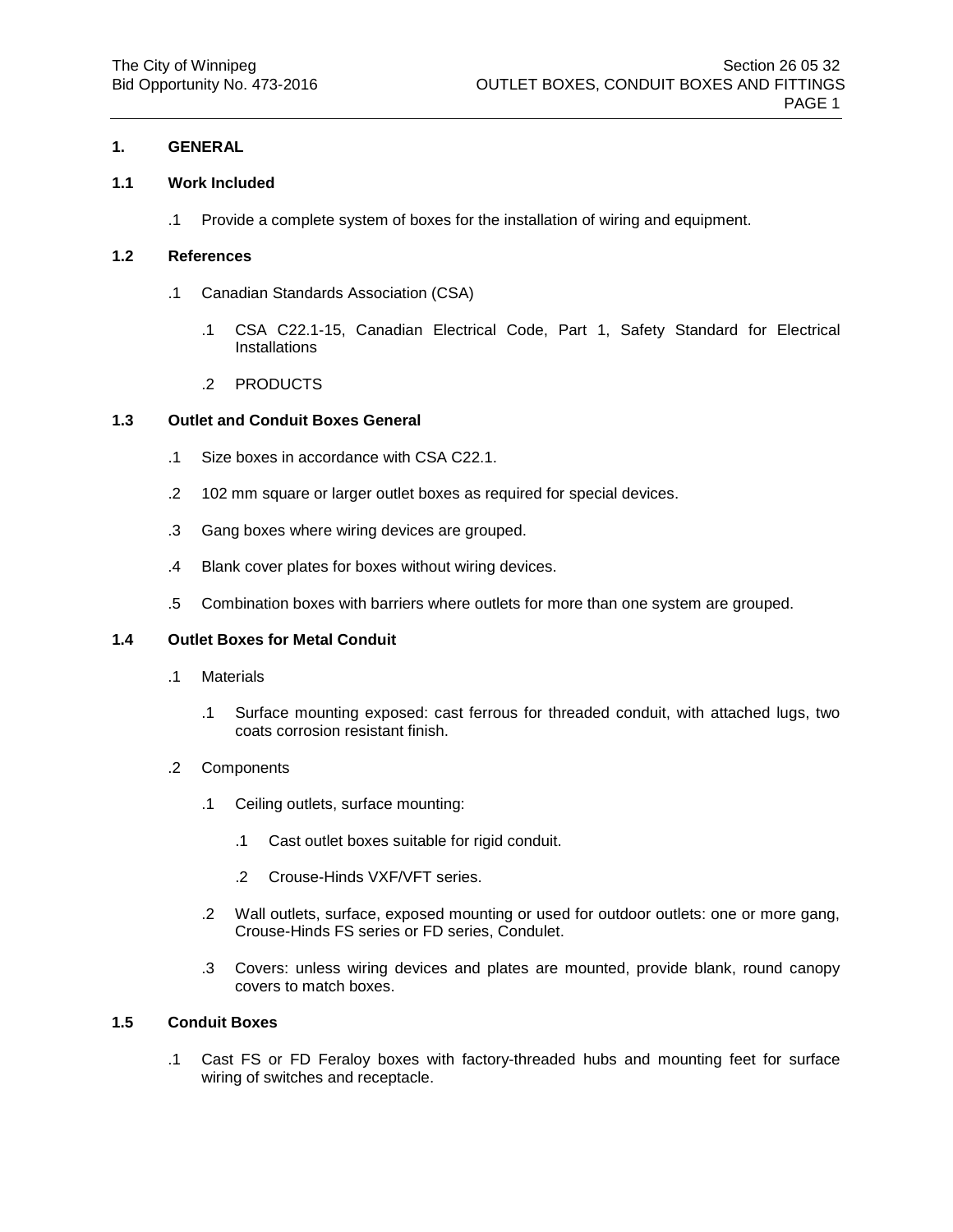## 1. GENERAL

### 1.1 Work Included

.1 Provide a complete system of boxes for the installation of wiring and equipment.

### 1.2 References

.1 Canadian Standards Association (CSA)

  .1 CSA C22.1-15, Canadian Electrical Code, Part 1, Safety Standard for Electrical Installations

  .2 PRODUCTS

### 1.3 Outlet and Conduit Boxes General

.1 Size boxes in accordance with CSA C22.1.

.2 102 mm square or larger outlet boxes as required for special devices.

.3 Gang boxes where wiring devices are grouped.

.4 Blank cover plates for boxes without wiring devices.

.5 Combination boxes with barriers where outlets for more than one system are grouped.

### 1.4 Outlet Boxes for Metal Conduit

.1 Materials

  .1 Surface mounting exposed: cast ferrous for threaded conduit, with attached lugs, two coats corrosion resistant finish.

.2 Components

  .1 Ceiling outlets, surface mounting:

    .1 Cast outlet boxes suitable for rigid conduit.

    .2 Crouse-Hinds VXF/VFT series.

  .2 Wall outlets, surface, exposed mounting or used for outdoor outlets: one or more gang, Crouse-Hinds FS series or FD series, Condulet.

  .3 Covers: unless wiring devices and plates are mounted, provide blank, round canopy covers to match boxes.

### 1.5 Conduit Boxes

.1 Cast FS or FD Feraloy boxes with factory-threaded hubs and mounting feet for surface wiring of switches and receptacle.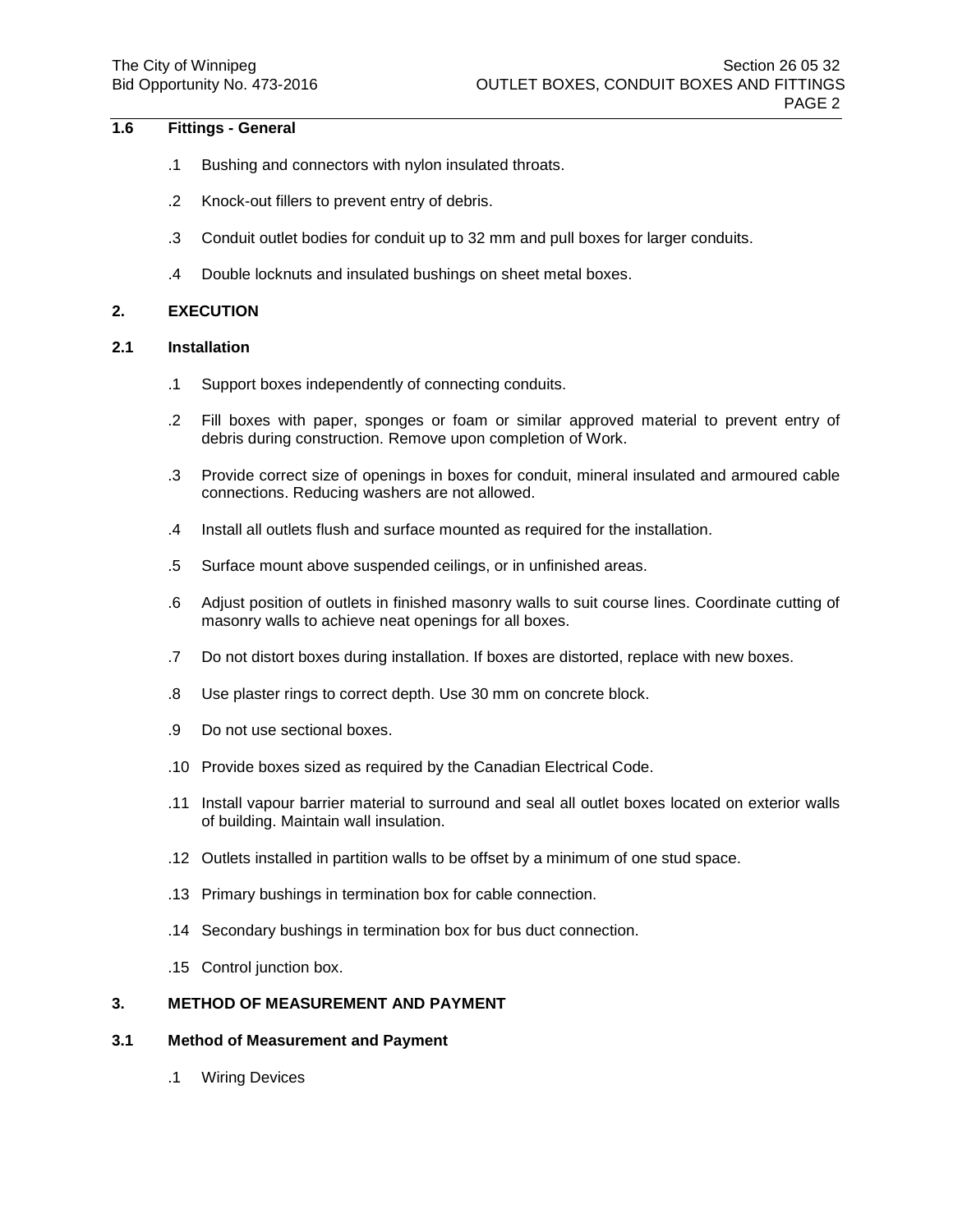### 1.6 Fittings - General

.1 Bushing and connectors with nylon insulated throats.

.2 Knock-out fillers to prevent entry of debris.

.3 Conduit outlet bodies for conduit up to 32 mm and pull boxes for larger conduits.

.4 Double locknuts and insulated bushings on sheet metal boxes.

## 2. EXECUTION

### 2.1 Installation

.1 Support boxes independently of connecting conduits.

.2 Fill boxes with paper, sponges or foam or similar approved material to prevent entry of debris during construction. Remove upon completion of Work.

.3 Provide correct size of openings in boxes for conduit, mineral insulated and armoured cable connections. Reducing washers are not allowed.

.4 Install all outlets flush and surface mounted as required for the installation.

.5 Surface mount above suspended ceilings, or in unfinished areas.

.6 Adjust position of outlets in finished masonry walls to suit course lines. Coordinate cutting of masonry walls to achieve neat openings for all boxes.

.7 Do not distort boxes during installation. If boxes are distorted, replace with new boxes.

.8 Use plaster rings to correct depth. Use 30 mm on concrete block.

.9 Do not use sectional boxes.

.10 Provide boxes sized as required by the Canadian Electrical Code.

.11 Install vapour barrier material to surround and seal all outlet boxes located on exterior walls of building. Maintain wall insulation.

.12 Outlets installed in partition walls to be offset by a minimum of one stud space.

.13 Primary bushings in termination box for cable connection.

.14 Secondary bushings in termination box for bus duct connection.

.15 Control junction box.

## 3. METHOD OF MEASUREMENT AND PAYMENT

### 3.1 Method of Measurement and Payment

.1 Wiring Devices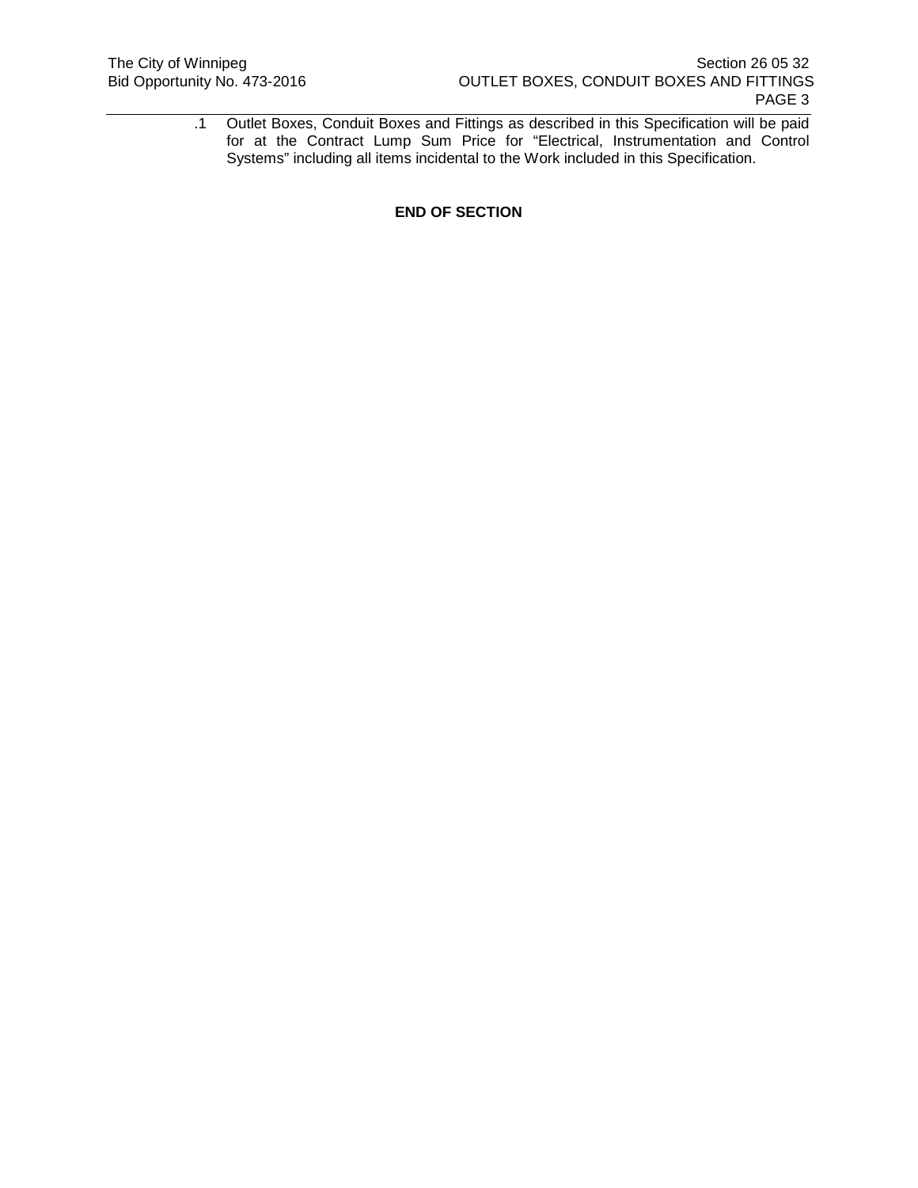.1 Outlet Boxes, Conduit Boxes and Fittings as described in this Specification will be paid for at the Contract Lump Sum Price for "Electrical, Instrumentation and Control Systems" including all items incidental to the Work included in this Specification.

**END OF SECTION**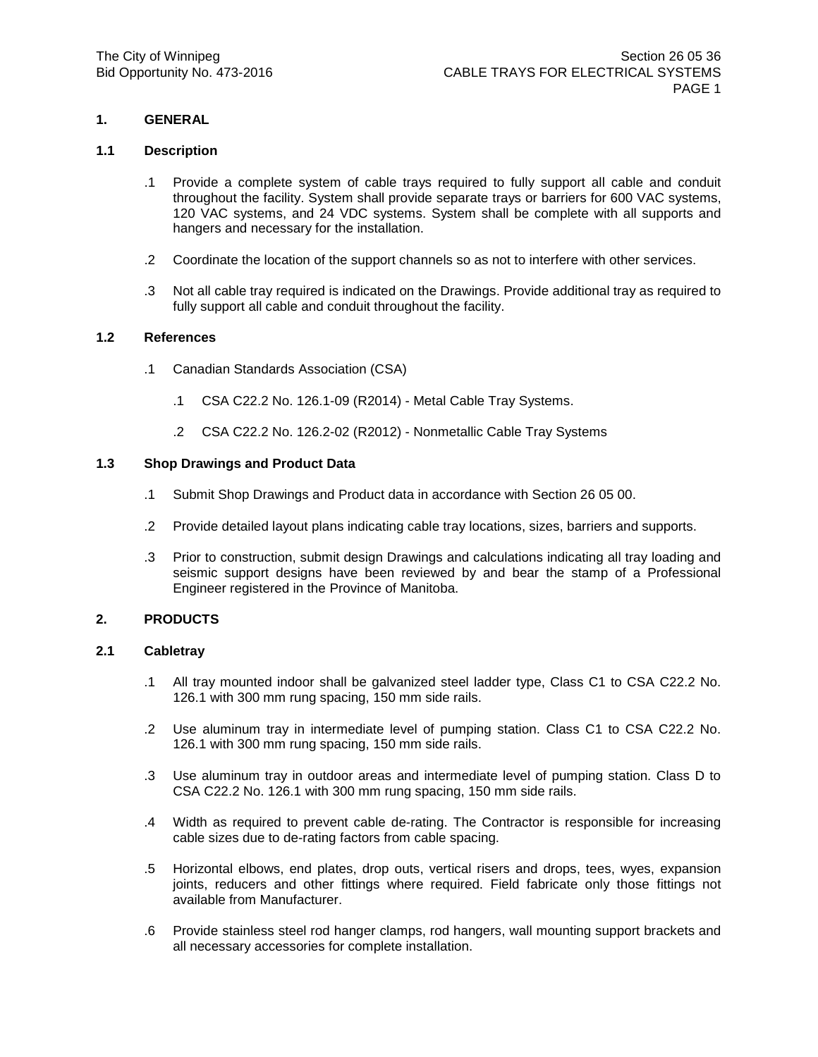## 1. GENERAL

### 1.1 Description

.1 Provide a complete system of cable trays required to fully support all cable and conduit throughout the facility. System shall provide separate trays or barriers for 600 VAC systems, 120 VAC systems, and 24 VDC systems. System shall be complete with all supports and hangers and necessary for the installation.

.2 Coordinate the location of the support channels so as not to interfere with other services.

.3 Not all cable tray required is indicated on the Drawings. Provide additional tray as required to fully support all cable and conduit throughout the facility.

### 1.2 References

.1 Canadian Standards Association (CSA)

- .1 CSA C22.2 No. 126.1-09 (R2014) - Metal Cable Tray Systems.
- .2 CSA C22.2 No. 126.2-02 (R2012) - Nonmetallic Cable Tray Systems

### 1.3 Shop Drawings and Product Data

.1 Submit Shop Drawings and Product data in accordance with Section 26 05 00.

.2 Provide detailed layout plans indicating cable tray locations, sizes, barriers and supports.

.3 Prior to construction, submit design Drawings and calculations indicating all tray loading and seismic support designs have been reviewed by and bear the stamp of a Professional Engineer registered in the Province of Manitoba.

## 2. PRODUCTS

### 2.1 Cabletray

.1 All tray mounted indoor shall be galvanized steel ladder type, Class C1 to CSA C22.2 No. 126.1 with 300 mm rung spacing, 150 mm side rails.

.2 Use aluminum tray in intermediate level of pumping station. Class C1 to CSA C22.2 No. 126.1 with 300 mm rung spacing, 150 mm side rails.

.3 Use aluminum tray in outdoor areas and intermediate level of pumping station. Class D to CSA C22.2 No. 126.1 with 300 mm rung spacing, 150 mm side rails.

.4 Width as required to prevent cable de-rating. The Contractor is responsible for increasing cable sizes due to de-rating factors from cable spacing.

.5 Horizontal elbows, end plates, drop outs, vertical risers and drops, tees, wyes, expansion joints, reducers and other fittings where required. Field fabricate only those fittings not available from Manufacturer.

.6 Provide stainless steel rod hanger clamps, rod hangers, wall mounting support brackets and all necessary accessories for complete installation.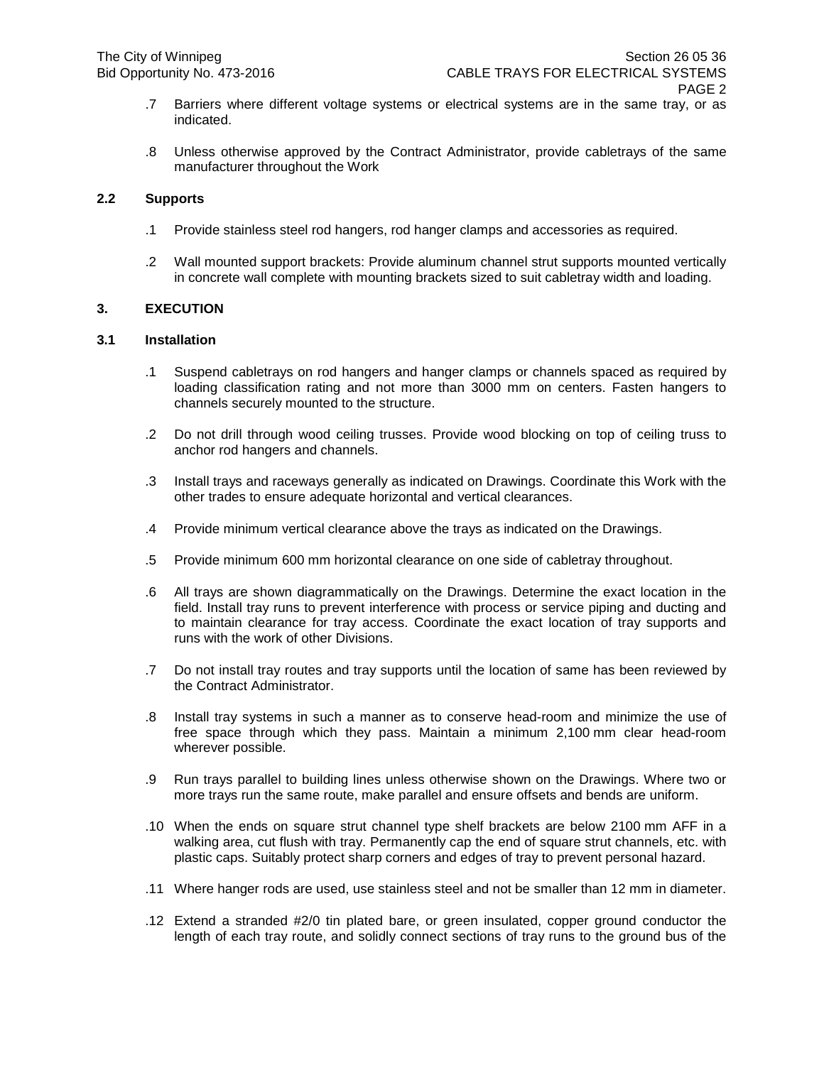.7 Barriers where different voltage systems or electrical systems are in the same tray, or as indicated.

.8 Unless otherwise approved by the Contract Administrator, provide cabletrays of the same manufacturer throughout the Work

## 2.2 Supports

.1 Provide stainless steel rod hangers, rod hanger clamps and accessories as required.

.2 Wall mounted support brackets: Provide aluminum channel strut supports mounted vertically in concrete wall complete with mounting brackets sized to suit cabletray width and loading.

# 3. EXECUTION

## 3.1 Installation

.1 Suspend cabletrays on rod hangers and hanger clamps or channels spaced as required by loading classification rating and not more than 3000 mm on centers. Fasten hangers to channels securely mounted to the structure.

.2 Do not drill through wood ceiling trusses. Provide wood blocking on top of ceiling truss to anchor rod hangers and channels.

.3 Install trays and raceways generally as indicated on Drawings. Coordinate this Work with the other trades to ensure adequate horizontal and vertical clearances.

.4 Provide minimum vertical clearance above the trays as indicated on the Drawings.

.5 Provide minimum 600 mm horizontal clearance on one side of cabletray throughout.

.6 All trays are shown diagrammatically on the Drawings. Determine the exact location in the field. Install tray runs to prevent interference with process or service piping and ducting and to maintain clearance for tray access. Coordinate the exact location of tray supports and runs with the work of other Divisions.

.7 Do not install tray routes and tray supports until the location of same has been reviewed by the Contract Administrator.

.8 Install tray systems in such a manner as to conserve head-room and minimize the use of free space through which they pass. Maintain a minimum 2,100 mm clear head-room wherever possible.

.9 Run trays parallel to building lines unless otherwise shown on the Drawings. Where two or more trays run the same route, make parallel and ensure offsets and bends are uniform.

.10 When the ends on square strut channel type shelf brackets are below 2100 mm AFF in a walking area, cut flush with tray. Permanently cap the end of square strut channels, etc. with plastic caps. Suitably protect sharp corners and edges of tray to prevent personal hazard.

.11 Where hanger rods are used, use stainless steel and not be smaller than 12 mm in diameter.

.12 Extend a stranded #2/0 tin plated bare, or green insulated, copper ground conductor the length of each tray route, and solidly connect sections of tray runs to the ground bus of the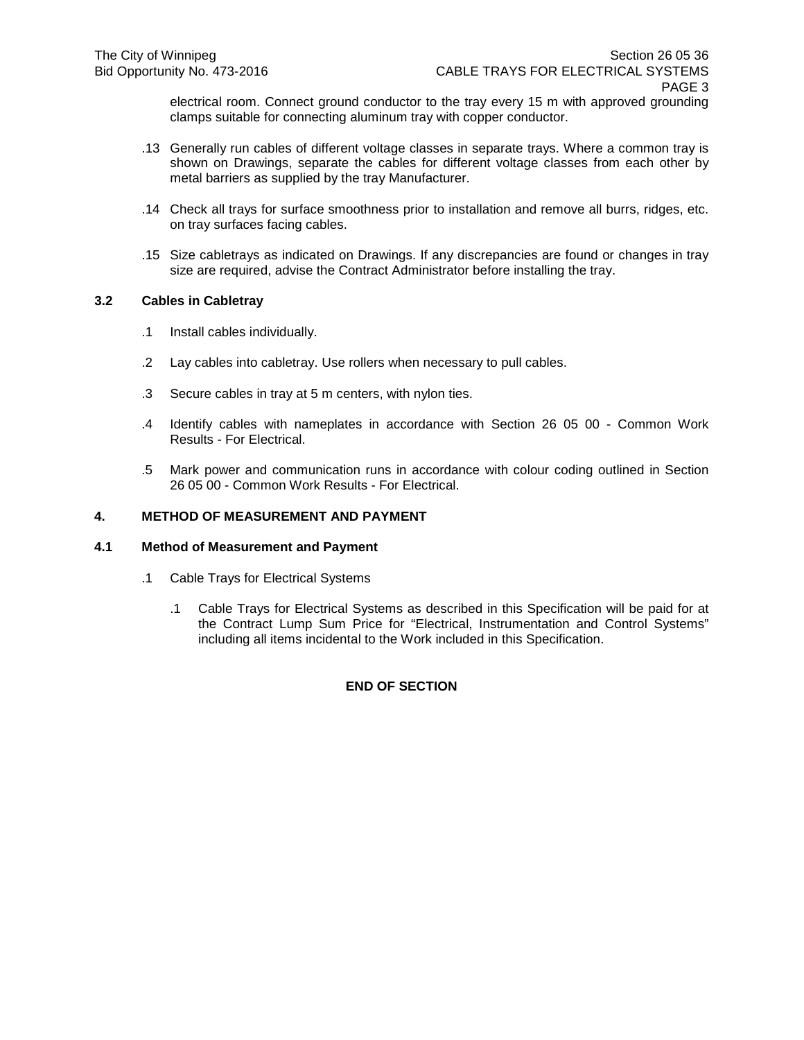electrical room. Connect ground conductor to the tray every 15 m with approved grounding clamps suitable for connecting aluminum tray with copper conductor.

.13 Generally run cables of different voltage classes in separate trays. Where a common tray is shown on Drawings, separate the cables for different voltage classes from each other by metal barriers as supplied by the tray Manufacturer.

.14 Check all trays for surface smoothness prior to installation and remove all burrs, ridges, etc. on tray surfaces facing cables.

.15 Size cabletrays as indicated on Drawings. If any discrepancies are found or changes in tray size are required, advise the Contract Administrator before installing the tray.

### 3.2 Cables in Cabletray

.1 Install cables individually.

.2 Lay cables into cabletray. Use rollers when necessary to pull cables.

.3 Secure cables in tray at 5 m centers, with nylon ties.

.4 Identify cables with nameplates in accordance with Section 26 05 00 - Common Work Results - For Electrical.

.5 Mark power and communication runs in accordance with colour coding outlined in Section 26 05 00 - Common Work Results - For Electrical.

## 4. METHOD OF MEASUREMENT AND PAYMENT

### 4.1 Method of Measurement and Payment

.1 Cable Trays for Electrical Systems

.1 Cable Trays for Electrical Systems as described in this Specification will be paid for at the Contract Lump Sum Price for “Electrical, Instrumentation and Control Systems” including all items incidental to the Work included in this Specification.

**END OF SECTION**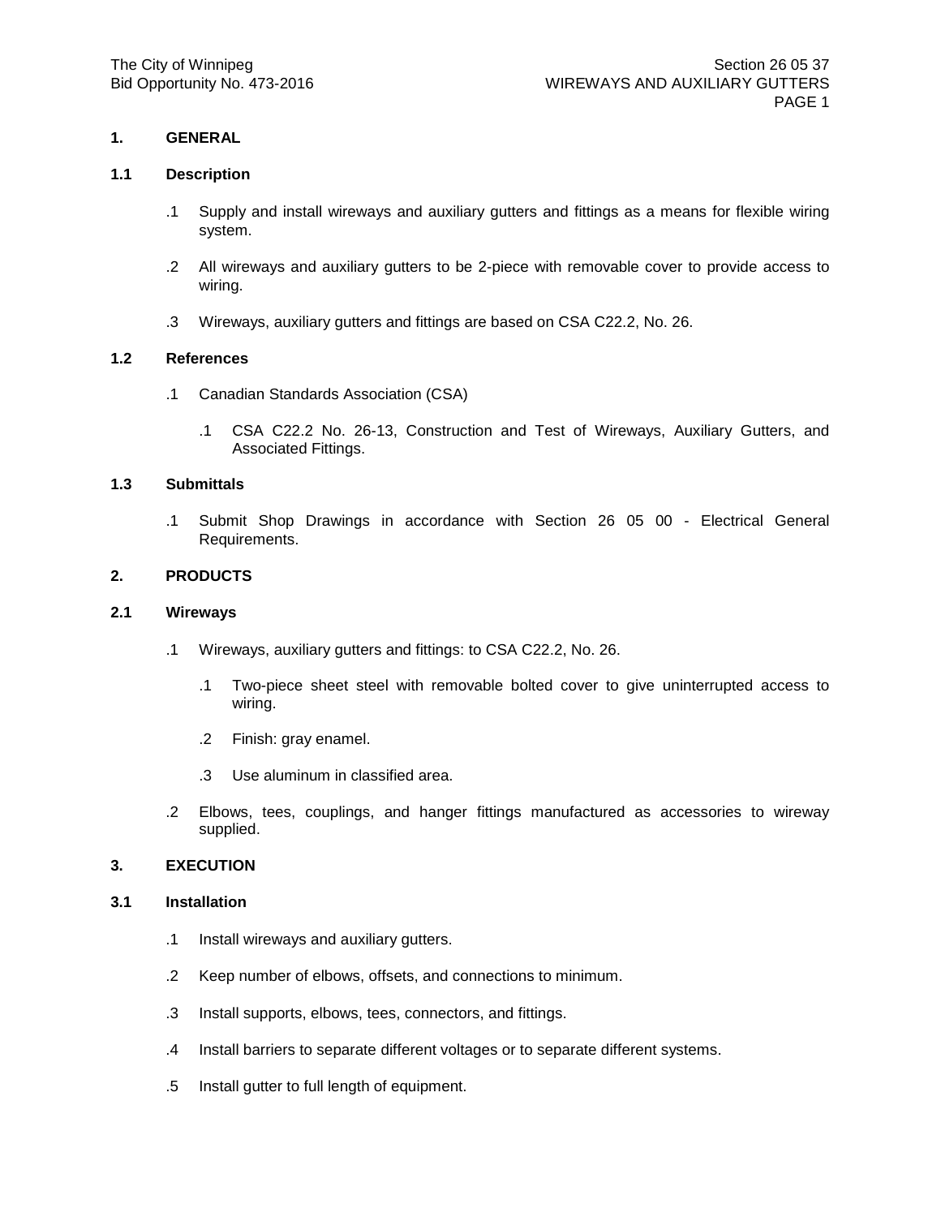## 1. GENERAL

### 1.1 Description

.1 Supply and install wireways and auxiliary gutters and fittings as a means for flexible wiring system.

.2 All wireways and auxiliary gutters to be 2-piece with removable cover to provide access to wiring.

.3 Wireways, auxiliary gutters and fittings are based on CSA C22.2, No. 26.

### 1.2 References

.1 Canadian Standards Association (CSA)

 .1 CSA C22.2 No. 26-13, Construction and Test of Wireways, Auxiliary Gutters, and Associated Fittings.

### 1.3 Submittals

.1 Submit Shop Drawings in accordance with Section 26 05 00 - Electrical General Requirements.

## 2. PRODUCTS

### 2.1 Wireways

.1 Wireways, auxiliary gutters and fittings: to CSA C22.2, No. 26.

 .1 Two-piece sheet steel with removable bolted cover to give uninterrupted access to wiring.

 .2 Finish: gray enamel.

 .3 Use aluminum in classified area.

.2 Elbows, tees, couplings, and hanger fittings manufactured as accessories to wireway supplied.

## 3. EXECUTION

### 3.1 Installation

.1 Install wireways and auxiliary gutters.

.2 Keep number of elbows, offsets, and connections to minimum.

.3 Install supports, elbows, tees, connectors, and fittings.

.4 Install barriers to separate different voltages or to separate different systems.

.5 Install gutter to full length of equipment.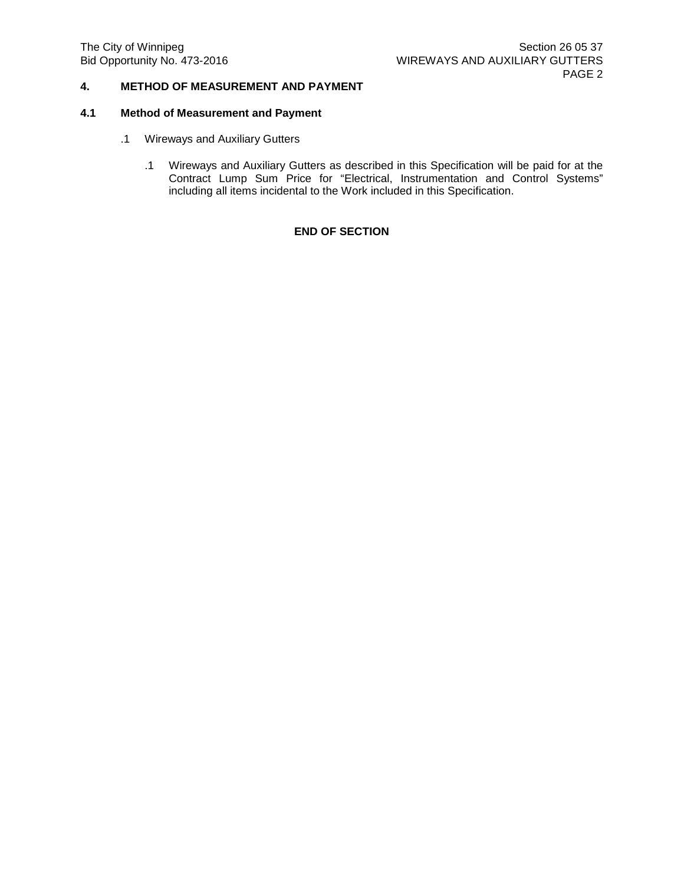## 4. METHOD OF MEASUREMENT AND PAYMENT

### 4.1 Method of Measurement and Payment

.1 Wireways and Auxiliary Gutters

.1 Wireways and Auxiliary Gutters as described in this Specification will be paid for at the Contract Lump Sum Price for “Electrical, Instrumentation and Control Systems” including all items incidental to the Work included in this Specification.

**END OF SECTION**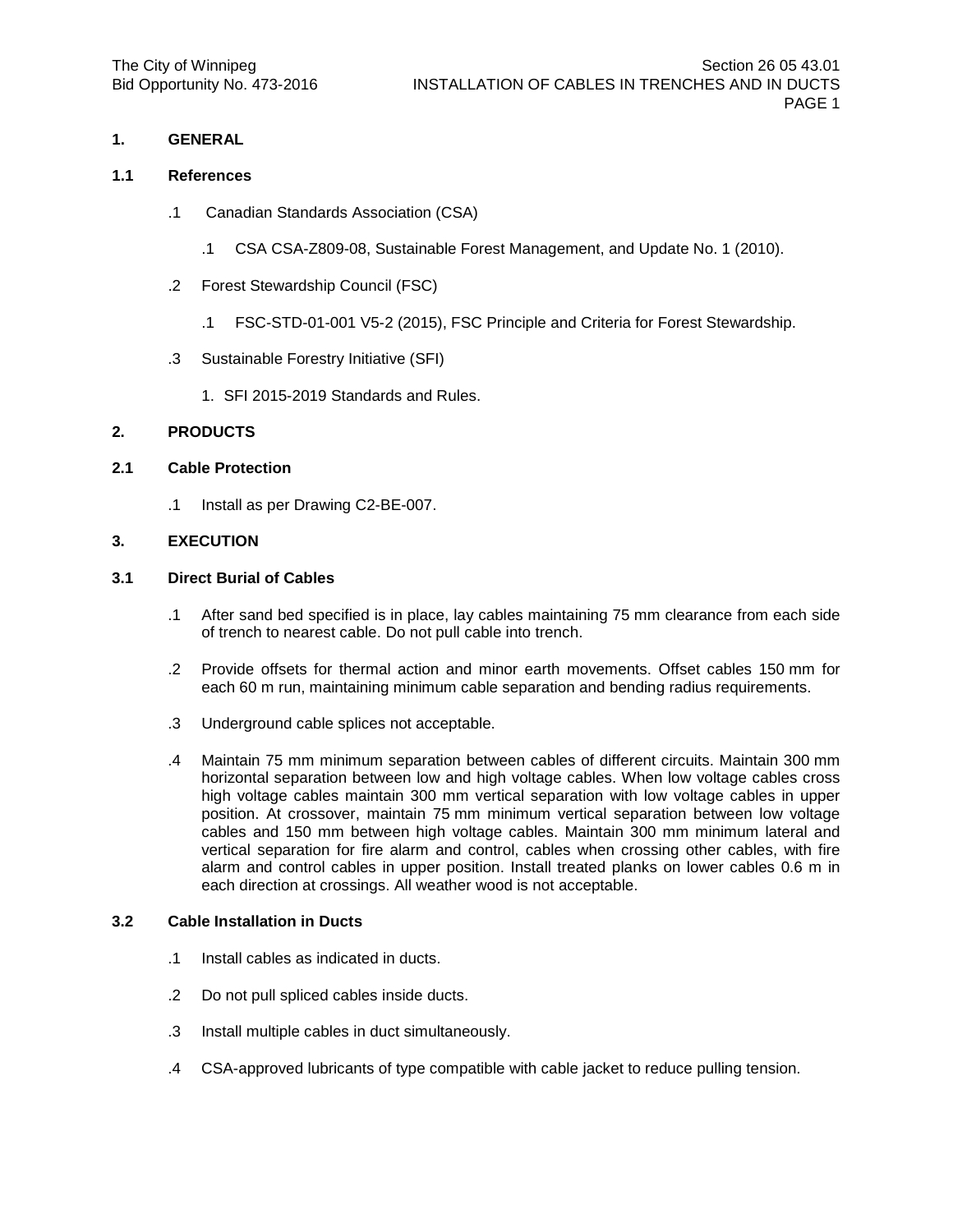## 1. GENERAL

### 1.1 References

.1 Canadian Standards Association (CSA)

  .1 CSA CSA-Z809-08, Sustainable Forest Management, and Update No. 1 (2010).

.2 Forest Stewardship Council (FSC)

  .1 FSC-STD-01-001 V5-2 (2015), FSC Principle and Criteria for Forest Stewardship.

.3 Sustainable Forestry Initiative (SFI)

  1. SFI 2015-2019 Standards and Rules.

## 2. PRODUCTS

### 2.1 Cable Protection

.1 Install as per Drawing C2-BE-007.

## 3. EXECUTION

### 3.1 Direct Burial of Cables

.1 After sand bed specified is in place, lay cables maintaining 75 mm clearance from each side of trench to nearest cable. Do not pull cable into trench.

.2 Provide offsets for thermal action and minor earth movements. Offset cables 150 mm for each 60 m run, maintaining minimum cable separation and bending radius requirements.

.3 Underground cable splices not acceptable.

.4 Maintain 75 mm minimum separation between cables of different circuits. Maintain 300 mm horizontal separation between low and high voltage cables. When low voltage cables cross high voltage cables maintain 300 mm vertical separation with low voltage cables in upper position. At crossover, maintain 75 mm minimum vertical separation between low voltage cables and 150 mm between high voltage cables. Maintain 300 mm minimum lateral and vertical separation for fire alarm and control, cables when crossing other cables, with fire alarm and control cables in upper position. Install treated planks on lower cables 0.6 m in each direction at crossings. All weather wood is not acceptable.

### 3.2 Cable Installation in Ducts

.1 Install cables as indicated in ducts.

.2 Do not pull spliced cables inside ducts.

.3 Install multiple cables in duct simultaneously.

.4 CSA-approved lubricants of type compatible with cable jacket to reduce pulling tension.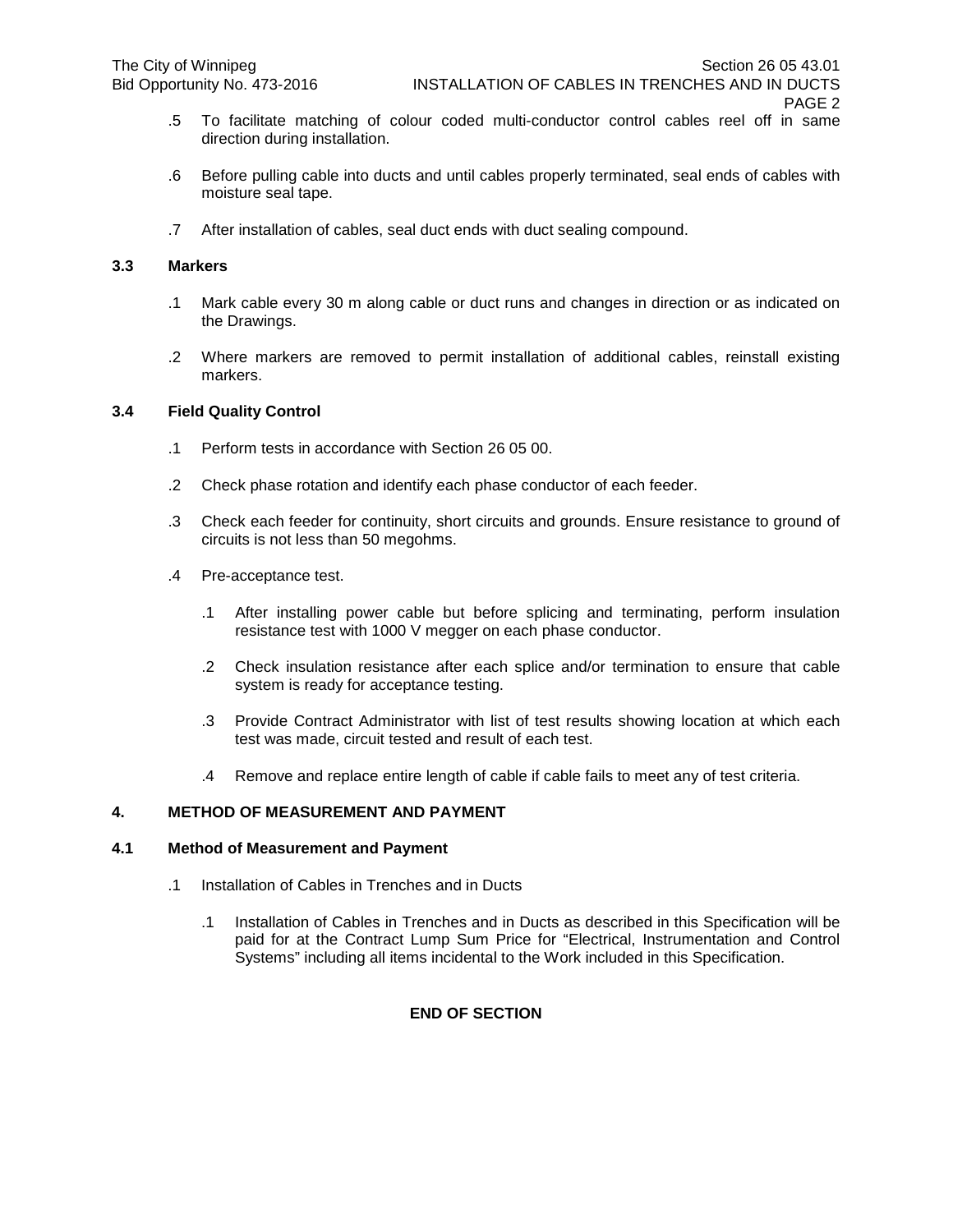.5 To facilitate matching of colour coded multi-conductor control cables reel off in same direction during installation.

.6 Before pulling cable into ducts and until cables properly terminated, seal ends of cables with moisture seal tape.

.7 After installation of cables, seal duct ends with duct sealing compound.

### 3.3 Markers

.1 Mark cable every 30 m along cable or duct runs and changes in direction or as indicated on the Drawings.

.2 Where markers are removed to permit installation of additional cables, reinstall existing markers.

### 3.4 Field Quality Control

.1 Perform tests in accordance with Section 26 05 00.

.2 Check phase rotation and identify each phase conductor of each feeder.

.3 Check each feeder for continuity, short circuits and grounds. Ensure resistance to ground of circuits is not less than 50 megohms.

.4 Pre-acceptance test.

- .1 After installing power cable but before splicing and terminating, perform insulation resistance test with 1000 V megger on each phase conductor.
- .2 Check insulation resistance after each splice and/or termination to ensure that cable system is ready for acceptance testing.
- .3 Provide Contract Administrator with list of test results showing location at which each test was made, circuit tested and result of each test.
- .4 Remove and replace entire length of cable if cable fails to meet any of test criteria.

## 4. METHOD OF MEASUREMENT AND PAYMENT

### 4.1 Method of Measurement and Payment

.1 Installation of Cables in Trenches and in Ducts

- .1 Installation of Cables in Trenches and in Ducts as described in this Specification will be paid for at the Contract Lump Sum Price for "Electrical, Instrumentation and Control Systems" including all items incidental to the Work included in this Specification.

**END OF SECTION**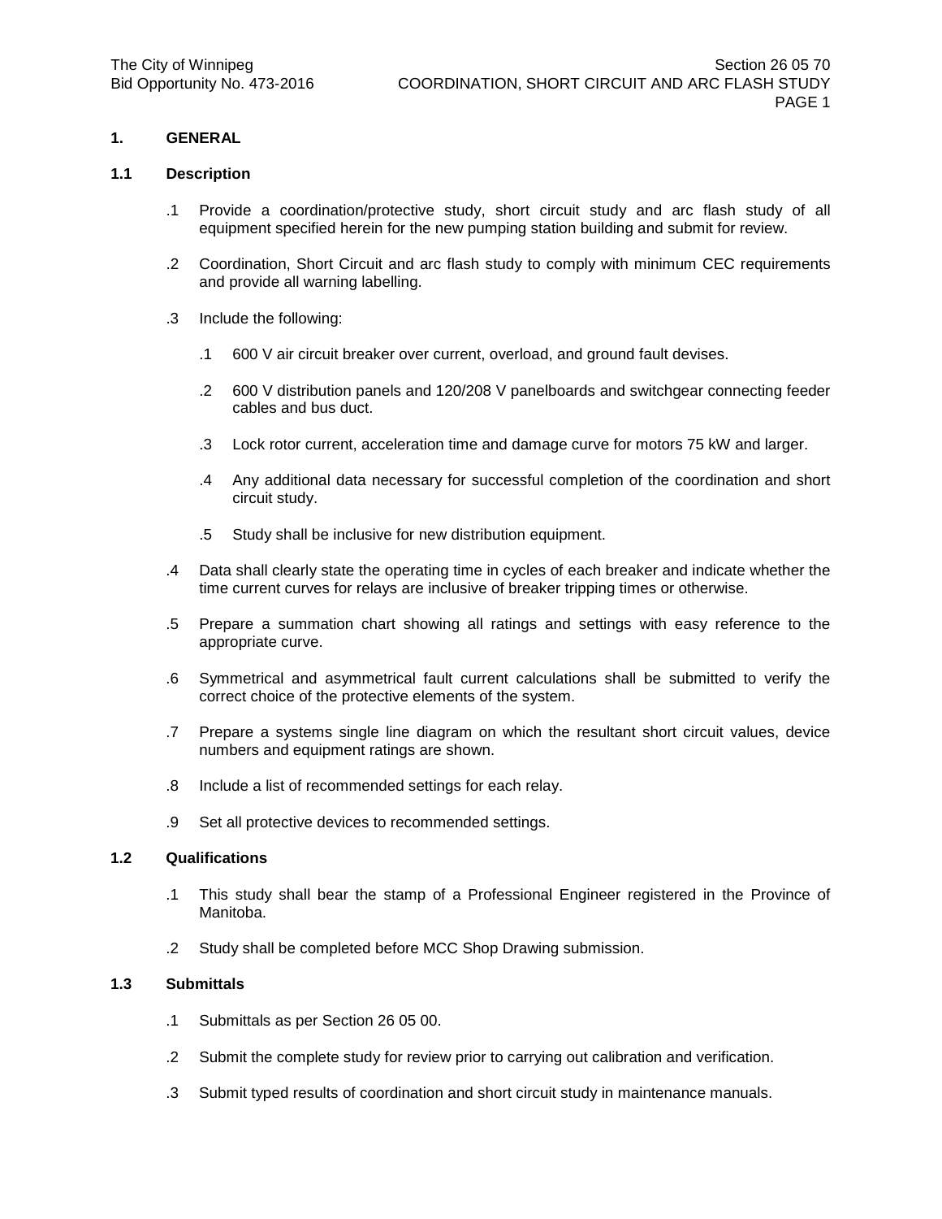## 1. GENERAL

### 1.1 Description

.1 Provide a coordination/protective study, short circuit study and arc flash study of all equipment specified herein for the new pumping station building and submit for review.

.2 Coordination, Short Circuit and arc flash study to comply with minimum CEC requirements and provide all warning labelling.

.3 Include the following:

  .1 600 V air circuit breaker over current, overload, and ground fault devises.

  .2 600 V distribution panels and 120/208 V panelboards and switchgear connecting feeder cables and bus duct.

  .3 Lock rotor current, acceleration time and damage curve for motors 75 kW and larger.

  .4 Any additional data necessary for successful completion of the coordination and short circuit study.

  .5 Study shall be inclusive for new distribution equipment.

.4 Data shall clearly state the operating time in cycles of each breaker and indicate whether the time current curves for relays are inclusive of breaker tripping times or otherwise.

.5 Prepare a summation chart showing all ratings and settings with easy reference to the appropriate curve.

.6 Symmetrical and asymmetrical fault current calculations shall be submitted to verify the correct choice of the protective elements of the system.

.7 Prepare a systems single line diagram on which the resultant short circuit values, device numbers and equipment ratings are shown.

.8 Include a list of recommended settings for each relay.

.9 Set all protective devices to recommended settings.

### 1.2 Qualifications

.1 This study shall bear the stamp of a Professional Engineer registered in the Province of Manitoba.

.2 Study shall be completed before MCC Shop Drawing submission.

### 1.3 Submittals

.1 Submittals as per Section 26 05 00.

.2 Submit the complete study for review prior to carrying out calibration and verification.

.3 Submit typed results of coordination and short circuit study in maintenance manuals.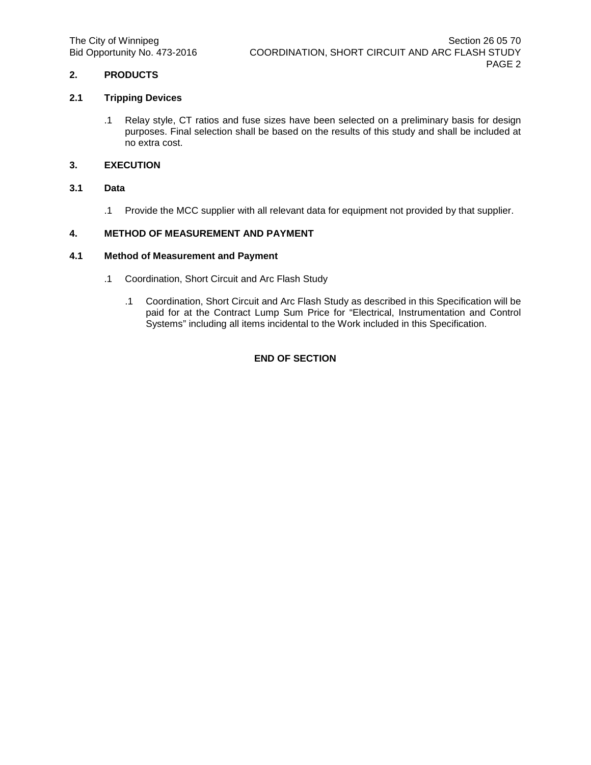## 2. PRODUCTS

### 2.1 Tripping Devices

.1 Relay style, CT ratios and fuse sizes have been selected on a preliminary basis for design purposes. Final selection shall be based on the results of this study and shall be included at no extra cost.

## 3. EXECUTION

### 3.1 Data

.1 Provide the MCC supplier with all relevant data for equipment not provided by that supplier.

## 4. METHOD OF MEASUREMENT AND PAYMENT

### 4.1 Method of Measurement and Payment

.1 Coordination, Short Circuit and Arc Flash Study

.1 Coordination, Short Circuit and Arc Flash Study as described in this Specification will be paid for at the Contract Lump Sum Price for "Electrical, Instrumentation and Control Systems" including all items incidental to the Work included in this Specification.

**END OF SECTION**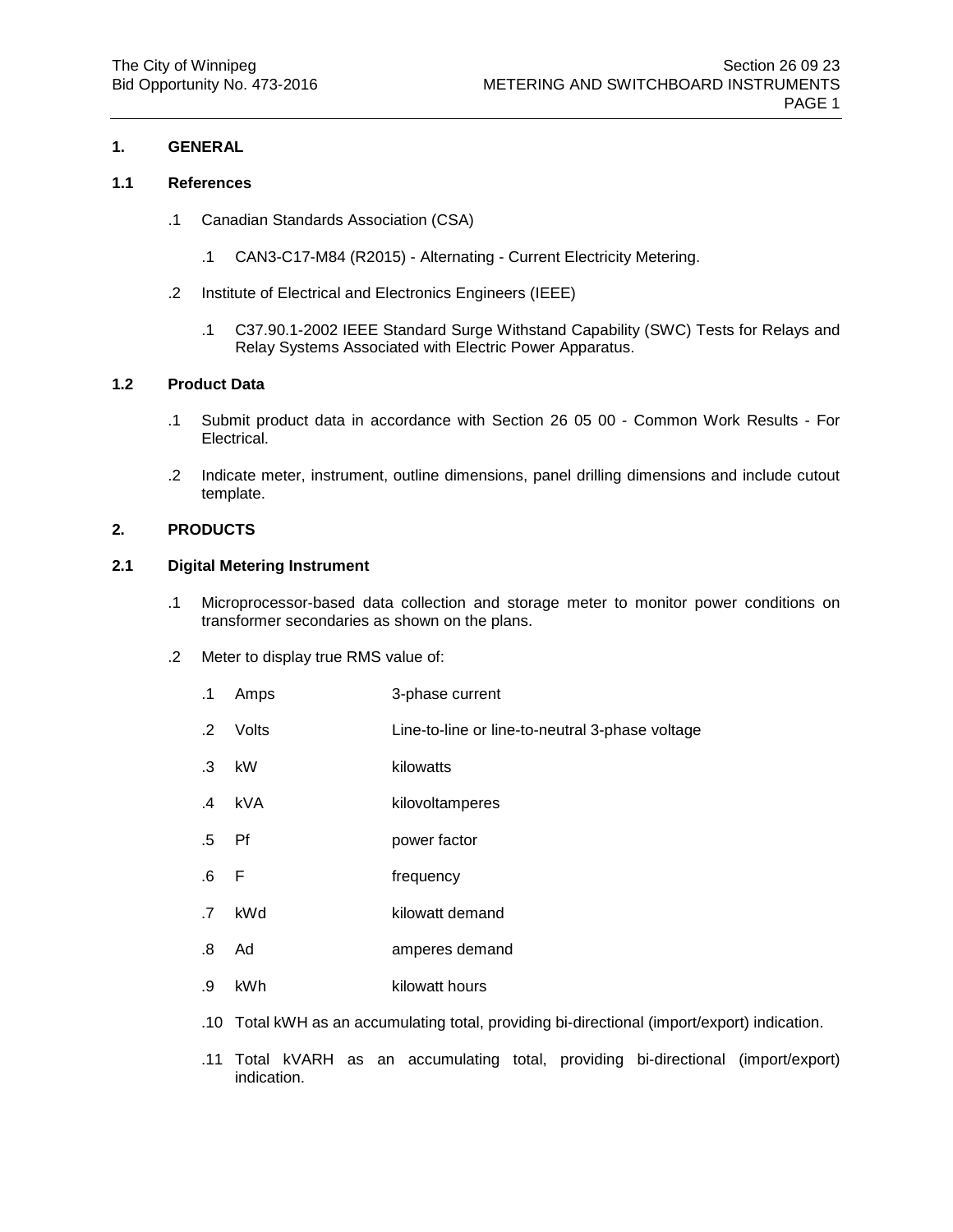# 1. GENERAL

## 1.1 References

.1 Canadian Standards Association (CSA)

.1 CAN3-C17-M84 (R2015) - Alternating - Current Electricity Metering.

.2 Institute of Electrical and Electronics Engineers (IEEE)

.1 C37.90.1-2002 IEEE Standard Surge Withstand Capability (SWC) Tests for Relays and Relay Systems Associated with Electric Power Apparatus.

## 1.2 Product Data

.1 Submit product data in accordance with Section 26 05 00 - Common Work Results - For Electrical.

.2 Indicate meter, instrument, outline dimensions, panel drilling dimensions and include cutout template.

# 2. PRODUCTS

## 2.1 Digital Metering Instrument

.1 Microprocessor-based data collection and storage meter to monitor power conditions on transformer secondaries as shown on the plans.

.2 Meter to display true RMS value of:

.1 Amps — 3-phase current

.2 Volts — Line-to-line or line-to-neutral 3-phase voltage

.3 kW — kilowatts

.4 kVA — kilovoltamperes

.5 Pf — power factor

.6 F — frequency

.7 kWd — kilowatt demand

.8 Ad — amperes demand

.9 kWh — kilowatt hours

.10 Total kWH as an accumulating total, providing bi-directional (import/export) indication.

.11 Total kVARH as an accumulating total, providing bi-directional (import/export) indication.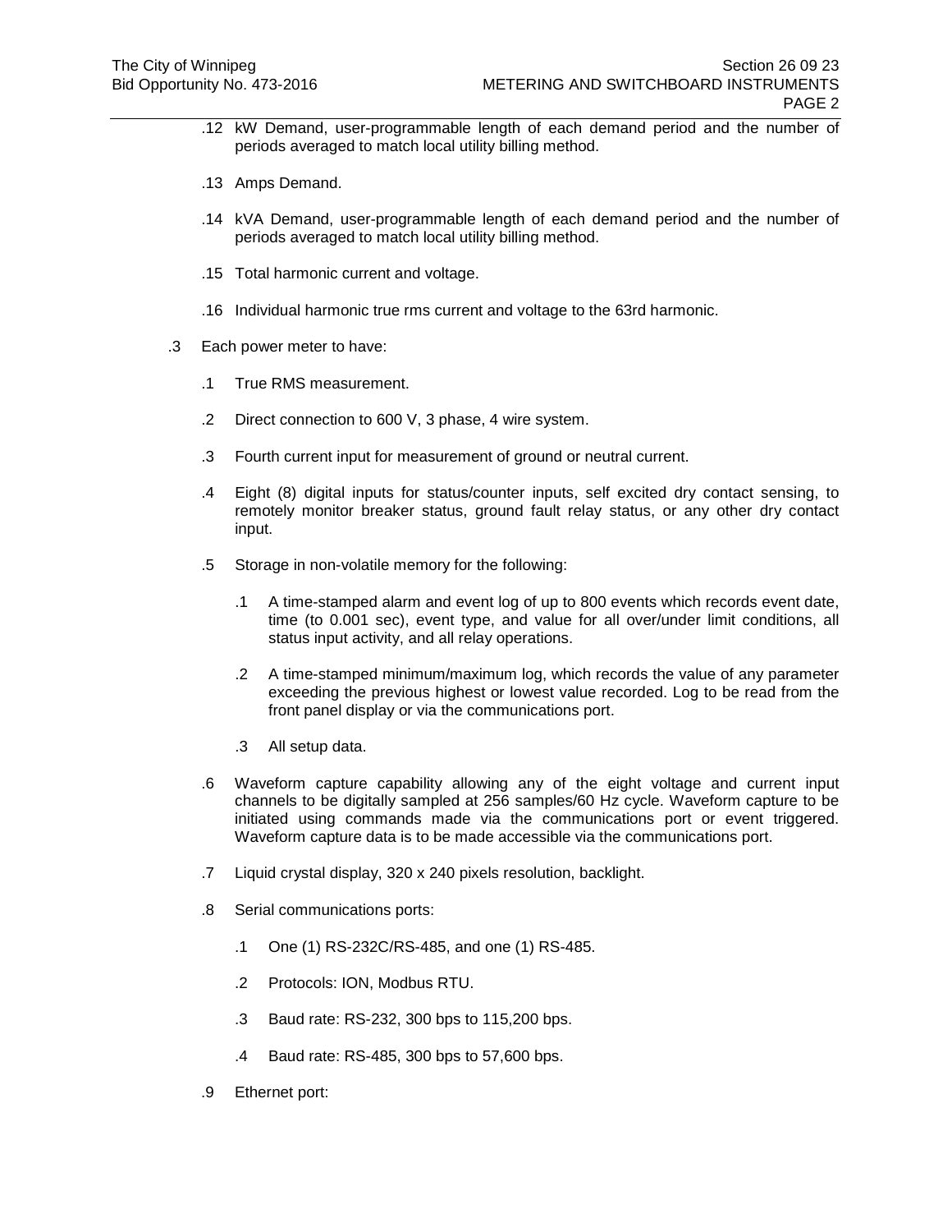.12 kW Demand, user-programmable length of each demand period and the number of periods averaged to match local utility billing method.

.13 Amps Demand.

.14 kVA Demand, user-programmable length of each demand period and the number of periods averaged to match local utility billing method.

.15 Total harmonic current and voltage.

.16 Individual harmonic true rms current and voltage to the 63rd harmonic.

.3 Each power meter to have:

- .1 True RMS measurement.
- .2 Direct connection to 600 V, 3 phase, 4 wire system.
- .3 Fourth current input for measurement of ground or neutral current.
- .4 Eight (8) digital inputs for status/counter inputs, self excited dry contact sensing, to remotely monitor breaker status, ground fault relay status, or any other dry contact input.
- .5 Storage in non-volatile memory for the following:
  - .1 A time-stamped alarm and event log of up to 800 events which records event date, time (to 0.001 sec), event type, and value for all over/under limit conditions, all status input activity, and all relay operations.
  - .2 A time-stamped minimum/maximum log, which records the value of any parameter exceeding the previous highest or lowest value recorded. Log to be read from the front panel display or via the communications port.
  - .3 All setup data.
- .6 Waveform capture capability allowing any of the eight voltage and current input channels to be digitally sampled at 256 samples/60 Hz cycle. Waveform capture to be initiated using commands made via the communications port or event triggered. Waveform capture data is to be made accessible via the communications port.
- .7 Liquid crystal display, 320 x 240 pixels resolution, backlight.
- .8 Serial communications ports:
  - .1 One (1) RS-232C/RS-485, and one (1) RS-485.
  - .2 Protocols: ION, Modbus RTU.
  - .3 Baud rate: RS-232, 300 bps to 115,200 bps.
  - .4 Baud rate: RS-485, 300 bps to 57,600 bps.
- .9 Ethernet port: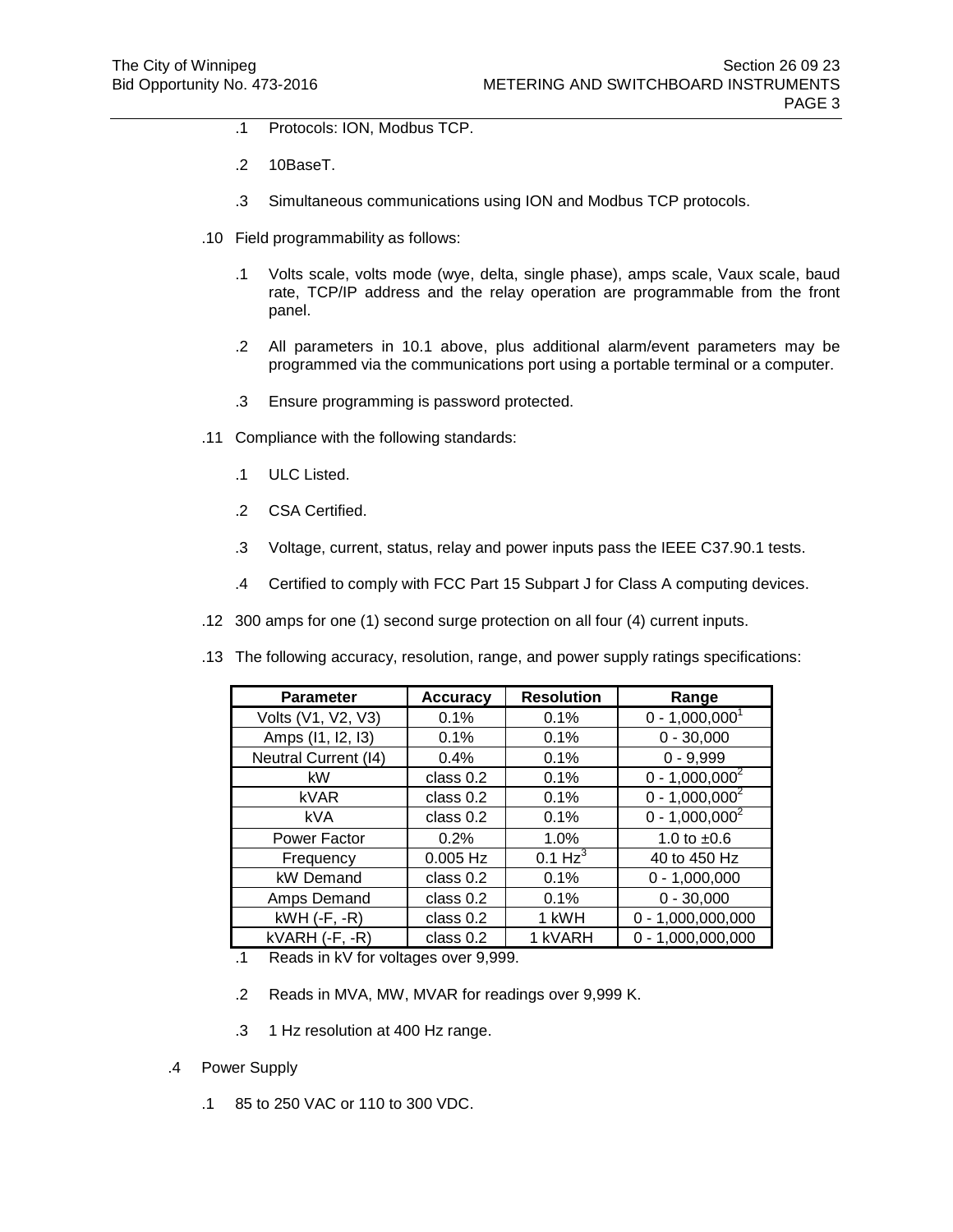.1 Protocols: ION, Modbus TCP.

.2 10BaseT.

.3 Simultaneous communications using ION and Modbus TCP protocols.

.10 Field programmability as follows:

.1 Volts scale, volts mode (wye, delta, single phase), amps scale, Vaux scale, baud rate, TCP/IP address and the relay operation are programmable from the front panel.

.2 All parameters in 10.1 above, plus additional alarm/event parameters may be programmed via the communications port using a portable terminal or a computer.

.3 Ensure programming is password protected.

.11 Compliance with the following standards:

.1 ULC Listed.

.2 CSA Certified.

.3 Voltage, current, status, relay and power inputs pass the IEEE C37.90.1 tests.

.4 Certified to comply with FCC Part 15 Subpart J for Class A computing devices.

.12 300 amps for one (1) second surge protection on all four (4) current inputs.

.13 The following accuracy, resolution, range, and power supply ratings specifications:

| Parameter | Accuracy | Resolution | Range |
|---|---|---|---|
| Volts (V1, V2, V3) | 0.1% | 0.1% | 0 - 1,000,000[1] |
| Amps (I1, I2, I3) | 0.1% | 0.1% | 0 - 30,000 |
| Neutral Current (I4) | 0.4% | 0.1% | 0 - 9,999 |
| kW | class 0.2 | 0.1% | 0 - 1,000,000[2] |
| kVAR | class 0.2 | 0.1% | 0 - 1,000,000[2] |
| kVA | class 0.2 | 0.1% | 0 - 1,000,000[2] |
| Power Factor | 0.2% | 1.0% | 1.0 to ±0.6 |
| Frequency | 0.005 Hz | 0.1 Hz[3] | 40 to 450 Hz |
| kW Demand | class 0.2 | 0.1% | 0 - 1,000,000 |
| Amps Demand | class 0.2 | 0.1% | 0 - 30,000 |
| kWH (-F, -R) | class 0.2 | 1 kWH | 0 - 1,000,000,000 |
| kVARH (-F, -R) | class 0.2 | 1 kVARH | 0 - 1,000,000,000 |

.1 Reads in kV for voltages over 9,999.

.2 Reads in MVA, MW, MVAR for readings over 9,999 K.

.3 1 Hz resolution at 400 Hz range.

.4 Power Supply

.1 85 to 250 VAC or 110 to 300 VDC.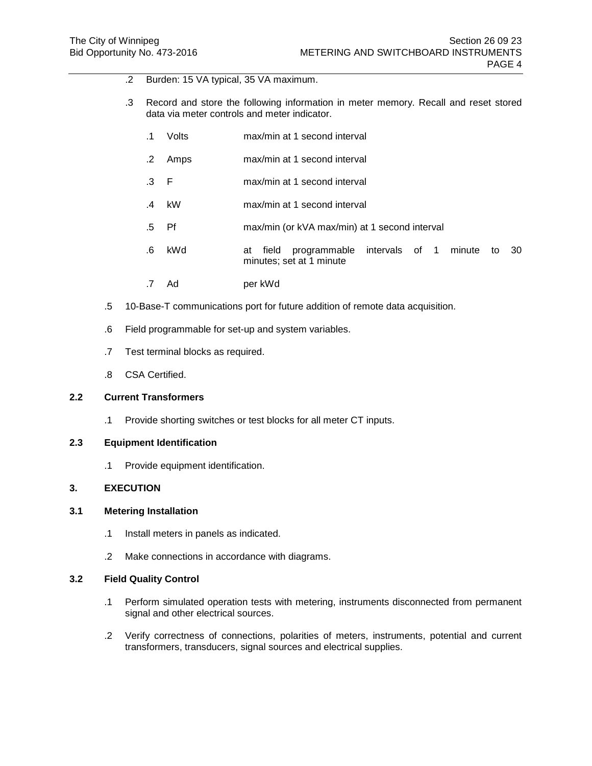.2 Burden: 15 VA typical, 35 VA maximum.

.3 Record and store the following information in meter memory. Recall and reset stored data via meter controls and meter indicator.

.1 Volts max/min at 1 second interval

.2 Amps max/min at 1 second interval

.3 F max/min at 1 second interval

.4 kW max/min at 1 second interval

.5 Pf max/min (or kVA max/min) at 1 second interval

.6 kWd at field programmable intervals of 1 minute to 30 minutes; set at 1 minute

.7 Ad per kWd

.5 10-Base-T communications port for future addition of remote data acquisition.

.6 Field programmable for set-up and system variables.

.7 Test terminal blocks as required.

.8 CSA Certified.

### 2.2 Current Transformers

.1 Provide shorting switches or test blocks for all meter CT inputs.

### 2.3 Equipment Identification

.1 Provide equipment identification.

## 3. EXECUTION

### 3.1 Metering Installation

.1 Install meters in panels as indicated.

.2 Make connections in accordance with diagrams.

### 3.2 Field Quality Control

.1 Perform simulated operation tests with metering, instruments disconnected from permanent signal and other electrical sources.

.2 Verify correctness of connections, polarities of meters, instruments, potential and current transformers, transducers, signal sources and electrical supplies.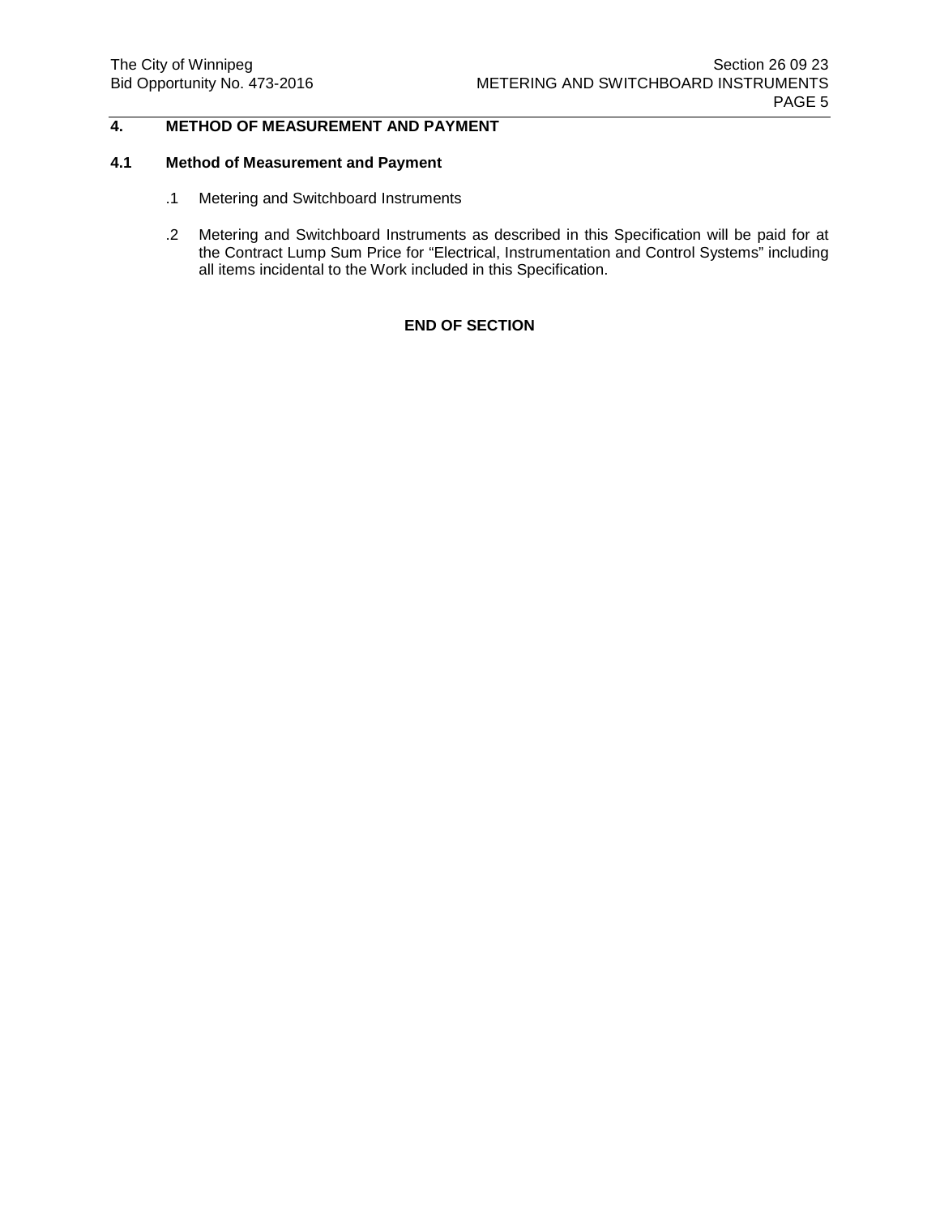## 4. METHOD OF MEASUREMENT AND PAYMENT

### 4.1 Method of Measurement and Payment

.1 Metering and Switchboard Instruments

.2 Metering and Switchboard Instruments as described in this Specification will be paid for at the Contract Lump Sum Price for “Electrical, Instrumentation and Control Systems” including all items incidental to the Work included in this Specification.

**END OF SECTION**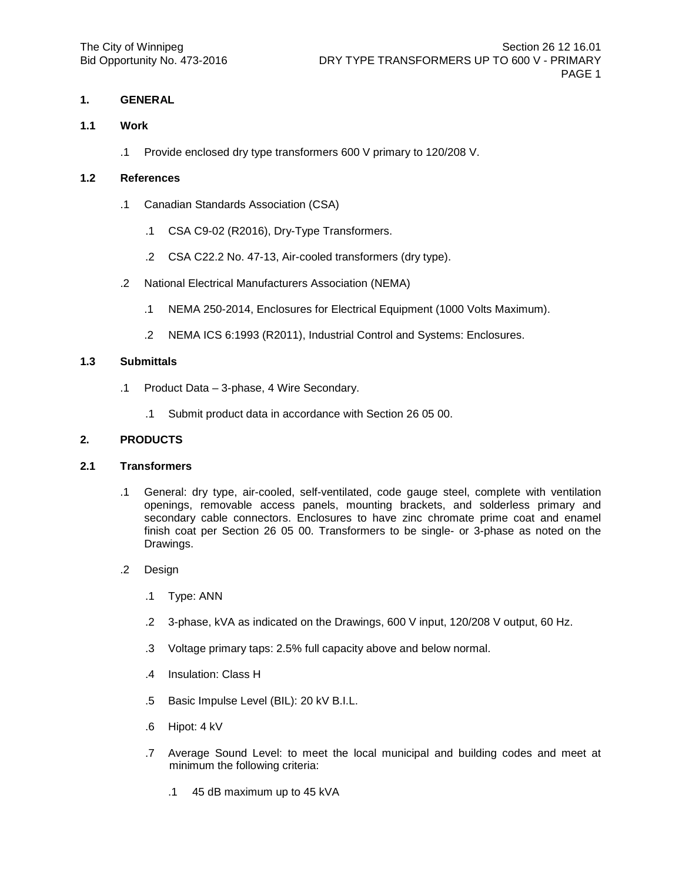## 1. GENERAL

### 1.1 Work

.1 Provide enclosed dry type transformers 600 V primary to 120/208 V.

### 1.2 References

.1 Canadian Standards Association (CSA)

   .1 CSA C9-02 (R2016), Dry-Type Transformers.

   .2 CSA C22.2 No. 47-13, Air-cooled transformers (dry type).

.2 National Electrical Manufacturers Association (NEMA)

   .1 NEMA 250-2014, Enclosures for Electrical Equipment (1000 Volts Maximum).

   .2 NEMA ICS 6:1993 (R2011), Industrial Control and Systems: Enclosures.

### 1.3 Submittals

.1 Product Data – 3-phase, 4 Wire Secondary.

   .1 Submit product data in accordance with Section 26 05 00.

## 2. PRODUCTS

### 2.1 Transformers

.1 General: dry type, air-cooled, self-ventilated, code gauge steel, complete with ventilation openings, removable access panels, mounting brackets, and solderless primary and secondary cable connectors. Enclosures to have zinc chromate prime coat and enamel finish coat per Section 26 05 00. Transformers to be single- or 3-phase as noted on the Drawings.

.2 Design

   .1 Type: ANN

   .2 3-phase, kVA as indicated on the Drawings, 600 V input, 120/208 V output, 60 Hz.

   .3 Voltage primary taps: 2.5% full capacity above and below normal.

   .4 Insulation: Class H

   .5 Basic Impulse Level (BIL): 20 kV B.I.L.

   .6 Hipot: 4 kV

   .7 Average Sound Level: to meet the local municipal and building codes and meet at minimum the following criteria:

      .1 45 dB maximum up to 45 kVA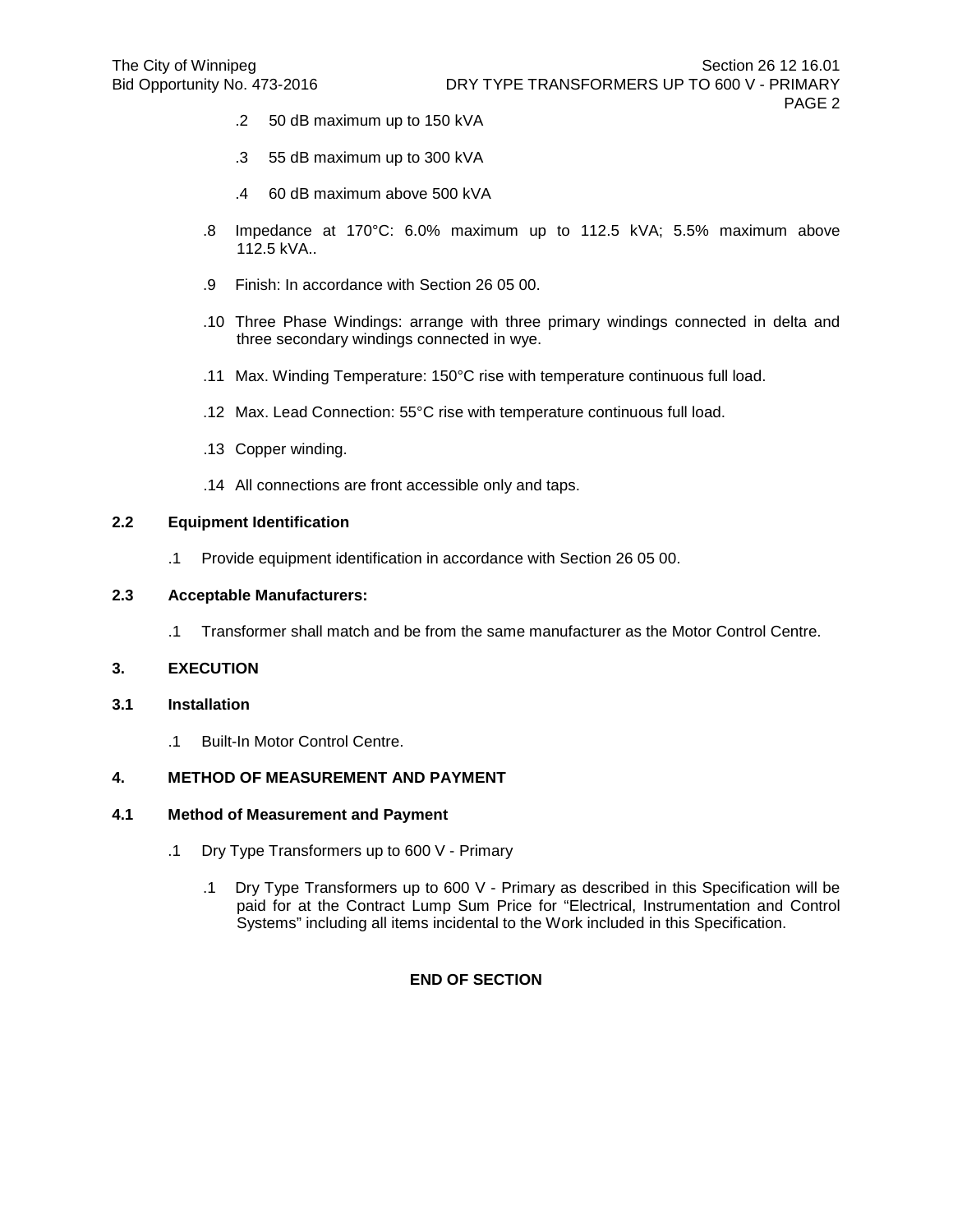.2 50 dB maximum up to 150 kVA

.3 55 dB maximum up to 300 kVA

.4 60 dB maximum above 500 kVA

.8 Impedance at 170°C: 6.0% maximum up to 112.5 kVA; 5.5% maximum above 112.5 kVA..

.9 Finish: In accordance with Section 26 05 00.

.10 Three Phase Windings: arrange with three primary windings connected in delta and three secondary windings connected in wye.

.11 Max. Winding Temperature: 150°C rise with temperature continuous full load.

.12 Max. Lead Connection: 55°C rise with temperature continuous full load.

.13 Copper winding.

.14 All connections are front accessible only and taps.

### 2.2 Equipment Identification

.1 Provide equipment identification in accordance with Section 26 05 00.

### 2.3 Acceptable Manufacturers:

.1 Transformer shall match and be from the same manufacturer as the Motor Control Centre.

## 3. EXECUTION

### 3.1 Installation

.1 Built-In Motor Control Centre.

## 4. METHOD OF MEASUREMENT AND PAYMENT

### 4.1 Method of Measurement and Payment

.1 Dry Type Transformers up to 600 V - Primary

.1 Dry Type Transformers up to 600 V - Primary as described in this Specification will be paid for at the Contract Lump Sum Price for “Electrical, Instrumentation and Control Systems” including all items incidental to the Work included in this Specification.

**END OF SECTION**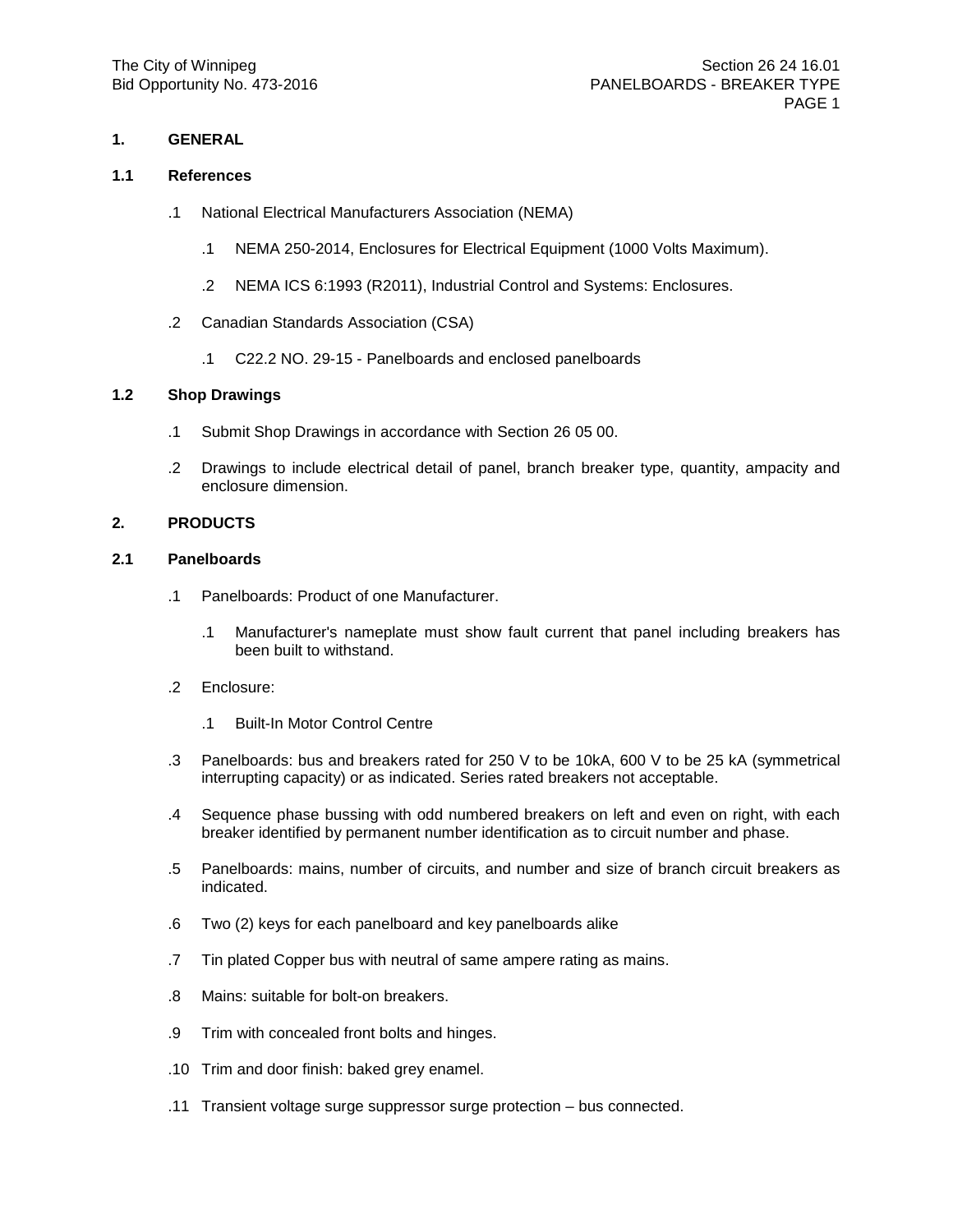## 1. GENERAL

### 1.1 References

.1 National Electrical Manufacturers Association (NEMA)

  .1 NEMA 250-2014, Enclosures for Electrical Equipment (1000 Volts Maximum).

  .2 NEMA ICS 6:1993 (R2011), Industrial Control and Systems: Enclosures.

.2 Canadian Standards Association (CSA)

  .1 C22.2 NO. 29-15 - Panelboards and enclosed panelboards

### 1.2 Shop Drawings

.1 Submit Shop Drawings in accordance with Section 26 05 00.

.2 Drawings to include electrical detail of panel, branch breaker type, quantity, ampacity and enclosure dimension.

## 2. PRODUCTS

### 2.1 Panelboards

.1 Panelboards: Product of one Manufacturer.

  .1 Manufacturer's nameplate must show fault current that panel including breakers has been built to withstand.

.2 Enclosure:

  .1 Built-In Motor Control Centre

.3 Panelboards: bus and breakers rated for 250 V to be 10kA, 600 V to be 25 kA (symmetrical interrupting capacity) or as indicated. Series rated breakers not acceptable.

.4 Sequence phase bussing with odd numbered breakers on left and even on right, with each breaker identified by permanent number identification as to circuit number and phase.

.5 Panelboards: mains, number of circuits, and number and size of branch circuit breakers as indicated.

.6 Two (2) keys for each panelboard and key panelboards alike

.7 Tin plated Copper bus with neutral of same ampere rating as mains.

.8 Mains: suitable for bolt-on breakers.

.9 Trim with concealed front bolts and hinges.

.10 Trim and door finish: baked grey enamel.

.11 Transient voltage surge suppressor surge protection – bus connected.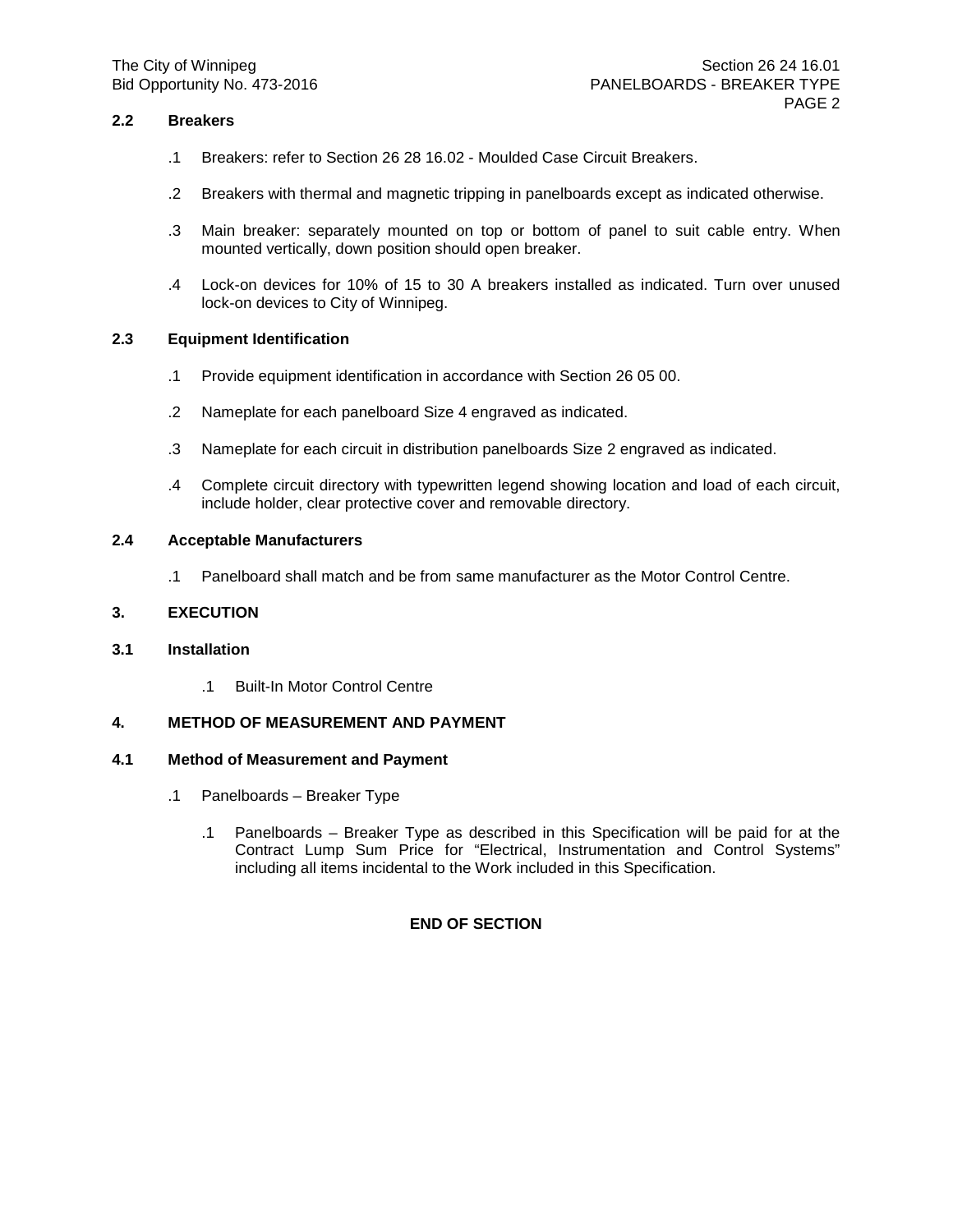## 2.2 Breakers

.1 Breakers: refer to Section 26 28 16.02 - Moulded Case Circuit Breakers.

.2 Breakers with thermal and magnetic tripping in panelboards except as indicated otherwise.

.3 Main breaker: separately mounted on top or bottom of panel to suit cable entry. When mounted vertically, down position should open breaker.

.4 Lock-on devices for 10% of 15 to 30 A breakers installed as indicated. Turn over unused lock-on devices to City of Winnipeg.

## 2.3 Equipment Identification

.1 Provide equipment identification in accordance with Section 26 05 00.

.2 Nameplate for each panelboard Size 4 engraved as indicated.

.3 Nameplate for each circuit in distribution panelboards Size 2 engraved as indicated.

.4 Complete circuit directory with typewritten legend showing location and load of each circuit, include holder, clear protective cover and removable directory.

## 2.4 Acceptable Manufacturers

.1 Panelboard shall match and be from same manufacturer as the Motor Control Centre.

# 3. EXECUTION

## 3.1 Installation

.1 Built-In Motor Control Centre

# 4. METHOD OF MEASUREMENT AND PAYMENT

## 4.1 Method of Measurement and Payment

.1 Panelboards – Breaker Type

.1 Panelboards – Breaker Type as described in this Specification will be paid for at the Contract Lump Sum Price for “Electrical, Instrumentation and Control Systems” including all items incidental to the Work included in this Specification.

**END OF SECTION**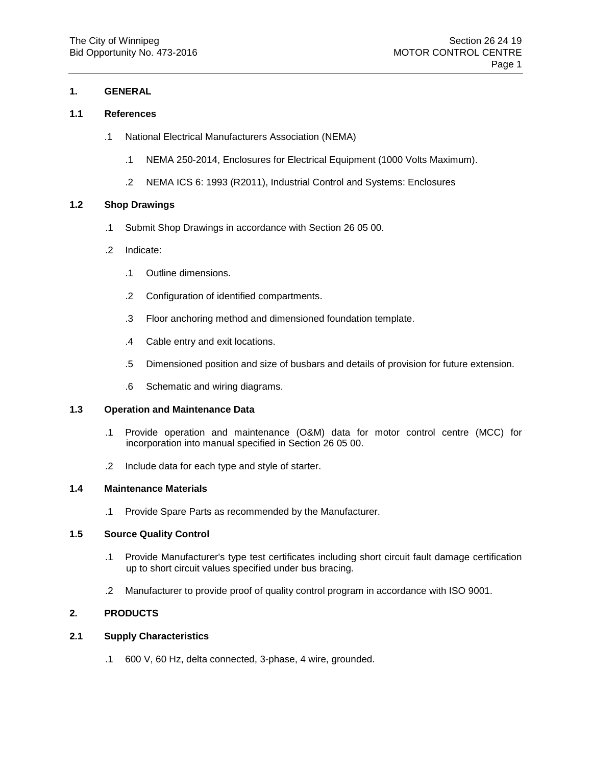## 1. GENERAL

### 1.1 References

.1 National Electrical Manufacturers Association (NEMA)

  .1 NEMA 250-2014, Enclosures for Electrical Equipment (1000 Volts Maximum).

  .2 NEMA ICS 6: 1993 (R2011), Industrial Control and Systems: Enclosures

### 1.2 Shop Drawings

.1 Submit Shop Drawings in accordance with Section 26 05 00.

.2 Indicate:

  .1 Outline dimensions.

  .2 Configuration of identified compartments.

  .3 Floor anchoring method and dimensioned foundation template.

  .4 Cable entry and exit locations.

  .5 Dimensioned position and size of busbars and details of provision for future extension.

  .6 Schematic and wiring diagrams.

### 1.3 Operation and Maintenance Data

.1 Provide operation and maintenance (O&M) data for motor control centre (MCC) for incorporation into manual specified in Section 26 05 00.

.2 Include data for each type and style of starter.

### 1.4 Maintenance Materials

.1 Provide Spare Parts as recommended by the Manufacturer.

### 1.5 Source Quality Control

.1 Provide Manufacturer's type test certificates including short circuit fault damage certification up to short circuit values specified under bus bracing.

.2 Manufacturer to provide proof of quality control program in accordance with ISO 9001.

## 2. PRODUCTS

### 2.1 Supply Characteristics

.1 600 V, 60 Hz, delta connected, 3-phase, 4 wire, grounded.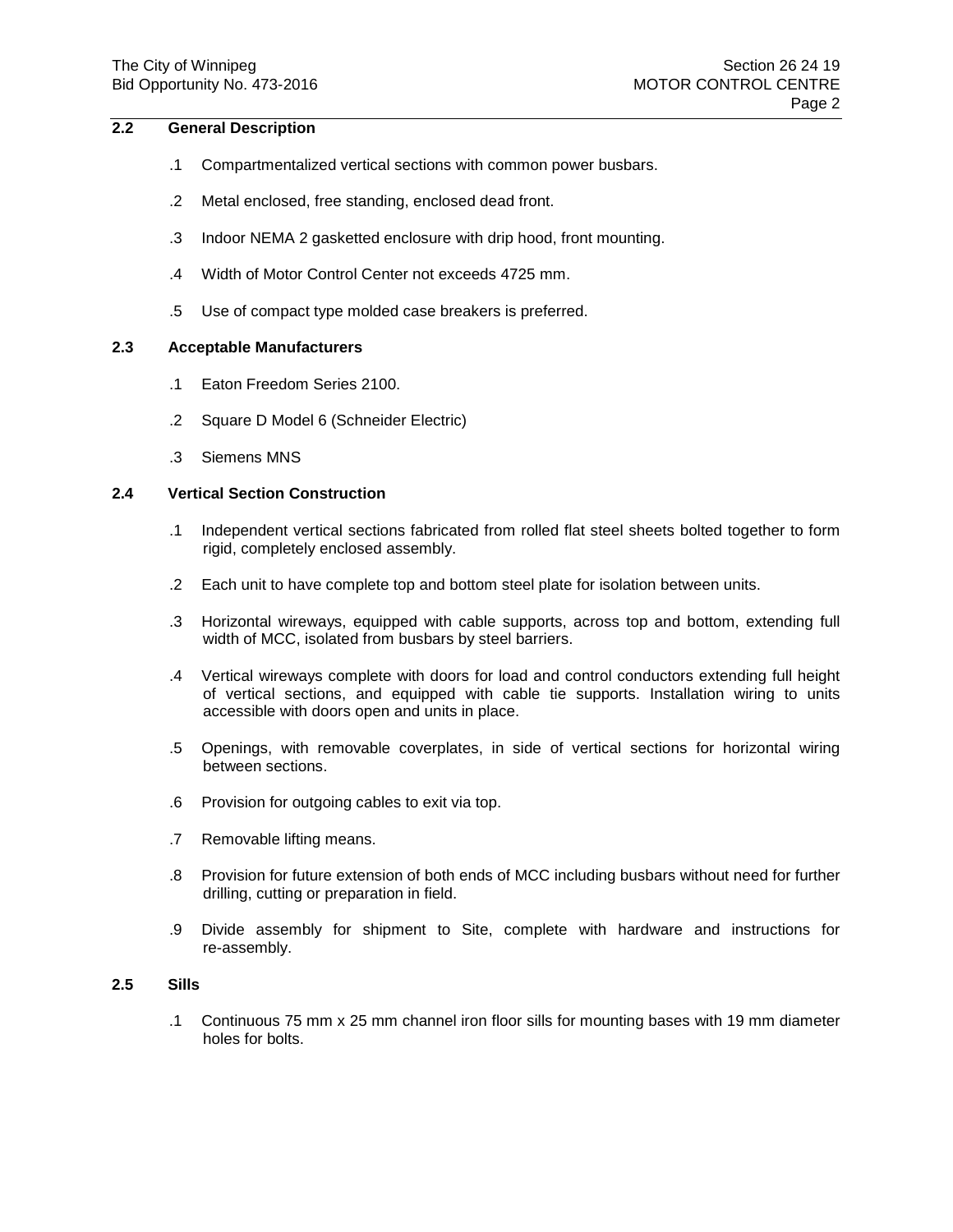## 2.2 General Description

.1 Compartmentalized vertical sections with common power busbars.

.2 Metal enclosed, free standing, enclosed dead front.

.3 Indoor NEMA 2 gasketted enclosure with drip hood, front mounting.

.4 Width of Motor Control Center not exceeds 4725 mm.

.5 Use of compact type molded case breakers is preferred.

## 2.3 Acceptable Manufacturers

.1 Eaton Freedom Series 2100.

.2 Square D Model 6 (Schneider Electric)

.3 Siemens MNS

## 2.4 Vertical Section Construction

.1 Independent vertical sections fabricated from rolled flat steel sheets bolted together to form rigid, completely enclosed assembly.

.2 Each unit to have complete top and bottom steel plate for isolation between units.

.3 Horizontal wireways, equipped with cable supports, across top and bottom, extending full width of MCC, isolated from busbars by steel barriers.

.4 Vertical wireways complete with doors for load and control conductors extending full height of vertical sections, and equipped with cable tie supports. Installation wiring to units accessible with doors open and units in place.

.5 Openings, with removable coverplates, in side of vertical sections for horizontal wiring between sections.

.6 Provision for outgoing cables to exit via top.

.7 Removable lifting means.

.8 Provision for future extension of both ends of MCC including busbars without need for further drilling, cutting or preparation in field.

.9 Divide assembly for shipment to Site, complete with hardware and instructions for re-assembly.

## 2.5 Sills

.1 Continuous 75 mm x 25 mm channel iron floor sills for mounting bases with 19 mm diameter holes for bolts.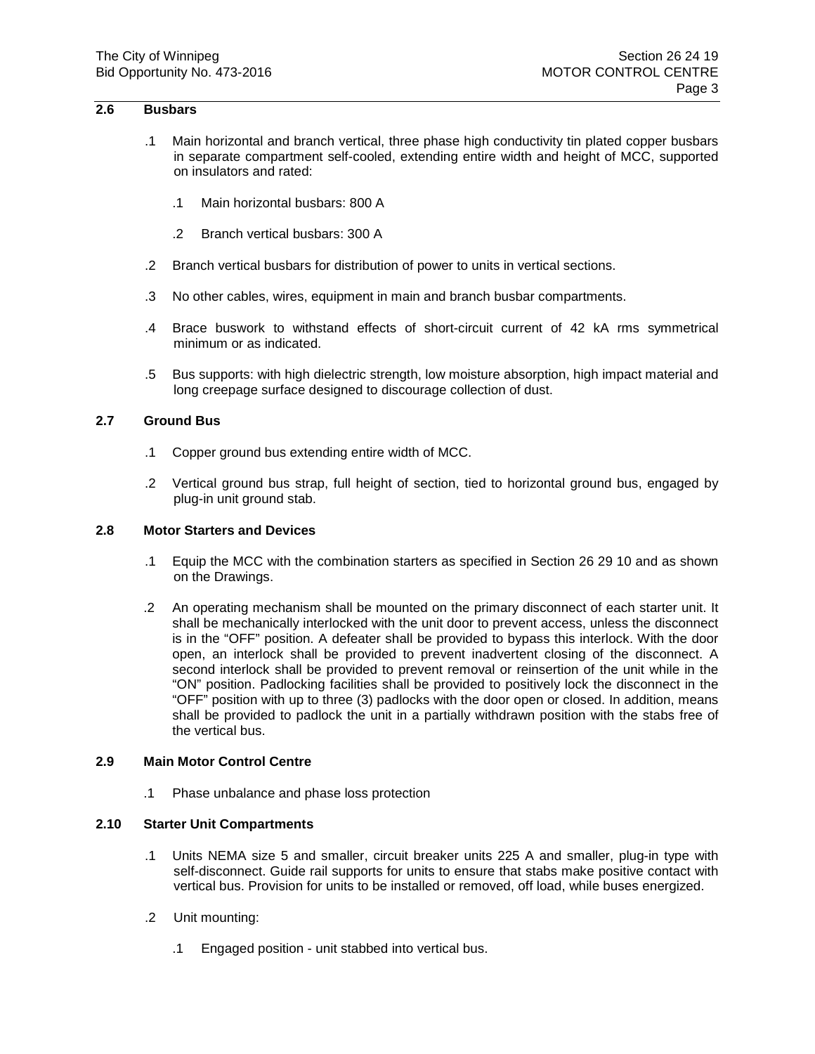## 2.6 Busbars

.1 Main horizontal and branch vertical, three phase high conductivity tin plated copper busbars in separate compartment self-cooled, extending entire width and height of MCC, supported on insulators and rated:

   .1 Main horizontal busbars: 800 A

   .2 Branch vertical busbars: 300 A

.2 Branch vertical busbars for distribution of power to units in vertical sections.

.3 No other cables, wires, equipment in main and branch busbar compartments.

.4 Brace buswork to withstand effects of short-circuit current of 42 kA rms symmetrical minimum or as indicated.

.5 Bus supports: with high dielectric strength, low moisture absorption, high impact material and long creepage surface designed to discourage collection of dust.

## 2.7 Ground Bus

.1 Copper ground bus extending entire width of MCC.

.2 Vertical ground bus strap, full height of section, tied to horizontal ground bus, engaged by plug-in unit ground stab.

## 2.8 Motor Starters and Devices

.1 Equip the MCC with the combination starters as specified in Section 26 29 10 and as shown on the Drawings.

.2 An operating mechanism shall be mounted on the primary disconnect of each starter unit. It shall be mechanically interlocked with the unit door to prevent access, unless the disconnect is in the "OFF" position. A defeater shall be provided to bypass this interlock. With the door open, an interlock shall be provided to prevent inadvertent closing of the disconnect. A second interlock shall be provided to prevent removal or reinsertion of the unit while in the "ON" position. Padlocking facilities shall be provided to positively lock the disconnect in the "OFF" position with up to three (3) padlocks with the door open or closed. In addition, means shall be provided to padlock the unit in a partially withdrawn position with the stabs free of the vertical bus.

## 2.9 Main Motor Control Centre

.1 Phase unbalance and phase loss protection

## 2.10 Starter Unit Compartments

.1 Units NEMA size 5 and smaller, circuit breaker units 225 A and smaller, plug-in type with self-disconnect. Guide rail supports for units to ensure that stabs make positive contact with vertical bus. Provision for units to be installed or removed, off load, while buses energized.

.2 Unit mounting:

   .1 Engaged position - unit stabbed into vertical bus.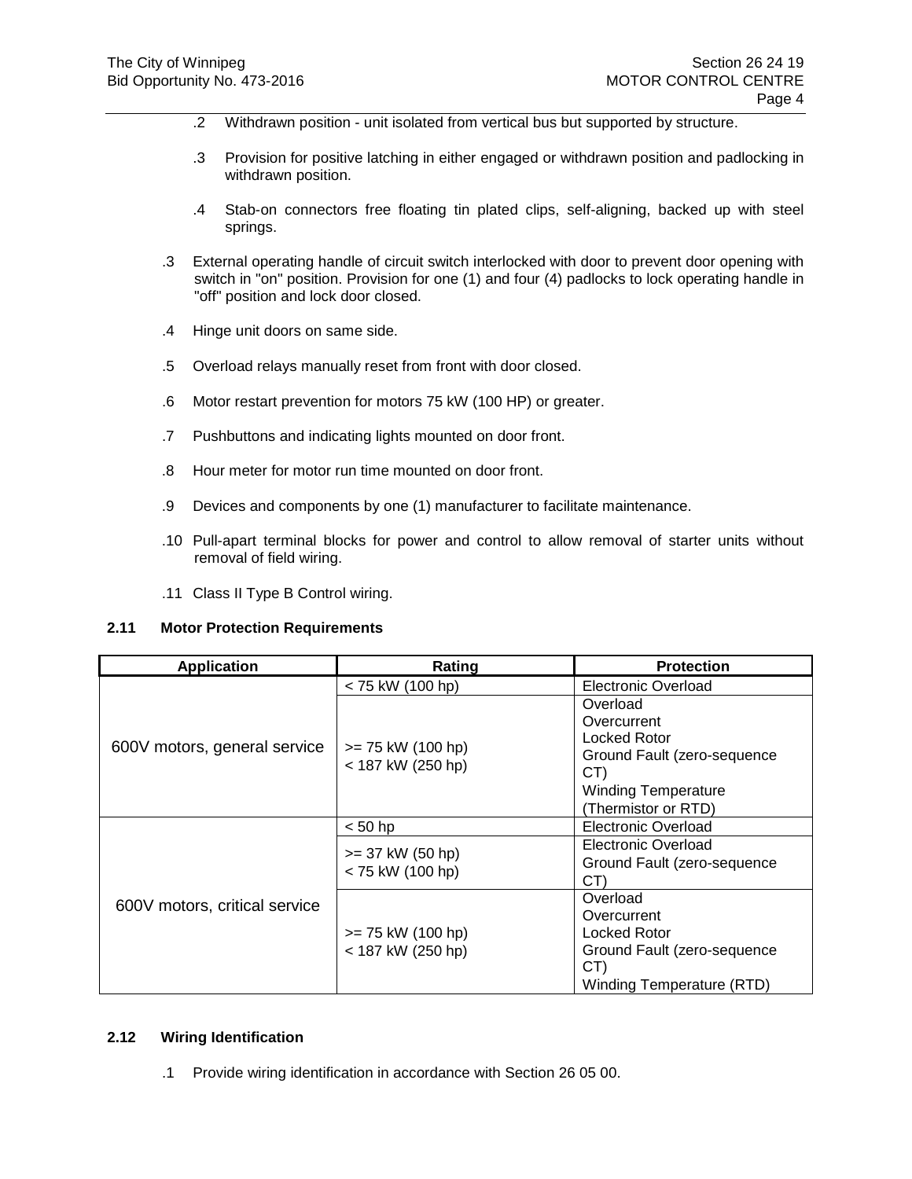.2 Withdrawn position - unit isolated from vertical bus but supported by structure.

.3 Provision for positive latching in either engaged or withdrawn position and padlocking in withdrawn position.

.4 Stab-on connectors free floating tin plated clips, self-aligning, backed up with steel springs.

.3 External operating handle of circuit switch interlocked with door to prevent door opening with switch in "on" position. Provision for one (1) and four (4) padlocks to lock operating handle in "off" position and lock door closed.

.4 Hinge unit doors on same side.

.5 Overload relays manually reset from front with door closed.

.6 Motor restart prevention for motors 75 kW (100 HP) or greater.

.7 Pushbuttons and indicating lights mounted on door front.

.8 Hour meter for motor run time mounted on door front.

.9 Devices and components by one (1) manufacturer to facilitate maintenance.

.10 Pull-apart terminal blocks for power and control to allow removal of starter units without removal of field wiring.

.11 Class II Type B Control wiring.

### 2.11 Motor Protection Requirements

| Application | Rating | Protection |
|---|---|---|
| 600V motors, general service | < 75 kW (100 hp) | Electronic Overload |
| | >= 75 kW (100 hp)<br>< 187 kW (250 hp) | Overload<br>Overcurrent<br>Locked Rotor<br>Ground Fault (zero-sequence CT)<br>Winding Temperature (Thermistor or RTD) |
| 600V motors, critical service | < 50 hp | Electronic Overload |
| | >= 37 kW (50 hp)<br>< 75 kW (100 hp) | Electronic Overload<br>Ground Fault (zero-sequence CT) |
| | >= 75 kW (100 hp)<br>< 187 kW (250 hp) | Overload<br>Overcurrent<br>Locked Rotor<br>Ground Fault (zero-sequence CT)<br>Winding Temperature (RTD) |

### 2.12 Wiring Identification

.1 Provide wiring identification in accordance with Section 26 05 00.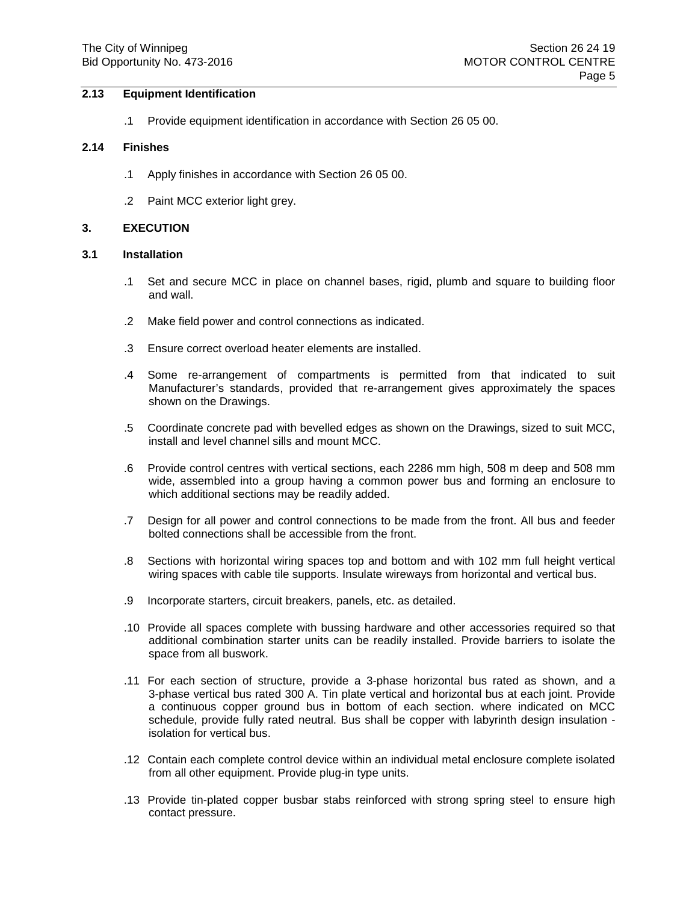## 2.13 Equipment Identification

.1 Provide equipment identification in accordance with Section 26 05 00.

## 2.14 Finishes

.1 Apply finishes in accordance with Section 26 05 00.

.2 Paint MCC exterior light grey.

# 3. EXECUTION

## 3.1 Installation

.1 Set and secure MCC in place on channel bases, rigid, plumb and square to building floor and wall.

.2 Make field power and control connections as indicated.

.3 Ensure correct overload heater elements are installed.

.4 Some re-arrangement of compartments is permitted from that indicated to suit Manufacturer's standards, provided that re-arrangement gives approximately the spaces shown on the Drawings.

.5 Coordinate concrete pad with bevelled edges as shown on the Drawings, sized to suit MCC, install and level channel sills and mount MCC.

.6 Provide control centres with vertical sections, each 2286 mm high, 508 m deep and 508 mm wide, assembled into a group having a common power bus and forming an enclosure to which additional sections may be readily added.

.7 Design for all power and control connections to be made from the front. All bus and feeder bolted connections shall be accessible from the front.

.8 Sections with horizontal wiring spaces top and bottom and with 102 mm full height vertical wiring spaces with cable tile supports. Insulate wireways from horizontal and vertical bus.

.9 Incorporate starters, circuit breakers, panels, etc. as detailed.

.10 Provide all spaces complete with bussing hardware and other accessories required so that additional combination starter units can be readily installed. Provide barriers to isolate the space from all buswork.

.11 For each section of structure, provide a 3-phase horizontal bus rated as shown, and a 3-phase vertical bus rated 300 A. Tin plate vertical and horizontal bus at each joint. Provide a continuous copper ground bus in bottom of each section. where indicated on MCC schedule, provide fully rated neutral. Bus shall be copper with labyrinth design insulation - isolation for vertical bus.

.12 Contain each complete control device within an individual metal enclosure complete isolated from all other equipment. Provide plug-in type units.

.13 Provide tin-plated copper busbar stabs reinforced with strong spring steel to ensure high contact pressure.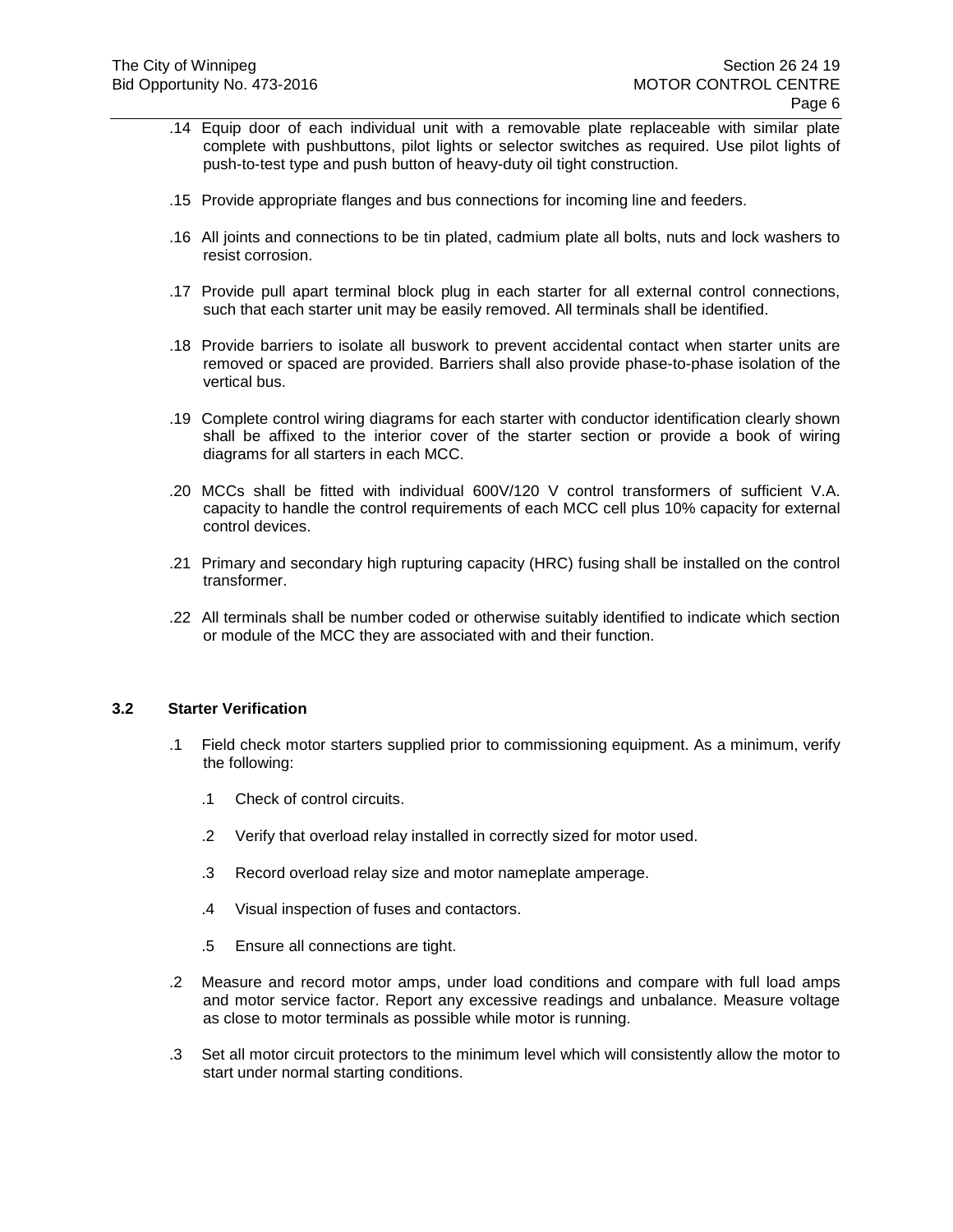.14 Equip door of each individual unit with a removable plate replaceable with similar plate complete with pushbuttons, pilot lights or selector switches as required. Use pilot lights of push-to-test type and push button of heavy-duty oil tight construction.

.15 Provide appropriate flanges and bus connections for incoming line and feeders.

.16 All joints and connections to be tin plated, cadmium plate all bolts, nuts and lock washers to resist corrosion.

.17 Provide pull apart terminal block plug in each starter for all external control connections, such that each starter unit may be easily removed. All terminals shall be identified.

.18 Provide barriers to isolate all buswork to prevent accidental contact when starter units are removed or spaced are provided. Barriers shall also provide phase-to-phase isolation of the vertical bus.

.19 Complete control wiring diagrams for each starter with conductor identification clearly shown shall be affixed to the interior cover of the starter section or provide a book of wiring diagrams for all starters in each MCC.

.20 MCCs shall be fitted with individual 600V/120 V control transformers of sufficient V.A. capacity to handle the control requirements of each MCC cell plus 10% capacity for external control devices.

.21 Primary and secondary high rupturing capacity (HRC) fusing shall be installed on the control transformer.

.22 All terminals shall be number coded or otherwise suitably identified to indicate which section or module of the MCC they are associated with and their function.

### 3.2 Starter Verification

.1 Field check motor starters supplied prior to commissioning equipment. As a minimum, verify the following:

  .1 Check of control circuits.

  .2 Verify that overload relay installed in correctly sized for motor used.

  .3 Record overload relay size and motor nameplate amperage.

  .4 Visual inspection of fuses and contactors.

  .5 Ensure all connections are tight.

.2 Measure and record motor amps, under load conditions and compare with full load amps and motor service factor. Report any excessive readings and unbalance. Measure voltage as close to motor terminals as possible while motor is running.

.3 Set all motor circuit protectors to the minimum level which will consistently allow the motor to start under normal starting conditions.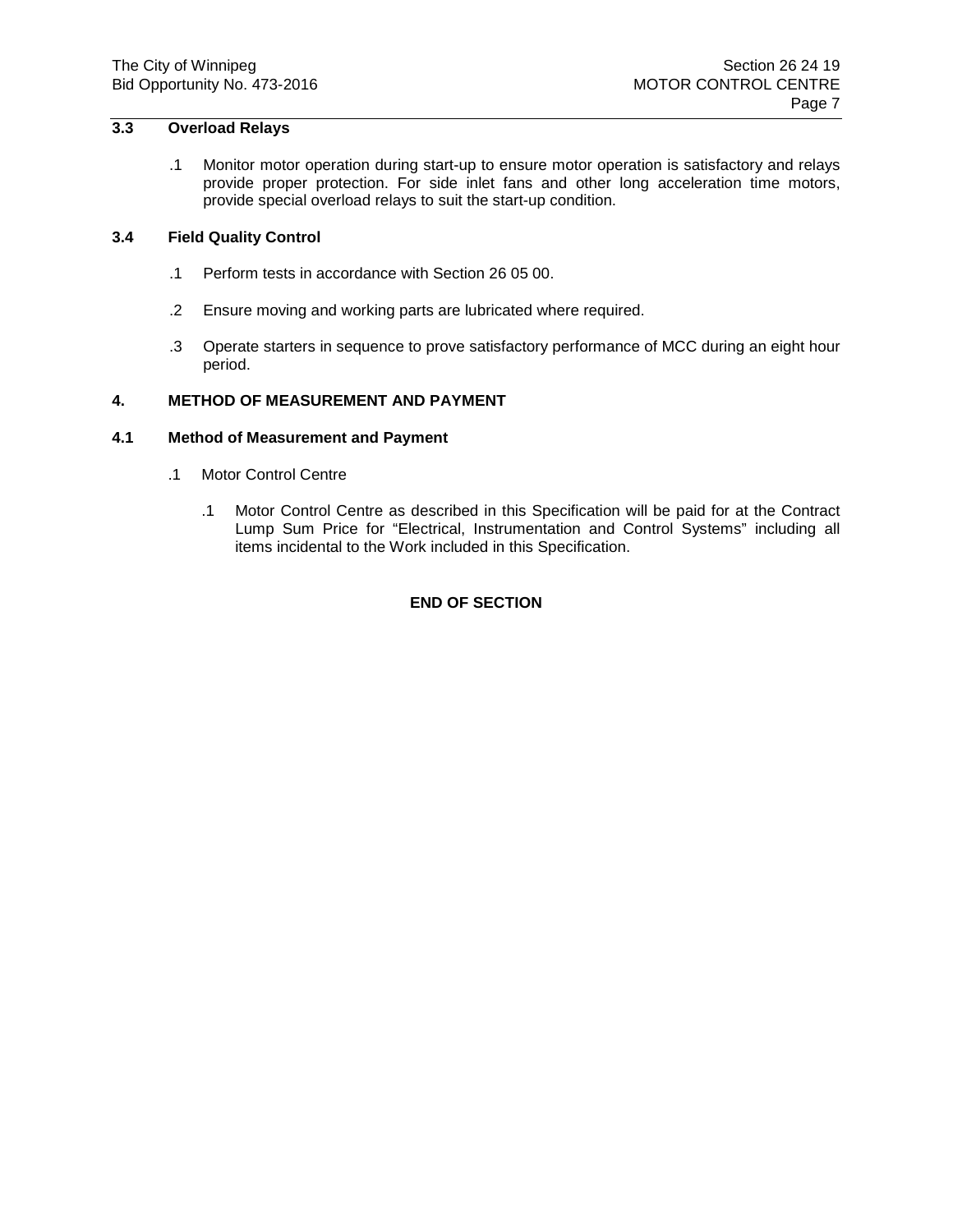### 3.3 Overload Relays

.1 Monitor motor operation during start-up to ensure motor operation is satisfactory and relays provide proper protection. For side inlet fans and other long acceleration time motors, provide special overload relays to suit the start-up condition.

### 3.4 Field Quality Control

.1 Perform tests in accordance with Section 26 05 00.

.2 Ensure moving and working parts are lubricated where required.

.3 Operate starters in sequence to prove satisfactory performance of MCC during an eight hour period.

## 4. METHOD OF MEASUREMENT AND PAYMENT

### 4.1 Method of Measurement and Payment

.1 Motor Control Centre

.1 Motor Control Centre as described in this Specification will be paid for at the Contract Lump Sum Price for “Electrical, Instrumentation and Control Systems” including all items incidental to the Work included in this Specification.

**END OF SECTION**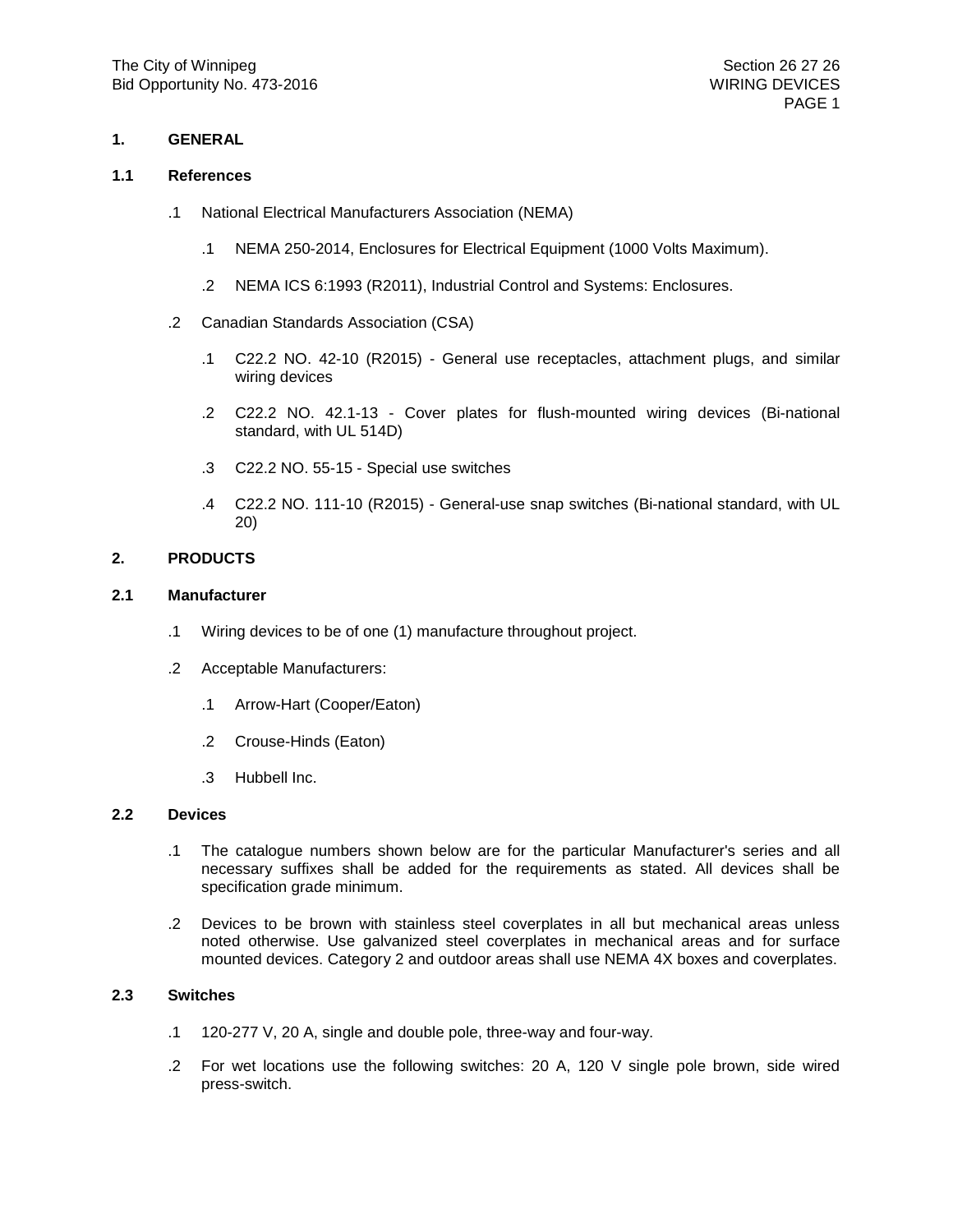# 1. GENERAL

## 1.1 References

.1 National Electrical Manufacturers Association (NEMA)

.1 NEMA 250-2014, Enclosures for Electrical Equipment (1000 Volts Maximum).

.2 NEMA ICS 6:1993 (R2011), Industrial Control and Systems: Enclosures.

.2 Canadian Standards Association (CSA)

.1 C22.2 NO. 42-10 (R2015) - General use receptacles, attachment plugs, and similar wiring devices

.2 C22.2 NO. 42.1-13 - Cover plates for flush-mounted wiring devices (Bi-national standard, with UL 514D)

.3 C22.2 NO. 55-15 - Special use switches

.4 C22.2 NO. 111-10 (R2015) - General-use snap switches (Bi-national standard, with UL 20)

# 2. PRODUCTS

## 2.1 Manufacturer

.1 Wiring devices to be of one (1) manufacture throughout project.

.2 Acceptable Manufacturers:

.1 Arrow-Hart (Cooper/Eaton)

.2 Crouse-Hinds (Eaton)

.3 Hubbell Inc.

## 2.2 Devices

.1 The catalogue numbers shown below are for the particular Manufacturer's series and all necessary suffixes shall be added for the requirements as stated. All devices shall be specification grade minimum.

.2 Devices to be brown with stainless steel coverplates in all but mechanical areas unless noted otherwise. Use galvanized steel coverplates in mechanical areas and for surface mounted devices. Category 2 and outdoor areas shall use NEMA 4X boxes and coverplates.

## 2.3 Switches

.1 120-277 V, 20 A, single and double pole, three-way and four-way.

.2 For wet locations use the following switches: 20 A, 120 V single pole brown, side wired press-switch.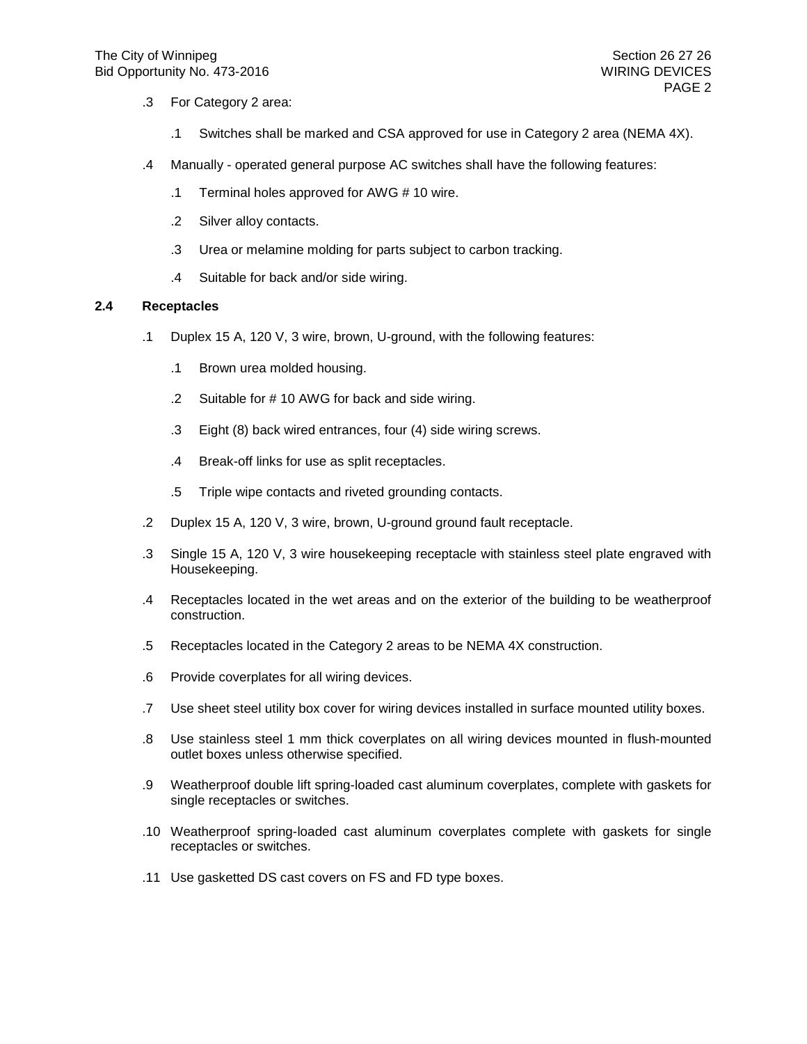.3 For Category 2 area:

  .1 Switches shall be marked and CSA approved for use in Category 2 area (NEMA 4X).

.4 Manually - operated general purpose AC switches shall have the following features:

  .1 Terminal holes approved for AWG # 10 wire.

  .2 Silver alloy contacts.

  .3 Urea or melamine molding for parts subject to carbon tracking.

  .4 Suitable for back and/or side wiring.

**2.4 Receptacles**

.1 Duplex 15 A, 120 V, 3 wire, brown, U-ground, with the following features:

  .1 Brown urea molded housing.

  .2 Suitable for # 10 AWG for back and side wiring.

  .3 Eight (8) back wired entrances, four (4) side wiring screws.

  .4 Break-off links for use as split receptacles.

  .5 Triple wipe contacts and riveted grounding contacts.

.2 Duplex 15 A, 120 V, 3 wire, brown, U-ground ground fault receptacle.

.3 Single 15 A, 120 V, 3 wire housekeeping receptacle with stainless steel plate engraved with Housekeeping.

.4 Receptacles located in the wet areas and on the exterior of the building to be weatherproof construction.

.5 Receptacles located in the Category 2 areas to be NEMA 4X construction.

.6 Provide coverplates for all wiring devices.

.7 Use sheet steel utility box cover for wiring devices installed in surface mounted utility boxes.

.8 Use stainless steel 1 mm thick coverplates on all wiring devices mounted in flush-mounted outlet boxes unless otherwise specified.

.9 Weatherproof double lift spring-loaded cast aluminum coverplates, complete with gaskets for single receptacles or switches.

.10 Weatherproof spring-loaded cast aluminum coverplates complete with gaskets for single receptacles or switches.

.11 Use gasketted DS cast covers on FS and FD type boxes.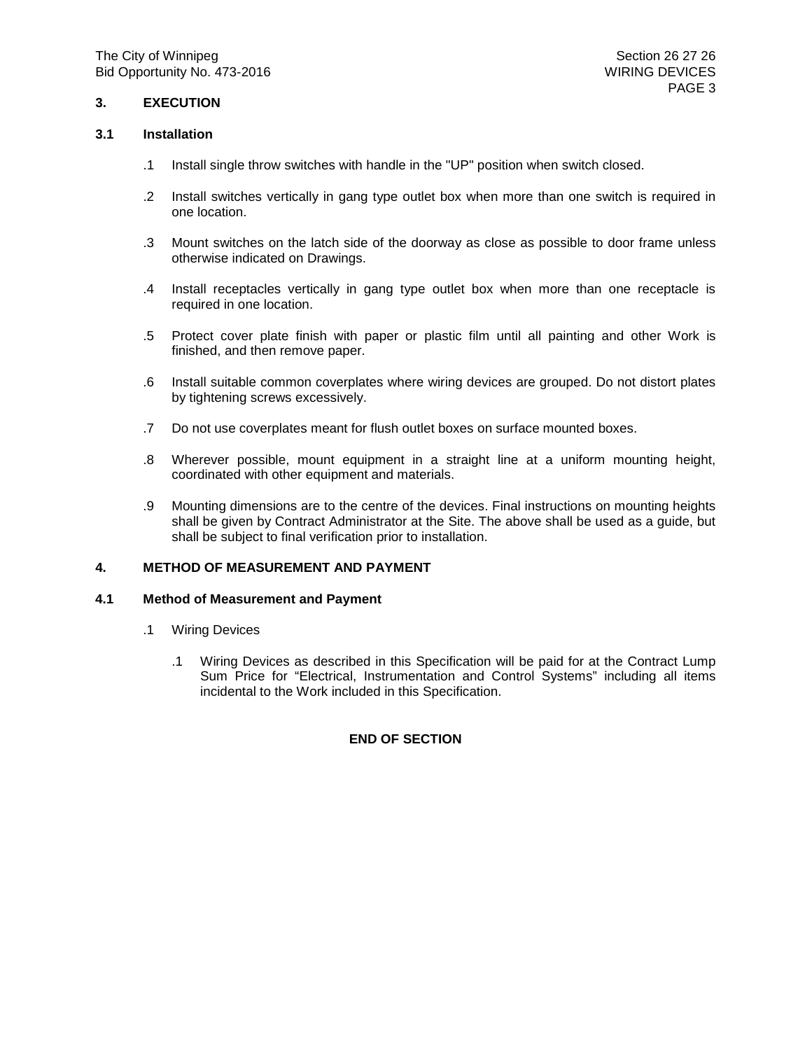## 3. EXECUTION

### 3.1 Installation

.1 Install single throw switches with handle in the "UP" position when switch closed.

.2 Install switches vertically in gang type outlet box when more than one switch is required in one location.

.3 Mount switches on the latch side of the doorway as close as possible to door frame unless otherwise indicated on Drawings.

.4 Install receptacles vertically in gang type outlet box when more than one receptacle is required in one location.

.5 Protect cover plate finish with paper or plastic film until all painting and other Work is finished, and then remove paper.

.6 Install suitable common coverplates where wiring devices are grouped. Do not distort plates by tightening screws excessively.

.7 Do not use coverplates meant for flush outlet boxes on surface mounted boxes.

.8 Wherever possible, mount equipment in a straight line at a uniform mounting height, coordinated with other equipment and materials.

.9 Mounting dimensions are to the centre of the devices. Final instructions on mounting heights shall be given by Contract Administrator at the Site. The above shall be used as a guide, but shall be subject to final verification prior to installation.

## 4. METHOD OF MEASUREMENT AND PAYMENT

### 4.1 Method of Measurement and Payment

.1 Wiring Devices

.1 Wiring Devices as described in this Specification will be paid for at the Contract Lump Sum Price for “Electrical, Instrumentation and Control Systems” including all items incidental to the Work included in this Specification.

**END OF SECTION**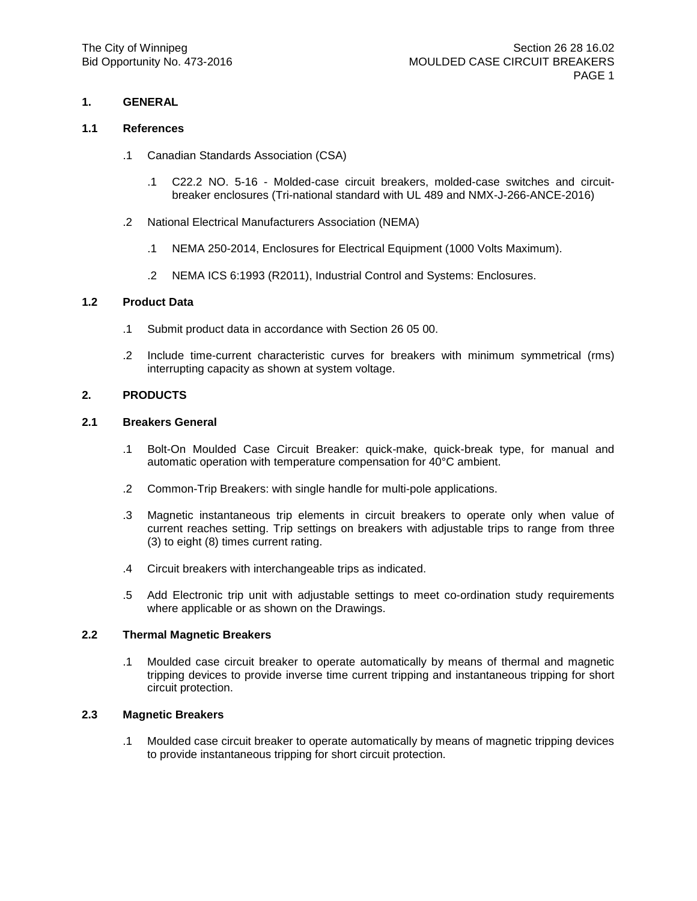## 1. GENERAL

### 1.1 References

.1 Canadian Standards Association (CSA)

.1 C22.2 NO. 5-16 - Molded-case circuit breakers, molded-case switches and circuit-breaker enclosures (Tri-national standard with UL 489 and NMX-J-266-ANCE-2016)

.2 National Electrical Manufacturers Association (NEMA)

.1 NEMA 250-2014, Enclosures for Electrical Equipment (1000 Volts Maximum).

.2 NEMA ICS 6:1993 (R2011), Industrial Control and Systems: Enclosures.

### 1.2 Product Data

.1 Submit product data in accordance with Section 26 05 00.

.2 Include time-current characteristic curves for breakers with minimum symmetrical (rms) interrupting capacity as shown at system voltage.

## 2. PRODUCTS

### 2.1 Breakers General

.1 Bolt-On Moulded Case Circuit Breaker: quick-make, quick-break type, for manual and automatic operation with temperature compensation for 40°C ambient.

.2 Common-Trip Breakers: with single handle for multi-pole applications.

.3 Magnetic instantaneous trip elements in circuit breakers to operate only when value of current reaches setting. Trip settings on breakers with adjustable trips to range from three (3) to eight (8) times current rating.

.4 Circuit breakers with interchangeable trips as indicated.

.5 Add Electronic trip unit with adjustable settings to meet co-ordination study requirements where applicable or as shown on the Drawings.

### 2.2 Thermal Magnetic Breakers

.1 Moulded case circuit breaker to operate automatically by means of thermal and magnetic tripping devices to provide inverse time current tripping and instantaneous tripping for short circuit protection.

### 2.3 Magnetic Breakers

.1 Moulded case circuit breaker to operate automatically by means of magnetic tripping devices to provide instantaneous tripping for short circuit protection.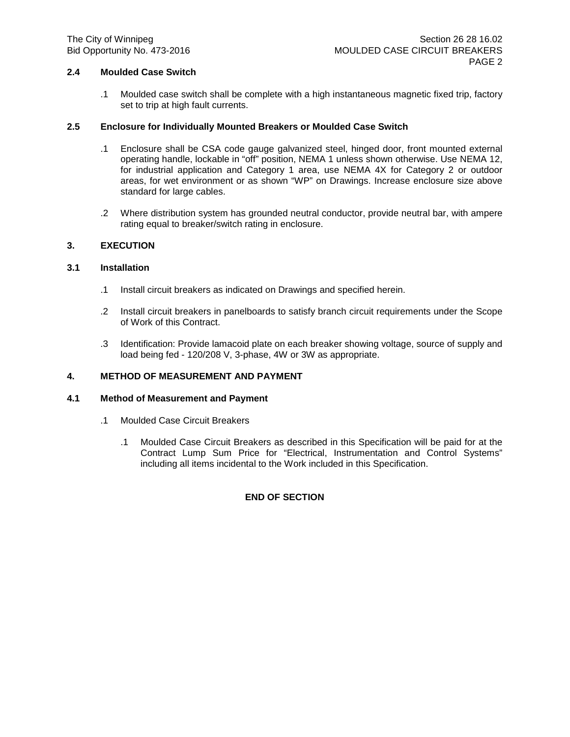### 2.4 Moulded Case Switch

.1 Moulded case switch shall be complete with a high instantaneous magnetic fixed trip, factory set to trip at high fault currents.

### 2.5 Enclosure for Individually Mounted Breakers or Moulded Case Switch

.1 Enclosure shall be CSA code gauge galvanized steel, hinged door, front mounted external operating handle, lockable in "off" position, NEMA 1 unless shown otherwise. Use NEMA 12, for industrial application and Category 1 area, use NEMA 4X for Category 2 or outdoor areas, for wet environment or as shown "WP" on Drawings. Increase enclosure size above standard for large cables.

.2 Where distribution system has grounded neutral conductor, provide neutral bar, with ampere rating equal to breaker/switch rating in enclosure.

## 3. EXECUTION

### 3.1 Installation

.1 Install circuit breakers as indicated on Drawings and specified herein.

.2 Install circuit breakers in panelboards to satisfy branch circuit requirements under the Scope of Work of this Contract.

.3 Identification: Provide lamacoid plate on each breaker showing voltage, source of supply and load being fed - 120/208 V, 3-phase, 4W or 3W as appropriate.

## 4. METHOD OF MEASUREMENT AND PAYMENT

### 4.1 Method of Measurement and Payment

.1 Moulded Case Circuit Breakers

.1 Moulded Case Circuit Breakers as described in this Specification will be paid for at the Contract Lump Sum Price for "Electrical, Instrumentation and Control Systems" including all items incidental to the Work included in this Specification.

**END OF SECTION**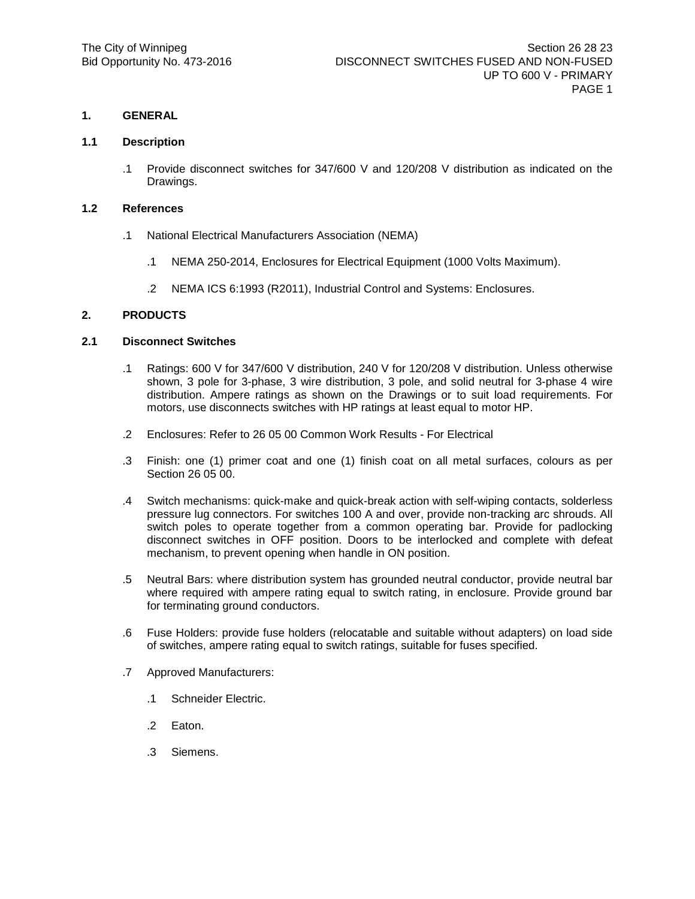## 1. GENERAL

### 1.1 Description

.1 Provide disconnect switches for 347/600 V and 120/208 V distribution as indicated on the Drawings.

### 1.2 References

.1 National Electrical Manufacturers Association (NEMA)

  .1 NEMA 250-2014, Enclosures for Electrical Equipment (1000 Volts Maximum).

  .2 NEMA ICS 6:1993 (R2011), Industrial Control and Systems: Enclosures.

## 2. PRODUCTS

### 2.1 Disconnect Switches

.1 Ratings: 600 V for 347/600 V distribution, 240 V for 120/208 V distribution. Unless otherwise shown, 3 pole for 3-phase, 3 wire distribution, 3 pole, and solid neutral for 3-phase 4 wire distribution. Ampere ratings as shown on the Drawings or to suit load requirements. For motors, use disconnects switches with HP ratings at least equal to motor HP.

.2 Enclosures: Refer to 26 05 00 Common Work Results - For Electrical

.3 Finish: one (1) primer coat and one (1) finish coat on all metal surfaces, colours as per Section 26 05 00.

.4 Switch mechanisms: quick-make and quick-break action with self-wiping contacts, solderless pressure lug connectors. For switches 100 A and over, provide non-tracking arc shrouds. All switch poles to operate together from a common operating bar. Provide for padlocking disconnect switches in OFF position. Doors to be interlocked and complete with defeat mechanism, to prevent opening when handle in ON position.

.5 Neutral Bars: where distribution system has grounded neutral conductor, provide neutral bar where required with ampere rating equal to switch rating, in enclosure. Provide ground bar for terminating ground conductors.

.6 Fuse Holders: provide fuse holders (relocatable and suitable without adapters) on load side of switches, ampere rating equal to switch ratings, suitable for fuses specified.

.7 Approved Manufacturers:

  .1 Schneider Electric.

  .2 Eaton.

  .3 Siemens.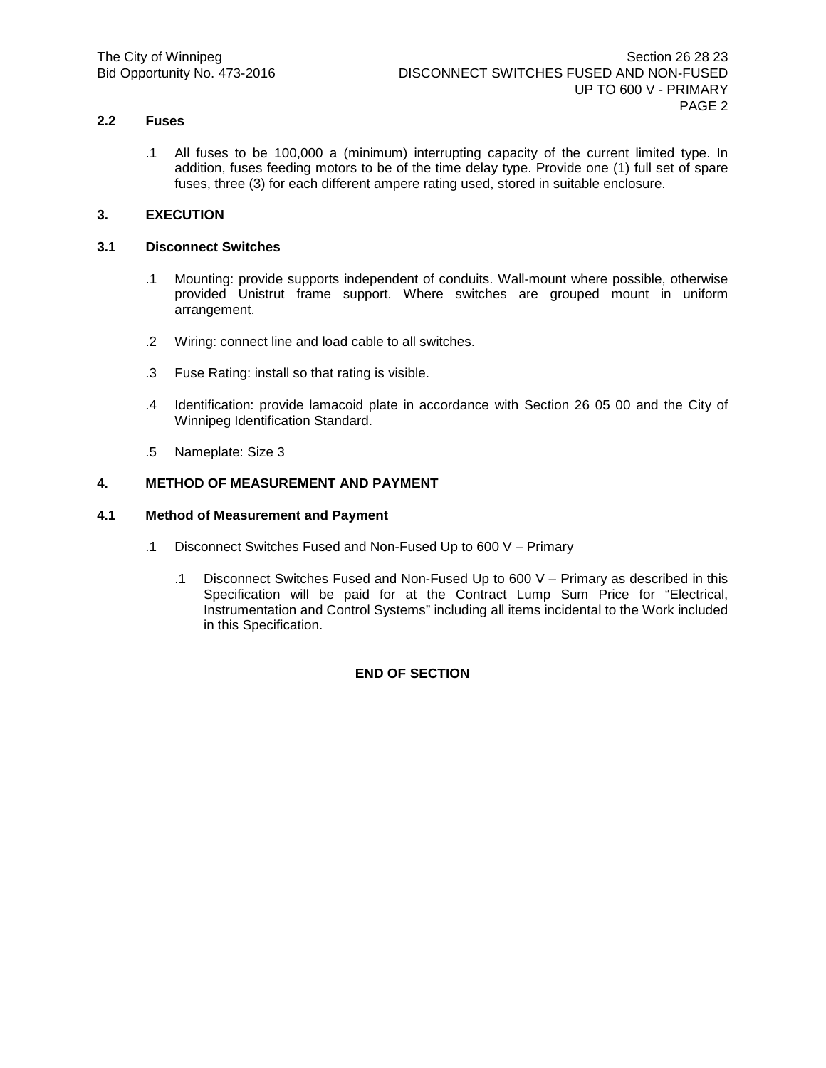### 2.2 Fuses

.1 All fuses to be 100,000 a (minimum) interrupting capacity of the current limited type. In addition, fuses feeding motors to be of the time delay type. Provide one (1) full set of spare fuses, three (3) for each different ampere rating used, stored in suitable enclosure.

## 3. EXECUTION

### 3.1 Disconnect Switches

.1 Mounting: provide supports independent of conduits. Wall-mount where possible, otherwise provided Unistrut frame support. Where switches are grouped mount in uniform arrangement.

.2 Wiring: connect line and load cable to all switches.

.3 Fuse Rating: install so that rating is visible.

.4 Identification: provide lamacoid plate in accordance with Section 26 05 00 and the City of Winnipeg Identification Standard.

.5 Nameplate: Size 3

## 4. METHOD OF MEASUREMENT AND PAYMENT

### 4.1 Method of Measurement and Payment

.1 Disconnect Switches Fused and Non-Fused Up to 600 V – Primary

.1 Disconnect Switches Fused and Non-Fused Up to 600 V – Primary as described in this Specification will be paid for at the Contract Lump Sum Price for "Electrical, Instrumentation and Control Systems" including all items incidental to the Work included in this Specification.

**END OF SECTION**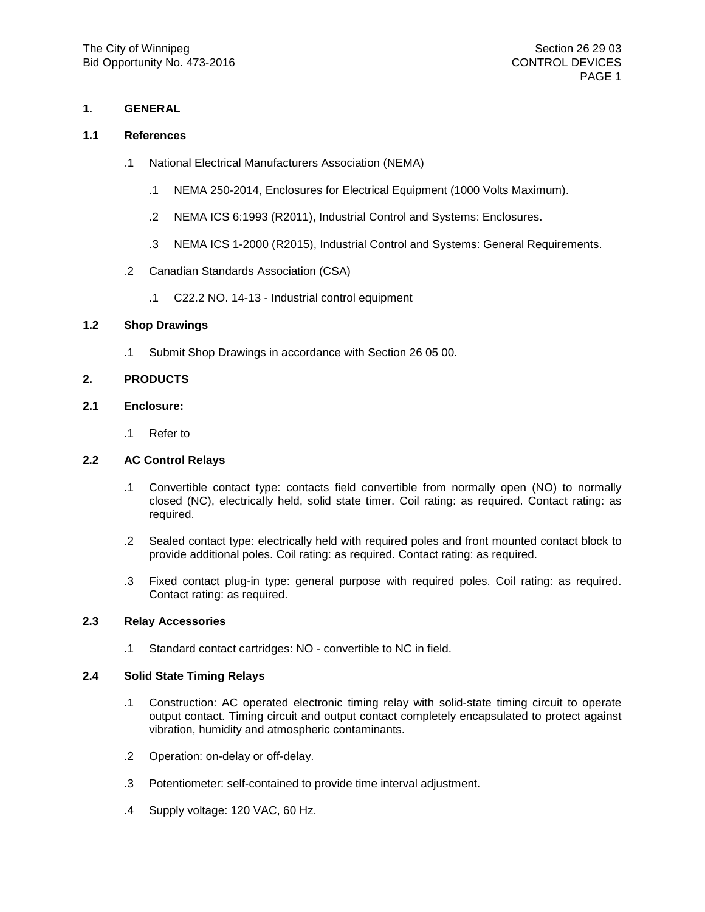## 1. GENERAL

### 1.1 References

.1 National Electrical Manufacturers Association (NEMA)

.1 NEMA 250-2014, Enclosures for Electrical Equipment (1000 Volts Maximum).

.2 NEMA ICS 6:1993 (R2011), Industrial Control and Systems: Enclosures.

.3 NEMA ICS 1-2000 (R2015), Industrial Control and Systems: General Requirements.

.2 Canadian Standards Association (CSA)

.1 C22.2 NO. 14-13 - Industrial control equipment

### 1.2 Shop Drawings

.1 Submit Shop Drawings in accordance with Section 26 05 00.

## 2. PRODUCTS

### 2.1 Enclosure:

.1 Refer to

### 2.2 AC Control Relays

.1 Convertible contact type: contacts field convertible from normally open (NO) to normally closed (NC), electrically held, solid state timer. Coil rating: as required. Contact rating: as required.

.2 Sealed contact type: electrically held with required poles and front mounted contact block to provide additional poles. Coil rating: as required. Contact rating: as required.

.3 Fixed contact plug-in type: general purpose with required poles. Coil rating: as required. Contact rating: as required.

### 2.3 Relay Accessories

.1 Standard contact cartridges: NO - convertible to NC in field.

### 2.4 Solid State Timing Relays

.1 Construction: AC operated electronic timing relay with solid-state timing circuit to operate output contact. Timing circuit and output contact completely encapsulated to protect against vibration, humidity and atmospheric contaminants.

.2 Operation: on-delay or off-delay.

.3 Potentiometer: self-contained to provide time interval adjustment.

.4 Supply voltage: 120 VAC, 60 Hz.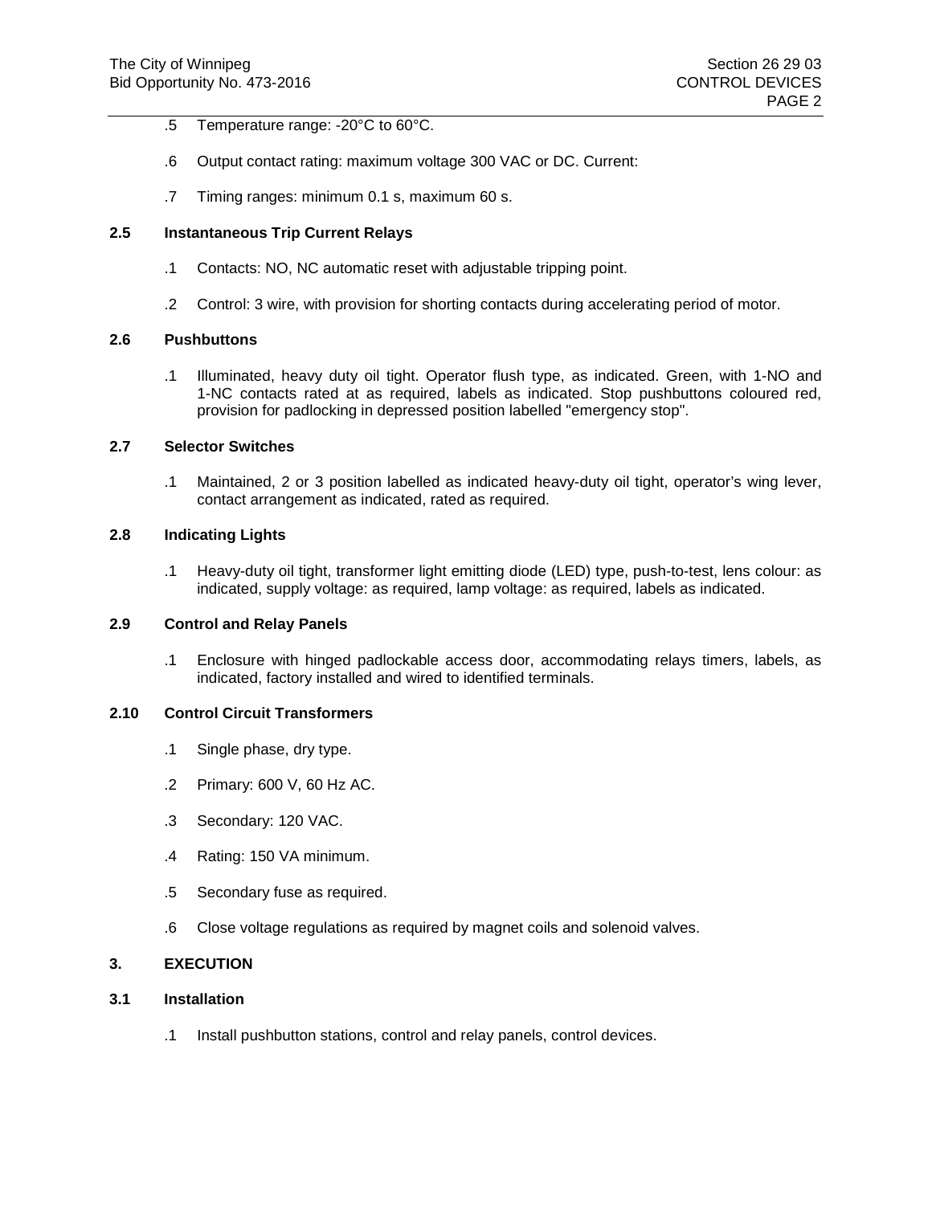.5 Temperature range: -20°C to 60°C.

.6 Output contact rating: maximum voltage 300 VAC or DC. Current:

.7 Timing ranges: minimum 0.1 s, maximum 60 s.

### 2.5 Instantaneous Trip Current Relays

.1 Contacts: NO, NC automatic reset with adjustable tripping point.

.2 Control: 3 wire, with provision for shorting contacts during accelerating period of motor.

### 2.6 Pushbuttons

.1 Illuminated, heavy duty oil tight. Operator flush type, as indicated. Green, with 1-NO and 1-NC contacts rated at as required, labels as indicated. Stop pushbuttons coloured red, provision for padlocking in depressed position labelled "emergency stop".

### 2.7 Selector Switches

.1 Maintained, 2 or 3 position labelled as indicated heavy-duty oil tight, operator's wing lever, contact arrangement as indicated, rated as required.

### 2.8 Indicating Lights

.1 Heavy-duty oil tight, transformer light emitting diode (LED) type, push-to-test, lens colour: as indicated, supply voltage: as required, lamp voltage: as required, labels as indicated.

### 2.9 Control and Relay Panels

.1 Enclosure with hinged padlockable access door, accommodating relays timers, labels, as indicated, factory installed and wired to identified terminals.

### 2.10 Control Circuit Transformers

.1 Single phase, dry type.

.2 Primary: 600 V, 60 Hz AC.

.3 Secondary: 120 VAC.

.4 Rating: 150 VA minimum.

.5 Secondary fuse as required.

.6 Close voltage regulations as required by magnet coils and solenoid valves.

## 3. EXECUTION

### 3.1 Installation

.1 Install pushbutton stations, control and relay panels, control devices.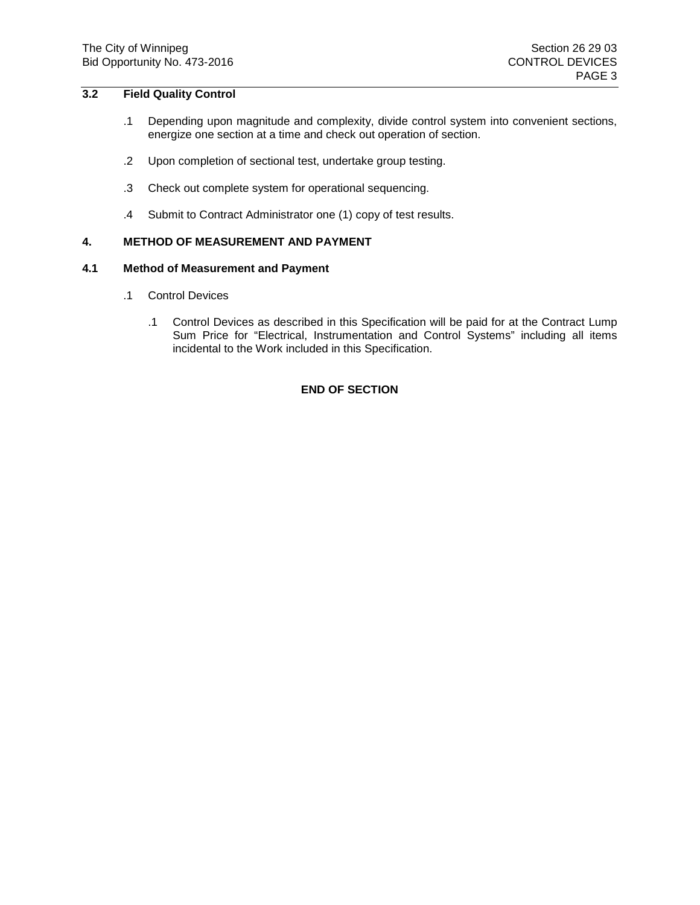### 3.2 Field Quality Control

.1 Depending upon magnitude and complexity, divide control system into convenient sections, energize one section at a time and check out operation of section.

.2 Upon completion of sectional test, undertake group testing.

.3 Check out complete system for operational sequencing.

.4 Submit to Contract Administrator one (1) copy of test results.

## 4. METHOD OF MEASUREMENT AND PAYMENT

### 4.1 Method of Measurement and Payment

.1 Control Devices

.1 Control Devices as described in this Specification will be paid for at the Contract Lump Sum Price for "Electrical, Instrumentation and Control Systems" including all items incidental to the Work included in this Specification.

**END OF SECTION**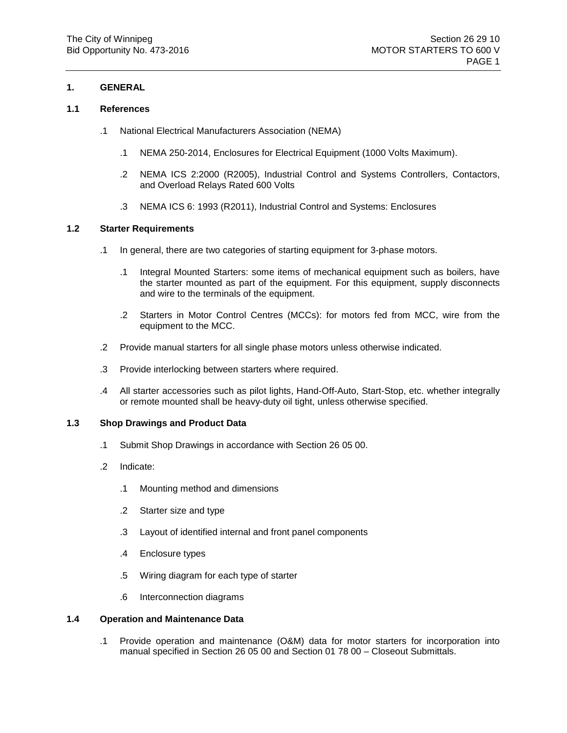## 1. GENERAL

### 1.1 References

.1 National Electrical Manufacturers Association (NEMA)

  .1 NEMA 250-2014, Enclosures for Electrical Equipment (1000 Volts Maximum).

  .2 NEMA ICS 2:2000 (R2005), Industrial Control and Systems Controllers, Contactors, and Overload Relays Rated 600 Volts

  .3 NEMA ICS 6: 1993 (R2011), Industrial Control and Systems: Enclosures

### 1.2 Starter Requirements

.1 In general, there are two categories of starting equipment for 3-phase motors.

  .1 Integral Mounted Starters: some items of mechanical equipment such as boilers, have the starter mounted as part of the equipment. For this equipment, supply disconnects and wire to the terminals of the equipment.

  .2 Starters in Motor Control Centres (MCCs): for motors fed from MCC, wire from the equipment to the MCC.

.2 Provide manual starters for all single phase motors unless otherwise indicated.

.3 Provide interlocking between starters where required.

.4 All starter accessories such as pilot lights, Hand-Off-Auto, Start-Stop, etc. whether integrally or remote mounted shall be heavy-duty oil tight, unless otherwise specified.

### 1.3 Shop Drawings and Product Data

.1 Submit Shop Drawings in accordance with Section 26 05 00.

.2 Indicate:

  .1 Mounting method and dimensions

  .2 Starter size and type

  .3 Layout of identified internal and front panel components

  .4 Enclosure types

  .5 Wiring diagram for each type of starter

  .6 Interconnection diagrams

### 1.4 Operation and Maintenance Data

.1 Provide operation and maintenance (O&M) data for motor starters for incorporation into manual specified in Section 26 05 00 and Section 01 78 00 – Closeout Submittals.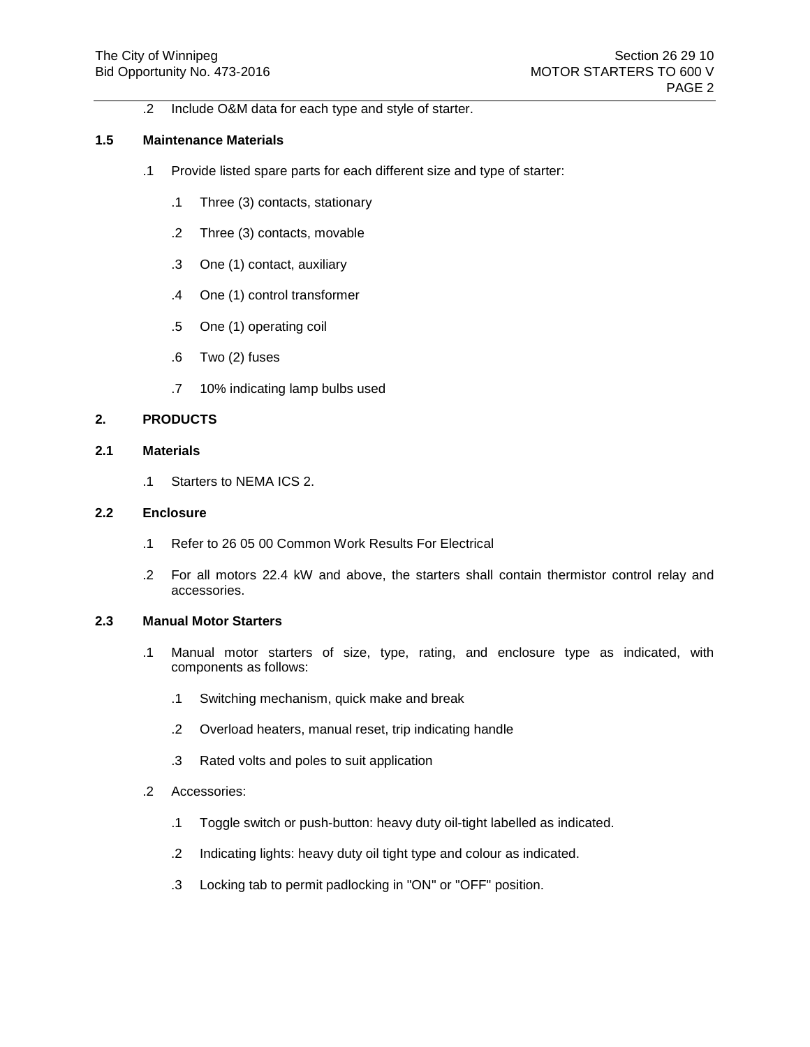.2 Include O&M data for each type and style of starter.

### 1.5 Maintenance Materials

.1 Provide listed spare parts for each different size and type of starter:

- .1 Three (3) contacts, stationary
- .2 Three (3) contacts, movable
- .3 One (1) contact, auxiliary
- .4 One (1) control transformer
- .5 One (1) operating coil
- .6 Two (2) fuses
- .7 10% indicating lamp bulbs used

## 2. PRODUCTS

### 2.1 Materials

.1 Starters to NEMA ICS 2.

### 2.2 Enclosure

.1 Refer to 26 05 00 Common Work Results For Electrical

.2 For all motors 22.4 kW and above, the starters shall contain thermistor control relay and accessories.

### 2.3 Manual Motor Starters

.1 Manual motor starters of size, type, rating, and enclosure type as indicated, with components as follows:

- .1 Switching mechanism, quick make and break
- .2 Overload heaters, manual reset, trip indicating handle
- .3 Rated volts and poles to suit application

.2 Accessories:

- .1 Toggle switch or push-button: heavy duty oil-tight labelled as indicated.
- .2 Indicating lights: heavy duty oil tight type and colour as indicated.
- .3 Locking tab to permit padlocking in "ON" or "OFF" position.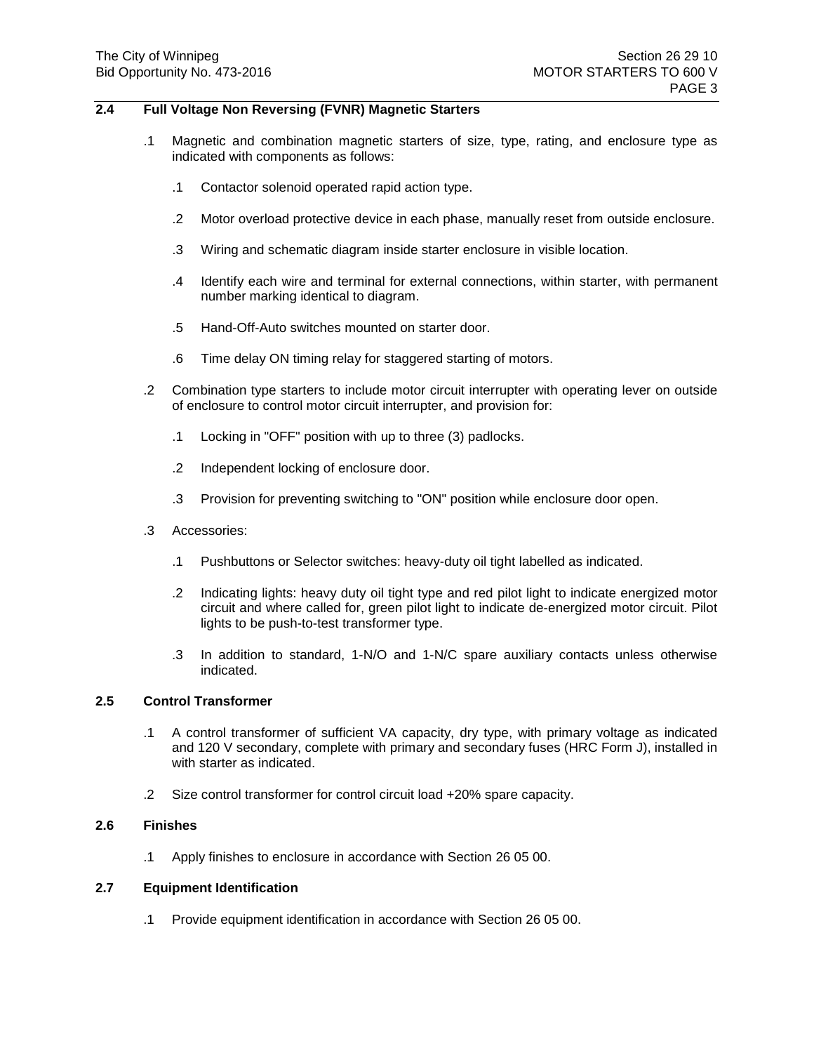### 2.4 Full Voltage Non Reversing (FVNR) Magnetic Starters

.1 Magnetic and combination magnetic starters of size, type, rating, and enclosure type as indicated with components as follows:

  .1 Contactor solenoid operated rapid action type.

  .2 Motor overload protective device in each phase, manually reset from outside enclosure.

  .3 Wiring and schematic diagram inside starter enclosure in visible location.

  .4 Identify each wire and terminal for external connections, within starter, with permanent number marking identical to diagram.

  .5 Hand-Off-Auto switches mounted on starter door.

  .6 Time delay ON timing relay for staggered starting of motors.

.2 Combination type starters to include motor circuit interrupter with operating lever on outside of enclosure to control motor circuit interrupter, and provision for:

  .1 Locking in "OFF" position with up to three (3) padlocks.

  .2 Independent locking of enclosure door.

  .3 Provision for preventing switching to "ON" position while enclosure door open.

.3 Accessories:

  .1 Pushbuttons or Selector switches: heavy-duty oil tight labelled as indicated.

  .2 Indicating lights: heavy duty oil tight type and red pilot light to indicate energized motor circuit and where called for, green pilot light to indicate de-energized motor circuit. Pilot lights to be push-to-test transformer type.

  .3 In addition to standard, 1-N/O and 1-N/C spare auxiliary contacts unless otherwise indicated.

### 2.5 Control Transformer

.1 A control transformer of sufficient VA capacity, dry type, with primary voltage as indicated and 120 V secondary, complete with primary and secondary fuses (HRC Form J), installed in with starter as indicated.

.2 Size control transformer for control circuit load +20% spare capacity.

### 2.6 Finishes

.1 Apply finishes to enclosure in accordance with Section 26 05 00.

### 2.7 Equipment Identification

.1 Provide equipment identification in accordance with Section 26 05 00.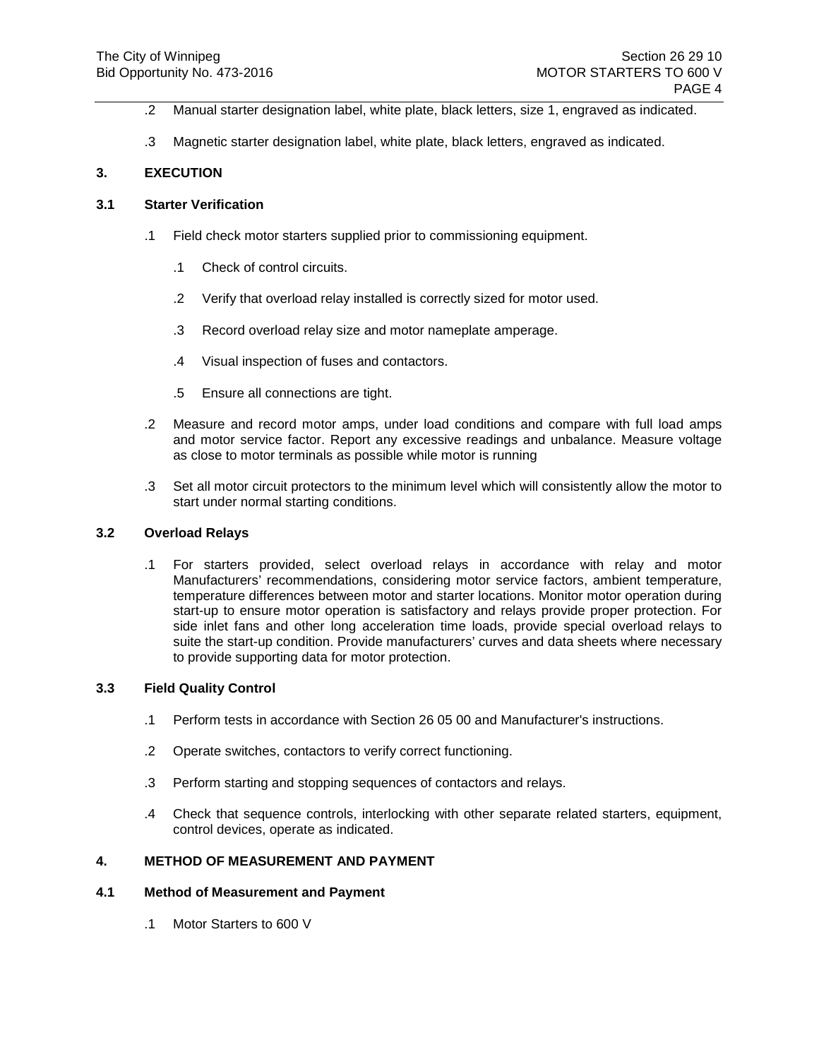.2 Manual starter designation label, white plate, black letters, size 1, engraved as indicated.

.3 Magnetic starter designation label, white plate, black letters, engraved as indicated.

## 3. EXECUTION

### 3.1 Starter Verification

.1 Field check motor starters supplied prior to commissioning equipment.

  .1 Check of control circuits.

  .2 Verify that overload relay installed is correctly sized for motor used.

  .3 Record overload relay size and motor nameplate amperage.

  .4 Visual inspection of fuses and contactors.

  .5 Ensure all connections are tight.

.2 Measure and record motor amps, under load conditions and compare with full load amps and motor service factor. Report any excessive readings and unbalance. Measure voltage as close to motor terminals as possible while motor is running

.3 Set all motor circuit protectors to the minimum level which will consistently allow the motor to start under normal starting conditions.

### 3.2 Overload Relays

.1 For starters provided, select overload relays in accordance with relay and motor Manufacturers' recommendations, considering motor service factors, ambient temperature, temperature differences between motor and starter locations. Monitor motor operation during start-up to ensure motor operation is satisfactory and relays provide proper protection. For side inlet fans and other long acceleration time loads, provide special overload relays to suite the start-up condition. Provide manufacturers' curves and data sheets where necessary to provide supporting data for motor protection.

### 3.3 Field Quality Control

.1 Perform tests in accordance with Section 26 05 00 and Manufacturer's instructions.

.2 Operate switches, contactors to verify correct functioning.

.3 Perform starting and stopping sequences of contactors and relays.

.4 Check that sequence controls, interlocking with other separate related starters, equipment, control devices, operate as indicated.

## 4. METHOD OF MEASUREMENT AND PAYMENT

### 4.1 Method of Measurement and Payment

.1 Motor Starters to 600 V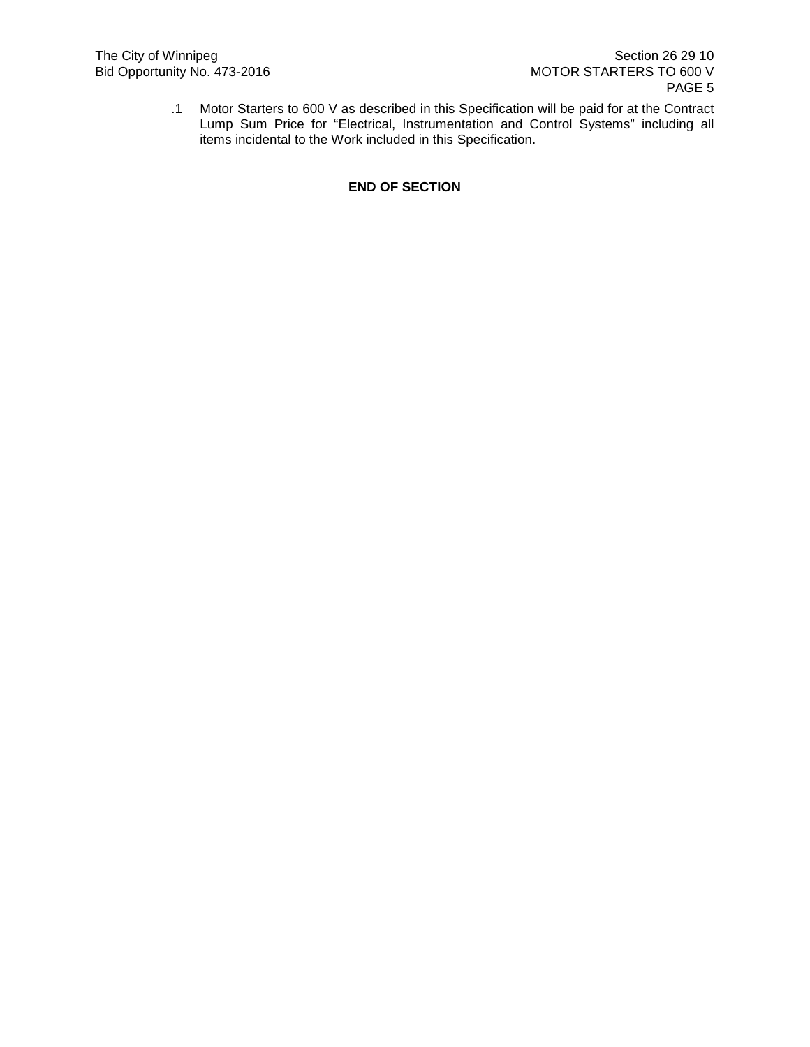.1 Motor Starters to 600 V as described in this Specification will be paid for at the Contract Lump Sum Price for "Electrical, Instrumentation and Control Systems" including all items incidental to the Work included in this Specification.

**END OF SECTION**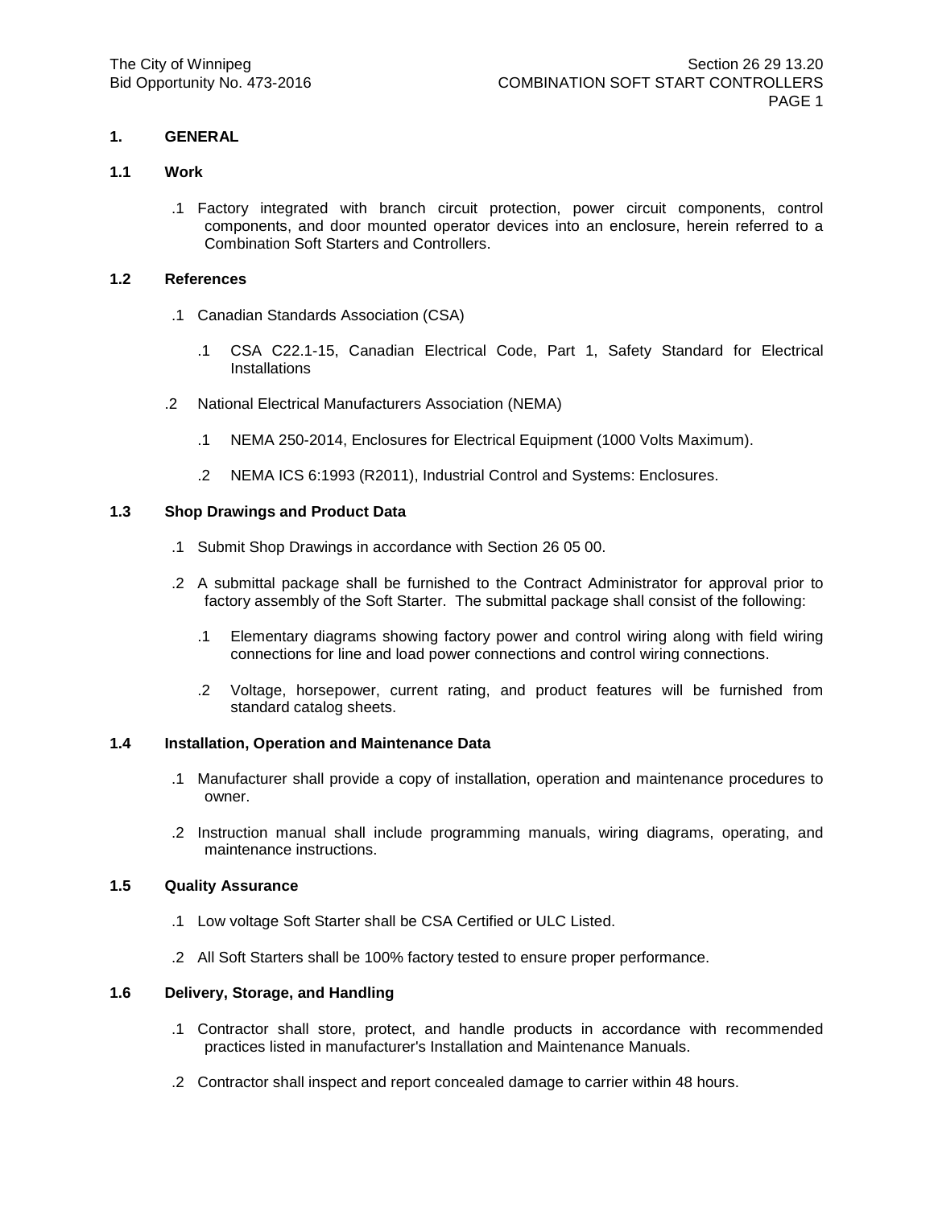# 1. GENERAL

## 1.1 Work

.1 Factory integrated with branch circuit protection, power circuit components, control components, and door mounted operator devices into an enclosure, herein referred to a Combination Soft Starters and Controllers.

## 1.2 References

.1 Canadian Standards Association (CSA)

  .1 CSA C22.1-15, Canadian Electrical Code, Part 1, Safety Standard for Electrical Installations

.2 National Electrical Manufacturers Association (NEMA)

  .1 NEMA 250-2014, Enclosures for Electrical Equipment (1000 Volts Maximum).

  .2 NEMA ICS 6:1993 (R2011), Industrial Control and Systems: Enclosures.

## 1.3 Shop Drawings and Product Data

.1 Submit Shop Drawings in accordance with Section 26 05 00.

.2 A submittal package shall be furnished to the Contract Administrator for approval prior to factory assembly of the Soft Starter. The submittal package shall consist of the following:

  .1 Elementary diagrams showing factory power and control wiring along with field wiring connections for line and load power connections and control wiring connections.

  .2 Voltage, horsepower, current rating, and product features will be furnished from standard catalog sheets.

## 1.4 Installation, Operation and Maintenance Data

.1 Manufacturer shall provide a copy of installation, operation and maintenance procedures to owner.

.2 Instruction manual shall include programming manuals, wiring diagrams, operating, and maintenance instructions.

## 1.5 Quality Assurance

.1 Low voltage Soft Starter shall be CSA Certified or ULC Listed.

.2 All Soft Starters shall be 100% factory tested to ensure proper performance.

## 1.6 Delivery, Storage, and Handling

.1 Contractor shall store, protect, and handle products in accordance with recommended practices listed in manufacturer's Installation and Maintenance Manuals.

.2 Contractor shall inspect and report concealed damage to carrier within 48 hours.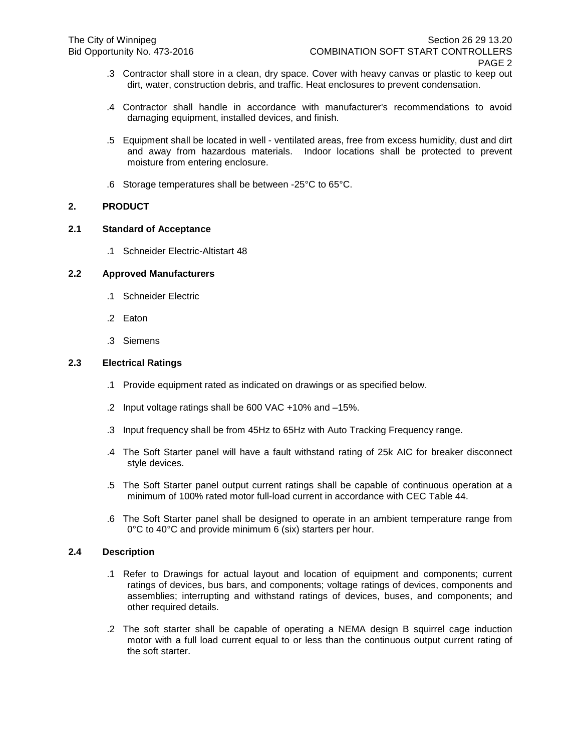.3 Contractor shall store in a clean, dry space. Cover with heavy canvas or plastic to keep out dirt, water, construction debris, and traffic. Heat enclosures to prevent condensation.

.4 Contractor shall handle in accordance with manufacturer's recommendations to avoid damaging equipment, installed devices, and finish.

.5 Equipment shall be located in well - ventilated areas, free from excess humidity, dust and dirt and away from hazardous materials. Indoor locations shall be protected to prevent moisture from entering enclosure.

.6 Storage temperatures shall be between -25°C to 65°C.

## 2. PRODUCT

### 2.1 Standard of Acceptance

.1 Schneider Electric-Altistart 48

### 2.2 Approved Manufacturers

.1 Schneider Electric

.2 Eaton

.3 Siemens

### 2.3 Electrical Ratings

.1 Provide equipment rated as indicated on drawings or as specified below.

.2 Input voltage ratings shall be 600 VAC +10% and –15%.

.3 Input frequency shall be from 45Hz to 65Hz with Auto Tracking Frequency range.

.4 The Soft Starter panel will have a fault withstand rating of 25k AIC for breaker disconnect style devices.

.5 The Soft Starter panel output current ratings shall be capable of continuous operation at a minimum of 100% rated motor full-load current in accordance with CEC Table 44.

.6 The Soft Starter panel shall be designed to operate in an ambient temperature range from 0°C to 40°C and provide minimum 6 (six) starters per hour.

### 2.4 Description

.1 Refer to Drawings for actual layout and location of equipment and components; current ratings of devices, bus bars, and components; voltage ratings of devices, components and assemblies; interrupting and withstand ratings of devices, buses, and components; and other required details.

.2 The soft starter shall be capable of operating a NEMA design B squirrel cage induction motor with a full load current equal to or less than the continuous output current rating of the soft starter.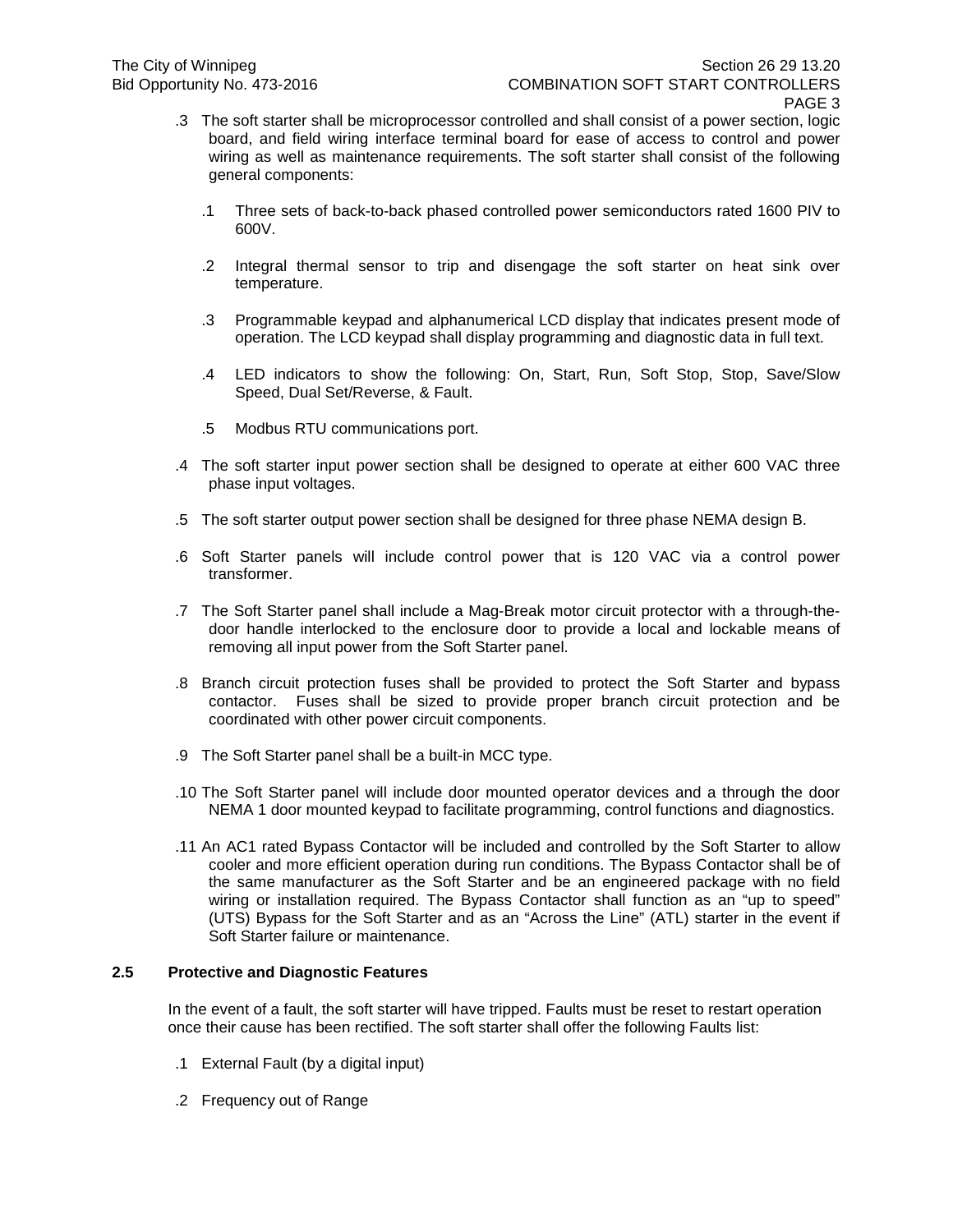.3 The soft starter shall be microprocessor controlled and shall consist of a power section, logic board, and field wiring interface terminal board for ease of access to control and power wiring as well as maintenance requirements. The soft starter shall consist of the following general components:

   .1 Three sets of back-to-back phased controlled power semiconductors rated 1600 PIV to 600V.

   .2 Integral thermal sensor to trip and disengage the soft starter on heat sink over temperature.

   .3 Programmable keypad and alphanumerical LCD display that indicates present mode of operation. The LCD keypad shall display programming and diagnostic data in full text.

   .4 LED indicators to show the following: On, Start, Run, Soft Stop, Stop, Save/Slow Speed, Dual Set/Reverse, & Fault.

   .5 Modbus RTU communications port.

.4 The soft starter input power section shall be designed to operate at either 600 VAC three phase input voltages.

.5 The soft starter output power section shall be designed for three phase NEMA design B.

.6 Soft Starter panels will include control power that is 120 VAC via a control power transformer.

.7 The Soft Starter panel shall include a Mag-Break motor circuit protector with a through-the-door handle interlocked to the enclosure door to provide a local and lockable means of removing all input power from the Soft Starter panel.

.8 Branch circuit protection fuses shall be provided to protect the Soft Starter and bypass contactor. Fuses shall be sized to provide proper branch circuit protection and be coordinated with other power circuit components.

.9 The Soft Starter panel shall be a built-in MCC type.

.10 The Soft Starter panel will include door mounted operator devices and a through the door NEMA 1 door mounted keypad to facilitate programming, control functions and diagnostics.

.11 An AC1 rated Bypass Contactor will be included and controlled by the Soft Starter to allow cooler and more efficient operation during run conditions. The Bypass Contactor shall be of the same manufacturer as the Soft Starter and be an engineered package with no field wiring or installation required. The Bypass Contactor shall function as an "up to speed" (UTS) Bypass for the Soft Starter and as an "Across the Line" (ATL) starter in the event if Soft Starter failure or maintenance.

## 2.5 Protective and Diagnostic Features

In the event of a fault, the soft starter will have tripped. Faults must be reset to restart operation once their cause has been rectified. The soft starter shall offer the following Faults list:

.1 External Fault (by a digital input)

.2 Frequency out of Range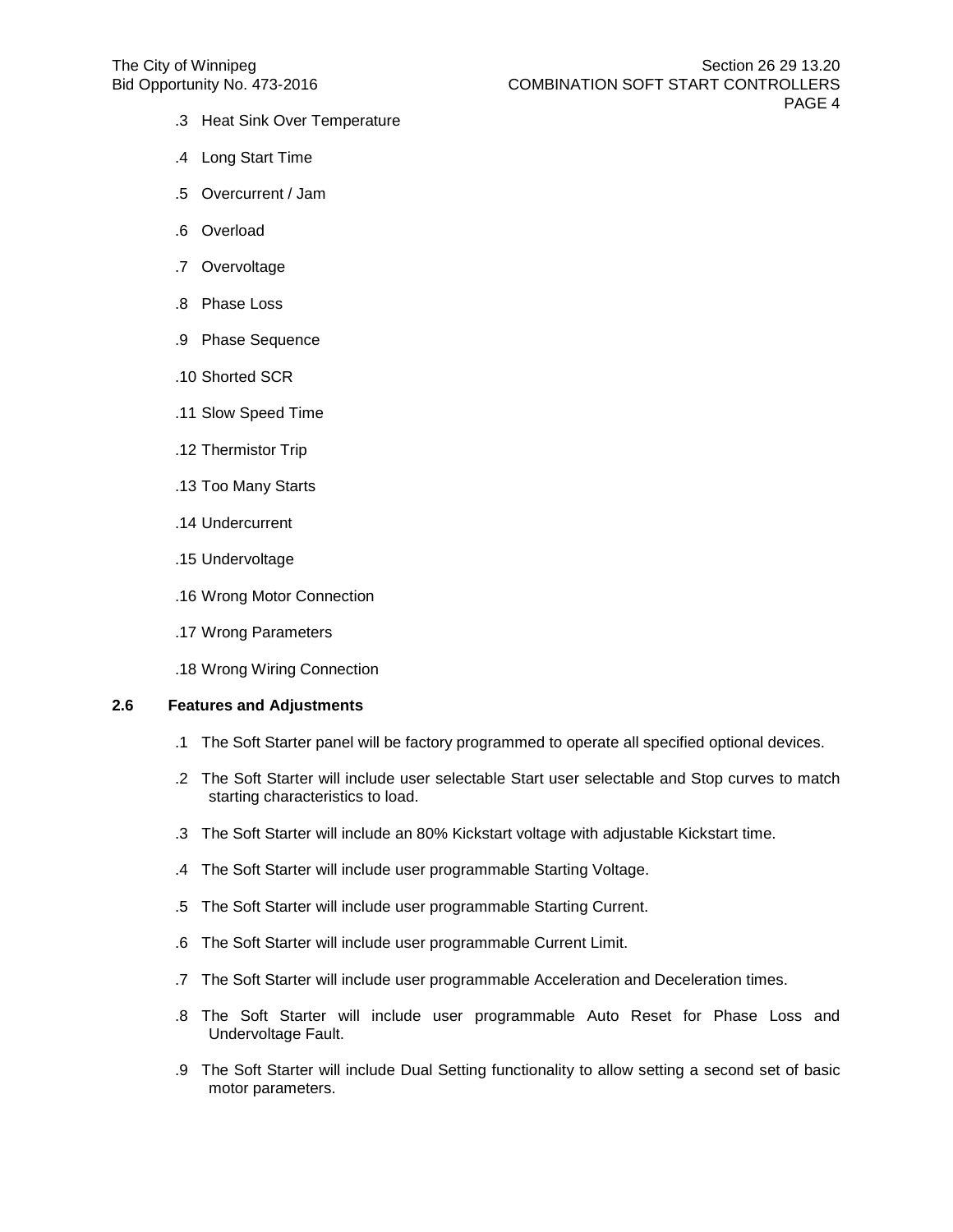.3 Heat Sink Over Temperature

.4 Long Start Time

.5 Overcurrent / Jam

.6 Overload

.7 Overvoltage

.8 Phase Loss

.9 Phase Sequence

.10 Shorted SCR

.11 Slow Speed Time

.12 Thermistor Trip

.13 Too Many Starts

.14 Undercurrent

.15 Undervoltage

.16 Wrong Motor Connection

.17 Wrong Parameters

.18 Wrong Wiring Connection

**2.6 Features and Adjustments**

.1 The Soft Starter panel will be factory programmed to operate all specified optional devices.

.2 The Soft Starter will include user selectable Start user selectable and Stop curves to match starting characteristics to load.

.3 The Soft Starter will include an 80% Kickstart voltage with adjustable Kickstart time.

.4 The Soft Starter will include user programmable Starting Voltage.

.5 The Soft Starter will include user programmable Starting Current.

.6 The Soft Starter will include user programmable Current Limit.

.7 The Soft Starter will include user programmable Acceleration and Deceleration times.

.8 The Soft Starter will include user programmable Auto Reset for Phase Loss and Undervoltage Fault.

.9 The Soft Starter will include Dual Setting functionality to allow setting a second set of basic motor parameters.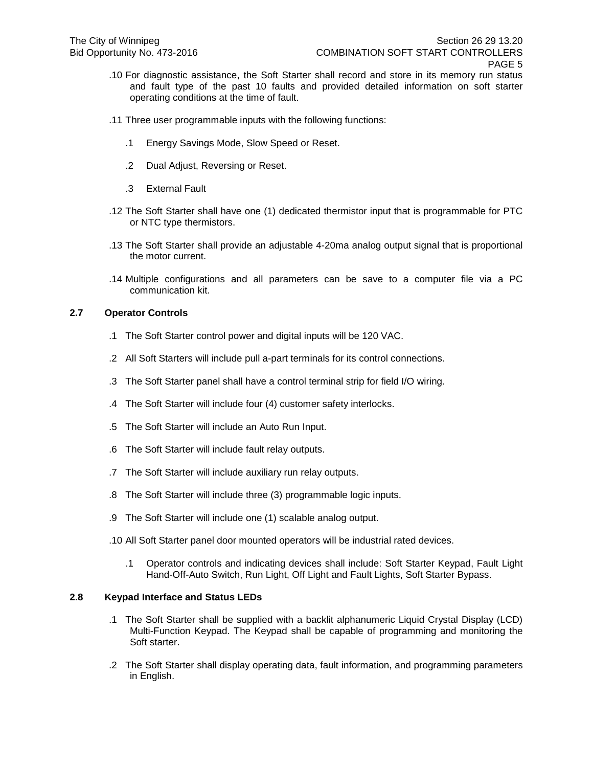.10 For diagnostic assistance, the Soft Starter shall record and store in its memory run status and fault type of the past 10 faults and provided detailed information on soft starter operating conditions at the time of fault.

.11 Three user programmable inputs with the following functions:

   .1 Energy Savings Mode, Slow Speed or Reset.

   .2 Dual Adjust, Reversing or Reset.

   .3 External Fault

.12 The Soft Starter shall have one (1) dedicated thermistor input that is programmable for PTC or NTC type thermistors.

.13 The Soft Starter shall provide an adjustable 4-20ma analog output signal that is proportional the motor current.

.14 Multiple configurations and all parameters can be save to a computer file via a PC communication kit.

### 2.7 Operator Controls

.1 The Soft Starter control power and digital inputs will be 120 VAC.

.2 All Soft Starters will include pull a-part terminals for its control connections.

.3 The Soft Starter panel shall have a control terminal strip for field I/O wiring.

.4 The Soft Starter will include four (4) customer safety interlocks.

.5 The Soft Starter will include an Auto Run Input.

.6 The Soft Starter will include fault relay outputs.

.7 The Soft Starter will include auxiliary run relay outputs.

.8 The Soft Starter will include three (3) programmable logic inputs.

.9 The Soft Starter will include one (1) scalable analog output.

.10 All Soft Starter panel door mounted operators will be industrial rated devices.

   .1 Operator controls and indicating devices shall include: Soft Starter Keypad, Fault Light Hand-Off-Auto Switch, Run Light, Off Light and Fault Lights, Soft Starter Bypass.

### 2.8 Keypad Interface and Status LEDs

.1 The Soft Starter shall be supplied with a backlit alphanumeric Liquid Crystal Display (LCD) Multi-Function Keypad. The Keypad shall be capable of programming and monitoring the Soft starter.

.2 The Soft Starter shall display operating data, fault information, and programming parameters in English.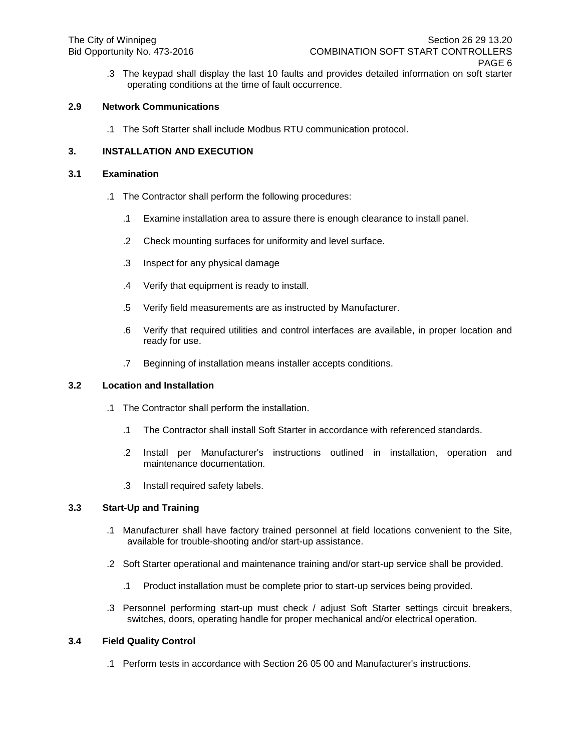.3 The keypad shall display the last 10 faults and provides detailed information on soft starter operating conditions at the time of fault occurrence.

### 2.9 Network Communications

.1 The Soft Starter shall include Modbus RTU communication protocol.

## 3. INSTALLATION AND EXECUTION

### 3.1 Examination

.1 The Contractor shall perform the following procedures:

.1 Examine installation area to assure there is enough clearance to install panel.

.2 Check mounting surfaces for uniformity and level surface.

.3 Inspect for any physical damage

.4 Verify that equipment is ready to install.

.5 Verify field measurements are as instructed by Manufacturer.

.6 Verify that required utilities and control interfaces are available, in proper location and ready for use.

.7 Beginning of installation means installer accepts conditions.

### 3.2 Location and Installation

.1 The Contractor shall perform the installation.

.1 The Contractor shall install Soft Starter in accordance with referenced standards.

.2 Install per Manufacturer's instructions outlined in installation, operation and maintenance documentation.

.3 Install required safety labels.

### 3.3 Start-Up and Training

.1 Manufacturer shall have factory trained personnel at field locations convenient to the Site, available for trouble-shooting and/or start-up assistance.

.2 Soft Starter operational and maintenance training and/or start-up service shall be provided.

.1 Product installation must be complete prior to start-up services being provided.

.3 Personnel performing start-up must check / adjust Soft Starter settings circuit breakers, switches, doors, operating handle for proper mechanical and/or electrical operation.

### 3.4 Field Quality Control

.1 Perform tests in accordance with Section 26 05 00 and Manufacturer's instructions.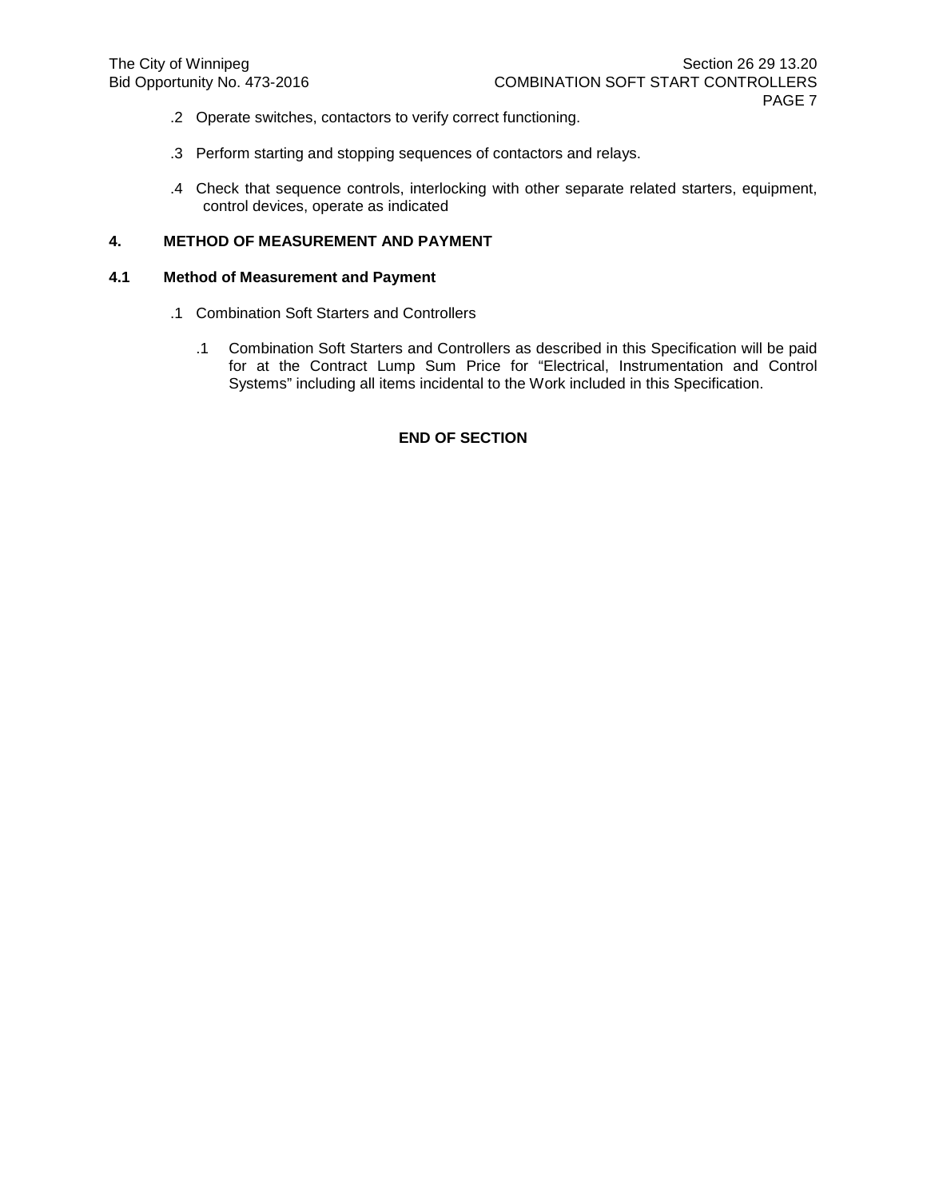.2 Operate switches, contactors to verify correct functioning.

.3 Perform starting and stopping sequences of contactors and relays.

.4 Check that sequence controls, interlocking with other separate related starters, equipment, control devices, operate as indicated

## 4. METHOD OF MEASUREMENT AND PAYMENT

### 4.1 Method of Measurement and Payment

.1 Combination Soft Starters and Controllers

.1 Combination Soft Starters and Controllers as described in this Specification will be paid for at the Contract Lump Sum Price for "Electrical, Instrumentation and Control Systems" including all items incidental to the Work included in this Specification.

**END OF SECTION**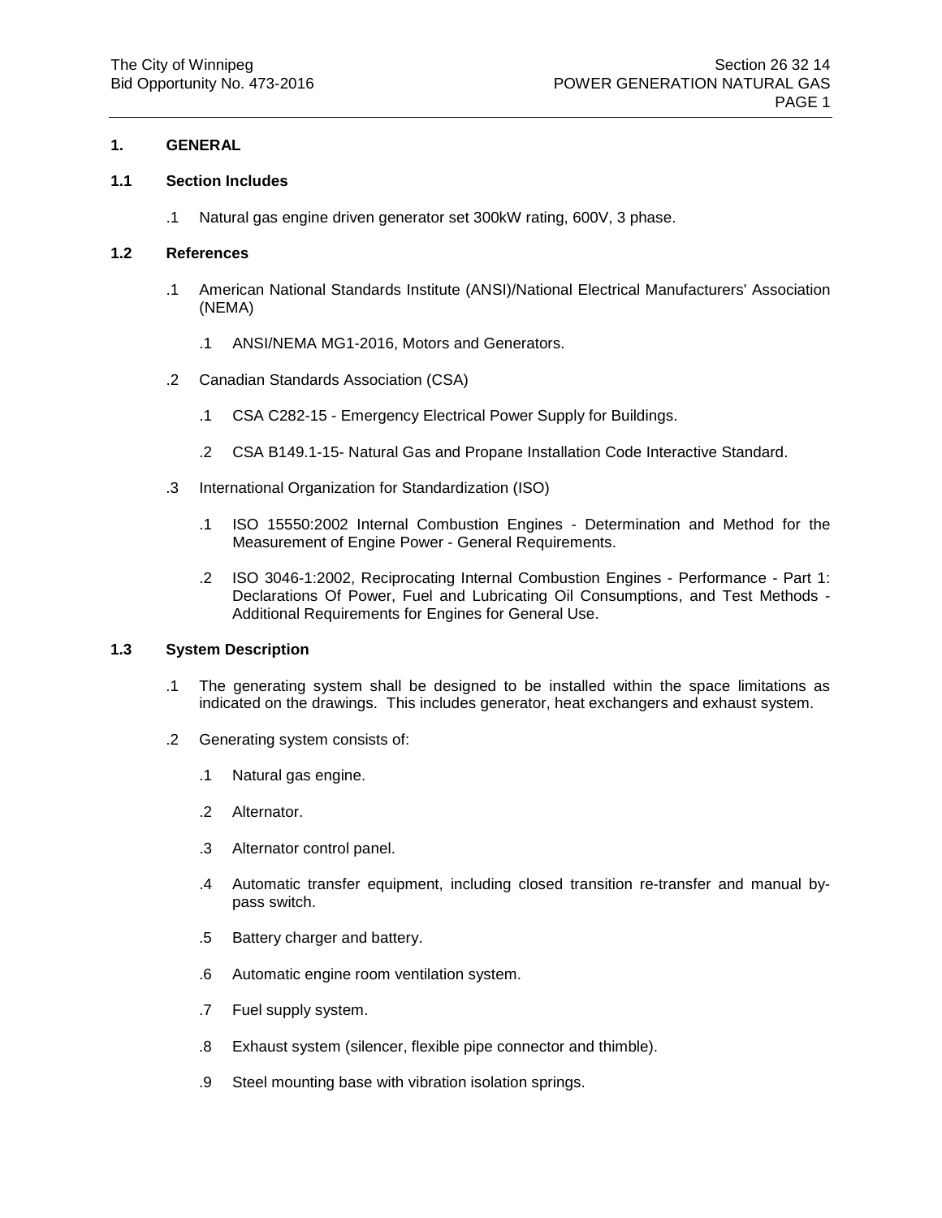## 1. GENERAL

### 1.1 Section Includes

.1 Natural gas engine driven generator set 300kW rating, 600V, 3 phase.

### 1.2 References

.1 American National Standards Institute (ANSI)/National Electrical Manufacturers' Association (NEMA)

  .1 ANSI/NEMA MG1-2016, Motors and Generators.

.2 Canadian Standards Association (CSA)

  .1 CSA C282-15 - Emergency Electrical Power Supply for Buildings.

  .2 CSA B149.1-15- Natural Gas and Propane Installation Code Interactive Standard.

.3 International Organization for Standardization (ISO)

  .1 ISO 15550:2002 Internal Combustion Engines - Determination and Method for the Measurement of Engine Power - General Requirements.

  .2 ISO 3046-1:2002, Reciprocating Internal Combustion Engines - Performance - Part 1: Declarations Of Power, Fuel and Lubricating Oil Consumptions, and Test Methods - Additional Requirements for Engines for General Use.

### 1.3 System Description

.1 The generating system shall be designed to be installed within the space limitations as indicated on the drawings. This includes generator, heat exchangers and exhaust system.

.2 Generating system consists of:

  .1 Natural gas engine.

  .2 Alternator.

  .3 Alternator control panel.

  .4 Automatic transfer equipment, including closed transition re-transfer and manual by-pass switch.

  .5 Battery charger and battery.

  .6 Automatic engine room ventilation system.

  .7 Fuel supply system.

  .8 Exhaust system (silencer, flexible pipe connector and thimble).

  .9 Steel mounting base with vibration isolation springs.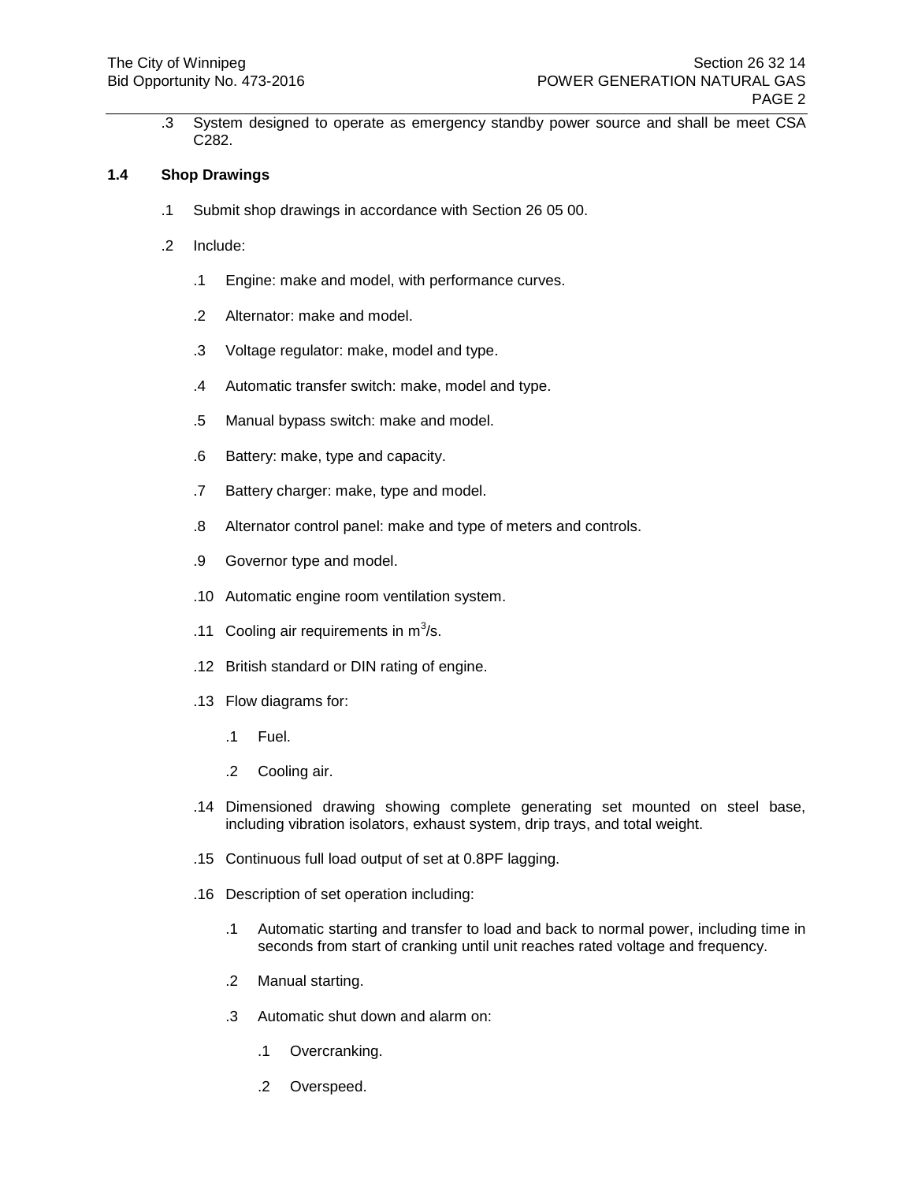.3 System designed to operate as emergency standby power source and shall be meet CSA C282.

## 1.4 Shop Drawings

.1 Submit shop drawings in accordance with Section 26 05 00.

.2 Include:

.1 Engine: make and model, with performance curves.

.2 Alternator: make and model.

.3 Voltage regulator: make, model and type.

.4 Automatic transfer switch: make, model and type.

.5 Manual bypass switch: make and model.

.6 Battery: make, type and capacity.

.7 Battery charger: make, type and model.

.8 Alternator control panel: make and type of meters and controls.

.9 Governor type and model.

.10 Automatic engine room ventilation system.

.11 Cooling air requirements in $m^3/s$.

.12 British standard or DIN rating of engine.

.13 Flow diagrams for:

.1 Fuel.

.2 Cooling air.

.14 Dimensioned drawing showing complete generating set mounted on steel base, including vibration isolators, exhaust system, drip trays, and total weight.

.15 Continuous full load output of set at 0.8PF lagging.

.16 Description of set operation including:

.1 Automatic starting and transfer to load and back to normal power, including time in seconds from start of cranking until unit reaches rated voltage and frequency.

.2 Manual starting.

.3 Automatic shut down and alarm on:

.1 Overcranking.

.2 Overspeed.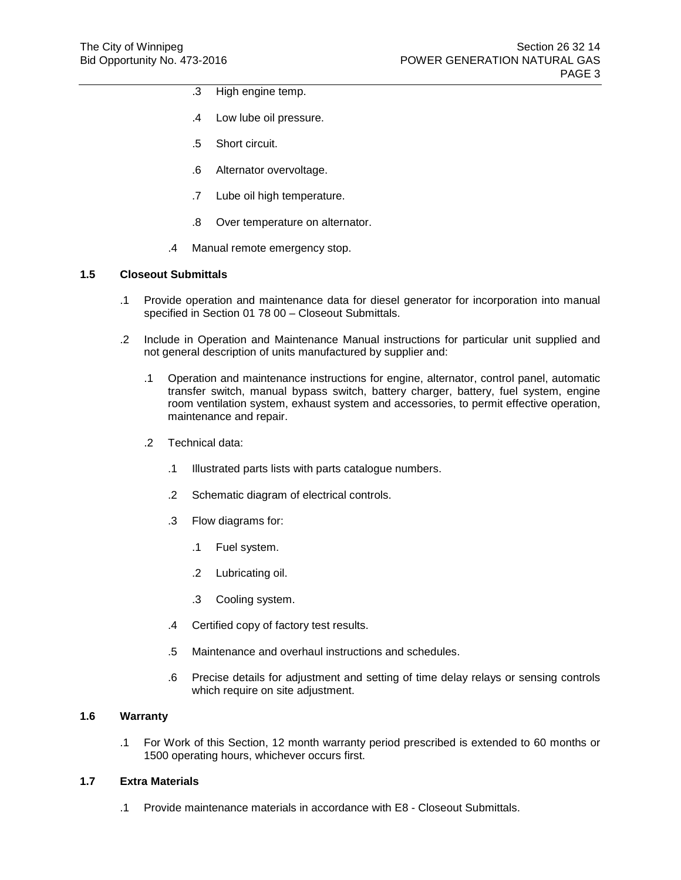.3 High engine temp.

.4 Low lube oil pressure.

.5 Short circuit.

.6 Alternator overvoltage.

.7 Lube oil high temperature.

.8 Over temperature on alternator.

.4 Manual remote emergency stop.

### 1.5 Closeout Submittals

.1 Provide operation and maintenance data for diesel generator for incorporation into manual specified in Section 01 78 00 – Closeout Submittals.

.2 Include in Operation and Maintenance Manual instructions for particular unit supplied and not general description of units manufactured by supplier and:

  .1 Operation and maintenance instructions for engine, alternator, control panel, automatic transfer switch, manual bypass switch, battery charger, battery, fuel system, engine room ventilation system, exhaust system and accessories, to permit effective operation, maintenance and repair.

  .2 Technical data:

    .1 Illustrated parts lists with parts catalogue numbers.

    .2 Schematic diagram of electrical controls.

    .3 Flow diagrams for:

      .1 Fuel system.

      .2 Lubricating oil.

      .3 Cooling system.

    .4 Certified copy of factory test results.

    .5 Maintenance and overhaul instructions and schedules.

    .6 Precise details for adjustment and setting of time delay relays or sensing controls which require on site adjustment.

### 1.6 Warranty

.1 For Work of this Section, 12 month warranty period prescribed is extended to 60 months or 1500 operating hours, whichever occurs first.

### 1.7 Extra Materials

.1 Provide maintenance materials in accordance with E8 - Closeout Submittals.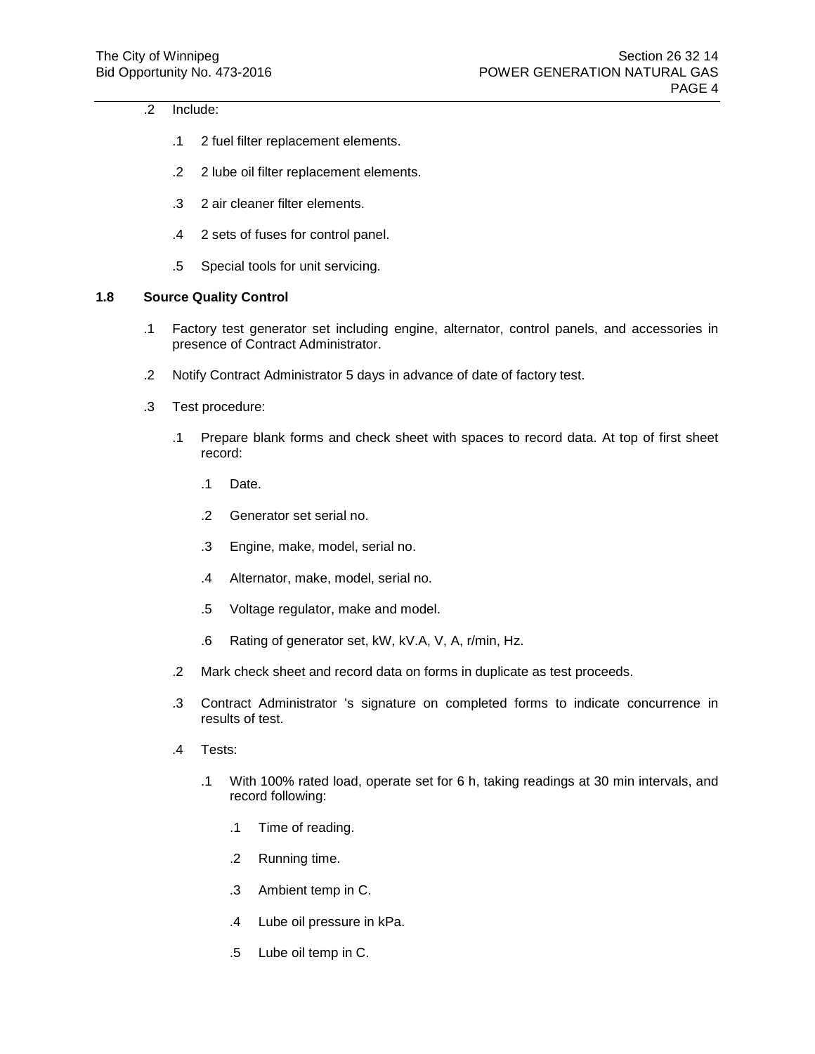.2 Include:

  .1 2 fuel filter replacement elements.

  .2 2 lube oil filter replacement elements.

  .3 2 air cleaner filter elements.

  .4 2 sets of fuses for control panel.

  .5 Special tools for unit servicing.

## 1.8 Source Quality Control

.1 Factory test generator set including engine, alternator, control panels, and accessories in presence of Contract Administrator.

.2 Notify Contract Administrator 5 days in advance of date of factory test.

.3 Test procedure:

  .1 Prepare blank forms and check sheet with spaces to record data. At top of first sheet record:

    .1 Date.

    .2 Generator set serial no.

    .3 Engine, make, model, serial no.

    .4 Alternator, make, model, serial no.

    .5 Voltage regulator, make and model.

    .6 Rating of generator set, kW, kV.A, V, A, r/min, Hz.

  .2 Mark check sheet and record data on forms in duplicate as test proceeds.

  .3 Contract Administrator 's signature on completed forms to indicate concurrence in results of test.

  .4 Tests:

    .1 With 100% rated load, operate set for 6 h, taking readings at 30 min intervals, and record following:

      .1 Time of reading.

      .2 Running time.

      .3 Ambient temp in C.

      .4 Lube oil pressure in kPa.

      .5 Lube oil temp in C.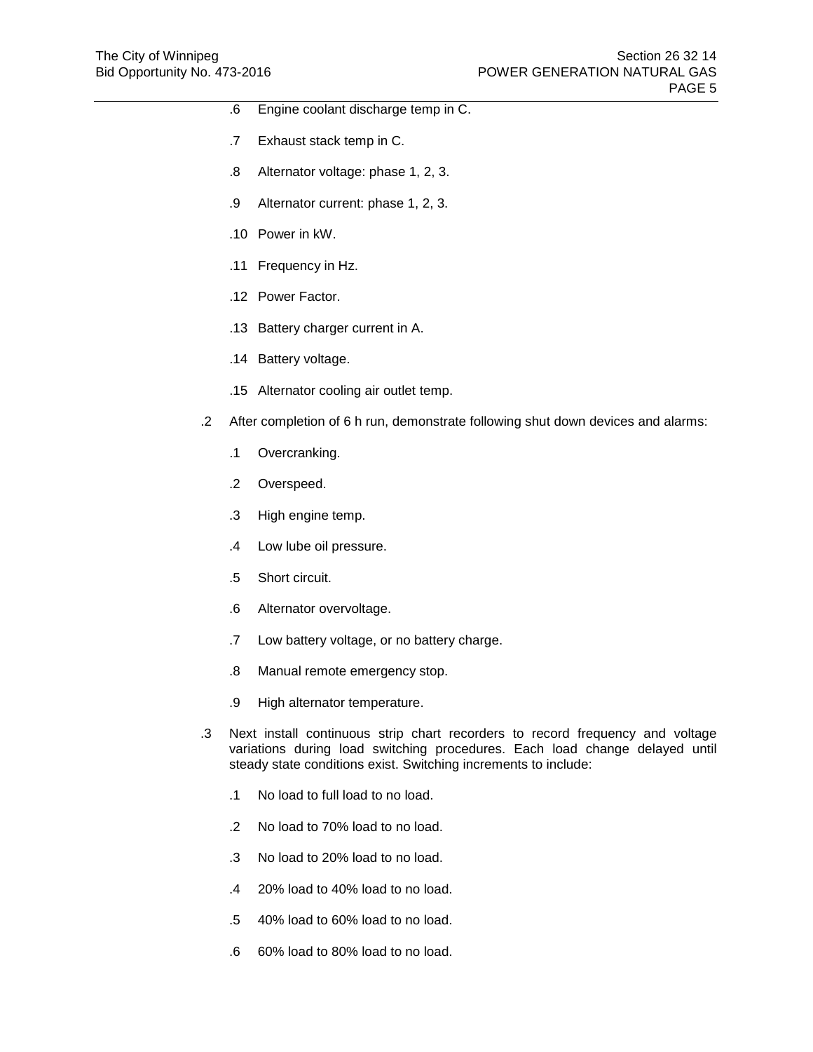.6 Engine coolant discharge temp in C.

.7 Exhaust stack temp in C.

.8 Alternator voltage: phase 1, 2, 3.

.9 Alternator current: phase 1, 2, 3.

.10 Power in kW.

.11 Frequency in Hz.

.12 Power Factor.

.13 Battery charger current in A.

.14 Battery voltage.

.15 Alternator cooling air outlet temp.

.2 After completion of 6 h run, demonstrate following shut down devices and alarms:

.1 Overcranking.

.2 Overspeed.

.3 High engine temp.

.4 Low lube oil pressure.

.5 Short circuit.

.6 Alternator overvoltage.

.7 Low battery voltage, or no battery charge.

.8 Manual remote emergency stop.

.9 High alternator temperature.

.3 Next install continuous strip chart recorders to record frequency and voltage variations during load switching procedures. Each load change delayed until steady state conditions exist. Switching increments to include:

.1 No load to full load to no load.

.2 No load to 70% load to no load.

.3 No load to 20% load to no load.

.4 20% load to 40% load to no load.

.5 40% load to 60% load to no load.

.6 60% load to 80% load to no load.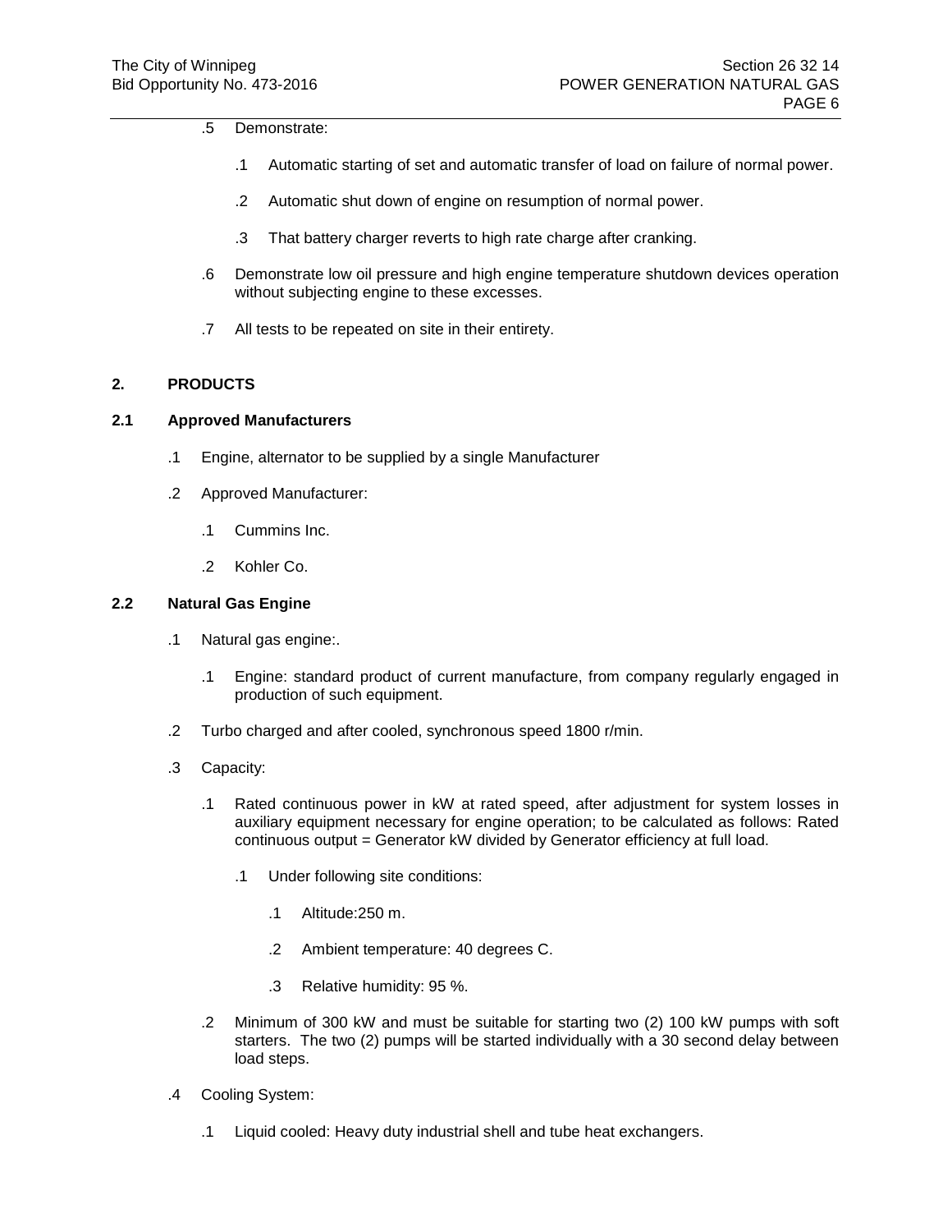.5 Demonstrate:

  .1 Automatic starting of set and automatic transfer of load on failure of normal power.

  .2 Automatic shut down of engine on resumption of normal power.

  .3 That battery charger reverts to high rate charge after cranking.

.6 Demonstrate low oil pressure and high engine temperature shutdown devices operation without subjecting engine to these excesses.

.7 All tests to be repeated on site in their entirety.

## 2. PRODUCTS

### 2.1 Approved Manufacturers

.1 Engine, alternator to be supplied by a single Manufacturer

.2 Approved Manufacturer:

  .1 Cummins Inc.

  .2 Kohler Co.

### 2.2 Natural Gas Engine

.1 Natural gas engine:.

  .1 Engine: standard product of current manufacture, from company regularly engaged in production of such equipment.

.2 Turbo charged and after cooled, synchronous speed 1800 r/min.

.3 Capacity:

  .1 Rated continuous power in kW at rated speed, after adjustment for system losses in auxiliary equipment necessary for engine operation; to be calculated as follows: Rated continuous output = Generator kW divided by Generator efficiency at full load.

    .1 Under following site conditions:

      .1 Altitude:250 m.

      .2 Ambient temperature: 40 degrees C.

      .3 Relative humidity: 95 %.

  .2 Minimum of 300 kW and must be suitable for starting two (2) 100 kW pumps with soft starters. The two (2) pumps will be started individually with a 30 second delay between load steps.

.4 Cooling System:

  .1 Liquid cooled: Heavy duty industrial shell and tube heat exchangers.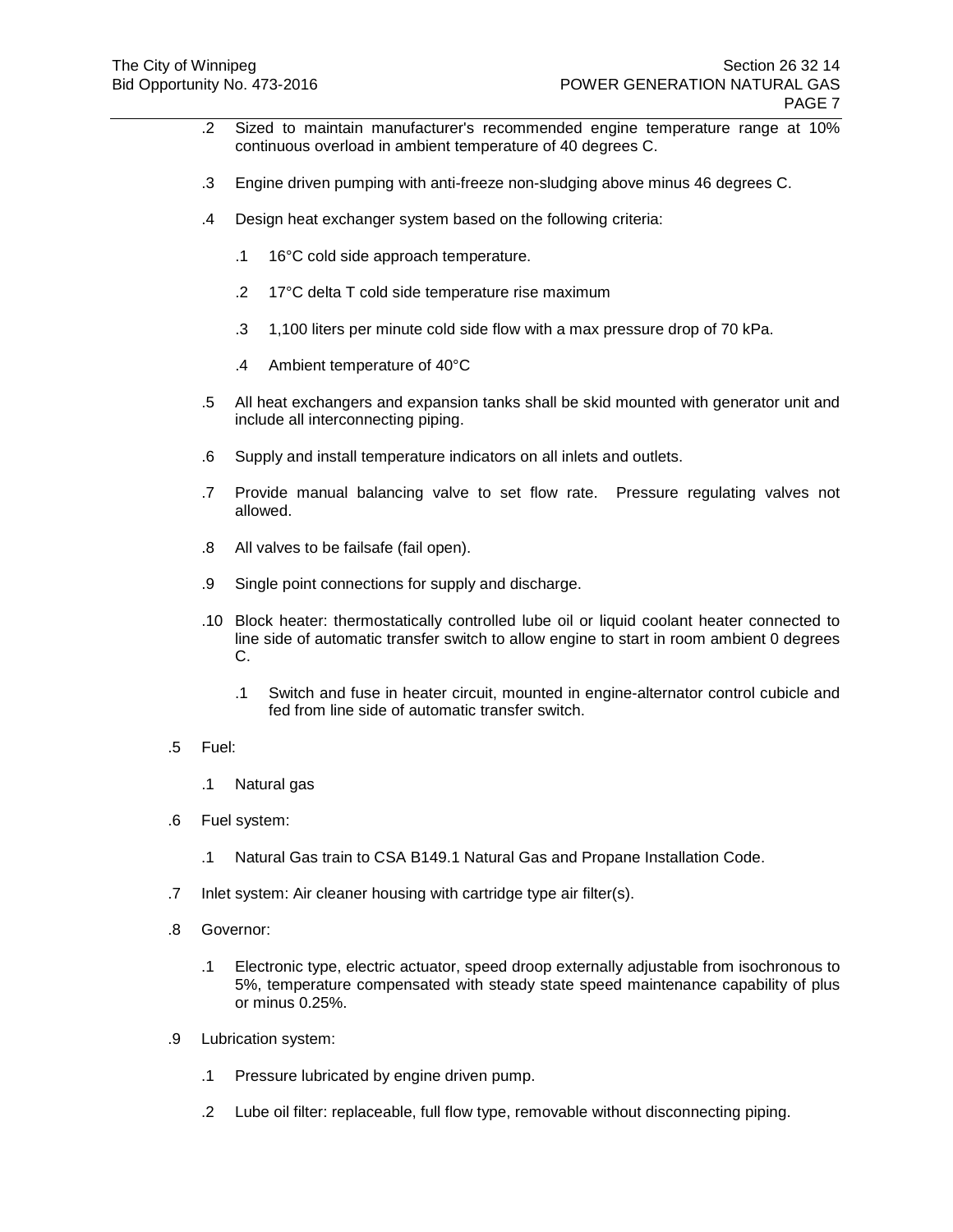.2 Sized to maintain manufacturer's recommended engine temperature range at 10% continuous overload in ambient temperature of 40 degrees C.

.3 Engine driven pumping with anti-freeze non-sludging above minus 46 degrees C.

.4 Design heat exchanger system based on the following criteria:

.1 16°C cold side approach temperature.

.2 17°C delta T cold side temperature rise maximum

.3 1,100 liters per minute cold side flow with a max pressure drop of 70 kPa.

.4 Ambient temperature of 40°C

.5 All heat exchangers and expansion tanks shall be skid mounted with generator unit and include all interconnecting piping.

.6 Supply and install temperature indicators on all inlets and outlets.

.7 Provide manual balancing valve to set flow rate. Pressure regulating valves not allowed.

.8 All valves to be failsafe (fail open).

.9 Single point connections for supply and discharge.

.10 Block heater: thermostatically controlled lube oil or liquid coolant heater connected to line side of automatic transfer switch to allow engine to start in room ambient 0 degrees C.

.1 Switch and fuse in heater circuit, mounted in engine-alternator control cubicle and fed from line side of automatic transfer switch.

.5 Fuel:

.1 Natural gas

.6 Fuel system:

.1 Natural Gas train to CSA B149.1 Natural Gas and Propane Installation Code.

.7 Inlet system: Air cleaner housing with cartridge type air filter(s).

.8 Governor:

.1 Electronic type, electric actuator, speed droop externally adjustable from isochronous to 5%, temperature compensated with steady state speed maintenance capability of plus or minus 0.25%.

.9 Lubrication system:

.1 Pressure lubricated by engine driven pump.

.2 Lube oil filter: replaceable, full flow type, removable without disconnecting piping.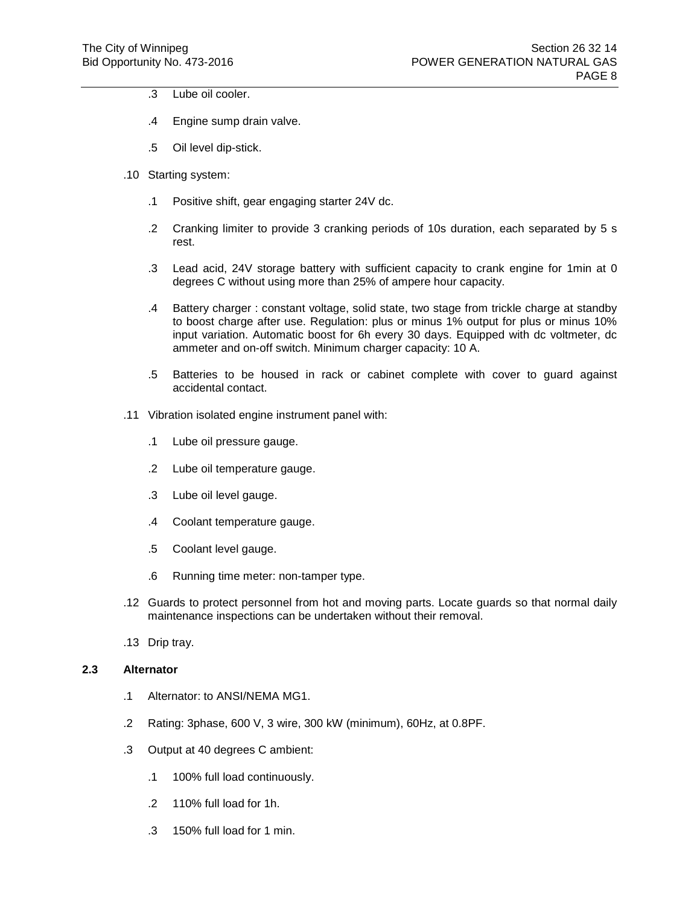.3 Lube oil cooler.

.4 Engine sump drain valve.

.5 Oil level dip-stick.

.10 Starting system:

.1 Positive shift, gear engaging starter 24V dc.

.2 Cranking limiter to provide 3 cranking periods of 10s duration, each separated by 5 s rest.

.3 Lead acid, 24V storage battery with sufficient capacity to crank engine for 1min at 0 degrees C without using more than 25% of ampere hour capacity.

.4 Battery charger : constant voltage, solid state, two stage from trickle charge at standby to boost charge after use. Regulation: plus or minus 1% output for plus or minus 10% input variation. Automatic boost for 6h every 30 days. Equipped with dc voltmeter, dc ammeter and on-off switch. Minimum charger capacity: 10 A.

.5 Batteries to be housed in rack or cabinet complete with cover to guard against accidental contact.

.11 Vibration isolated engine instrument panel with:

.1 Lube oil pressure gauge.

.2 Lube oil temperature gauge.

.3 Lube oil level gauge.

.4 Coolant temperature gauge.

.5 Coolant level gauge.

.6 Running time meter: non-tamper type.

.12 Guards to protect personnel from hot and moving parts. Locate guards so that normal daily maintenance inspections can be undertaken without their removal.

.13 Drip tray.

## 2.3 Alternator

.1 Alternator: to ANSI/NEMA MG1.

.2 Rating: 3phase, 600 V, 3 wire, 300 kW (minimum), 60Hz, at 0.8PF.

.3 Output at 40 degrees C ambient:

.1 100% full load continuously.

.2 110% full load for 1h.

.3 150% full load for 1 min.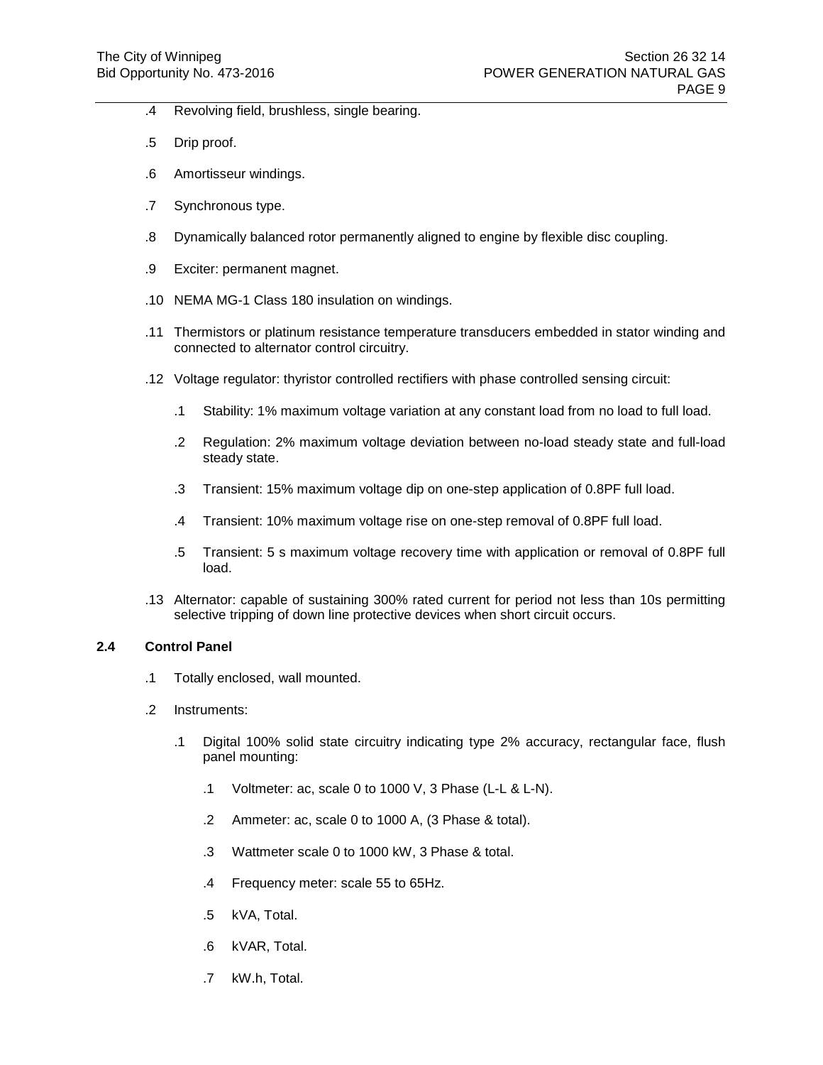.4 Revolving field, brushless, single bearing.

.5 Drip proof.

.6 Amortisseur windings.

.7 Synchronous type.

.8 Dynamically balanced rotor permanently aligned to engine by flexible disc coupling.

.9 Exciter: permanent magnet.

.10 NEMA MG-1 Class 180 insulation on windings.

.11 Thermistors or platinum resistance temperature transducers embedded in stator winding and connected to alternator control circuitry.

.12 Voltage regulator: thyristor controlled rectifiers with phase controlled sensing circuit:

  .1 Stability: 1% maximum voltage variation at any constant load from no load to full load.

  .2 Regulation: 2% maximum voltage deviation between no-load steady state and full-load steady state.

  .3 Transient: 15% maximum voltage dip on one-step application of 0.8PF full load.

  .4 Transient: 10% maximum voltage rise on one-step removal of 0.8PF full load.

  .5 Transient: 5 s maximum voltage recovery time with application or removal of 0.8PF full load.

.13 Alternator: capable of sustaining 300% rated current for period not less than 10s permitting selective tripping of down line protective devices when short circuit occurs.

## 2.4 Control Panel

.1 Totally enclosed, wall mounted.

.2 Instruments:

  .1 Digital 100% solid state circuitry indicating type 2% accuracy, rectangular face, flush panel mounting:

    .1 Voltmeter: ac, scale 0 to 1000 V, 3 Phase (L-L & L-N).

    .2 Ammeter: ac, scale 0 to 1000 A, (3 Phase & total).

    .3 Wattmeter scale 0 to 1000 kW, 3 Phase & total.

    .4 Frequency meter: scale 55 to 65Hz.

    .5 kVA, Total.

    .6 kVAR, Total.

    .7 kW.h, Total.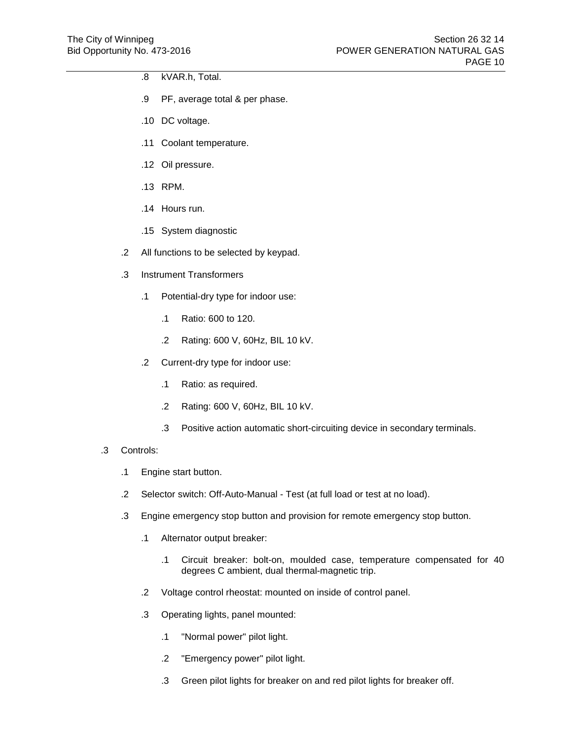- .8 kVAR.h, Total.
- .9 PF, average total & per phase.
- .10 DC voltage.
- .11 Coolant temperature.
- .12 Oil pressure.
- .13 RPM.
- .14 Hours run.
- .15 System diagnostic

.2 All functions to be selected by keypad.

.3 Instrument Transformers

- .1 Potential-dry type for indoor use:
  - .1 Ratio: 600 to 120.
  - .2 Rating: 600 V, 60Hz, BIL 10 kV.
- .2 Current-dry type for indoor use:
  - .1 Ratio: as required.
  - .2 Rating: 600 V, 60Hz, BIL 10 kV.
  - .3 Positive action automatic short-circuiting device in secondary terminals.

.3 Controls:

- .1 Engine start button.
- .2 Selector switch: Off-Auto-Manual - Test (at full load or test at no load).
- .3 Engine emergency stop button and provision for remote emergency stop button.
  - .1 Alternator output breaker:
    - .1 Circuit breaker: bolt-on, moulded case, temperature compensated for 40 degrees C ambient, dual thermal-magnetic trip.
  - .2 Voltage control rheostat: mounted on inside of control panel.
  - .3 Operating lights, panel mounted:
    - .1 "Normal power" pilot light.
    - .2 "Emergency power" pilot light.
    - .3 Green pilot lights for breaker on and red pilot lights for breaker off.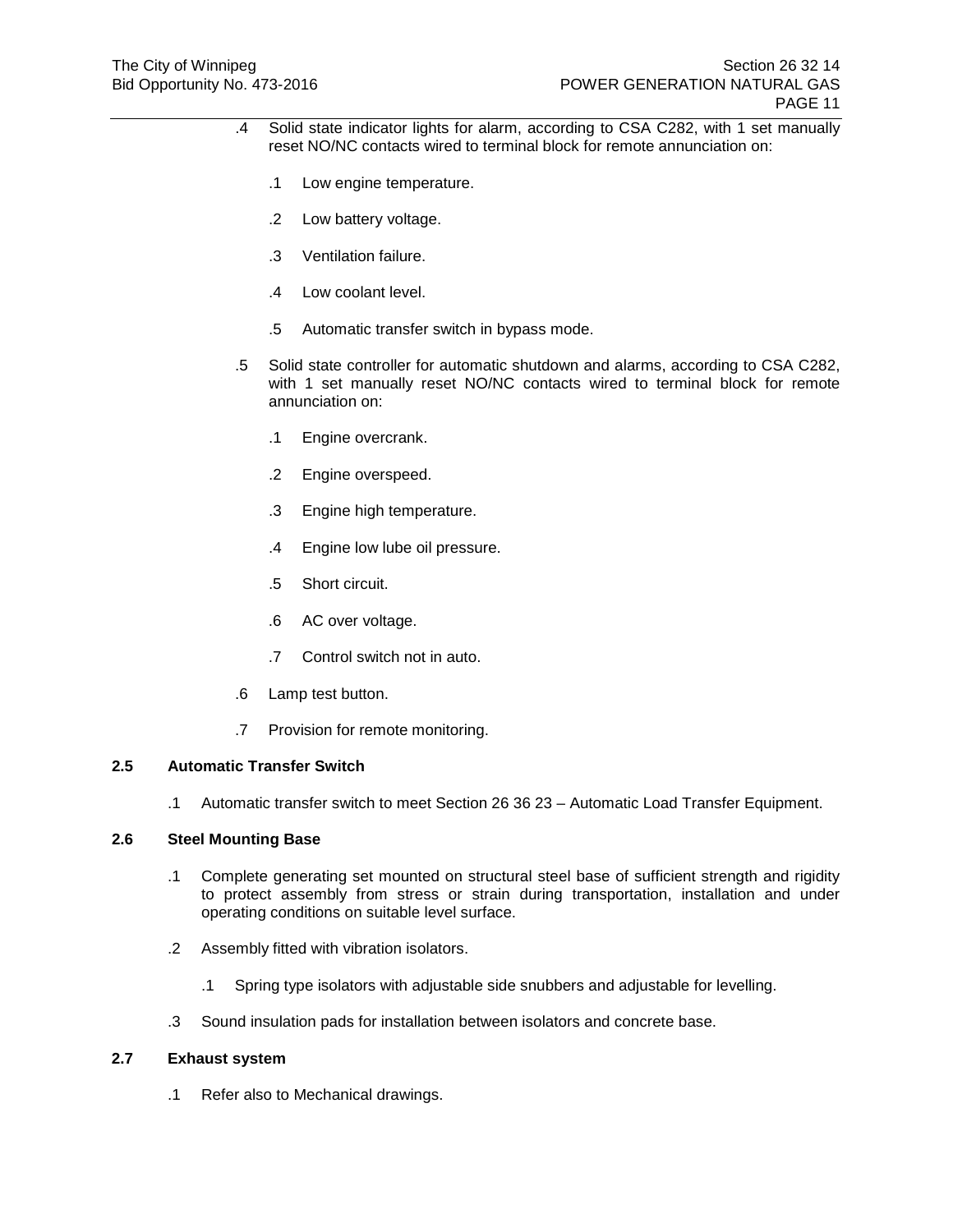.4 Solid state indicator lights for alarm, according to CSA C282, with 1 set manually reset NO/NC contacts wired to terminal block for remote annunciation on:

  .1 Low engine temperature.

  .2 Low battery voltage.

  .3 Ventilation failure.

  .4 Low coolant level.

  .5 Automatic transfer switch in bypass mode.

.5 Solid state controller for automatic shutdown and alarms, according to CSA C282, with 1 set manually reset NO/NC contacts wired to terminal block for remote annunciation on:

  .1 Engine overcrank.

  .2 Engine overspeed.

  .3 Engine high temperature.

  .4 Engine low lube oil pressure.

  .5 Short circuit.

  .6 AC over voltage.

  .7 Control switch not in auto.

.6 Lamp test button.

.7 Provision for remote monitoring.

**2.5 Automatic Transfer Switch**

.1 Automatic transfer switch to meet Section 26 36 23 – Automatic Load Transfer Equipment.

**2.6 Steel Mounting Base**

.1 Complete generating set mounted on structural steel base of sufficient strength and rigidity to protect assembly from stress or strain during transportation, installation and under operating conditions on suitable level surface.

.2 Assembly fitted with vibration isolators.

  .1 Spring type isolators with adjustable side snubbers and adjustable for levelling.

.3 Sound insulation pads for installation between isolators and concrete base.

**2.7 Exhaust system**

.1 Refer also to Mechanical drawings.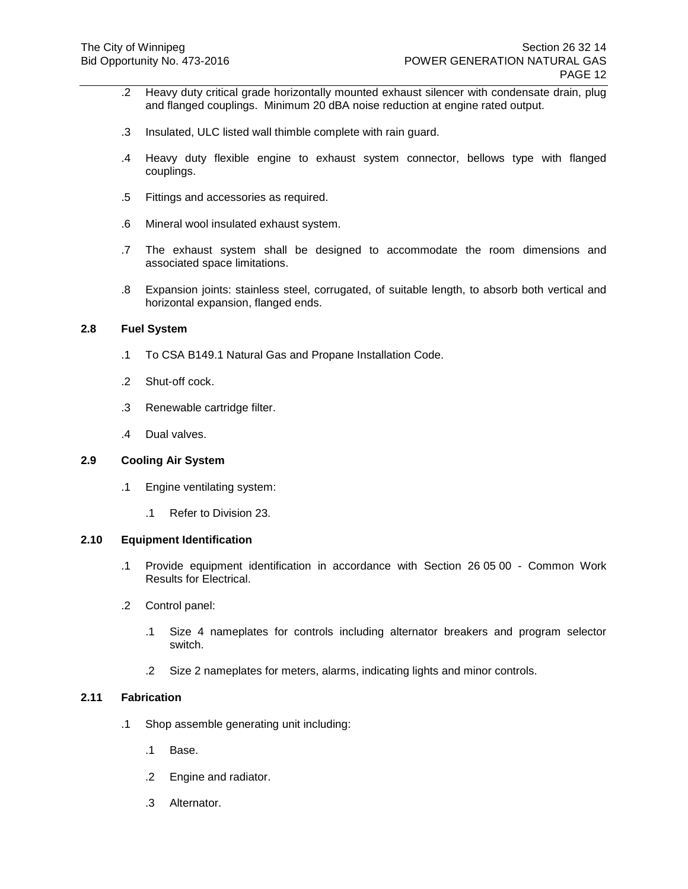.2 Heavy duty critical grade horizontally mounted exhaust silencer with condensate drain, plug and flanged couplings. Minimum 20 dBA noise reduction at engine rated output.

.3 Insulated, ULC listed wall thimble complete with rain guard.

.4 Heavy duty flexible engine to exhaust system connector, bellows type with flanged couplings.

.5 Fittings and accessories as required.

.6 Mineral wool insulated exhaust system.

.7 The exhaust system shall be designed to accommodate the room dimensions and associated space limitations.

.8 Expansion joints: stainless steel, corrugated, of suitable length, to absorb both vertical and horizontal expansion, flanged ends.

**2.8 Fuel System**

.1 To CSA B149.1 Natural Gas and Propane Installation Code.

.2 Shut-off cock.

.3 Renewable cartridge filter.

.4 Dual valves.

**2.9 Cooling Air System**

.1 Engine ventilating system:

  .1 Refer to Division 23.

**2.10 Equipment Identification**

.1 Provide equipment identification in accordance with Section 26 05 00 - Common Work Results for Electrical.

.2 Control panel:

  .1 Size 4 nameplates for controls including alternator breakers and program selector switch.

  .2 Size 2 nameplates for meters, alarms, indicating lights and minor controls.

**2.11 Fabrication**

.1 Shop assemble generating unit including:

  .1 Base.

  .2 Engine and radiator.

  .3 Alternator.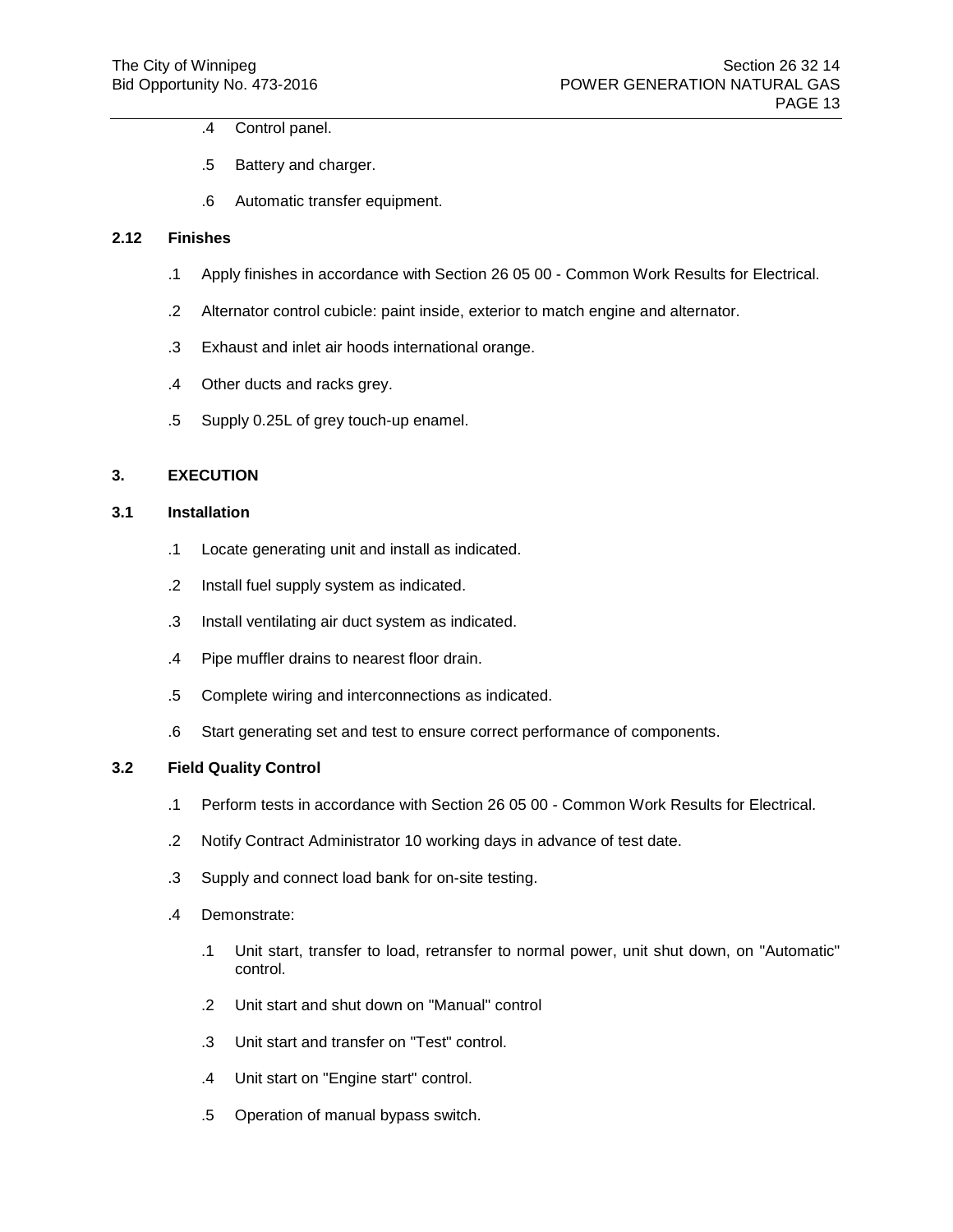.4 Control panel.

.5 Battery and charger.

.6 Automatic transfer equipment.

**2.12 Finishes**

.1 Apply finishes in accordance with Section 26 05 00 - Common Work Results for Electrical.

.2 Alternator control cubicle: paint inside, exterior to match engine and alternator.

.3 Exhaust and inlet air hoods international orange.

.4 Other ducts and racks grey.

.5 Supply 0.25L of grey touch-up enamel.

## 3. EXECUTION

**3.1 Installation**

.1 Locate generating unit and install as indicated.

.2 Install fuel supply system as indicated.

.3 Install ventilating air duct system as indicated.

.4 Pipe muffler drains to nearest floor drain.

.5 Complete wiring and interconnections as indicated.

.6 Start generating set and test to ensure correct performance of components.

**3.2 Field Quality Control**

.1 Perform tests in accordance with Section 26 05 00 - Common Work Results for Electrical.

.2 Notify Contract Administrator 10 working days in advance of test date.

.3 Supply and connect load bank for on-site testing.

.4 Demonstrate:

.1 Unit start, transfer to load, retransfer to normal power, unit shut down, on "Automatic" control.

.2 Unit start and shut down on "Manual" control

.3 Unit start and transfer on "Test" control.

.4 Unit start on "Engine start" control.

.5 Operation of manual bypass switch.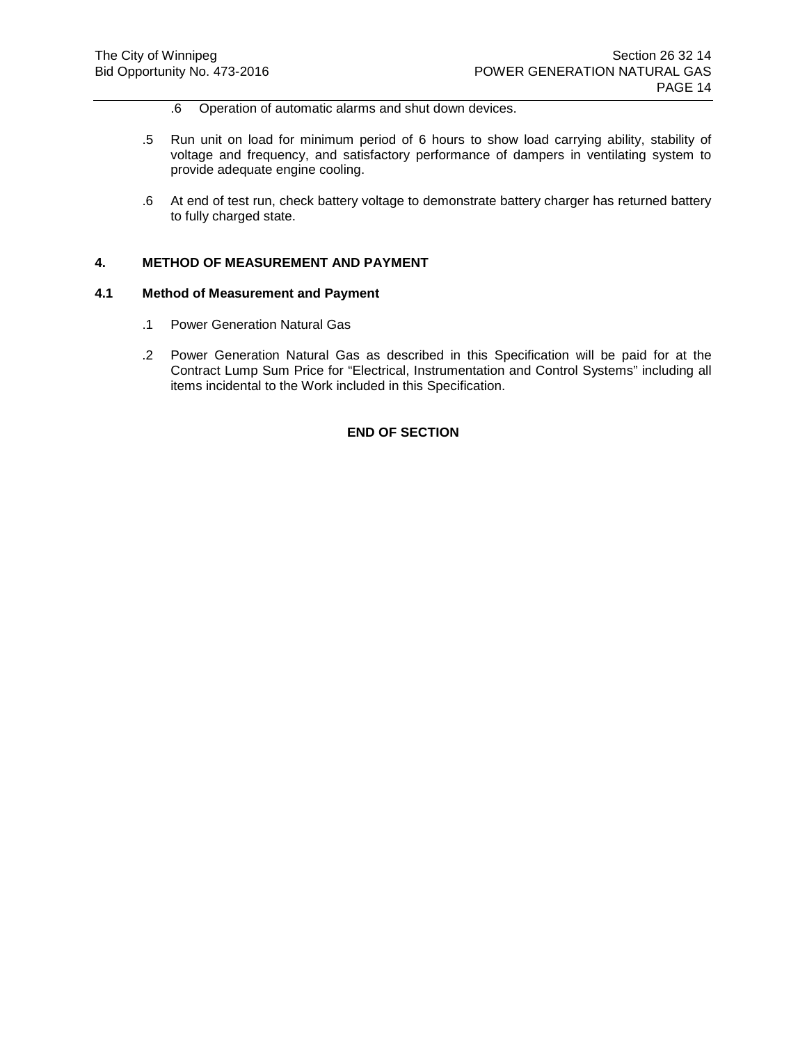.6 Operation of automatic alarms and shut down devices.

.5 Run unit on load for minimum period of 6 hours to show load carrying ability, stability of voltage and frequency, and satisfactory performance of dampers in ventilating system to provide adequate engine cooling.

.6 At end of test run, check battery voltage to demonstrate battery charger has returned battery to fully charged state.

## 4. METHOD OF MEASUREMENT AND PAYMENT

### 4.1 Method of Measurement and Payment

.1 Power Generation Natural Gas

.2 Power Generation Natural Gas as described in this Specification will be paid for at the Contract Lump Sum Price for "Electrical, Instrumentation and Control Systems" including all items incidental to the Work included in this Specification.

**END OF SECTION**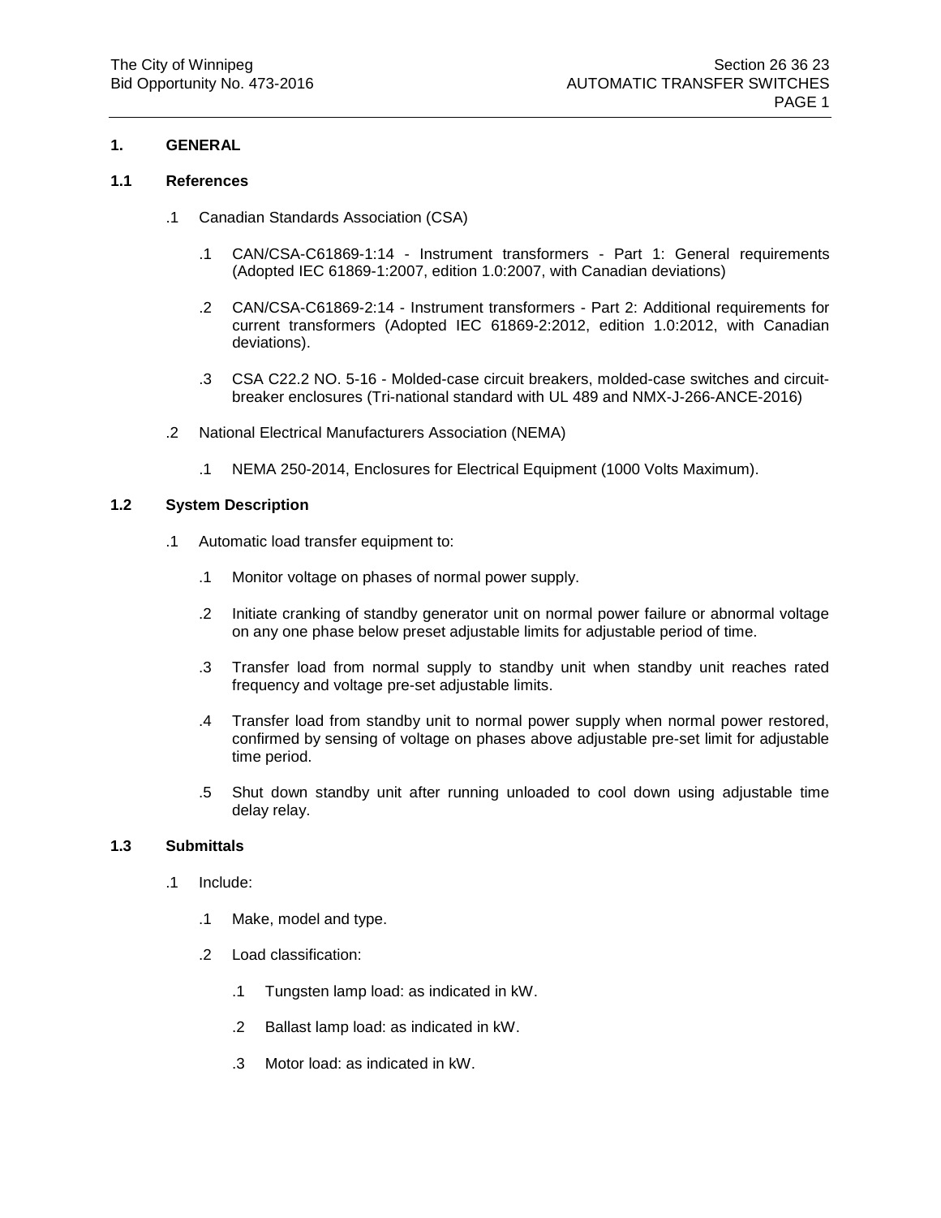## 1. GENERAL

### 1.1 References

.1 Canadian Standards Association (CSA)

  .1 CAN/CSA-C61869-1:14 - Instrument transformers - Part 1: General requirements (Adopted IEC 61869-1:2007, edition 1.0:2007, with Canadian deviations)

  .2 CAN/CSA-C61869-2:14 - Instrument transformers - Part 2: Additional requirements for current transformers (Adopted IEC 61869-2:2012, edition 1.0:2012, with Canadian deviations).

  .3 CSA C22.2 NO. 5-16 - Molded-case circuit breakers, molded-case switches and circuit-breaker enclosures (Tri-national standard with UL 489 and NMX-J-266-ANCE-2016)

.2 National Electrical Manufacturers Association (NEMA)

  .1 NEMA 250-2014, Enclosures for Electrical Equipment (1000 Volts Maximum).

### 1.2 System Description

.1 Automatic load transfer equipment to:

  .1 Monitor voltage on phases of normal power supply.

  .2 Initiate cranking of standby generator unit on normal power failure or abnormal voltage on any one phase below preset adjustable limits for adjustable period of time.

  .3 Transfer load from normal supply to standby unit when standby unit reaches rated frequency and voltage pre-set adjustable limits.

  .4 Transfer load from standby unit to normal power supply when normal power restored, confirmed by sensing of voltage on phases above adjustable pre-set limit for adjustable time period.

  .5 Shut down standby unit after running unloaded to cool down using adjustable time delay relay.

### 1.3 Submittals

.1 Include:

  .1 Make, model and type.

  .2 Load classification:

    .1 Tungsten lamp load: as indicated in kW.

    .2 Ballast lamp load: as indicated in kW.

    .3 Motor load: as indicated in kW.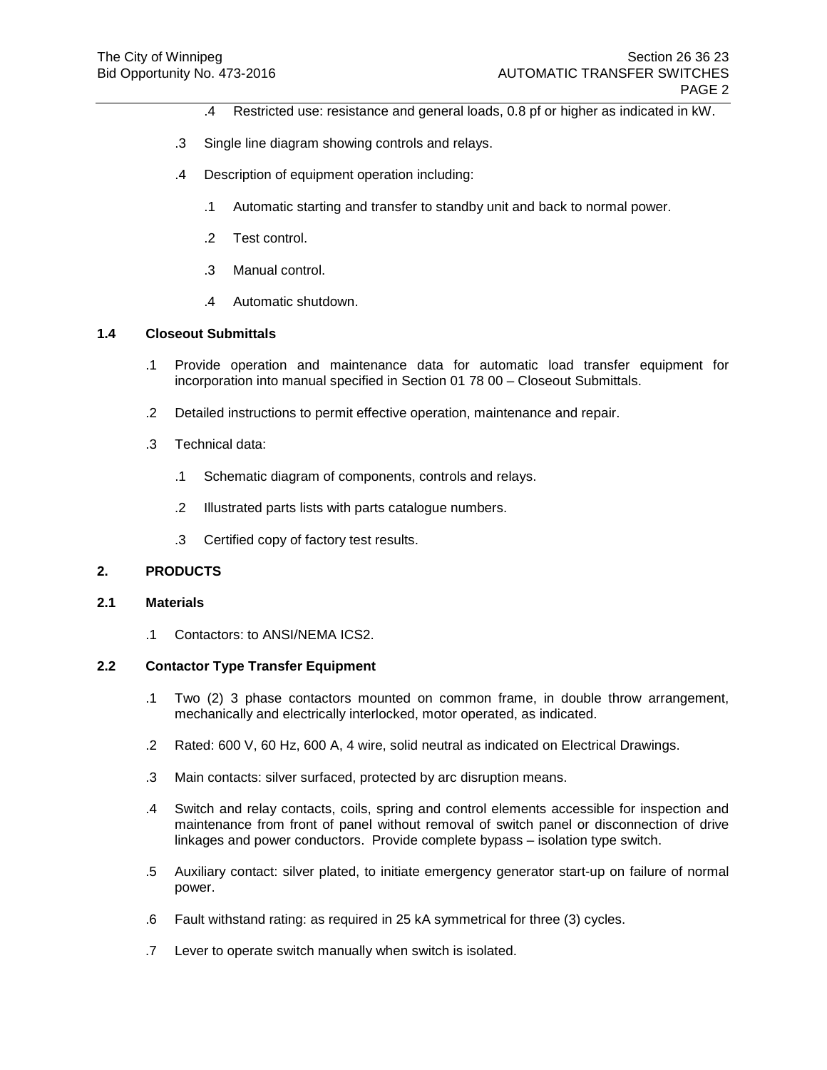.4 Restricted use: resistance and general loads, 0.8 pf or higher as indicated in kW.

.3 Single line diagram showing controls and relays.

.4 Description of equipment operation including:

.1 Automatic starting and transfer to standby unit and back to normal power.

.2 Test control.

.3 Manual control.

.4 Automatic shutdown.

### 1.4 Closeout Submittals

.1 Provide operation and maintenance data for automatic load transfer equipment for incorporation into manual specified in Section 01 78 00 – Closeout Submittals.

.2 Detailed instructions to permit effective operation, maintenance and repair.

.3 Technical data:

.1 Schematic diagram of components, controls and relays.

.2 Illustrated parts lists with parts catalogue numbers.

.3 Certified copy of factory test results.

## 2. PRODUCTS

### 2.1 Materials

.1 Contactors: to ANSI/NEMA ICS2.

### 2.2 Contactor Type Transfer Equipment

.1 Two (2) 3 phase contactors mounted on common frame, in double throw arrangement, mechanically and electrically interlocked, motor operated, as indicated.

.2 Rated: 600 V, 60 Hz, 600 A, 4 wire, solid neutral as indicated on Electrical Drawings.

.3 Main contacts: silver surfaced, protected by arc disruption means.

.4 Switch and relay contacts, coils, spring and control elements accessible for inspection and maintenance from front of panel without removal of switch panel or disconnection of drive linkages and power conductors. Provide complete bypass – isolation type switch.

.5 Auxiliary contact: silver plated, to initiate emergency generator start-up on failure of normal power.

.6 Fault withstand rating: as required in 25 kA symmetrical for three (3) cycles.

.7 Lever to operate switch manually when switch is isolated.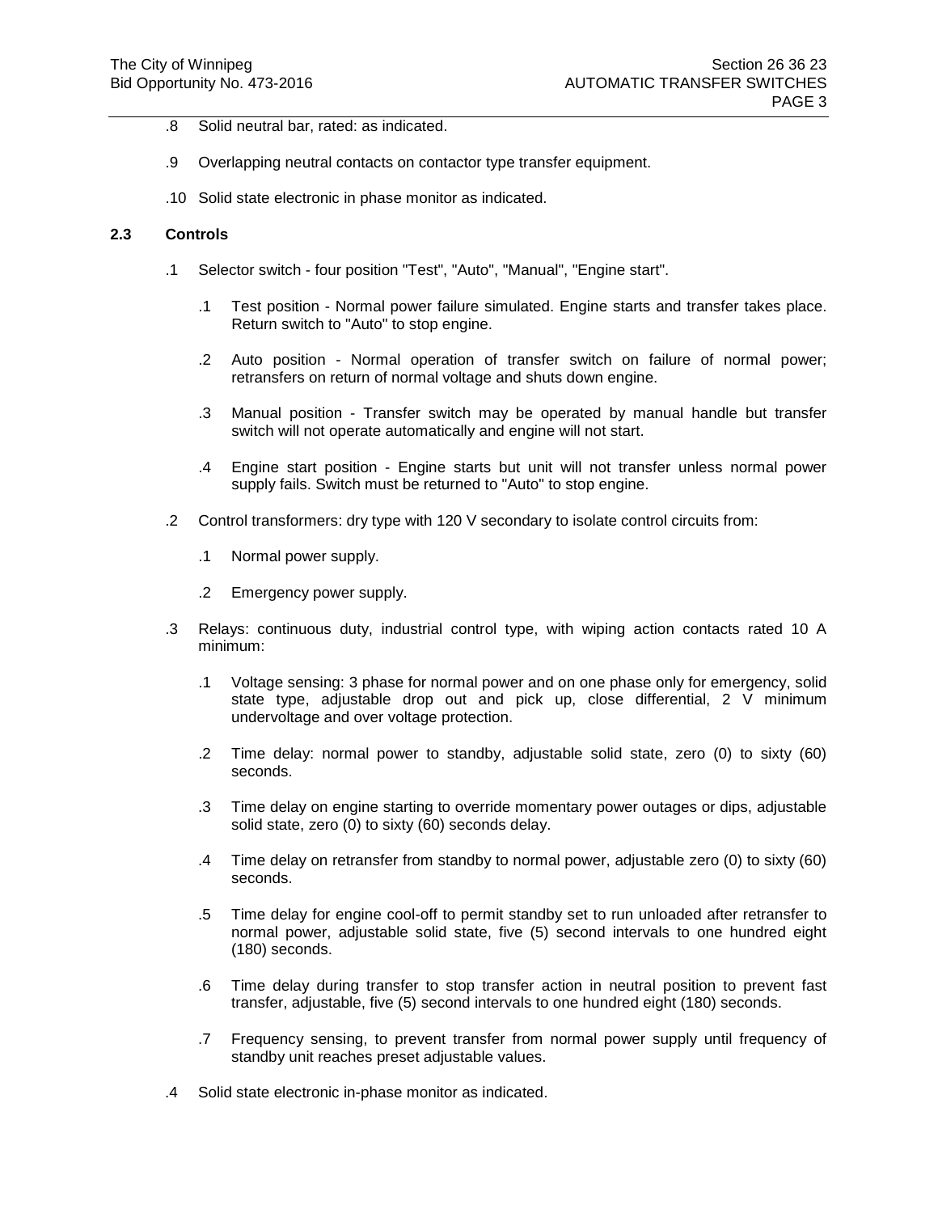.8 Solid neutral bar, rated: as indicated.

.9 Overlapping neutral contacts on contactor type transfer equipment.

.10 Solid state electronic in phase monitor as indicated.

### 2.3 Controls

.1 Selector switch - four position "Test", "Auto", "Manual", "Engine start".

  .1 Test position - Normal power failure simulated. Engine starts and transfer takes place. Return switch to "Auto" to stop engine.

  .2 Auto position - Normal operation of transfer switch on failure of normal power; retransfers on return of normal voltage and shuts down engine.

  .3 Manual position - Transfer switch may be operated by manual handle but transfer switch will not operate automatically and engine will not start.

  .4 Engine start position - Engine starts but unit will not transfer unless normal power supply fails. Switch must be returned to "Auto" to stop engine.

.2 Control transformers: dry type with 120 V secondary to isolate control circuits from:

  .1 Normal power supply.

  .2 Emergency power supply.

.3 Relays: continuous duty, industrial control type, with wiping action contacts rated 10 A minimum:

  .1 Voltage sensing: 3 phase for normal power and on one phase only for emergency, solid state type, adjustable drop out and pick up, close differential, 2 V minimum undervoltage and over voltage protection.

  .2 Time delay: normal power to standby, adjustable solid state, zero (0) to sixty (60) seconds.

  .3 Time delay on engine starting to override momentary power outages or dips, adjustable solid state, zero (0) to sixty (60) seconds delay.

  .4 Time delay on retransfer from standby to normal power, adjustable zero (0) to sixty (60) seconds.

  .5 Time delay for engine cool-off to permit standby set to run unloaded after retransfer to normal power, adjustable solid state, five (5) second intervals to one hundred eight (180) seconds.

  .6 Time delay during transfer to stop transfer action in neutral position to prevent fast transfer, adjustable, five (5) second intervals to one hundred eight (180) seconds.

  .7 Frequency sensing, to prevent transfer from normal power supply until frequency of standby unit reaches preset adjustable values.

.4 Solid state electronic in-phase monitor as indicated.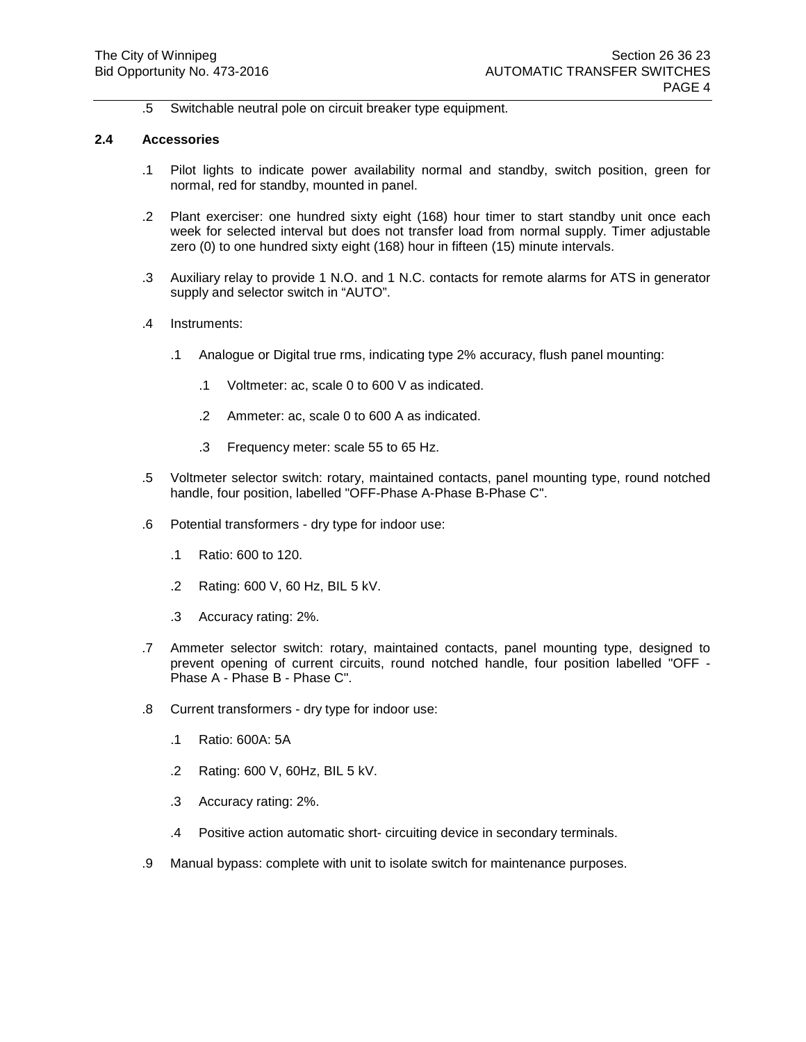.5 Switchable neutral pole on circuit breaker type equipment.

## 2.4 Accessories

.1 Pilot lights to indicate power availability normal and standby, switch position, green for normal, red for standby, mounted in panel.

.2 Plant exerciser: one hundred sixty eight (168) hour timer to start standby unit once each week for selected interval but does not transfer load from normal supply. Timer adjustable zero (0) to one hundred sixty eight (168) hour in fifteen (15) minute intervals.

.3 Auxiliary relay to provide 1 N.O. and 1 N.C. contacts for remote alarms for ATS in generator supply and selector switch in “AUTO”.

.4 Instruments:

- .1 Analogue or Digital true rms, indicating type 2% accuracy, flush panel mounting:
  - .1 Voltmeter: ac, scale 0 to 600 V as indicated.
  - .2 Ammeter: ac, scale 0 to 600 A as indicated.
  - .3 Frequency meter: scale 55 to 65 Hz.

.5 Voltmeter selector switch: rotary, maintained contacts, panel mounting type, round notched handle, four position, labelled "OFF-Phase A-Phase B-Phase C".

.6 Potential transformers - dry type for indoor use:

- .1 Ratio: 600 to 120.
- .2 Rating: 600 V, 60 Hz, BIL 5 kV.
- .3 Accuracy rating: 2%.

.7 Ammeter selector switch: rotary, maintained contacts, panel mounting type, designed to prevent opening of current circuits, round notched handle, four position labelled "OFF - Phase A - Phase B - Phase C".

.8 Current transformers - dry type for indoor use:

- .1 Ratio: 600A: 5A
- .2 Rating: 600 V, 60Hz, BIL 5 kV.
- .3 Accuracy rating: 2%.
- .4 Positive action automatic short- circuiting device in secondary terminals.

.9 Manual bypass: complete with unit to isolate switch for maintenance purposes.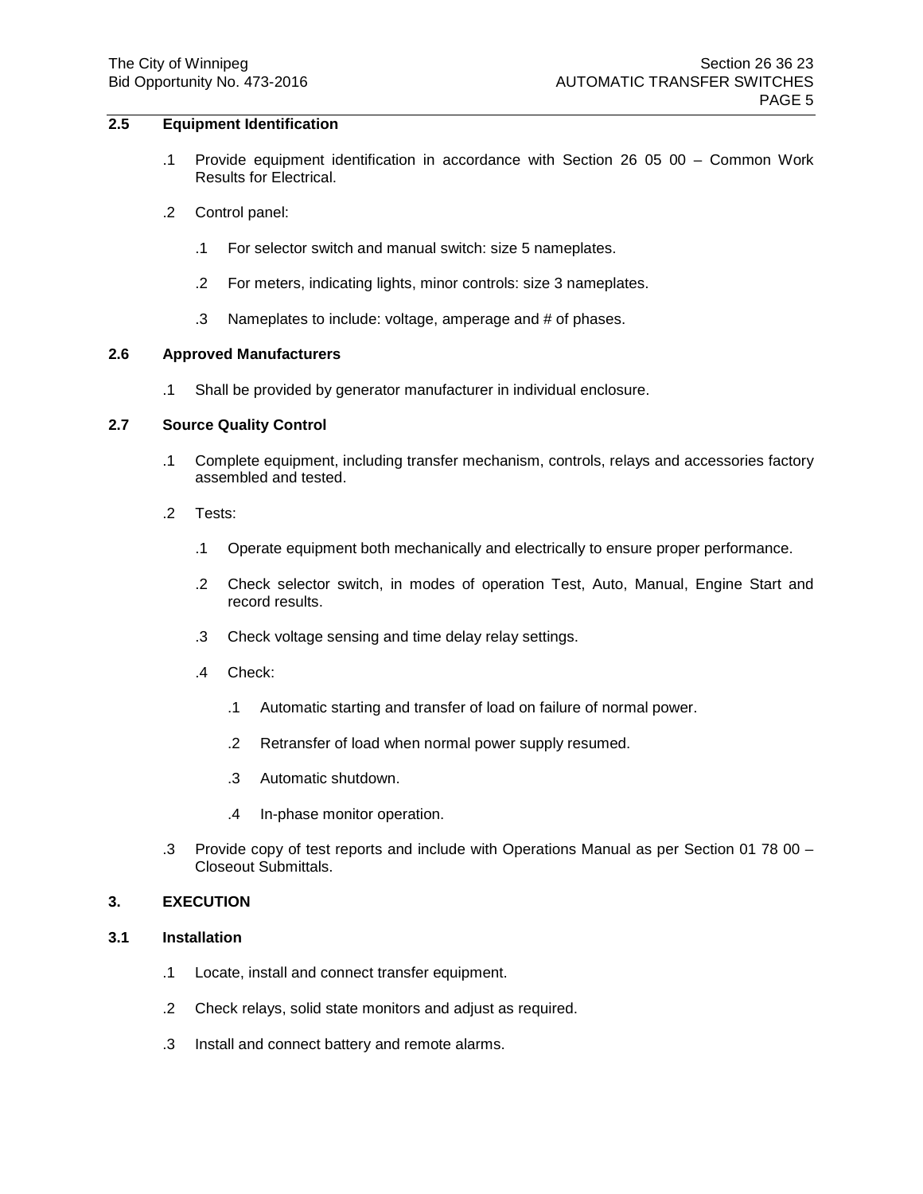## 2.5 Equipment Identification

.1 Provide equipment identification in accordance with Section 26 05 00 – Common Work Results for Electrical.

.2 Control panel:

  .1 For selector switch and manual switch: size 5 nameplates.

  .2 For meters, indicating lights, minor controls: size 3 nameplates.

  .3 Nameplates to include: voltage, amperage and # of phases.

## 2.6 Approved Manufacturers

.1 Shall be provided by generator manufacturer in individual enclosure.

## 2.7 Source Quality Control

.1 Complete equipment, including transfer mechanism, controls, relays and accessories factory assembled and tested.

.2 Tests:

  .1 Operate equipment both mechanically and electrically to ensure proper performance.

  .2 Check selector switch, in modes of operation Test, Auto, Manual, Engine Start and record results.

  .3 Check voltage sensing and time delay relay settings.

  .4 Check:

    .1 Automatic starting and transfer of load on failure of normal power.

    .2 Retransfer of load when normal power supply resumed.

    .3 Automatic shutdown.

    .4 In-phase monitor operation.

.3 Provide copy of test reports and include with Operations Manual as per Section 01 78 00 – Closeout Submittals.

# 3. EXECUTION

## 3.1 Installation

.1 Locate, install and connect transfer equipment.

.2 Check relays, solid state monitors and adjust as required.

.3 Install and connect battery and remote alarms.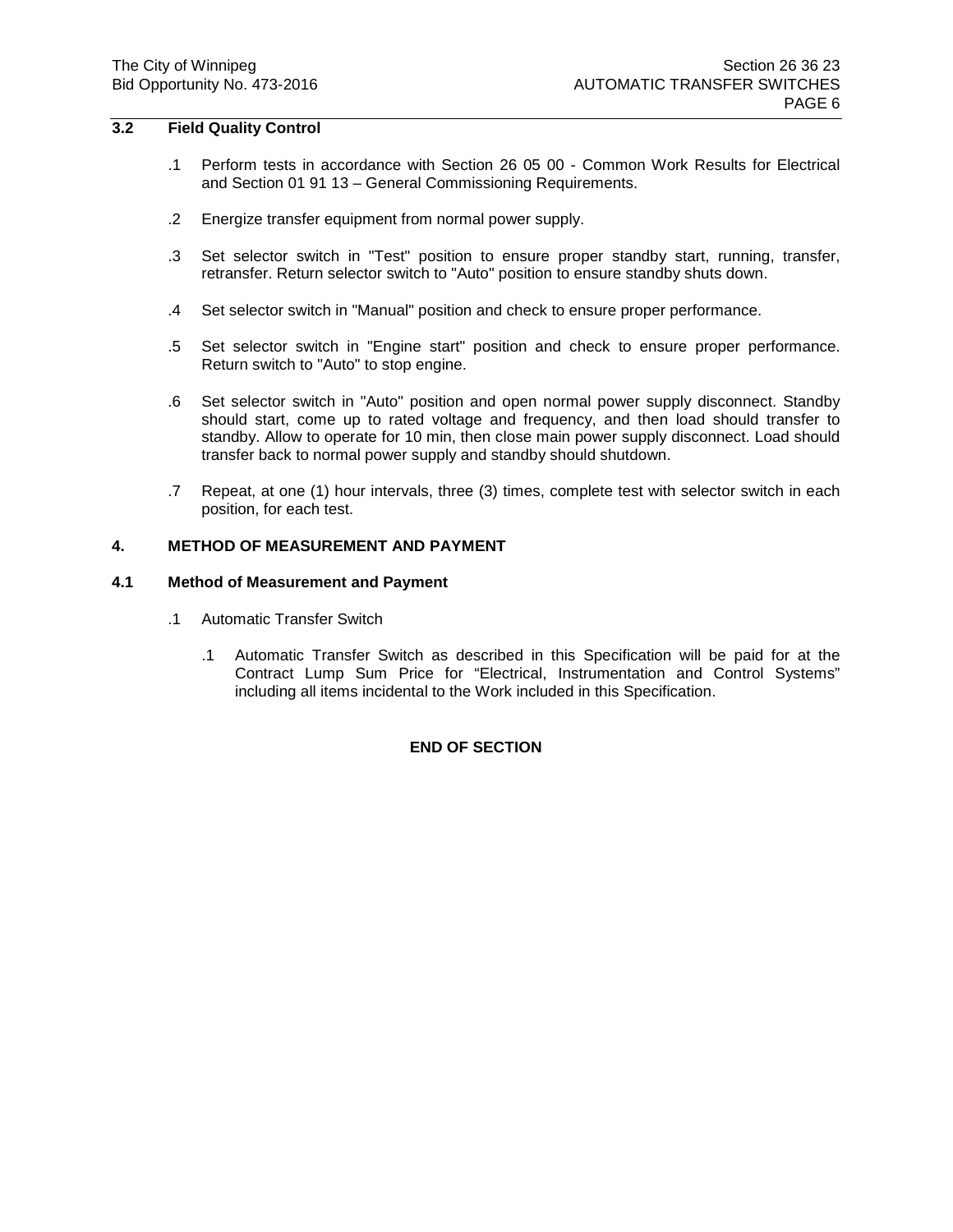## 3.2 Field Quality Control

.1 Perform tests in accordance with Section 26 05 00 - Common Work Results for Electrical and Section 01 91 13 – General Commissioning Requirements.

.2 Energize transfer equipment from normal power supply.

.3 Set selector switch in "Test" position to ensure proper standby start, running, transfer, retransfer. Return selector switch to "Auto" position to ensure standby shuts down.

.4 Set selector switch in "Manual" position and check to ensure proper performance.

.5 Set selector switch in "Engine start" position and check to ensure proper performance. Return switch to "Auto" to stop engine.

.6 Set selector switch in "Auto" position and open normal power supply disconnect. Standby should start, come up to rated voltage and frequency, and then load should transfer to standby. Allow to operate for 10 min, then close main power supply disconnect. Load should transfer back to normal power supply and standby should shutdown.

.7 Repeat, at one (1) hour intervals, three (3) times, complete test with selector switch in each position, for each test.

# 4. METHOD OF MEASUREMENT AND PAYMENT

## 4.1 Method of Measurement and Payment

.1 Automatic Transfer Switch

.1 Automatic Transfer Switch as described in this Specification will be paid for at the Contract Lump Sum Price for "Electrical, Instrumentation and Control Systems" including all items incidental to the Work included in this Specification.

**END OF SECTION**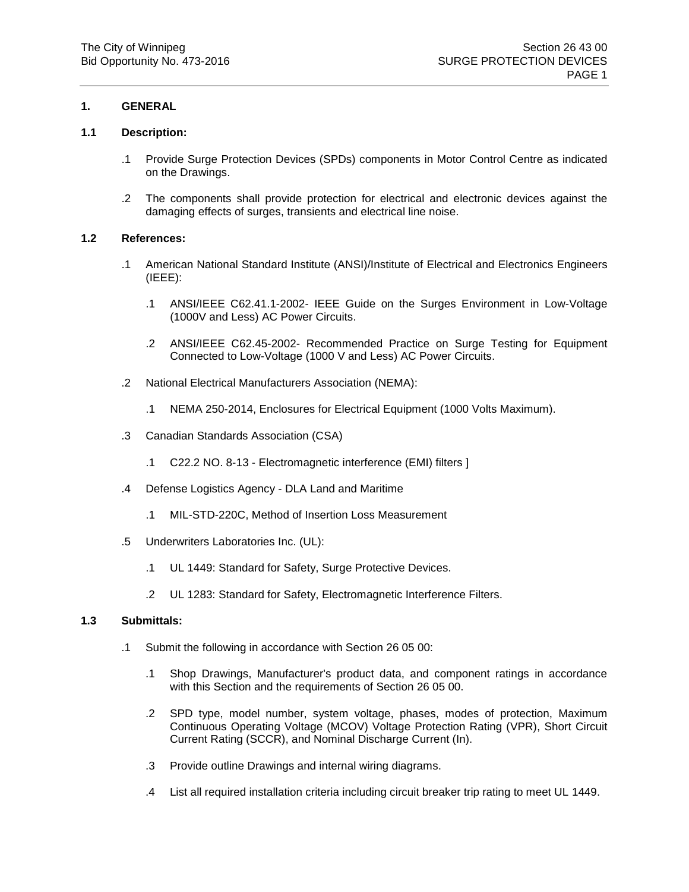## 1. GENERAL

### 1.1 Description:

- .1 Provide Surge Protection Devices (SPDs) components in Motor Control Centre as indicated on the Drawings.
- .2 The components shall provide protection for electrical and electronic devices against the damaging effects of surges, transients and electrical line noise.

### 1.2 References:

- .1 American National Standard Institute (ANSI)/Institute of Electrical and Electronics Engineers (IEEE):
  - .1 ANSI/IEEE C62.41.1-2002- IEEE Guide on the Surges Environment in Low-Voltage (1000V and Less) AC Power Circuits.
  - .2 ANSI/IEEE C62.45-2002- Recommended Practice on Surge Testing for Equipment Connected to Low-Voltage (1000 V and Less) AC Power Circuits.
- .2 National Electrical Manufacturers Association (NEMA):
  - .1 NEMA 250-2014, Enclosures for Electrical Equipment (1000 Volts Maximum).
- .3 Canadian Standards Association (CSA)
  - .1 C22.2 NO. 8-13 - Electromagnetic interference (EMI) filters ]
- .4 Defense Logistics Agency - DLA Land and Maritime
  - .1 MIL-STD-220C, Method of Insertion Loss Measurement
- .5 Underwriters Laboratories Inc. (UL):
  - .1 UL 1449: Standard for Safety, Surge Protective Devices.
  - .2 UL 1283: Standard for Safety, Electromagnetic Interference Filters.

### 1.3 Submittals:

- .1 Submit the following in accordance with Section 26 05 00:
  - .1 Shop Drawings, Manufacturer's product data, and component ratings in accordance with this Section and the requirements of Section 26 05 00.
  - .2 SPD type, model number, system voltage, phases, modes of protection, Maximum Continuous Operating Voltage (MCOV) Voltage Protection Rating (VPR), Short Circuit Current Rating (SCCR), and Nominal Discharge Current (In).
  - .3 Provide outline Drawings and internal wiring diagrams.
  - .4 List all required installation criteria including circuit breaker trip rating to meet UL 1449.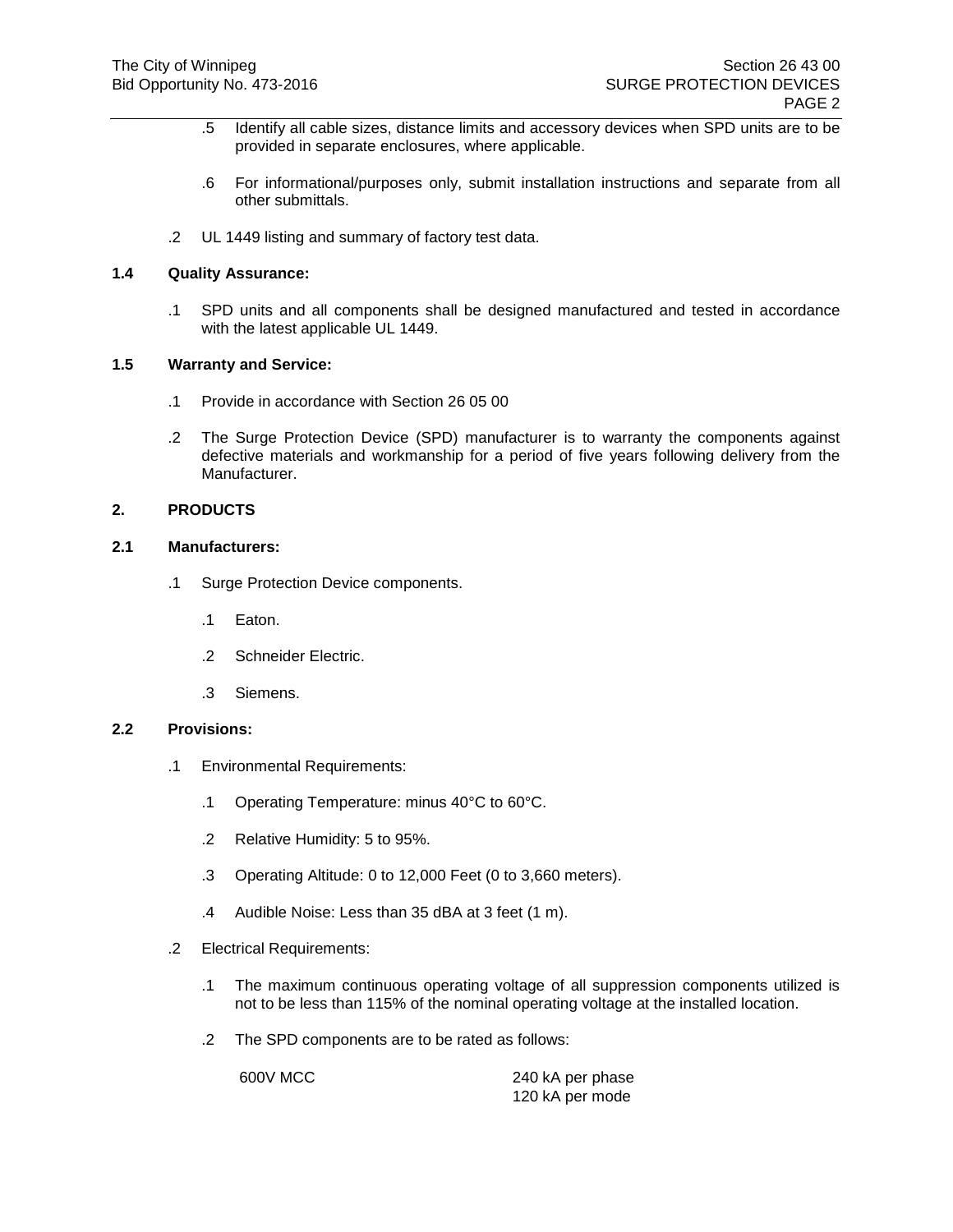.5 Identify all cable sizes, distance limits and accessory devices when SPD units are to be provided in separate enclosures, where applicable.

.6 For informational/purposes only, submit installation instructions and separate from all other submittals.

.2 UL 1449 listing and summary of factory test data.

**1.4 Quality Assurance:**

.1 SPD units and all components shall be designed manufactured and tested in accordance with the latest applicable UL 1449.

**1.5 Warranty and Service:**

.1 Provide in accordance with Section 26 05 00

.2 The Surge Protection Device (SPD) manufacturer is to warranty the components against defective materials and workmanship for a period of five years following delivery from the Manufacturer.

**2. PRODUCTS**

**2.1 Manufacturers:**

.1 Surge Protection Device components.

.1 Eaton.

.2 Schneider Electric.

.3 Siemens.

**2.2 Provisions:**

.1 Environmental Requirements:

.1 Operating Temperature: minus 40°C to 60°C.

.2 Relative Humidity: 5 to 95%.

.3 Operating Altitude: 0 to 12,000 Feet (0 to 3,660 meters).

.4 Audible Noise: Less than 35 dBA at 3 feet (1 m).

.2 Electrical Requirements:

.1 The maximum continuous operating voltage of all suppression components utilized is not to be less than 115% of the nominal operating voltage at the installed location.

.2 The SPD components are to be rated as follows:

| | |
|---|---|
| 600V MCC | 240 kA per phase<br>120 kA per mode |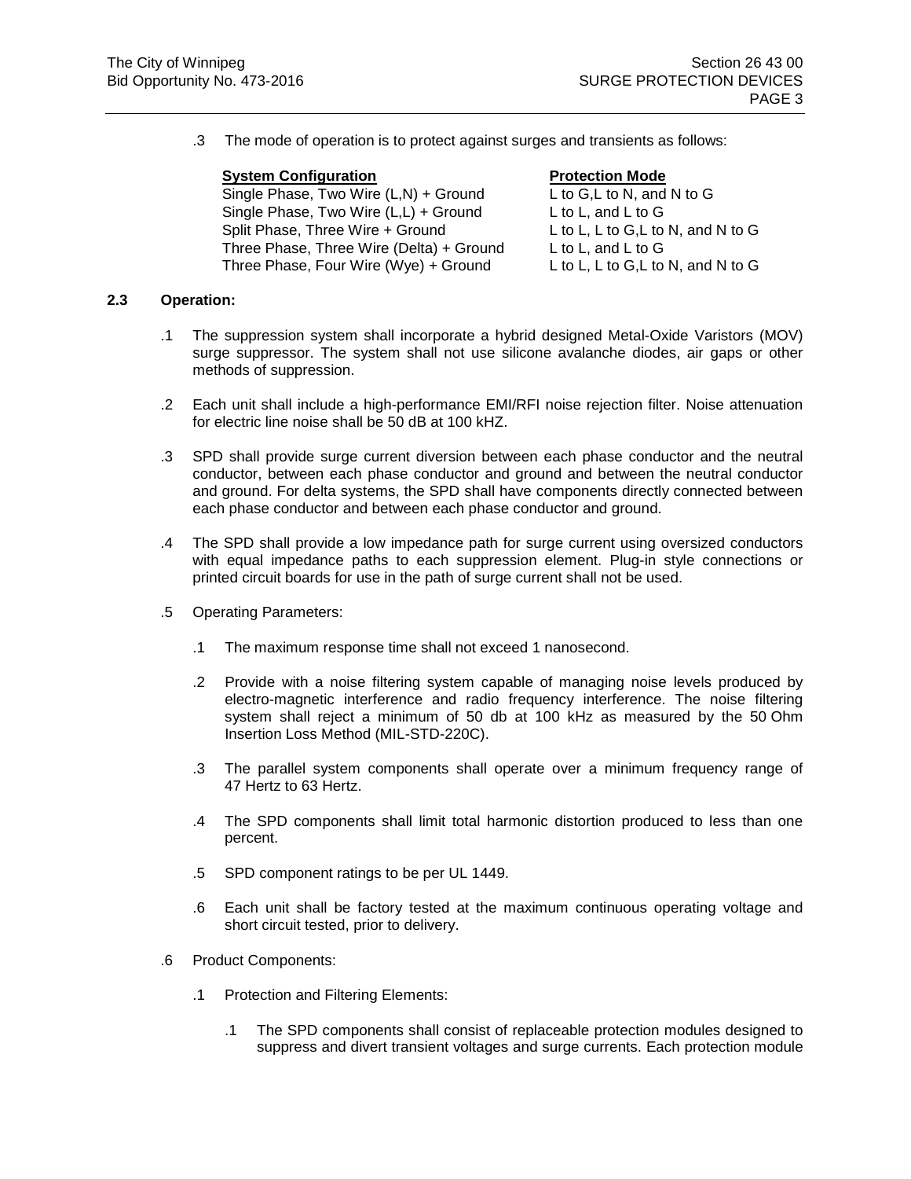.3 The mode of operation is to protect against surges and transients as follows:

| System Configuration | Protection Mode |
| --- | --- |
| Single Phase, Two Wire (L,N) + Ground | L to G,L to N, and N to G |
| Single Phase, Two Wire (L,L) + Ground | L to L, and L to G |
| Split Phase, Three Wire + Ground | L to L, L to G,L to N, and N to G |
| Three Phase, Three Wire (Delta) + Ground | L to L, and L to G |
| Three Phase, Four Wire (Wye) + Ground | L to L, L to G,L to N, and N to G |

## 2.3 Operation:

.1 The suppression system shall incorporate a hybrid designed Metal-Oxide Varistors (MOV) surge suppressor. The system shall not use silicone avalanche diodes, air gaps or other methods of suppression.

.2 Each unit shall include a high-performance EMI/RFI noise rejection filter. Noise attenuation for electric line noise shall be 50 dB at 100 kHZ.

.3 SPD shall provide surge current diversion between each phase conductor and the neutral conductor, between each phase conductor and ground and between the neutral conductor and ground. For delta systems, the SPD shall have components directly connected between each phase conductor and between each phase conductor and ground.

.4 The SPD shall provide a low impedance path for surge current using oversized conductors with equal impedance paths to each suppression element. Plug-in style connections or printed circuit boards for use in the path of surge current shall not be used.

.5 Operating Parameters:

- .1 The maximum response time shall not exceed 1 nanosecond.
- .2 Provide with a noise filtering system capable of managing noise levels produced by electro-magnetic interference and radio frequency interference. The noise filtering system shall reject a minimum of 50 db at 100 kHz as measured by the 50 Ohm Insertion Loss Method (MIL-STD-220C).
- .3 The parallel system components shall operate over a minimum frequency range of 47 Hertz to 63 Hertz.
- .4 The SPD components shall limit total harmonic distortion produced to less than one percent.
- .5 SPD component ratings to be per UL 1449.
- .6 Each unit shall be factory tested at the maximum continuous operating voltage and short circuit tested, prior to delivery.

.6 Product Components:

- .1 Protection and Filtering Elements:
  - .1 The SPD components shall consist of replaceable protection modules designed to suppress and divert transient voltages and surge currents. Each protection module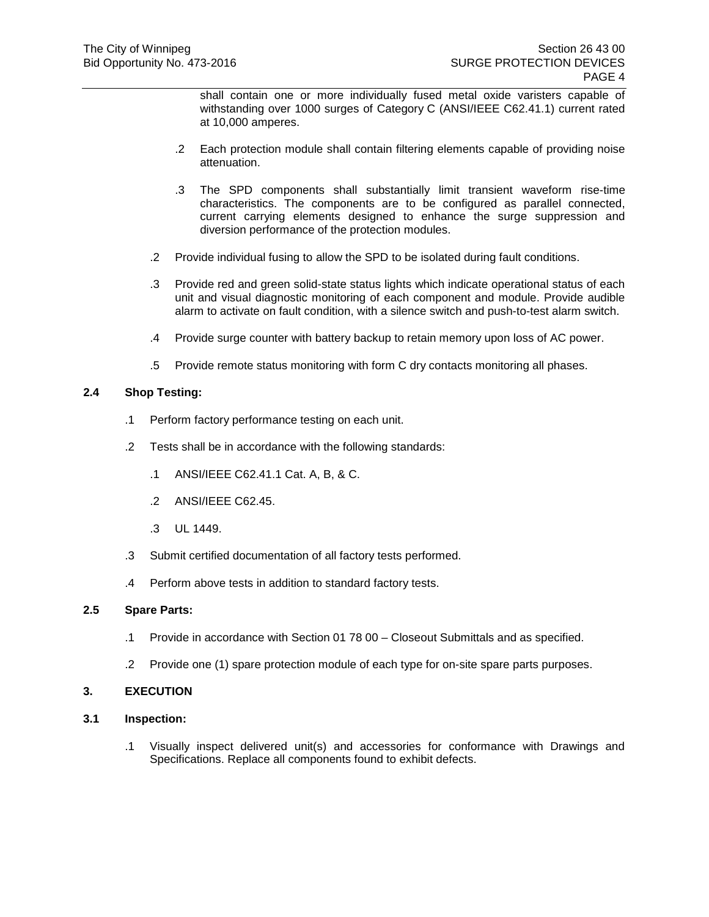shall contain one or more individually fused metal oxide varisters capable of withstanding over 1000 surges of Category C (ANSI/IEEE C62.41.1) current rated at 10,000 amperes.

.2 Each protection module shall contain filtering elements capable of providing noise attenuation.

.3 The SPD components shall substantially limit transient waveform rise-time characteristics. The components are to be configured as parallel connected, current carrying elements designed to enhance the surge suppression and diversion performance of the protection modules.

.2 Provide individual fusing to allow the SPD to be isolated during fault conditions.

.3 Provide red and green solid-state status lights which indicate operational status of each unit and visual diagnostic monitoring of each component and module. Provide audible alarm to activate on fault condition, with a silence switch and push-to-test alarm switch.

.4 Provide surge counter with battery backup to retain memory upon loss of AC power.

.5 Provide remote status monitoring with form C dry contacts monitoring all phases.

### 2.4 Shop Testing:

.1 Perform factory performance testing on each unit.

.2 Tests shall be in accordance with the following standards:

.1 ANSI/IEEE C62.41.1 Cat. A, B, & C.

.2 ANSI/IEEE C62.45.

.3 UL 1449.

.3 Submit certified documentation of all factory tests performed.

.4 Perform above tests in addition to standard factory tests.

### 2.5 Spare Parts:

.1 Provide in accordance with Section 01 78 00 – Closeout Submittals and as specified.

.2 Provide one (1) spare protection module of each type for on-site spare parts purposes.

## 3. EXECUTION

### 3.1 Inspection:

.1 Visually inspect delivered unit(s) and accessories for conformance with Drawings and Specifications. Replace all components found to exhibit defects.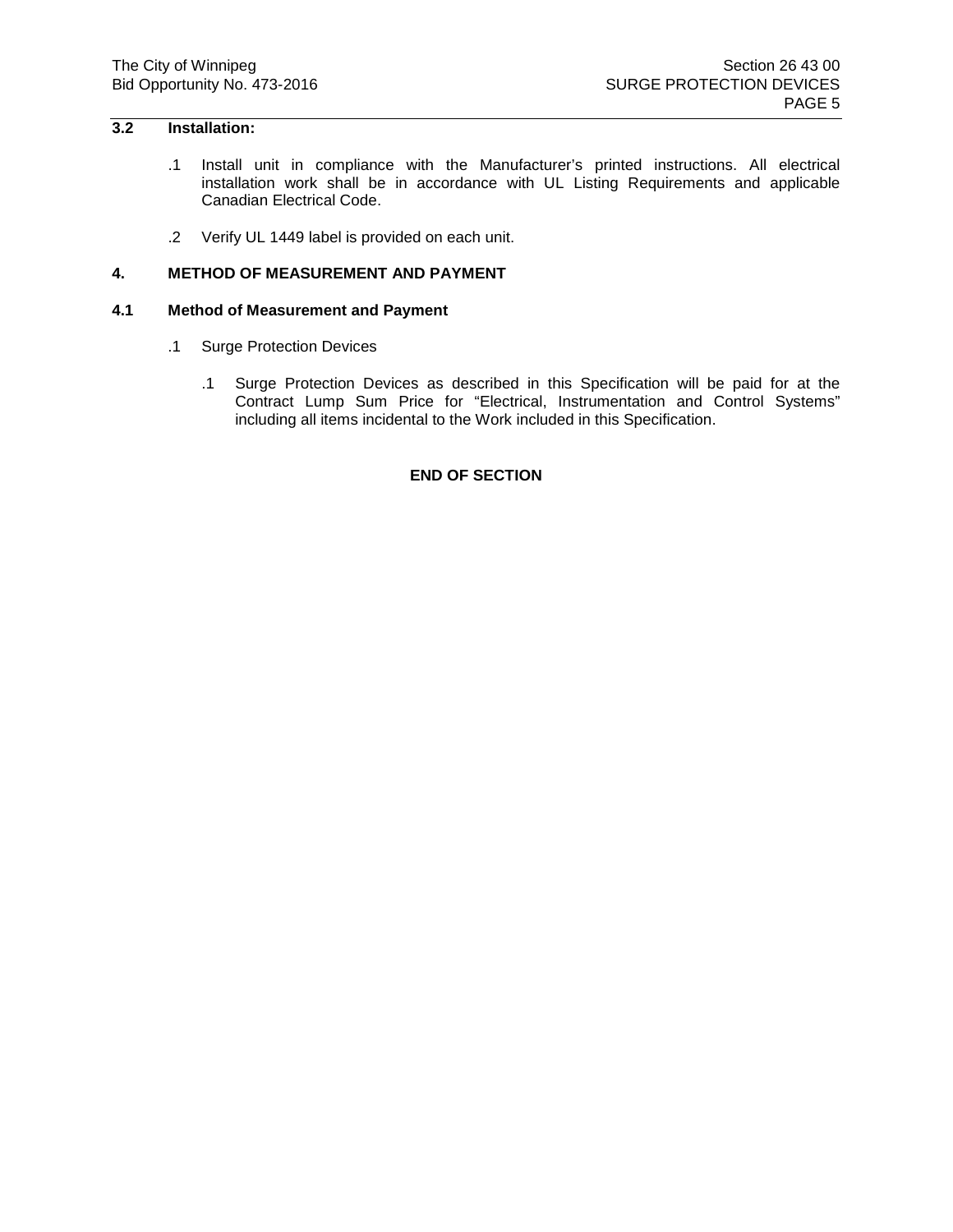### 3.2 Installation:

.1 Install unit in compliance with the Manufacturer's printed instructions. All electrical installation work shall be in accordance with UL Listing Requirements and applicable Canadian Electrical Code.

.2 Verify UL 1449 label is provided on each unit.

## 4. METHOD OF MEASUREMENT AND PAYMENT

### 4.1 Method of Measurement and Payment

.1 Surge Protection Devices

.1 Surge Protection Devices as described in this Specification will be paid for at the Contract Lump Sum Price for "Electrical, Instrumentation and Control Systems" including all items incidental to the Work included in this Specification.

**END OF SECTION**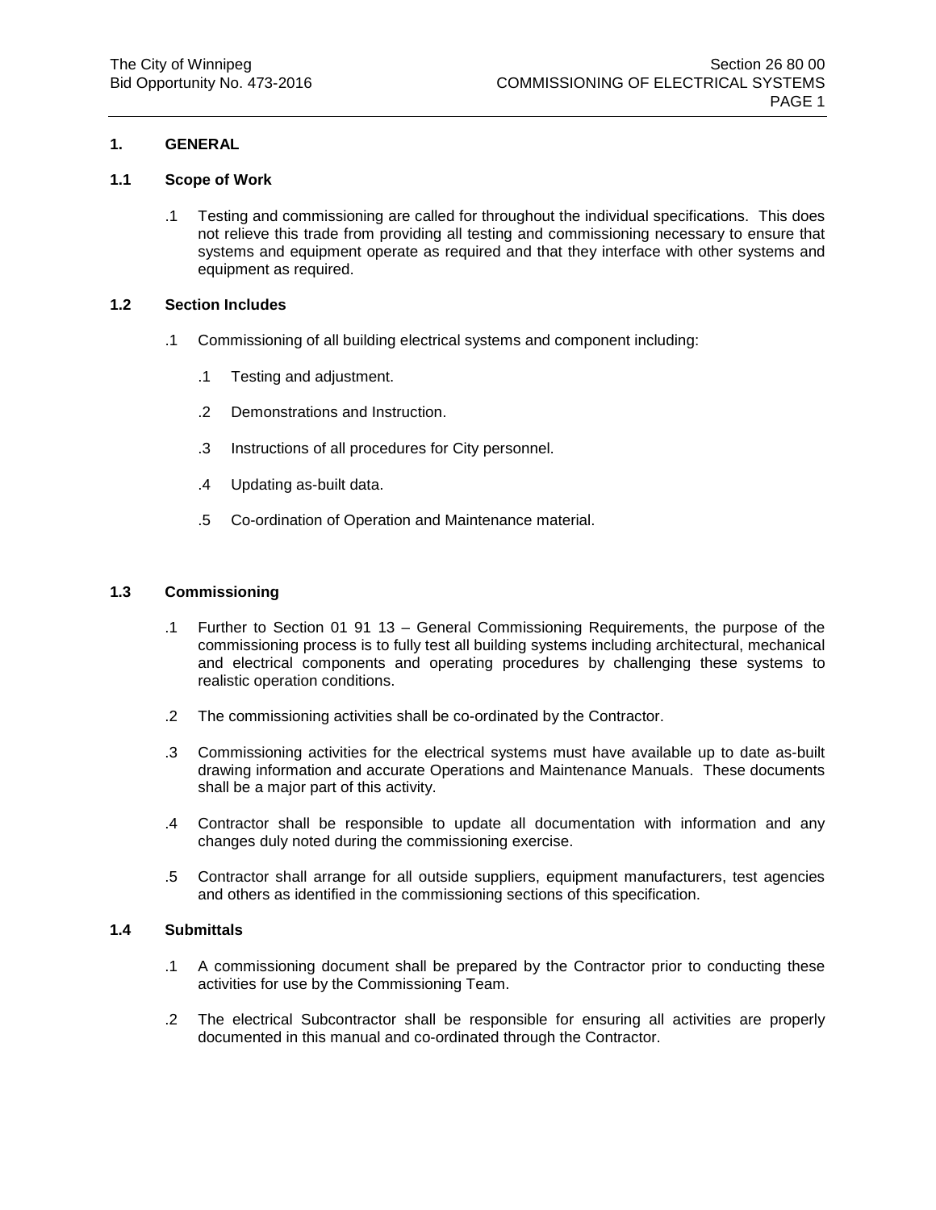## 1. GENERAL

### 1.1 Scope of Work

.1 Testing and commissioning are called for throughout the individual specifications. This does not relieve this trade from providing all testing and commissioning necessary to ensure that systems and equipment operate as required and that they interface with other systems and equipment as required.

### 1.2 Section Includes

.1 Commissioning of all building electrical systems and component including:

- .1 Testing and adjustment.
- .2 Demonstrations and Instruction.
- .3 Instructions of all procedures for City personnel.
- .4 Updating as-built data.
- .5 Co-ordination of Operation and Maintenance material.

### 1.3 Commissioning

.1 Further to Section 01 91 13 – General Commissioning Requirements, the purpose of the commissioning process is to fully test all building systems including architectural, mechanical and electrical components and operating procedures by challenging these systems to realistic operation conditions.

.2 The commissioning activities shall be co-ordinated by the Contractor.

.3 Commissioning activities for the electrical systems must have available up to date as-built drawing information and accurate Operations and Maintenance Manuals. These documents shall be a major part of this activity.

.4 Contractor shall be responsible to update all documentation with information and any changes duly noted during the commissioning exercise.

.5 Contractor shall arrange for all outside suppliers, equipment manufacturers, test agencies and others as identified in the commissioning sections of this specification.

### 1.4 Submittals

.1 A commissioning document shall be prepared by the Contractor prior to conducting these activities for use by the Commissioning Team.

.2 The electrical Subcontractor shall be responsible for ensuring all activities are properly documented in this manual and co-ordinated through the Contractor.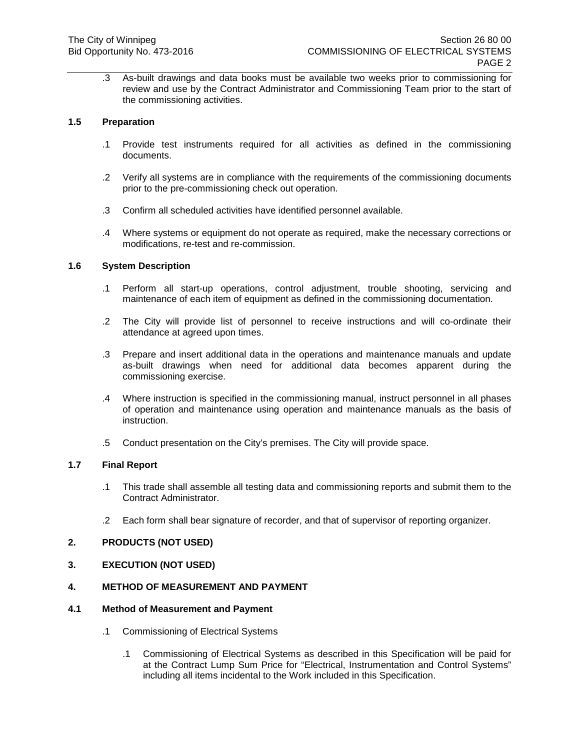.3 As-built drawings and data books must be available two weeks prior to commissioning for review and use by the Contract Administrator and Commissioning Team prior to the start of the commissioning activities.

### 1.5 Preparation

.1 Provide test instruments required for all activities as defined in the commissioning documents.

.2 Verify all systems are in compliance with the requirements of the commissioning documents prior to the pre-commissioning check out operation.

.3 Confirm all scheduled activities have identified personnel available.

.4 Where systems or equipment do not operate as required, make the necessary corrections or modifications, re-test and re-commission.

### 1.6 System Description

.1 Perform all start-up operations, control adjustment, trouble shooting, servicing and maintenance of each item of equipment as defined in the commissioning documentation.

.2 The City will provide list of personnel to receive instructions and will co-ordinate their attendance at agreed upon times.

.3 Prepare and insert additional data in the operations and maintenance manuals and update as-built drawings when need for additional data becomes apparent during the commissioning exercise.

.4 Where instruction is specified in the commissioning manual, instruct personnel in all phases of operation and maintenance using operation and maintenance manuals as the basis of instruction.

.5 Conduct presentation on the City's premises. The City will provide space.

### 1.7 Final Report

.1 This trade shall assemble all testing data and commissioning reports and submit them to the Contract Administrator.

.2 Each form shall bear signature of recorder, and that of supervisor of reporting organizer.

## 2. PRODUCTS (NOT USED)

## 3. EXECUTION (NOT USED)

## 4. METHOD OF MEASUREMENT AND PAYMENT

### 4.1 Method of Measurement and Payment

.1 Commissioning of Electrical Systems

.1 Commissioning of Electrical Systems as described in this Specification will be paid for at the Contract Lump Sum Price for "Electrical, Instrumentation and Control Systems" including all items incidental to the Work included in this Specification.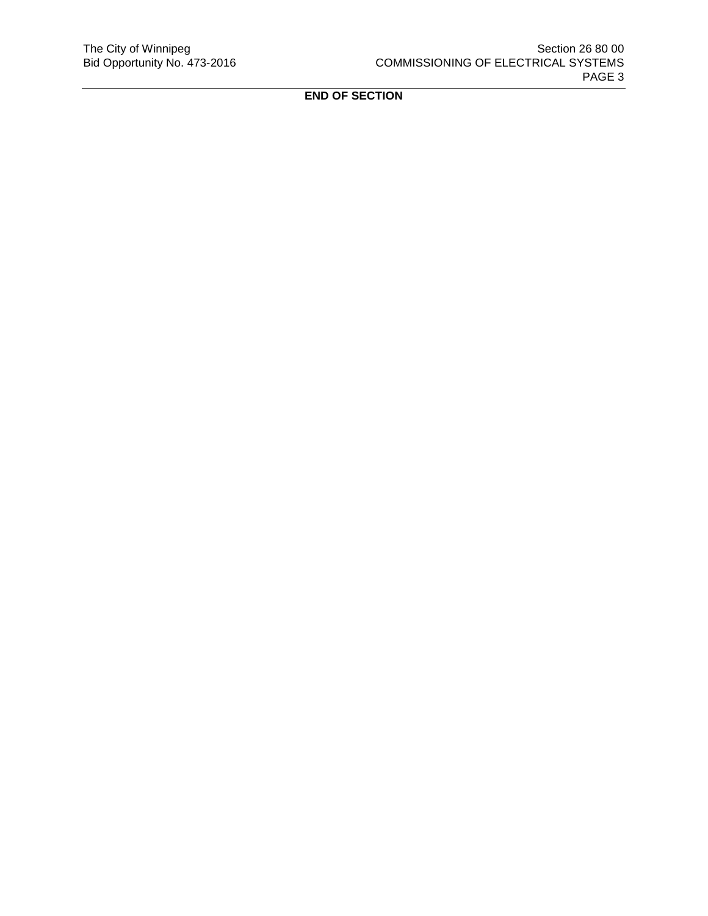**END OF SECTION**